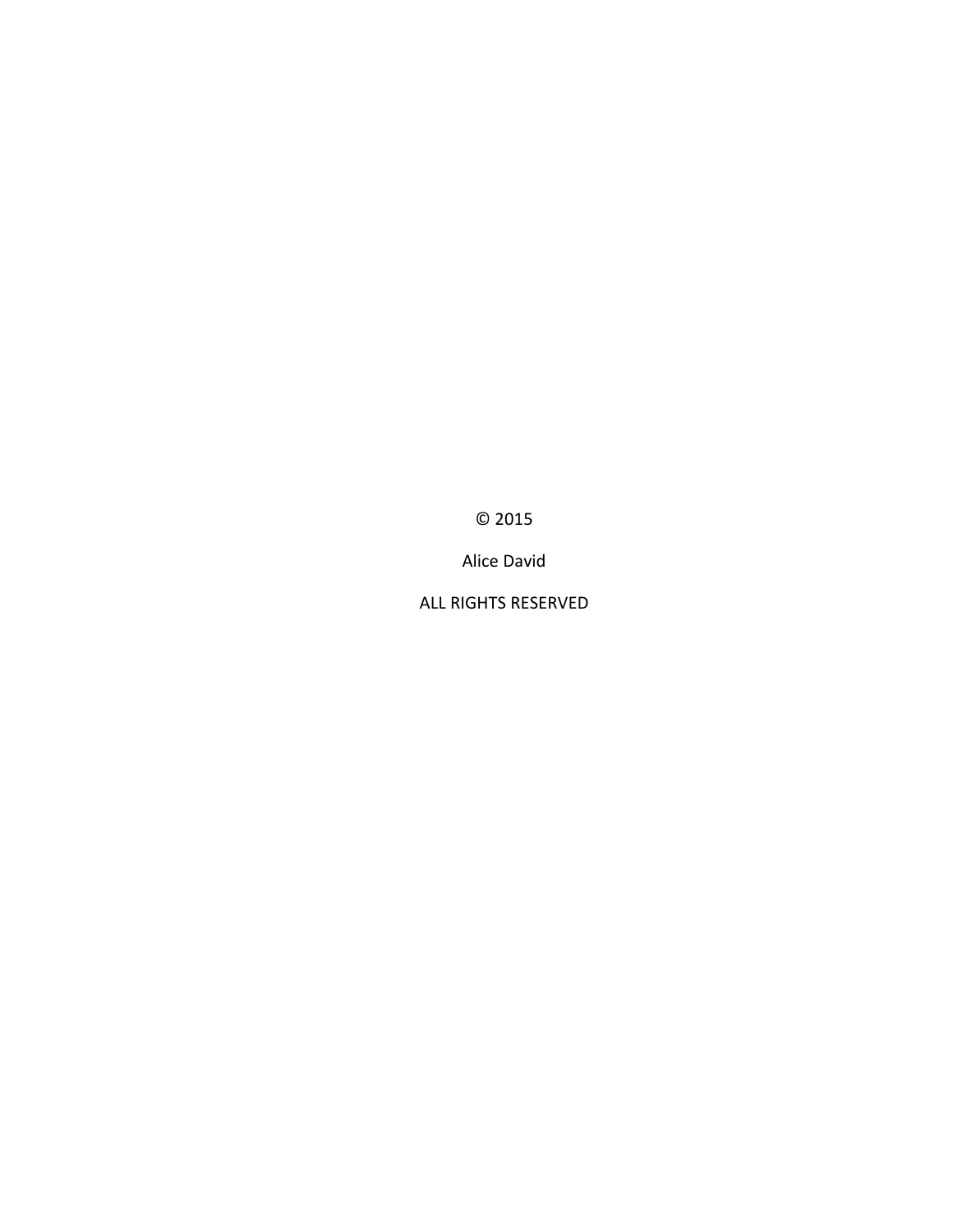© 2015

Alice David

ALL RIGHTS RESERVED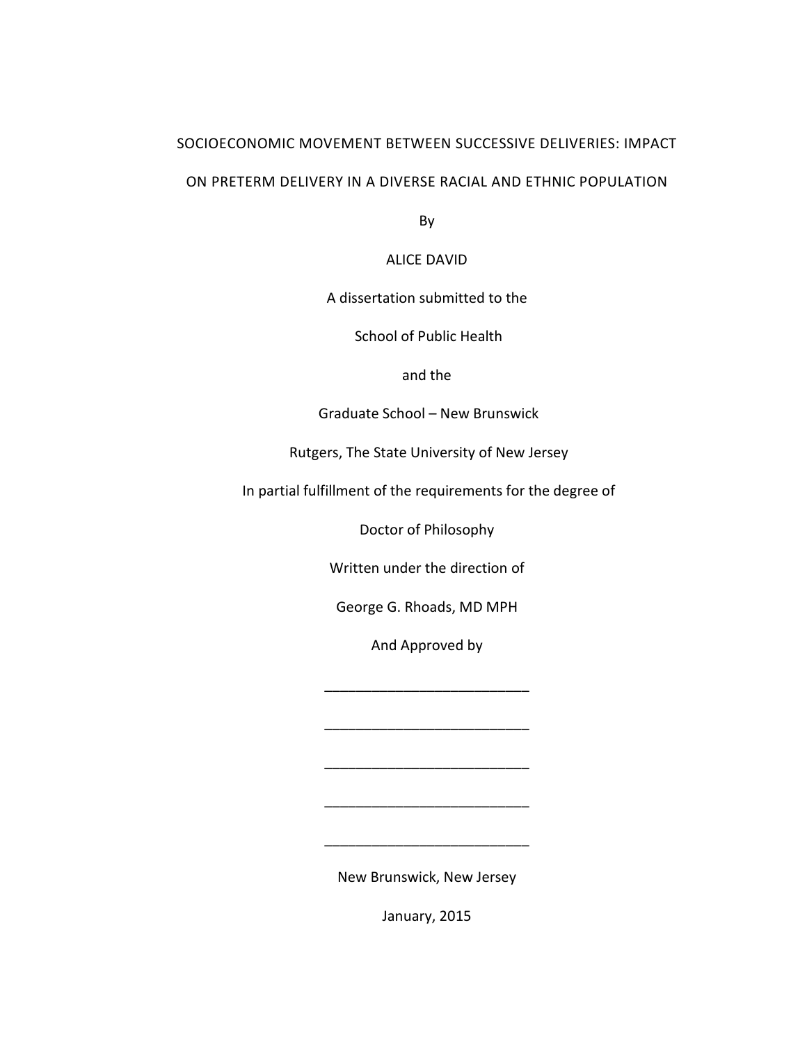SOCIOECONOMIC MOVEMENT BETWEEN SUCCESSIVE DELIVERIES: IMPACT ON PRETERM DELIVERY IN A DIVERSE RACIAL AND ETHNIC POPULATION

By

ALICE DAVID

A dissertation submitted to the

School of Public Health

and the

Graduate School – New Brunswick

Rutgers, The State University of New Jersey

In partial fulfillment of the requirements for the degree of

Doctor of Philosophy

Written under the direction of

George G. Rhoads, MD MPH

And Approved by

\_\_\_\_\_\_\_\_\_\_\_\_\_\_\_\_\_\_\_\_\_\_\_\_\_\_

\_\_\_\_\_\_\_\_\_\_\_\_\_\_\_\_\_\_\_\_\_\_\_\_\_\_

\_\_\_\_\_\_\_\_\_\_\_\_\_\_\_\_\_\_\_\_\_\_\_\_\_\_

\_\_\_\_\_\_\_\_\_\_\_\_\_\_\_\_\_\_\_\_\_\_\_\_\_\_

\_\_\_\_\_\_\_\_\_\_\_\_\_\_\_\_\_\_\_\_\_\_\_\_\_\_

New Brunswick, New Jersey

January, 2015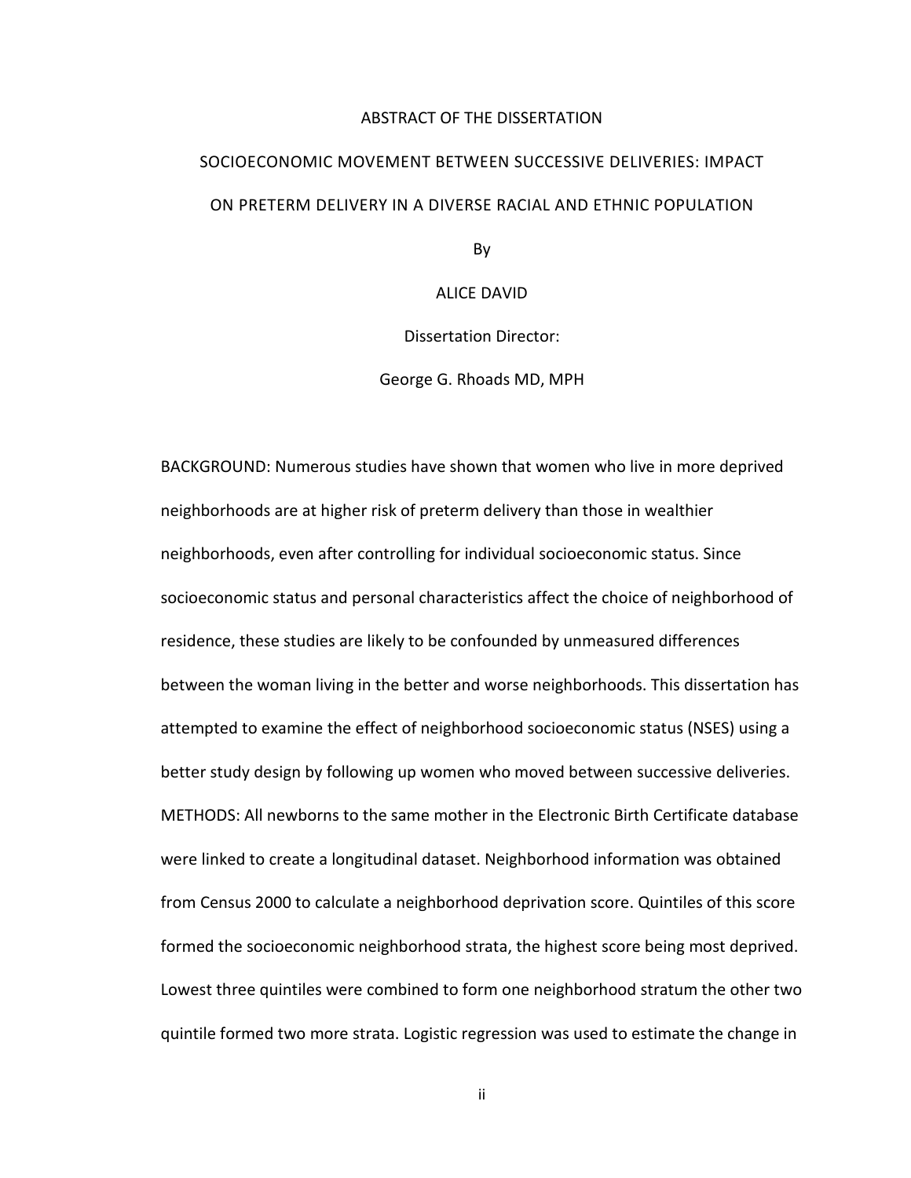# ABSTRACT OF THE DISSERTATION

## SOCIOECONOMIC MOVEMENT BETWEEN SUCCESSIVE DELIVERIES: IMPACT ON PRETERM DELIVERY IN A DIVERSE RACIAL AND ETHNIC POPULATION

By

ALICE DAVID

Dissertation Director:

George G. Rhoads MD, MPH

BACKGROUND: Numerous studies have shown that women who live in more deprived neighborhoods are at higher risk of preterm delivery than those in wealthier neighborhoods, even after controlling for individual socioeconomic status. Since socioeconomic status and personal characteristics affect the choice of neighborhood of residence, these studies are likely to be confounded by unmeasured differences between the woman living in the better and worse neighborhoods. This dissertation has attempted to examine the effect of neighborhood socioeconomic status (NSES) using a better study design by following up women who moved between successive deliveries.
METHODS: All newborns to the same mother in the Electronic Birth Certificate database were linked to create a longitudinal dataset. Neighborhood information was obtained from Census 2000 to calculate a neighborhood deprivation score. Quintiles of this score formed the socioeconomic neighborhood strata, the highest score being most deprived. Lowest three quintiles were combined to form one neighborhood stratum the other two quintile formed two more strata. Logistic regression was used to estimate the change in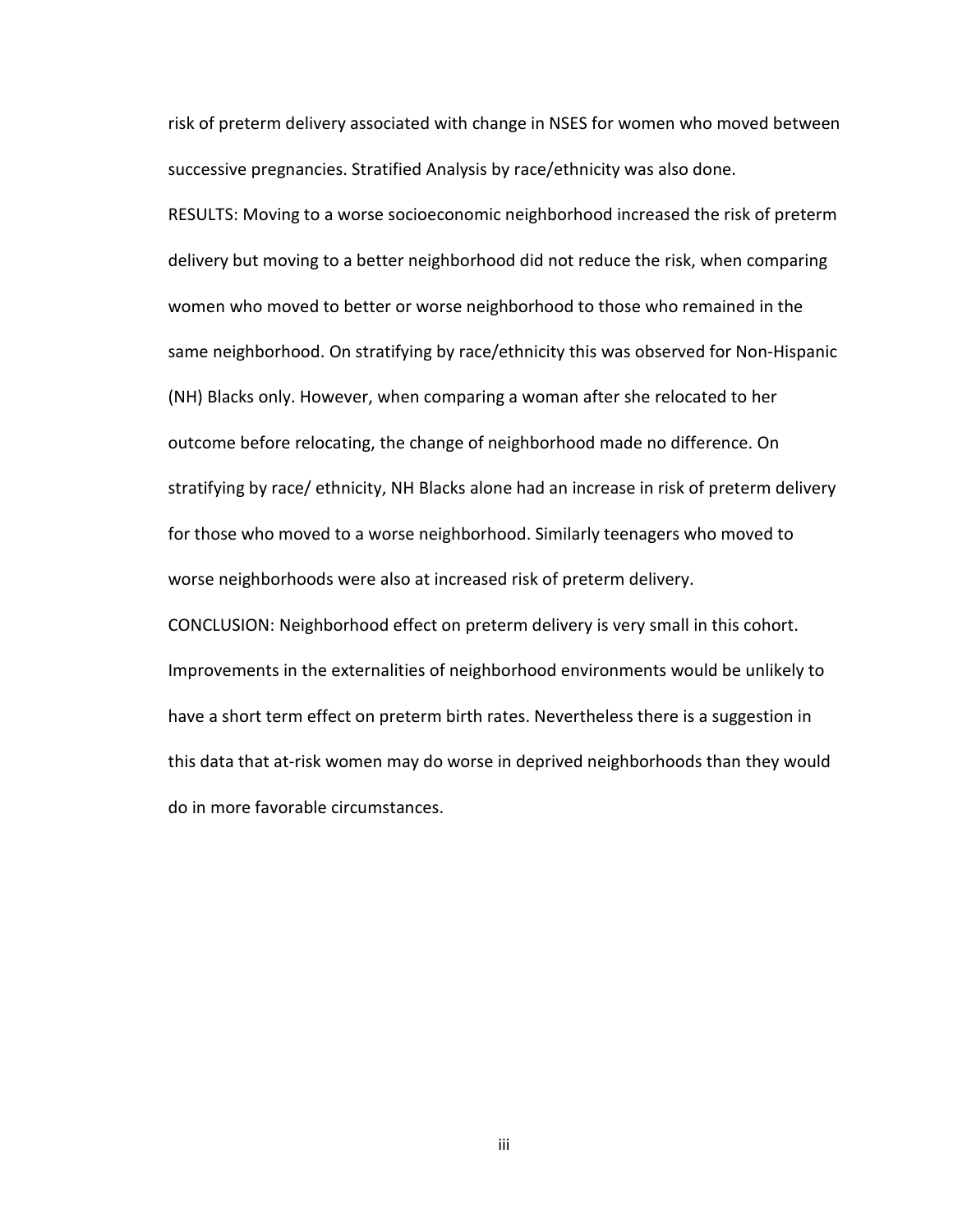risk of preterm delivery associated with change in NSES for women who moved between successive pregnancies. Stratified Analysis by race/ethnicity was also done.

RESULTS: Moving to a worse socioeconomic neighborhood increased the risk of preterm delivery but moving to a better neighborhood did not reduce the risk, when comparing women who moved to better or worse neighborhood to those who remained in the same neighborhood. On stratifying by race/ethnicity this was observed for Non-Hispanic (NH) Blacks only. However, when comparing a woman after she relocated to her outcome before relocating, the change of neighborhood made no difference. On stratifying by race/ ethnicity, NH Blacks alone had an increase in risk of preterm delivery for those who moved to a worse neighborhood. Similarly teenagers who moved to worse neighborhoods were also at increased risk of preterm delivery.

CONCLUSION: Neighborhood effect on preterm delivery is very small in this cohort. Improvements in the externalities of neighborhood environments would be unlikely to have a short term effect on preterm birth rates. Nevertheless there is a suggestion in this data that at-risk women may do worse in deprived neighborhoods than they would do in more favorable circumstances.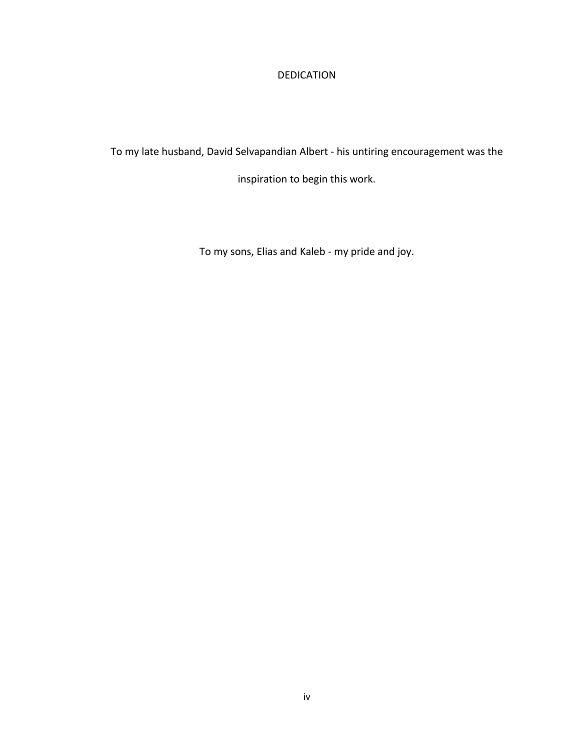# DEDICATION

To my late husband, David Selvapandian Albert - his untiring encouragement was the inspiration to begin this work.

To my sons, Elias and Kaleb - my pride and joy.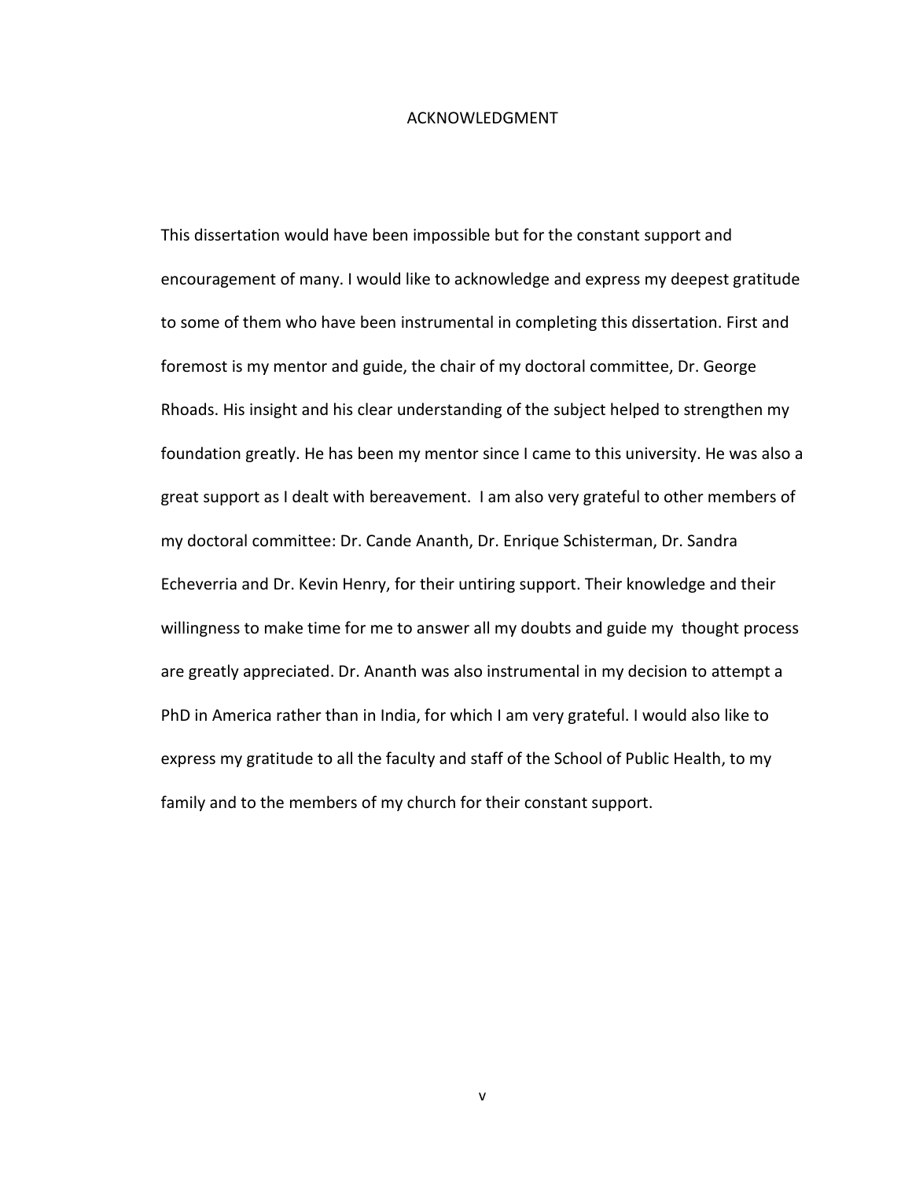# ACKNOWLEDGMENT

This dissertation would have been impossible but for the constant support and encouragement of many. I would like to acknowledge and express my deepest gratitude to some of them who have been instrumental in completing this dissertation. First and foremost is my mentor and guide, the chair of my doctoral committee, Dr. George Rhoads. His insight and his clear understanding of the subject helped to strengthen my foundation greatly. He has been my mentor since I came to this university. He was also a great support as I dealt with bereavement. I am also very grateful to other members of my doctoral committee: Dr. Cande Ananth, Dr. Enrique Schisterman, Dr. Sandra Echeverria and Dr. Kevin Henry, for their untiring support. Their knowledge and their willingness to make time for me to answer all my doubts and guide my thought process are greatly appreciated. Dr. Ananth was also instrumental in my decision to attempt a PhD in America rather than in India, for which I am very grateful. I would also like to express my gratitude to all the faculty and staff of the School of Public Health, to my family and to the members of my church for their constant support.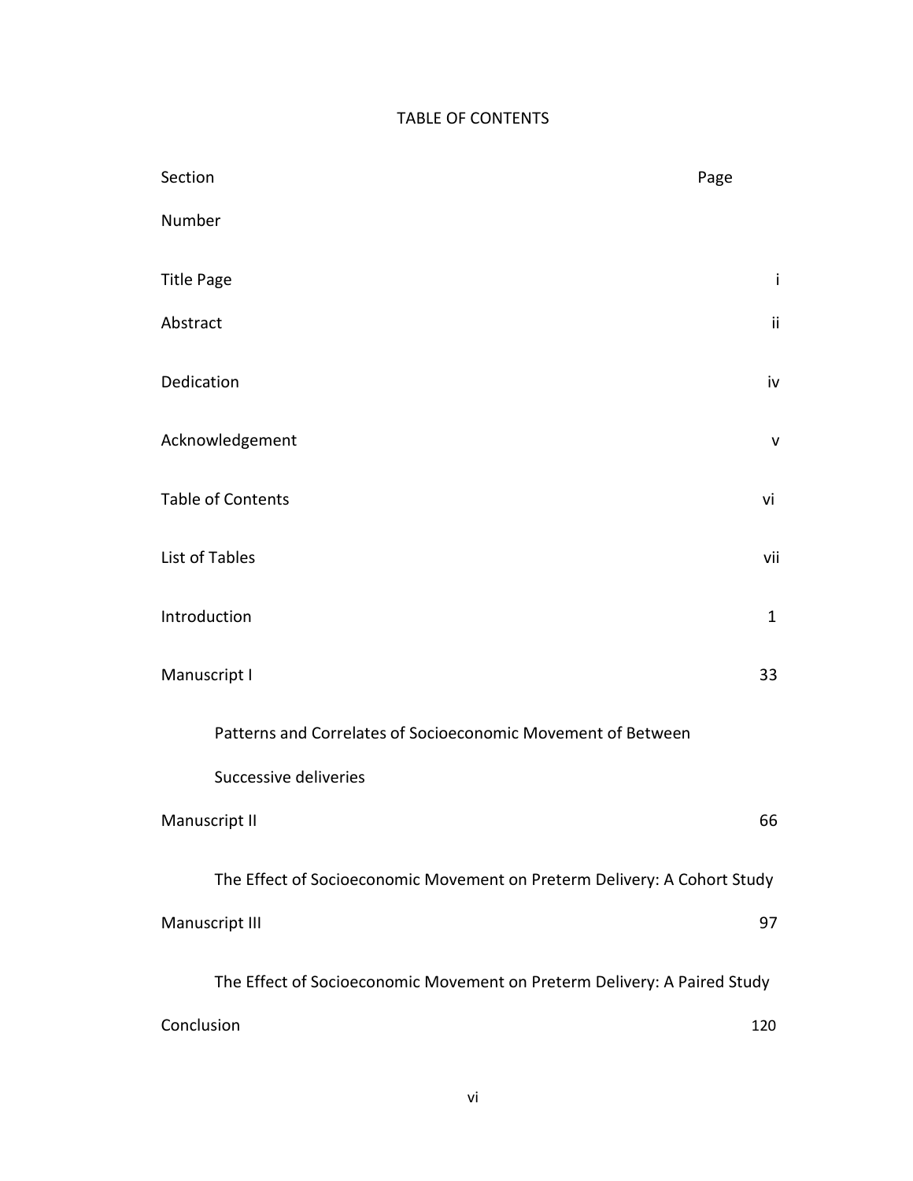# TABLE OF CONTENTS

| Section Number | Page |
|---|---|
| Title Page | i |
| Abstract | ii |
| Dedication | iv |
| Acknowledgement | v |
| Table of Contents | vi |
| List of Tables | vii |
| Introduction | 1 |
| Manuscript I | 33 |
| Patterns and Correlates of Socioeconomic Movement of Between Successive deliveries | |
| Manuscript II | 66 |
| The Effect of Socioeconomic Movement on Preterm Delivery: A Cohort Study | |
| Manuscript III | 97 |
| The Effect of Socioeconomic Movement on Preterm Delivery: A Paired Study | |
| Conclusion | 120 |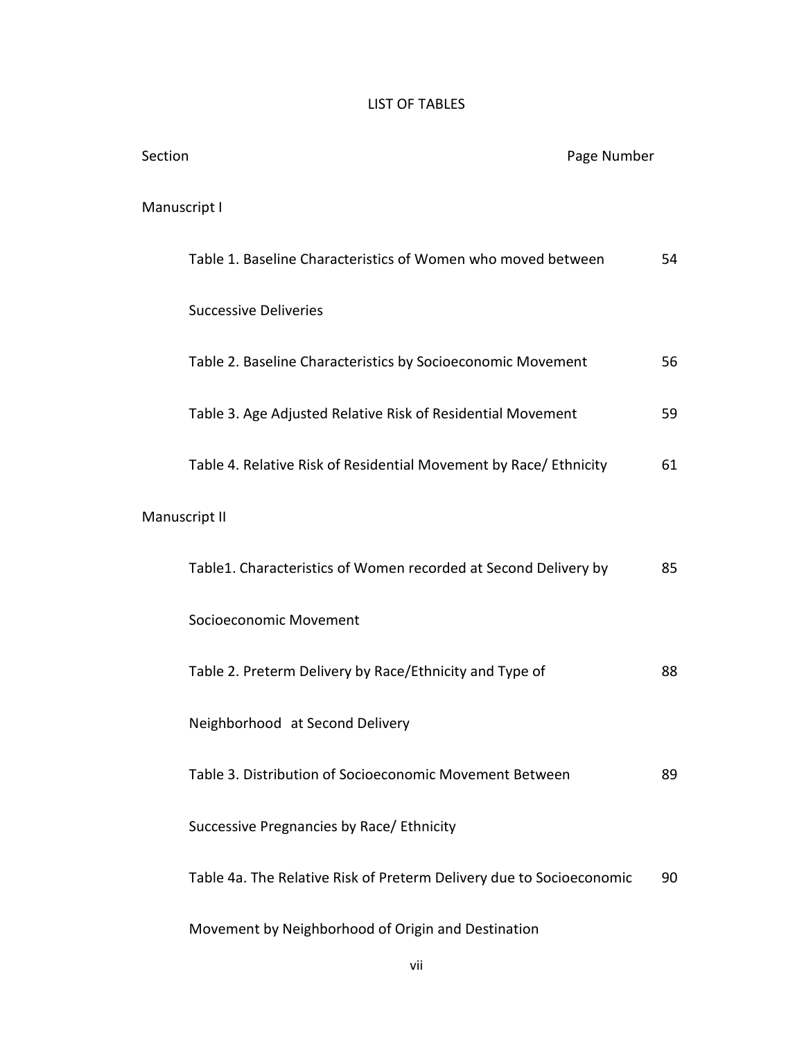# LIST OF TABLES

| Section | Page Number |
|---|---|
| **Manuscript I** | |
| Table 1. Baseline Characteristics of Women who moved between Successive Deliveries | 54 |
| Table 2. Baseline Characteristics by Socioeconomic Movement | 56 |
| Table 3. Age Adjusted Relative Risk of Residential Movement | 59 |
| Table 4. Relative Risk of Residential Movement by Race/ Ethnicity | 61 |
| **Manuscript II** | |
| Table1. Characteristics of Women recorded at Second Delivery by Socioeconomic Movement | 85 |
| Table 2. Preterm Delivery by Race/Ethnicity and Type of Neighborhood at Second Delivery | 88 |
| Table 3. Distribution of Socioeconomic Movement Between Successive Pregnancies by Race/ Ethnicity | 89 |
| Table 4a. The Relative Risk of Preterm Delivery due to Socioeconomic Movement by Neighborhood of Origin and Destination | 90 |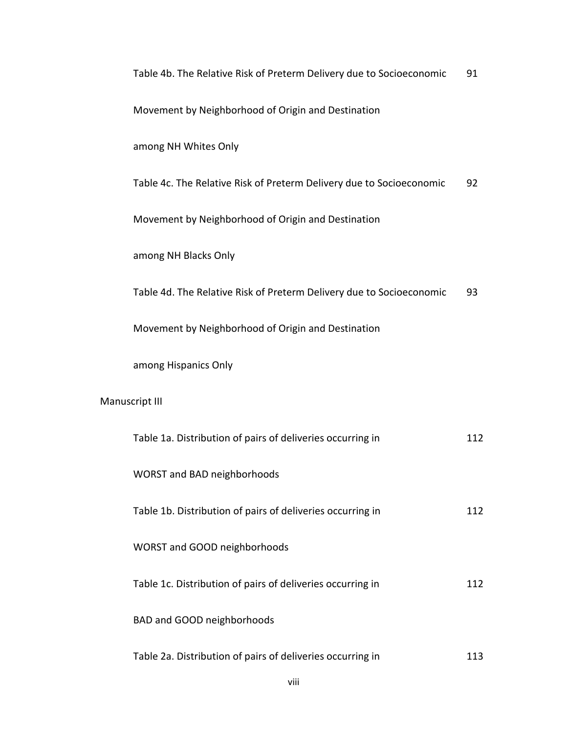Table 4b. The Relative Risk of Preterm Delivery due to Socioeconomic Movement by Neighborhood of Origin and Destination among NH Whites Only 91

Table 4c. The Relative Risk of Preterm Delivery due to Socioeconomic Movement by Neighborhood of Origin and Destination among NH Blacks Only 92

Table 4d. The Relative Risk of Preterm Delivery due to Socioeconomic Movement by Neighborhood of Origin and Destination among Hispanics Only 93

Manuscript III

Table 1a. Distribution of pairs of deliveries occurring in WORST and BAD neighborhoods 112

Table 1b. Distribution of pairs of deliveries occurring in WORST and GOOD neighborhoods 112

Table 1c. Distribution of pairs of deliveries occurring in BAD and GOOD neighborhoods 112

Table 2a. Distribution of pairs of deliveries occurring in 113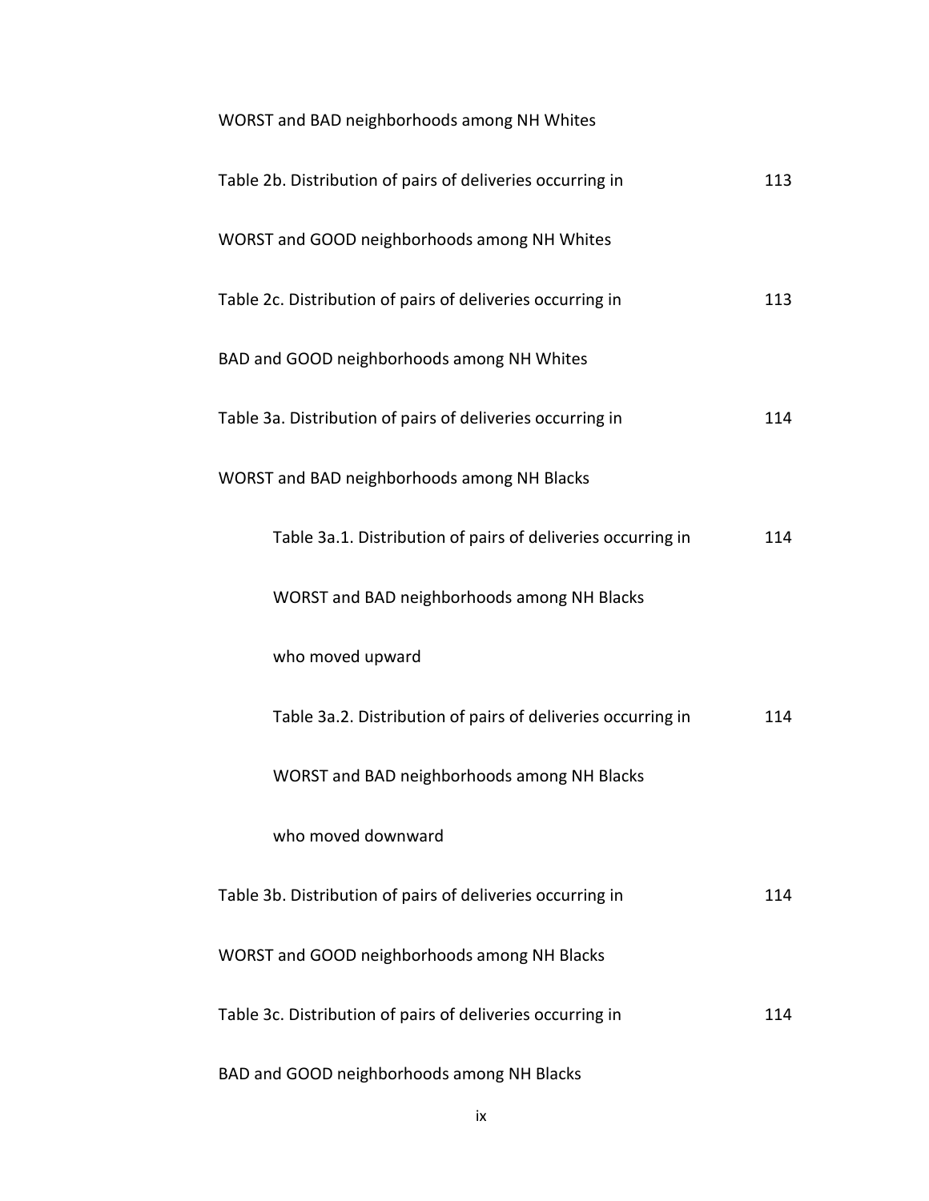WORST and BAD neighborhoods among NH Whites

Table 2b. Distribution of pairs of deliveries occurring in WORST and GOOD neighborhoods among NH Whites ... 113

Table 2c. Distribution of pairs of deliveries occurring in BAD and GOOD neighborhoods among NH Whites ... 113

Table 3a. Distribution of pairs of deliveries occurring in WORST and BAD neighborhoods among NH Blacks ... 114

- Table 3a.1. Distribution of pairs of deliveries occurring in WORST and BAD neighborhoods among NH Blacks who moved upward ... 114

- Table 3a.2. Distribution of pairs of deliveries occurring in WORST and BAD neighborhoods among NH Blacks who moved downward ... 114

Table 3b. Distribution of pairs of deliveries occurring in WORST and GOOD neighborhoods among NH Blacks ... 114

Table 3c. Distribution of pairs of deliveries occurring in BAD and GOOD neighborhoods among NH Blacks ... 114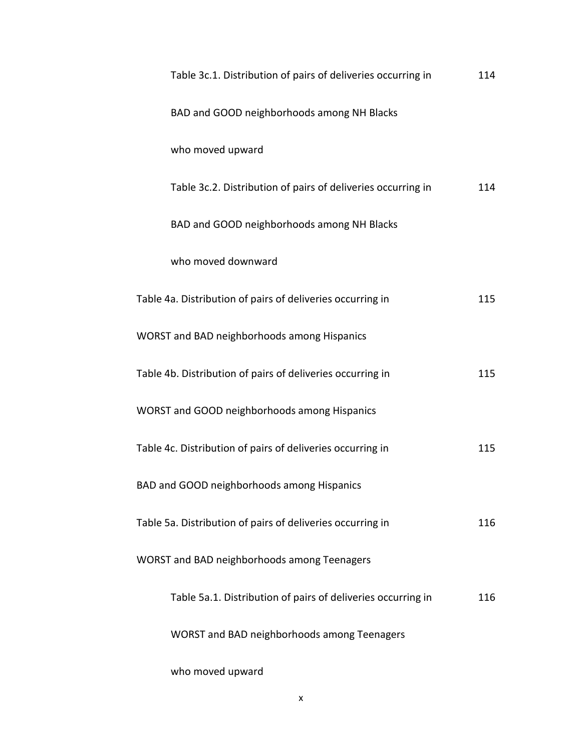Table 3c.1. Distribution of pairs of deliveries occurring in BAD and GOOD neighborhoods among NH Blacks who moved upward 114

Table 3c.2. Distribution of pairs of deliveries occurring in BAD and GOOD neighborhoods among NH Blacks who moved downward 114

Table 4a. Distribution of pairs of deliveries occurring in WORST and BAD neighborhoods among Hispanics 115

Table 4b. Distribution of pairs of deliveries occurring in WORST and GOOD neighborhoods among Hispanics 115

Table 4c. Distribution of pairs of deliveries occurring in BAD and GOOD neighborhoods among Hispanics 115

Table 5a. Distribution of pairs of deliveries occurring in WORST and BAD neighborhoods among Teenagers 116

Table 5a.1. Distribution of pairs of deliveries occurring in WORST and BAD neighborhoods among Teenagers who moved upward 116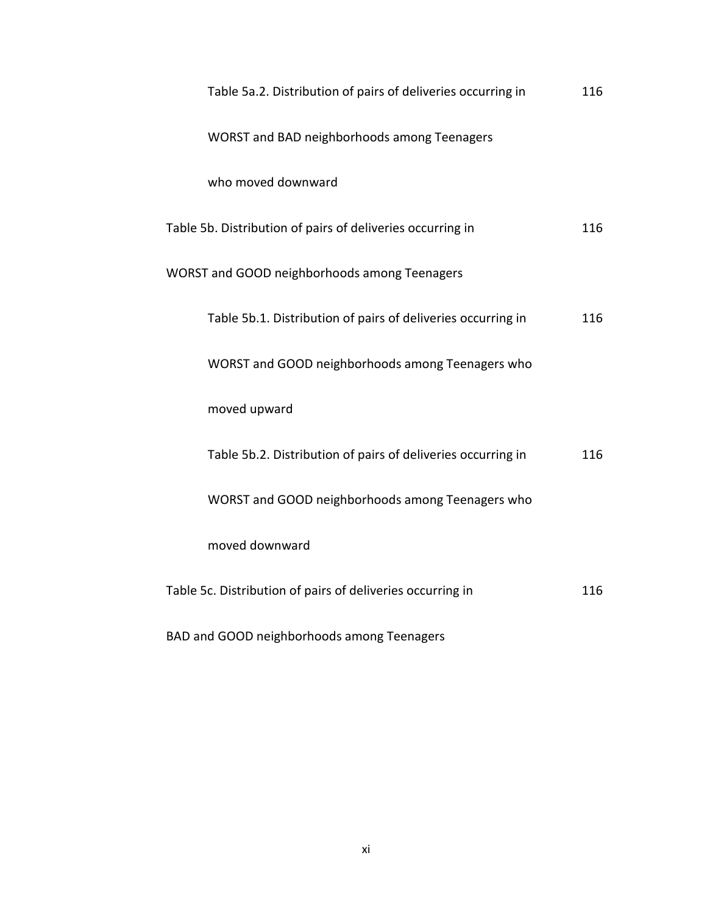Table 5a.2. Distribution of pairs of deliveries occurring in WORST and BAD neighborhoods among Teenagers who moved downward 116

Table 5b. Distribution of pairs of deliveries occurring in WORST and GOOD neighborhoods among Teenagers 116

Table 5b.1. Distribution of pairs of deliveries occurring in WORST and GOOD neighborhoods among Teenagers who moved upward 116

Table 5b.2. Distribution of pairs of deliveries occurring in WORST and GOOD neighborhoods among Teenagers who moved downward 116

Table 5c. Distribution of pairs of deliveries occurring in BAD and GOOD neighborhoods among Teenagers 116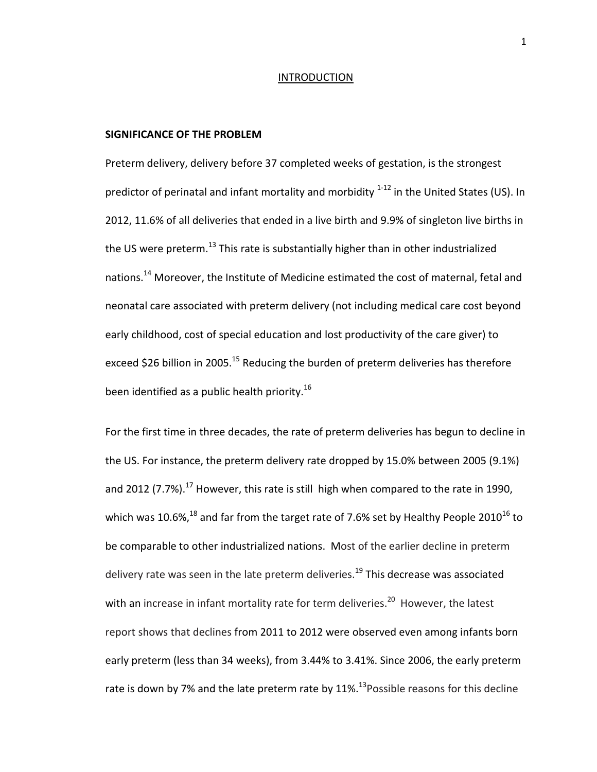# INTRODUCTION

## SIGNIFICANCE OF THE PROBLEM

Preterm delivery, delivery before 37 completed weeks of gestation, is the strongest predictor of perinatal and infant mortality and morbidity [1-12] in the United States (US). In 2012, 11.6% of all deliveries that ended in a live birth and 9.9% of singleton live births in the US were preterm.[13] This rate is substantially higher than in other industrialized nations.[14] Moreover, the Institute of Medicine estimated the cost of maternal, fetal and neonatal care associated with preterm delivery (not including medical care cost beyond early childhood, cost of special education and lost productivity of the care giver) to exceed $26 billion in 2005.[15] Reducing the burden of preterm deliveries has therefore been identified as a public health priority.[16]

For the first time in three decades, the rate of preterm deliveries has begun to decline in the US. For instance, the preterm delivery rate dropped by 15.0% between 2005 (9.1%) and 2012 (7.7%).[17] However, this rate is still high when compared to the rate in 1990, which was 10.6%,[18] and far from the target rate of 7.6% set by Healthy People 2010[16] to be comparable to other industrialized nations. Most of the earlier decline in preterm delivery rate was seen in the late preterm deliveries.[19] This decrease was associated with an increase in infant mortality rate for term deliveries.[20] However, the latest report shows that declines from 2011 to 2012 were observed even among infants born early preterm (less than 34 weeks), from 3.44% to 3.41%. Since 2006, the early preterm rate is down by 7% and the late preterm rate by 11%.[13] Possible reasons for this decline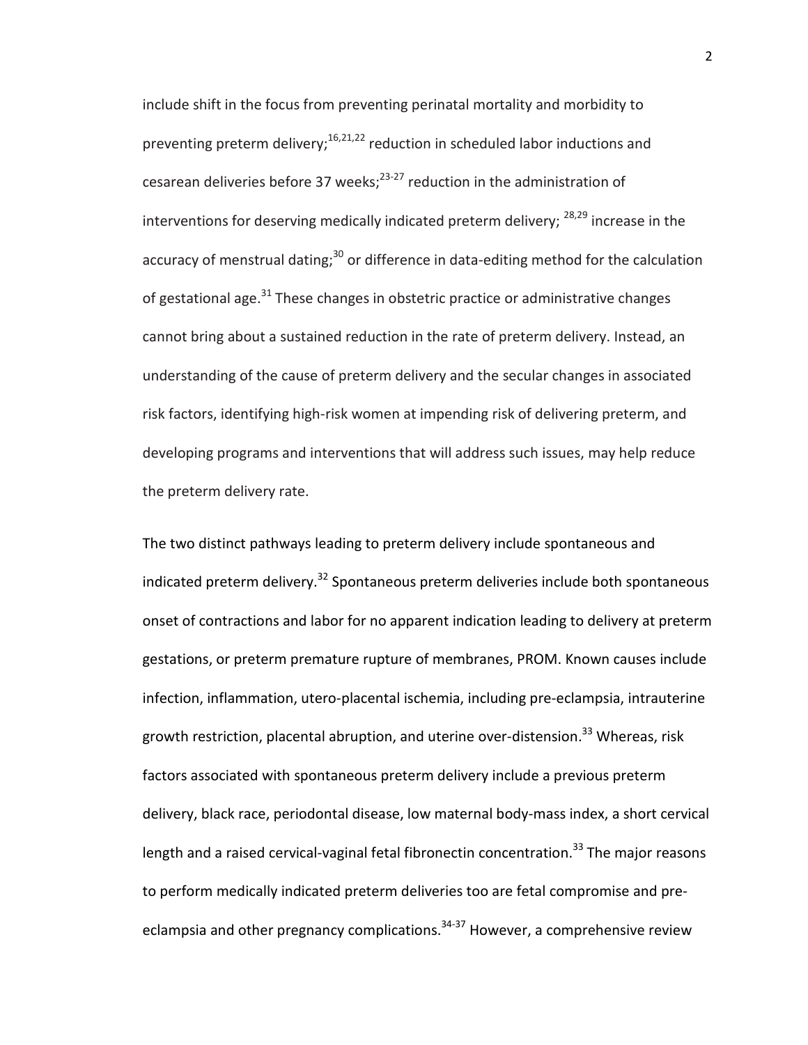include shift in the focus from preventing perinatal mortality and morbidity to preventing preterm delivery;[16,21,22] reduction in scheduled labor inductions and cesarean deliveries before 37 weeks;[23-27] reduction in the administration of interventions for deserving medically indicated preterm delivery; [28,29] increase in the accuracy of menstrual dating;[30] or difference in data-editing method for the calculation of gestational age.[31] These changes in obstetric practice or administrative changes cannot bring about a sustained reduction in the rate of preterm delivery. Instead, an understanding of the cause of preterm delivery and the secular changes in associated risk factors, identifying high-risk women at impending risk of delivering preterm, and developing programs and interventions that will address such issues, may help reduce the preterm delivery rate.

The two distinct pathways leading to preterm delivery include spontaneous and indicated preterm delivery.[32] Spontaneous preterm deliveries include both spontaneous onset of contractions and labor for no apparent indication leading to delivery at preterm gestations, or preterm premature rupture of membranes, PROM. Known causes include infection, inflammation, utero-placental ischemia, including pre-eclampsia, intrauterine growth restriction, placental abruption, and uterine over-distension.[33] Whereas, risk factors associated with spontaneous preterm delivery include a previous preterm delivery, black race, periodontal disease, low maternal body-mass index, a short cervical length and a raised cervical-vaginal fetal fibronectin concentration.[33] The major reasons to perform medically indicated preterm deliveries too are fetal compromise and pre-eclampsia and other pregnancy complications.[34-37] However, a comprehensive review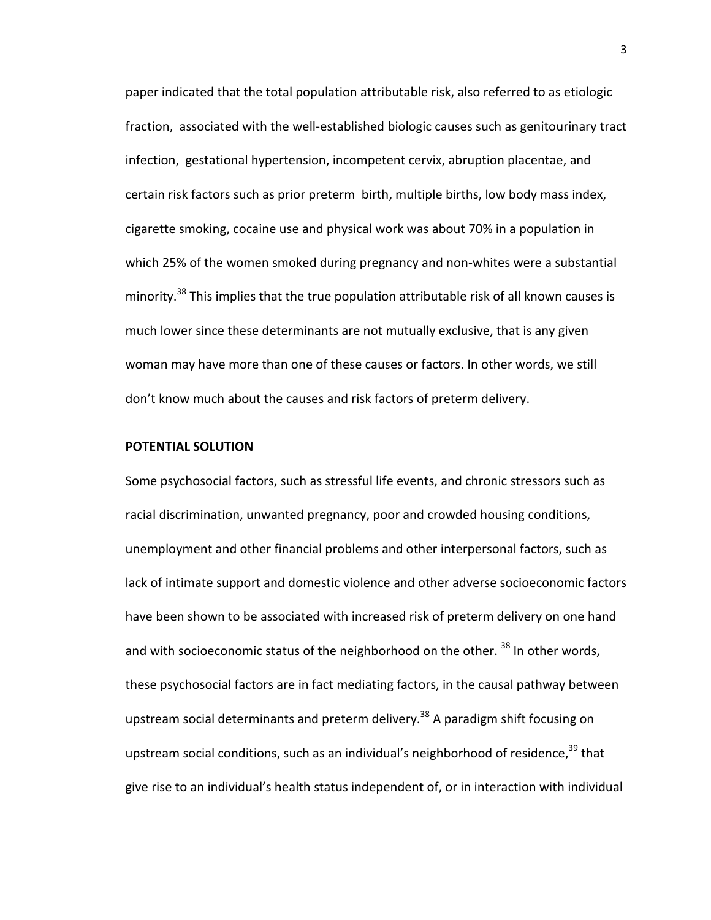paper indicated that the total population attributable risk, also referred to as etiologic fraction, associated with the well-established biologic causes such as genitourinary tract infection, gestational hypertension, incompetent cervix, abruption placentae, and certain risk factors such as prior preterm birth, multiple births, low body mass index, cigarette smoking, cocaine use and physical work was about 70% in a population in which 25% of the women smoked during pregnancy and non-whites were a substantial minority.[38] This implies that the true population attributable risk of all known causes is much lower since these determinants are not mutually exclusive, that is any given woman may have more than one of these causes or factors. In other words, we still don't know much about the causes and risk factors of preterm delivery.

**POTENTIAL SOLUTION**

Some psychosocial factors, such as stressful life events, and chronic stressors such as racial discrimination, unwanted pregnancy, poor and crowded housing conditions, unemployment and other financial problems and other interpersonal factors, such as lack of intimate support and domestic violence and other adverse socioeconomic factors have been shown to be associated with increased risk of preterm delivery on one hand and with socioeconomic status of the neighborhood on the other. [38] In other words, these psychosocial factors are in fact mediating factors, in the causal pathway between upstream social determinants and preterm delivery.[38] A paradigm shift focusing on upstream social conditions, such as an individual's neighborhood of residence,[39] that give rise to an individual's health status independent of, or in interaction with individual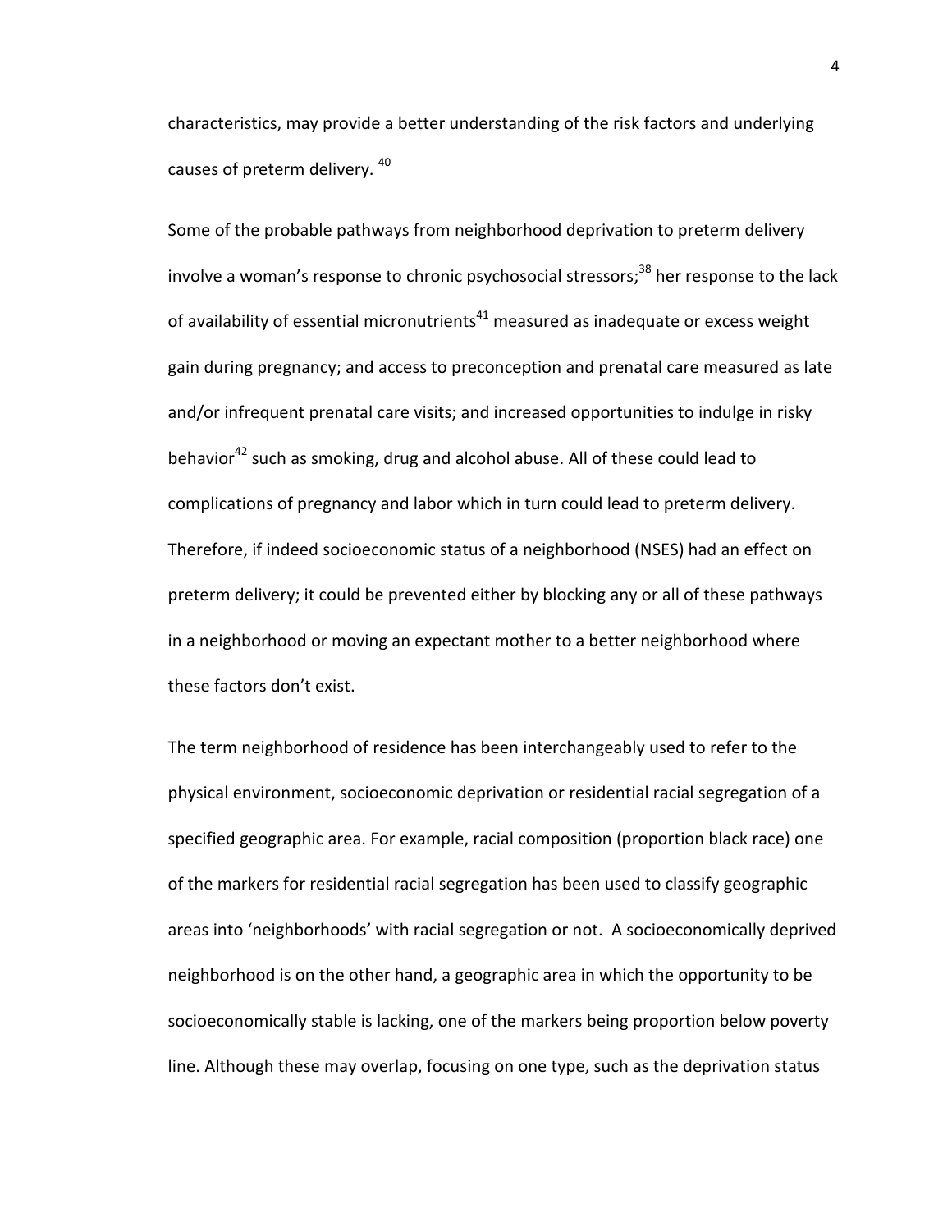characteristics, may provide a better understanding of the risk factors and underlying causes of preterm delivery. [40]

Some of the probable pathways from neighborhood deprivation to preterm delivery involve a woman's response to chronic psychosocial stressors;[38] her response to the lack of availability of essential micronutrients[41] measured as inadequate or excess weight gain during pregnancy; and access to preconception and prenatal care measured as late and/or infrequent prenatal care visits; and increased opportunities to indulge in risky behavior[42] such as smoking, drug and alcohol abuse. All of these could lead to complications of pregnancy and labor which in turn could lead to preterm delivery. Therefore, if indeed socioeconomic status of a neighborhood (NSES) had an effect on preterm delivery; it could be prevented either by blocking any or all of these pathways in a neighborhood or moving an expectant mother to a better neighborhood where these factors don't exist.

The term neighborhood of residence has been interchangeably used to refer to the physical environment, socioeconomic deprivation or residential racial segregation of a specified geographic area. For example, racial composition (proportion black race) one of the markers for residential racial segregation has been used to classify geographic areas into 'neighborhoods' with racial segregation or not. A socioeconomically deprived neighborhood is on the other hand, a geographic area in which the opportunity to be socioeconomically stable is lacking, one of the markers being proportion below poverty line. Although these may overlap, focusing on one type, such as the deprivation status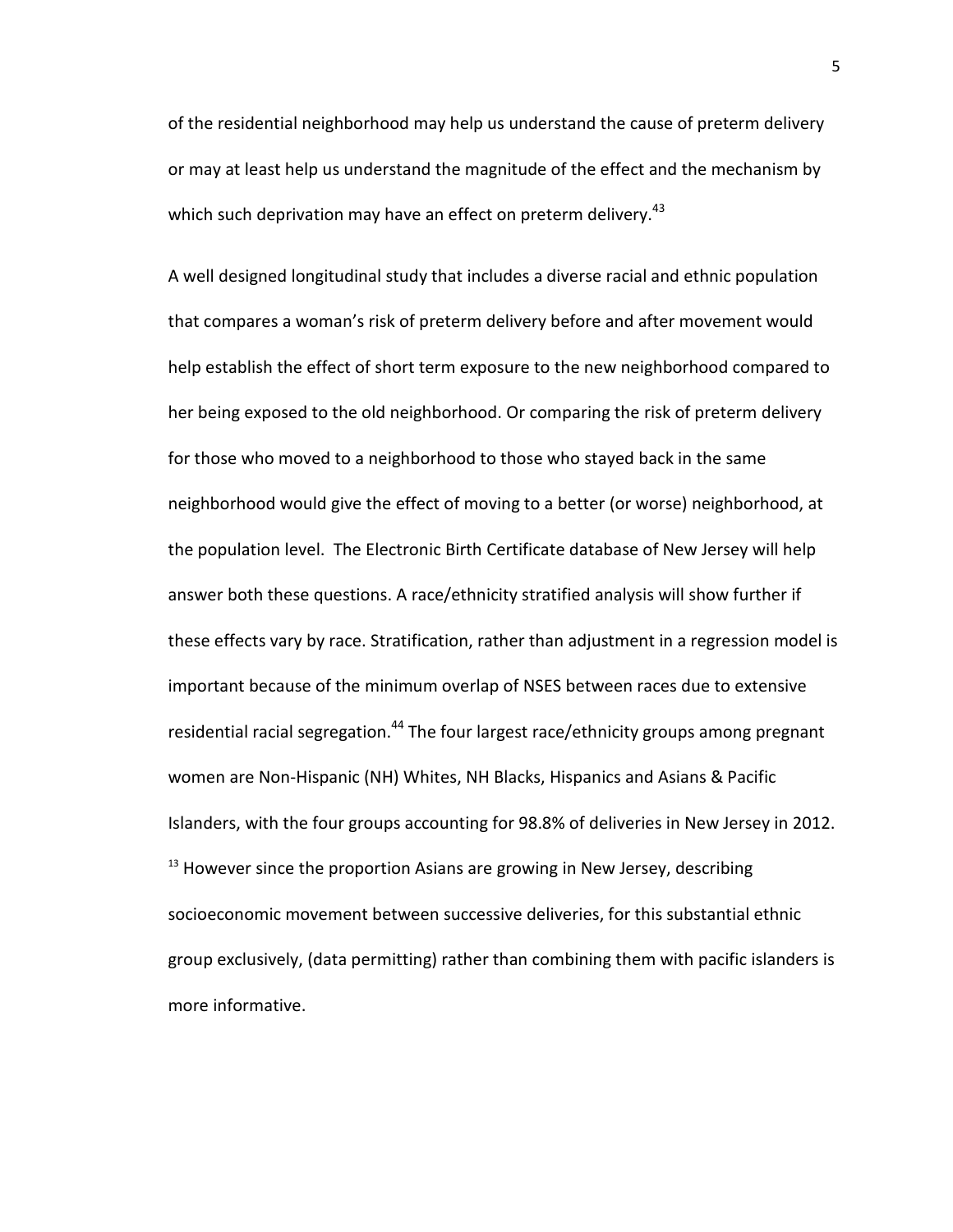of the residential neighborhood may help us understand the cause of preterm delivery or may at least help us understand the magnitude of the effect and the mechanism by which such deprivation may have an effect on preterm delivery.[43]

A well designed longitudinal study that includes a diverse racial and ethnic population that compares a woman's risk of preterm delivery before and after movement would help establish the effect of short term exposure to the new neighborhood compared to her being exposed to the old neighborhood. Or comparing the risk of preterm delivery for those who moved to a neighborhood to those who stayed back in the same neighborhood would give the effect of moving to a better (or worse) neighborhood, at the population level. The Electronic Birth Certificate database of New Jersey will help answer both these questions. A race/ethnicity stratified analysis will show further if these effects vary by race. Stratification, rather than adjustment in a regression model is important because of the minimum overlap of NSES between races due to extensive residential racial segregation.[44] The four largest race/ethnicity groups among pregnant women are Non-Hispanic (NH) Whites, NH Blacks, Hispanics and Asians & Pacific Islanders, with the four groups accounting for 98.8% of deliveries in New Jersey in 2012.[13] However since the proportion Asians are growing in New Jersey, describing socioeconomic movement between successive deliveries, for this substantial ethnic group exclusively, (data permitting) rather than combining them with pacific islanders is more informative.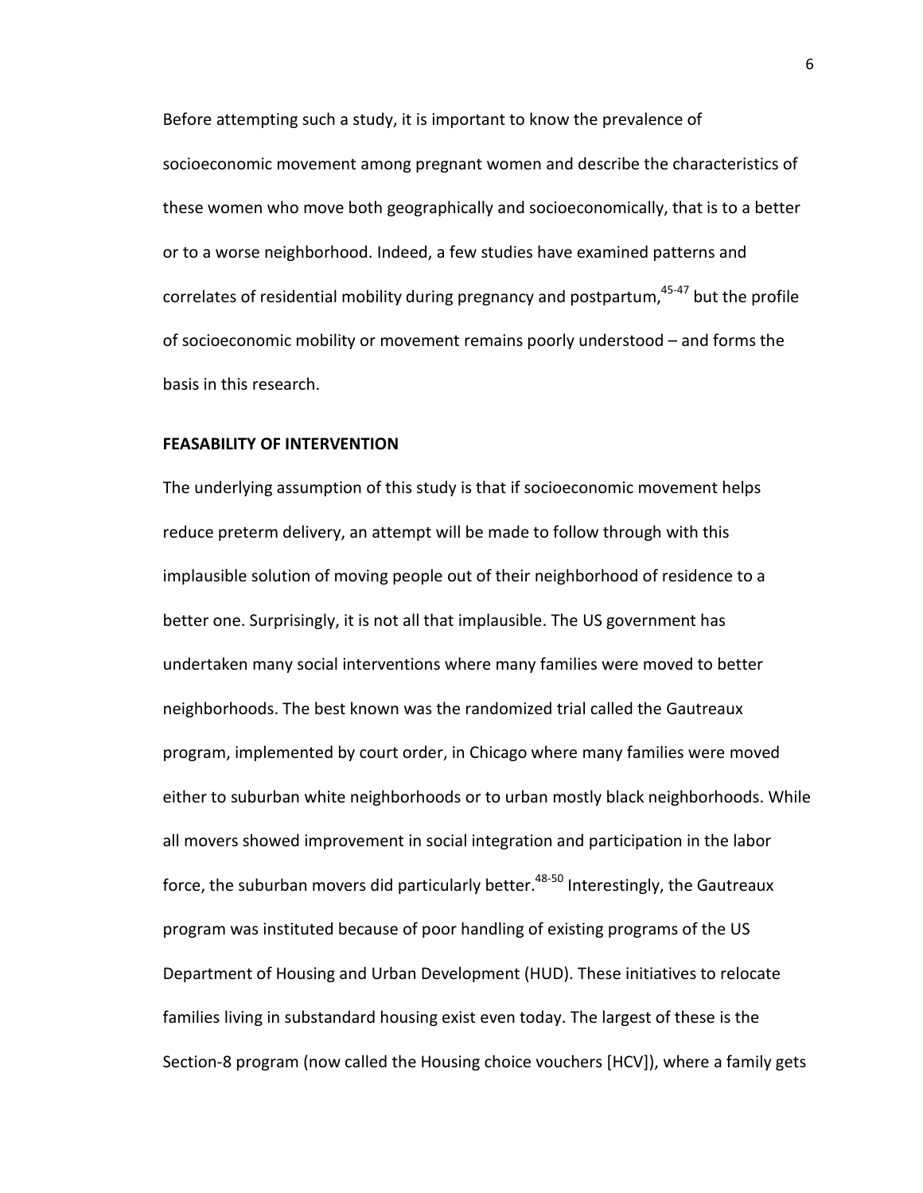Before attempting such a study, it is important to know the prevalence of socioeconomic movement among pregnant women and describe the characteristics of these women who move both geographically and socioeconomically, that is to a better or to a worse neighborhood. Indeed, a few studies have examined patterns and correlates of residential mobility during pregnancy and postpartum,[45-47] but the profile of socioeconomic mobility or movement remains poorly understood – and forms the basis in this research.

**FEASABILITY OF INTERVENTION**

The underlying assumption of this study is that if socioeconomic movement helps reduce preterm delivery, an attempt will be made to follow through with this implausible solution of moving people out of their neighborhood of residence to a better one. Surprisingly, it is not all that implausible. The US government has undertaken many social interventions where many families were moved to better neighborhoods. The best known was the randomized trial called the Gautreaux program, implemented by court order, in Chicago where many families were moved either to suburban white neighborhoods or to urban mostly black neighborhoods. While all movers showed improvement in social integration and participation in the labor force, the suburban movers did particularly better.[48-50] Interestingly, the Gautreaux program was instituted because of poor handling of existing programs of the US Department of Housing and Urban Development (HUD). These initiatives to relocate families living in substandard housing exist even today. The largest of these is the Section-8 program (now called the Housing choice vouchers [HCV]), where a family gets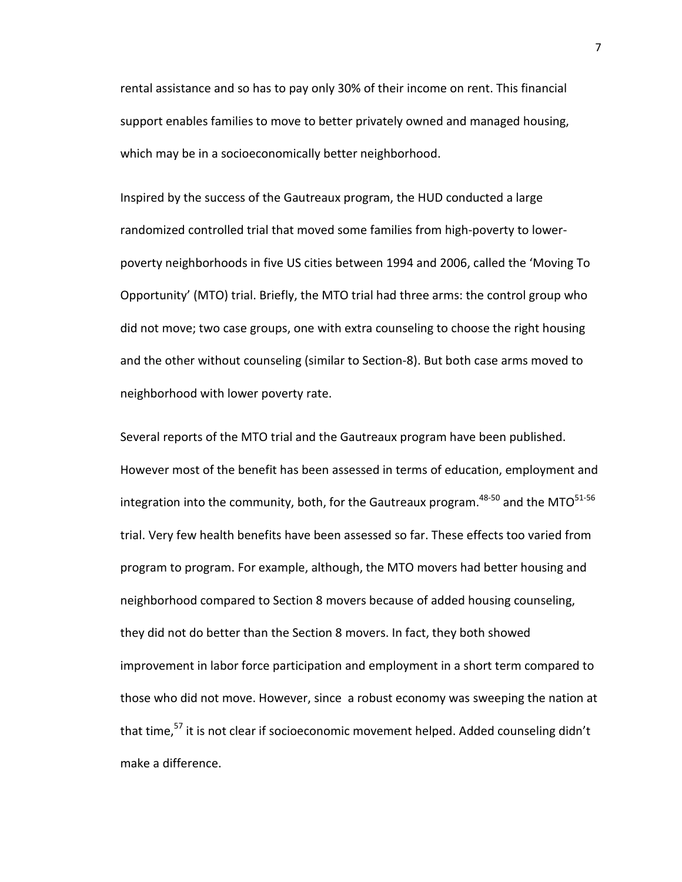rental assistance and so has to pay only 30% of their income on rent. This financial support enables families to move to better privately owned and managed housing, which may be in a socioeconomically better neighborhood.

Inspired by the success of the Gautreaux program, the HUD conducted a large randomized controlled trial that moved some families from high-poverty to lower-poverty neighborhoods in five US cities between 1994 and 2006, called the 'Moving To Opportunity' (MTO) trial. Briefly, the MTO trial had three arms: the control group who did not move; two case groups, one with extra counseling to choose the right housing and the other without counseling (similar to Section-8). But both case arms moved to neighborhood with lower poverty rate.

Several reports of the MTO trial and the Gautreaux program have been published. However most of the benefit has been assessed in terms of education, employment and integration into the community, both, for the Gautreaux program.[48-50] and the MTO[51-56] trial. Very few health benefits have been assessed so far. These effects too varied from program to program. For example, although, the MTO movers had better housing and neighborhood compared to Section 8 movers because of added housing counseling, they did not do better than the Section 8 movers. In fact, they both showed improvement in labor force participation and employment in a short term compared to those who did not move. However, since a robust economy was sweeping the nation at that time,[57] it is not clear if socioeconomic movement helped. Added counseling didn't make a difference.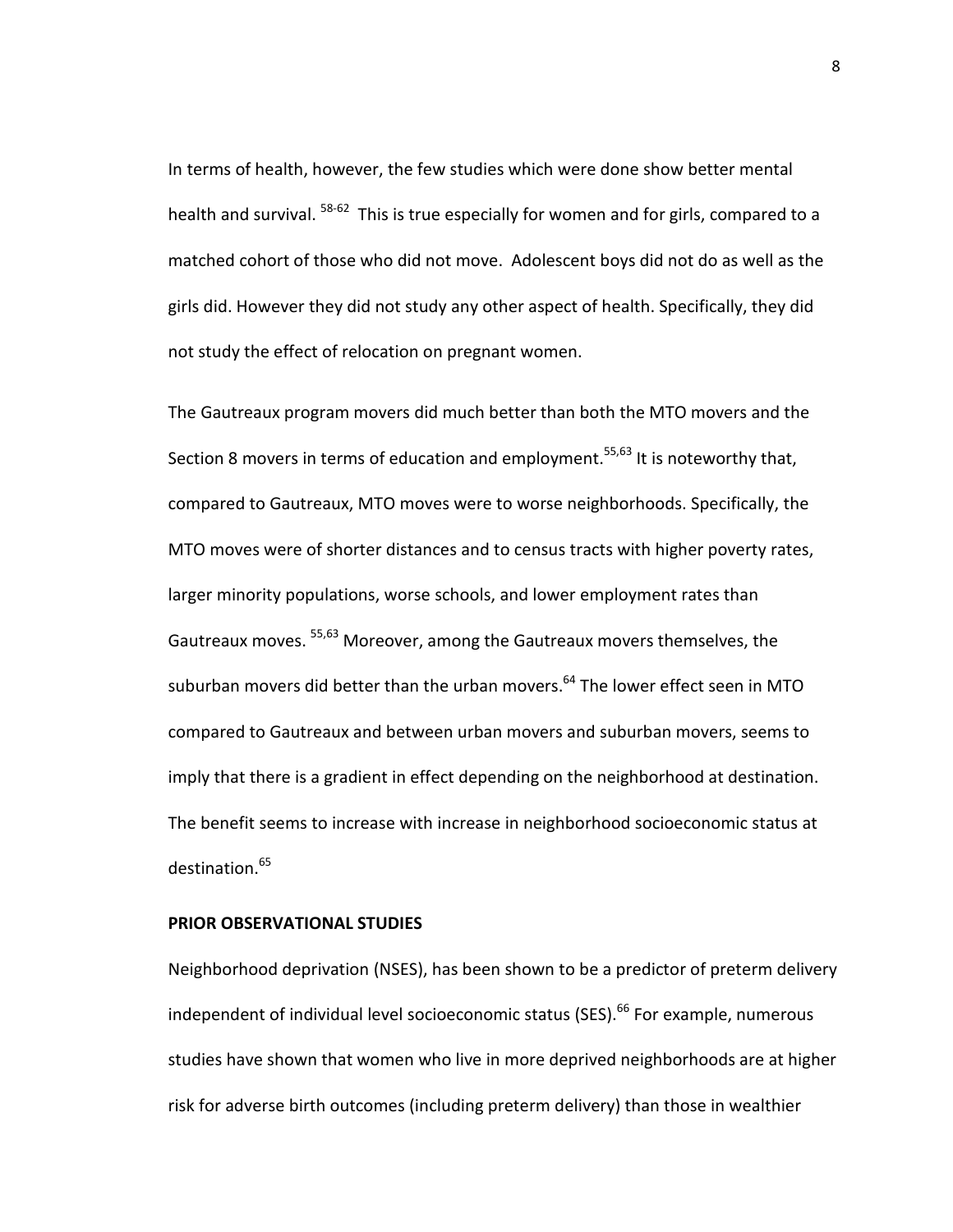In terms of health, however, the few studies which were done show better mental health and survival. [58-62] This is true especially for women and for girls, compared to a matched cohort of those who did not move. Adolescent boys did not do as well as the girls did. However they did not study any other aspect of health. Specifically, they did not study the effect of relocation on pregnant women.

The Gautreaux program movers did much better than both the MTO movers and the Section 8 movers in terms of education and employment.[55,63] It is noteworthy that, compared to Gautreaux, MTO moves were to worse neighborhoods. Specifically, the MTO moves were of shorter distances and to census tracts with higher poverty rates, larger minority populations, worse schools, and lower employment rates than Gautreaux moves. [55,63] Moreover, among the Gautreaux movers themselves, the suburban movers did better than the urban movers.[64] The lower effect seen in MTO compared to Gautreaux and between urban movers and suburban movers, seems to imply that there is a gradient in effect depending on the neighborhood at destination. The benefit seems to increase with increase in neighborhood socioeconomic status at destination.[65]

**PRIOR OBSERVATIONAL STUDIES**

Neighborhood deprivation (NSES), has been shown to be a predictor of preterm delivery independent of individual level socioeconomic status (SES).[66] For example, numerous studies have shown that women who live in more deprived neighborhoods are at higher risk for adverse birth outcomes (including preterm delivery) than those in wealthier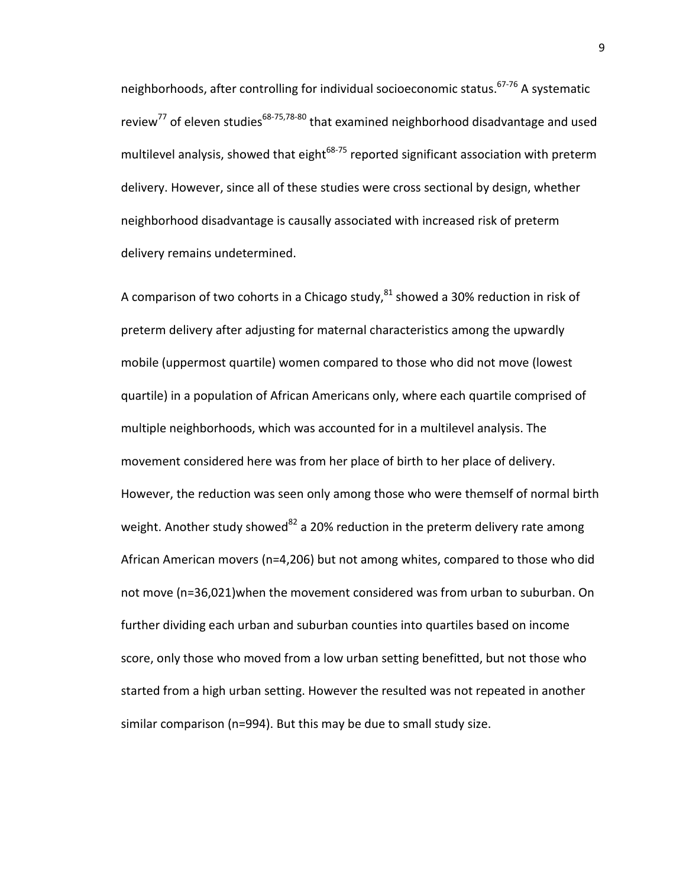neighborhoods, after controlling for individual socioeconomic status.[67-76] A systematic review[77] of eleven studies[68-75,78-80] that examined neighborhood disadvantage and used multilevel analysis, showed that eight[68-75] reported significant association with preterm delivery. However, since all of these studies were cross sectional by design, whether neighborhood disadvantage is causally associated with increased risk of preterm delivery remains undetermined.

A comparison of two cohorts in a Chicago study,[81] showed a 30% reduction in risk of preterm delivery after adjusting for maternal characteristics among the upwardly mobile (uppermost quartile) women compared to those who did not move (lowest quartile) in a population of African Americans only, where each quartile comprised of multiple neighborhoods, which was accounted for in a multilevel analysis. The movement considered here was from her place of birth to her place of delivery. However, the reduction was seen only among those who were themself of normal birth weight. Another study showed[82] a 20% reduction in the preterm delivery rate among African American movers (n=4,206) but not among whites, compared to those who did not move (n=36,021)when the movement considered was from urban to suburban. On further dividing each urban and suburban counties into quartiles based on income score, only those who moved from a low urban setting benefitted, but not those who started from a high urban setting. However the resulted was not repeated in another similar comparison (n=994). But this may be due to small study size.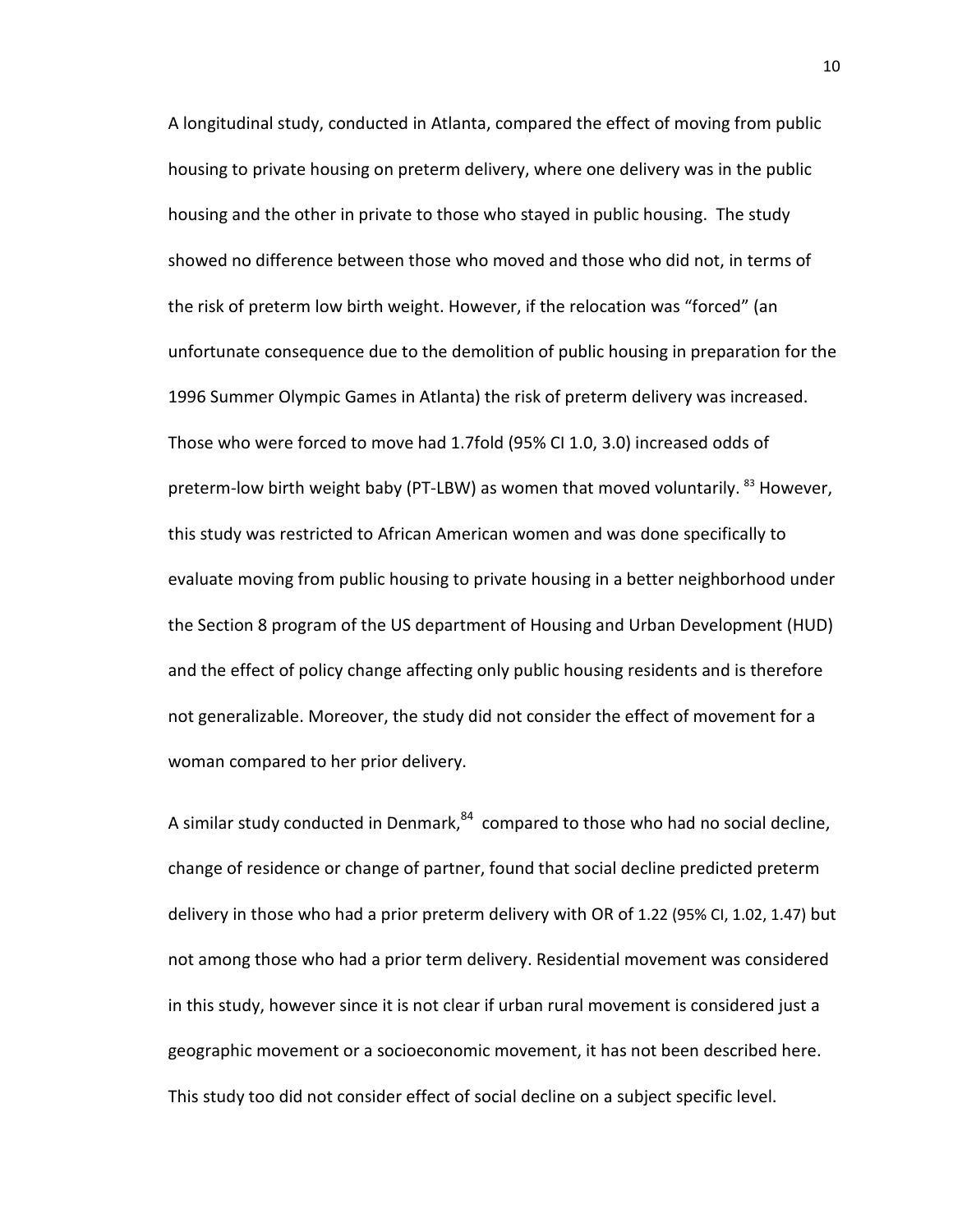A longitudinal study, conducted in Atlanta, compared the effect of moving from public housing to private housing on preterm delivery, where one delivery was in the public housing and the other in private to those who stayed in public housing. The study showed no difference between those who moved and those who did not, in terms of the risk of preterm low birth weight. However, if the relocation was "forced" (an unfortunate consequence due to the demolition of public housing in preparation for the 1996 Summer Olympic Games in Atlanta) the risk of preterm delivery was increased. Those who were forced to move had 1.7fold (95% CI 1.0, 3.0) increased odds of preterm-low birth weight baby (PT-LBW) as women that moved voluntarily. [83] However, this study was restricted to African American women and was done specifically to evaluate moving from public housing to private housing in a better neighborhood under the Section 8 program of the US department of Housing and Urban Development (HUD) and the effect of policy change affecting only public housing residents and is therefore not generalizable. Moreover, the study did not consider the effect of movement for a woman compared to her prior delivery.

A similar study conducted in Denmark,[84] compared to those who had no social decline, change of residence or change of partner, found that social decline predicted preterm delivery in those who had a prior preterm delivery with OR of 1.22 (95% CI, 1.02, 1.47) but not among those who had a prior term delivery. Residential movement was considered in this study, however since it is not clear if urban rural movement is considered just a geographic movement or a socioeconomic movement, it has not been described here. This study too did not consider effect of social decline on a subject specific level.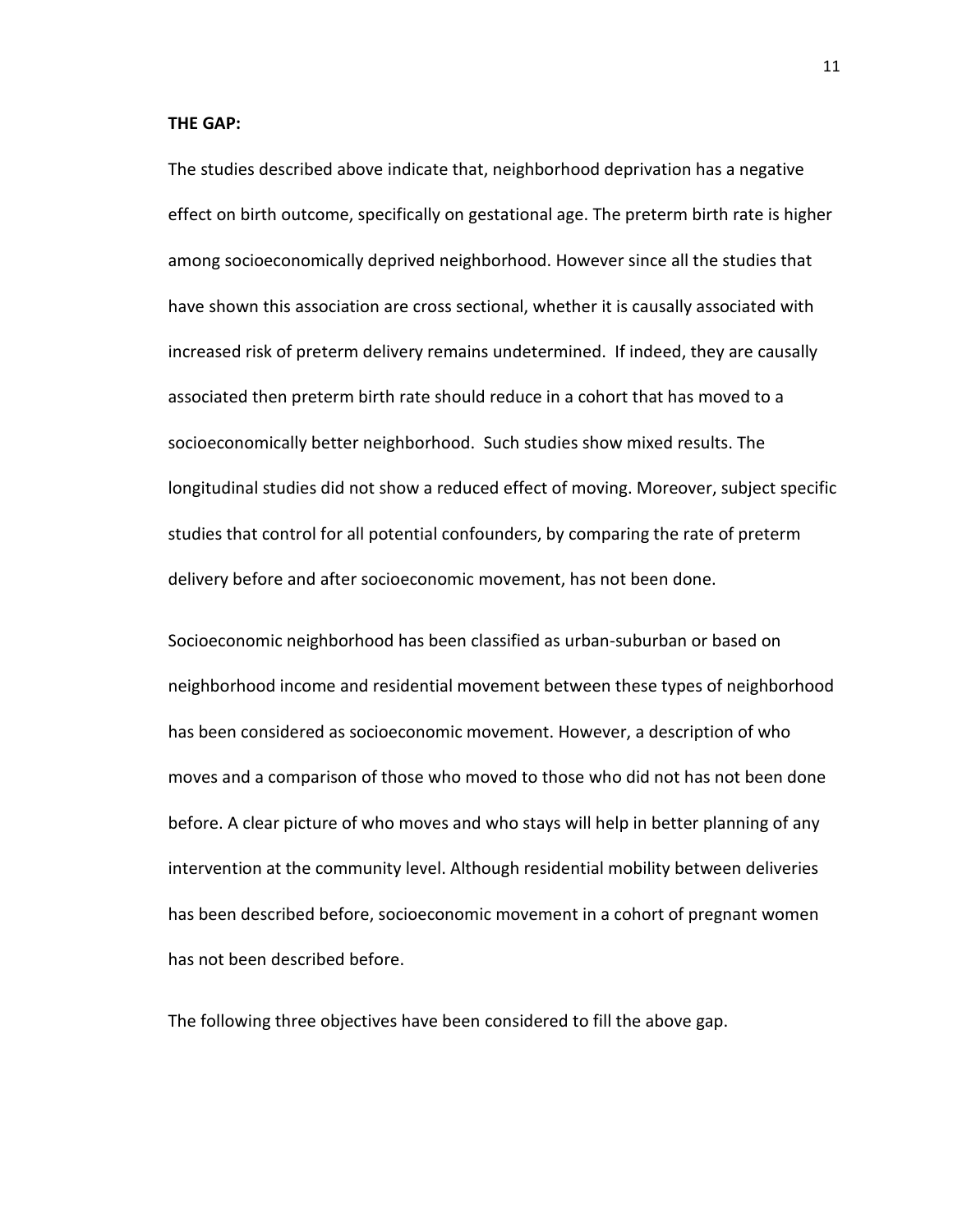**THE GAP:**

The studies described above indicate that, neighborhood deprivation has a negative effect on birth outcome, specifically on gestational age. The preterm birth rate is higher among socioeconomically deprived neighborhood. However since all the studies that have shown this association are cross sectional, whether it is causally associated with increased risk of preterm delivery remains undetermined. If indeed, they are causally associated then preterm birth rate should reduce in a cohort that has moved to a socioeconomically better neighborhood. Such studies show mixed results. The longitudinal studies did not show a reduced effect of moving. Moreover, subject specific studies that control for all potential confounders, by comparing the rate of preterm delivery before and after socioeconomic movement, has not been done.

Socioeconomic neighborhood has been classified as urban-suburban or based on neighborhood income and residential movement between these types of neighborhood has been considered as socioeconomic movement. However, a description of who moves and a comparison of those who moved to those who did not has not been done before. A clear picture of who moves and who stays will help in better planning of any intervention at the community level. Although residential mobility between deliveries has been described before, socioeconomic movement in a cohort of pregnant women has not been described before.

The following three objectives have been considered to fill the above gap.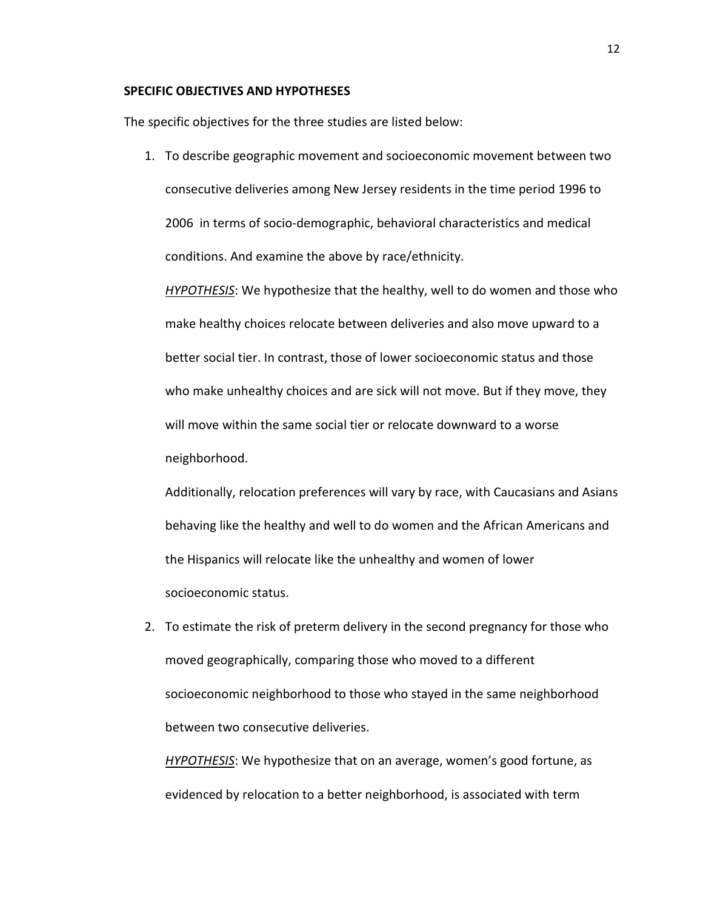**SPECIFIC OBJECTIVES AND HYPOTHESES**

The specific objectives for the three studies are listed below:

1. To describe geographic movement and socioeconomic movement between two consecutive deliveries among New Jersey residents in the time period 1996 to 2006 in terms of socio-demographic, behavioral characteristics and medical conditions. And examine the above by race/ethnicity.

   *HYPOTHESIS*: We hypothesize that the healthy, well to do women and those who make healthy choices relocate between deliveries and also move upward to a better social tier. In contrast, those of lower socioeconomic status and those who make unhealthy choices and are sick will not move. But if they move, they will move within the same social tier or relocate downward to a worse neighborhood.

   Additionally, relocation preferences will vary by race, with Caucasians and Asians behaving like the healthy and well to do women and the African Americans and the Hispanics will relocate like the unhealthy and women of lower socioeconomic status.

2. To estimate the risk of preterm delivery in the second pregnancy for those who moved geographically, comparing those who moved to a different socioeconomic neighborhood to those who stayed in the same neighborhood between two consecutive deliveries.

   *HYPOTHESIS*: We hypothesize that on an average, women's good fortune, as evidenced by relocation to a better neighborhood, is associated with term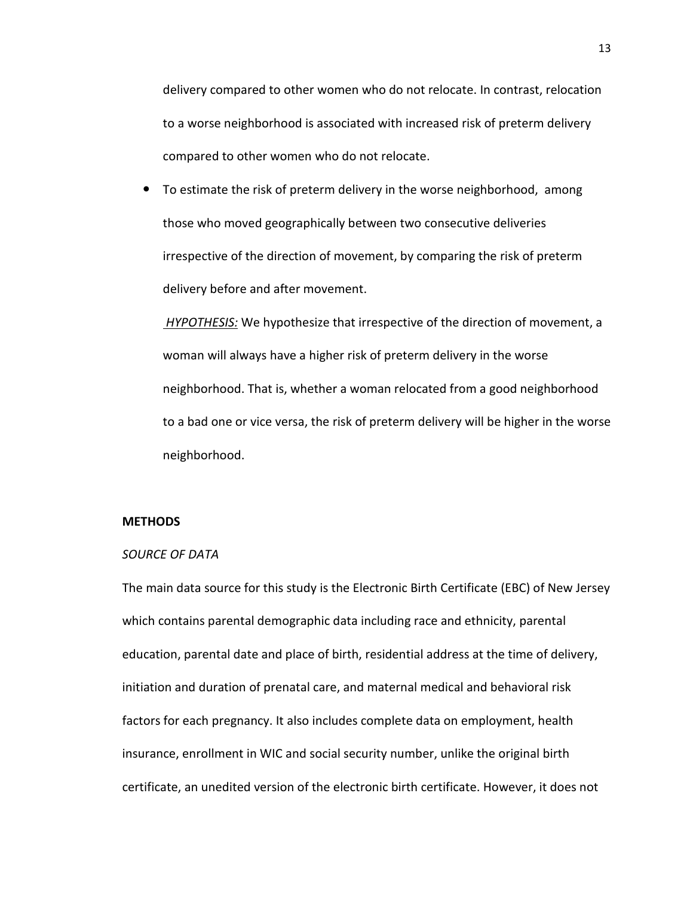delivery compared to other women who do not relocate. In contrast, relocation to a worse neighborhood is associated with increased risk of preterm delivery compared to other women who do not relocate.

- To estimate the risk of preterm delivery in the worse neighborhood, among those who moved geographically between two consecutive deliveries irrespective of the direction of movement, by comparing the risk of preterm delivery before and after movement.

  *HYPOTHESIS:* We hypothesize that irrespective of the direction of movement, a woman will always have a higher risk of preterm delivery in the worse neighborhood. That is, whether a woman relocated from a good neighborhood to a bad one or vice versa, the risk of preterm delivery will be higher in the worse neighborhood.

## METHODS

### *SOURCE OF DATA*

The main data source for this study is the Electronic Birth Certificate (EBC) of New Jersey which contains parental demographic data including race and ethnicity, parental education, parental date and place of birth, residential address at the time of delivery, initiation and duration of prenatal care, and maternal medical and behavioral risk factors for each pregnancy. It also includes complete data on employment, health insurance, enrollment in WIC and social security number, unlike the original birth certificate, an unedited version of the electronic birth certificate. However, it does not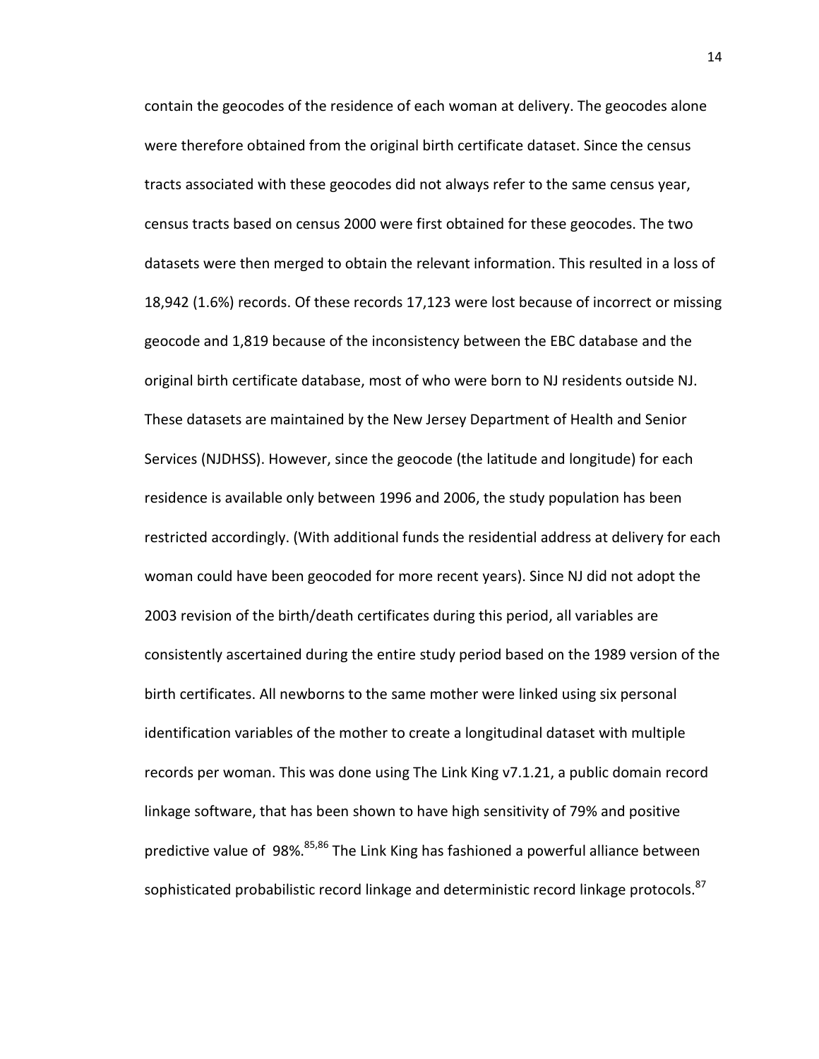contain the geocodes of the residence of each woman at delivery. The geocodes alone were therefore obtained from the original birth certificate dataset. Since the census tracts associated with these geocodes did not always refer to the same census year, census tracts based on census 2000 were first obtained for these geocodes. The two datasets were then merged to obtain the relevant information. This resulted in a loss of 18,942 (1.6%) records. Of these records 17,123 were lost because of incorrect or missing geocode and 1,819 because of the inconsistency between the EBC database and the original birth certificate database, most of who were born to NJ residents outside NJ. These datasets are maintained by the New Jersey Department of Health and Senior Services (NJDHSS). However, since the geocode (the latitude and longitude) for each residence is available only between 1996 and 2006, the study population has been restricted accordingly. (With additional funds the residential address at delivery for each woman could have been geocoded for more recent years). Since NJ did not adopt the 2003 revision of the birth/death certificates during this period, all variables are consistently ascertained during the entire study period based on the 1989 version of the birth certificates. All newborns to the same mother were linked using six personal identification variables of the mother to create a longitudinal dataset with multiple records per woman. This was done using The Link King v7.1.21, a public domain record linkage software, that has been shown to have high sensitivity of 79% and positive predictive value of 98%.[85,86] The Link King has fashioned a powerful alliance between sophisticated probabilistic record linkage and deterministic record linkage protocols.[87]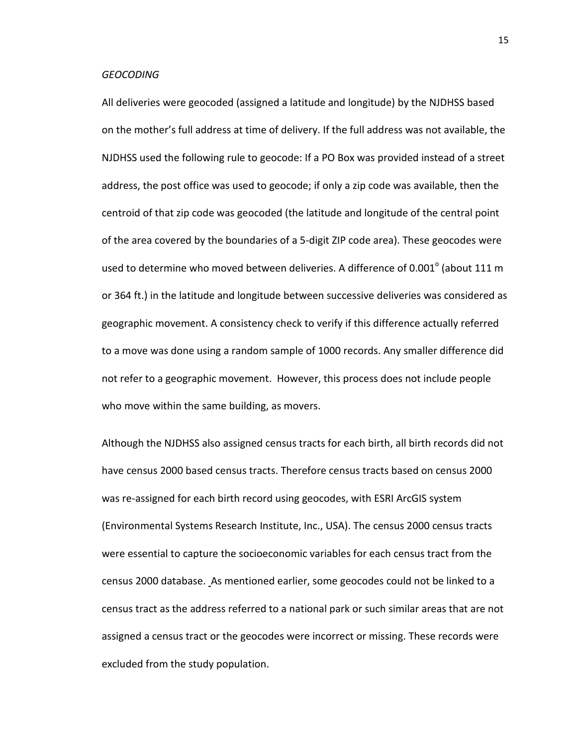*GEOCODING*

All deliveries were geocoded (assigned a latitude and longitude) by the NJDHSS based on the mother's full address at time of delivery. If the full address was not available, the NJDHSS used the following rule to geocode: If a PO Box was provided instead of a street address, the post office was used to geocode; if only a zip code was available, then the centroid of that zip code was geocoded (the latitude and longitude of the central point of the area covered by the boundaries of a 5-digit ZIP code area). These geocodes were used to determine who moved between deliveries. A difference of $0.001^{o}$ (about 111 m or 364 ft.) in the latitude and longitude between successive deliveries was considered as geographic movement. A consistency check to verify if this difference actually referred to a move was done using a random sample of 1000 records. Any smaller difference did not refer to a geographic movement. However, this process does not include people who move within the same building, as movers.

Although the NJDHSS also assigned census tracts for each birth, all birth records did not have census 2000 based census tracts. Therefore census tracts based on census 2000 was re-assigned for each birth record using geocodes, with ESRI ArcGIS system (Environmental Systems Research Institute, Inc., USA). The census 2000 census tracts were essential to capture the socioeconomic variables for each census tract from the census 2000 database. As mentioned earlier, some geocodes could not be linked to a census tract as the address referred to a national park or such similar areas that are not assigned a census tract or the geocodes were incorrect or missing. These records were excluded from the study population.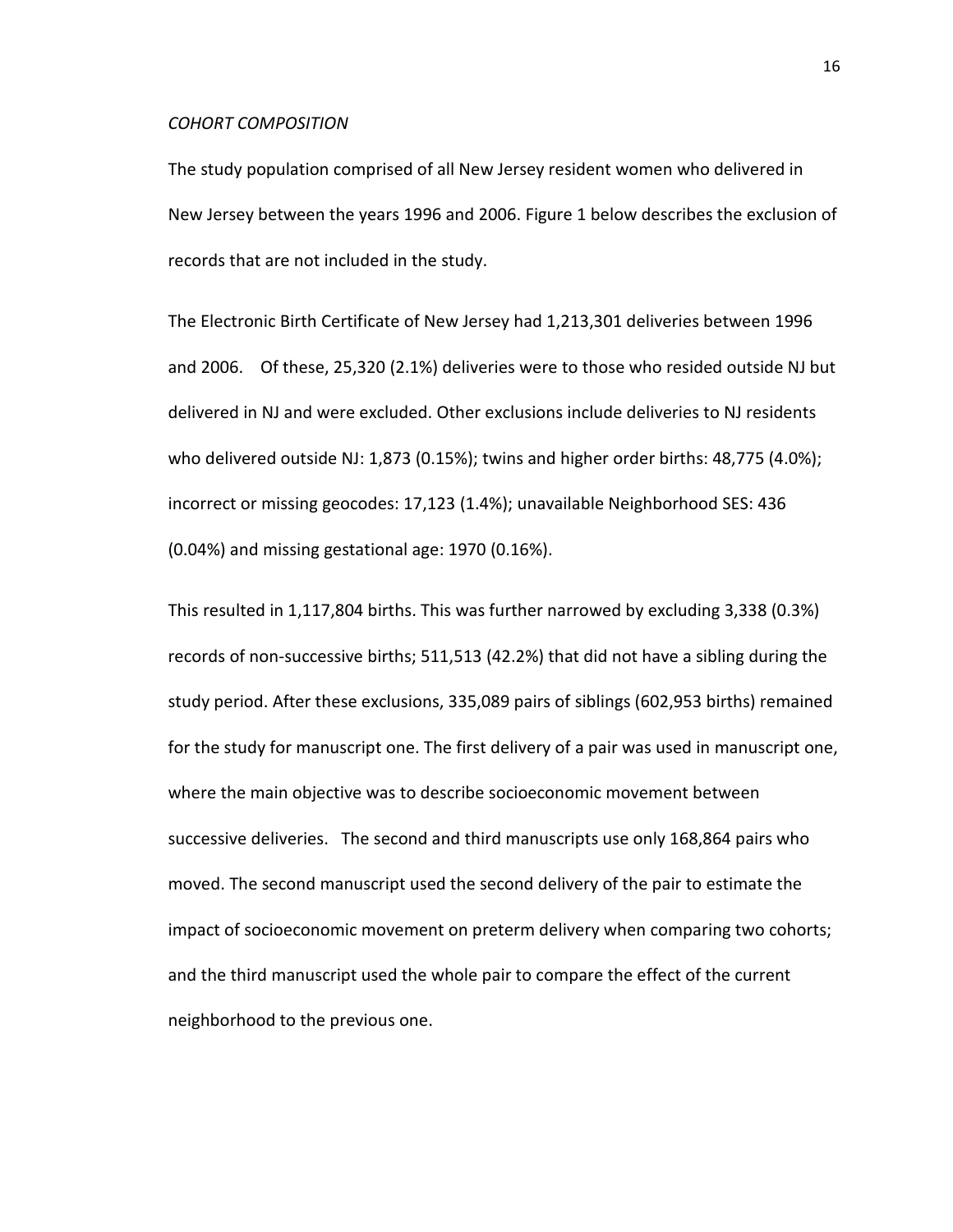*COHORT COMPOSITION*

The study population comprised of all New Jersey resident women who delivered in New Jersey between the years 1996 and 2006. Figure 1 below describes the exclusion of records that are not included in the study.

The Electronic Birth Certificate of New Jersey had 1,213,301 deliveries between 1996 and 2006. Of these, 25,320 (2.1%) deliveries were to those who resided outside NJ but delivered in NJ and were excluded. Other exclusions include deliveries to NJ residents who delivered outside NJ: 1,873 (0.15%); twins and higher order births: 48,775 (4.0%); incorrect or missing geocodes: 17,123 (1.4%); unavailable Neighborhood SES: 436 (0.04%) and missing gestational age: 1970 (0.16%).

This resulted in 1,117,804 births. This was further narrowed by excluding 3,338 (0.3%) records of non-successive births; 511,513 (42.2%) that did not have a sibling during the study period. After these exclusions, 335,089 pairs of siblings (602,953 births) remained for the study for manuscript one. The first delivery of a pair was used in manuscript one, where the main objective was to describe socioeconomic movement between successive deliveries. The second and third manuscripts use only 168,864 pairs who moved. The second manuscript used the second delivery of the pair to estimate the impact of socioeconomic movement on preterm delivery when comparing two cohorts; and the third manuscript used the whole pair to compare the effect of the current neighborhood to the previous one.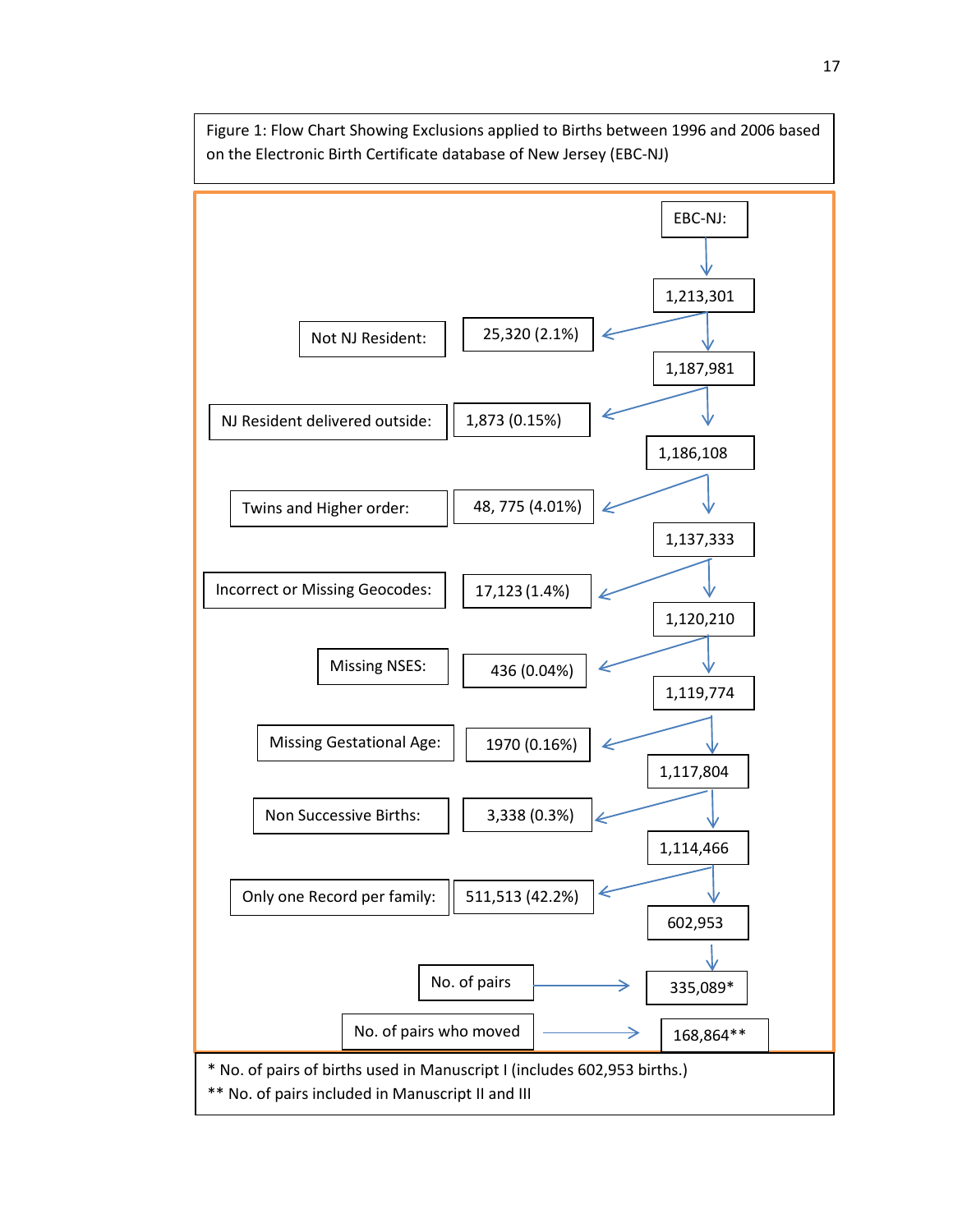Figure 1: Flow Chart Showing Exclusions applied to Births between 1996 and 2006 based on the Electronic Birth Certificate database of New Jersey (EBC-NJ)

EBC-NJ:

1,213,301

| Exclusion | Number excluded | Remaining |
|---|---|---|
| Not NJ Resident: | 25,320 (2.1%) | 1,187,981 |
| NJ Resident delivered outside: | 1,873 (0.15%) | 1,186,108 |
| Twins and Higher order: | 48, 775 (4.01%) | 1,137,333 |
| Incorrect or Missing Geocodes: | 17,123 (1.4%) | 1,120,210 |
| Missing NSES: | 436 (0.04%) | 1,119,774 |
| Missing Gestational Age: | 1970 (0.16%) | 1,117,804 |
| Non Successive Births: | 3,338 (0.3%) | 1,114,466 |
| Only one Record per family: | 511,513 (42.2%) | 602,953 |

No. of pairs → 335,089*

No. of pairs who moved → 168,864**

\* No. of pairs of births used in Manuscript I (includes 602,953 births.)

\*\* No. of pairs included in Manuscript II and III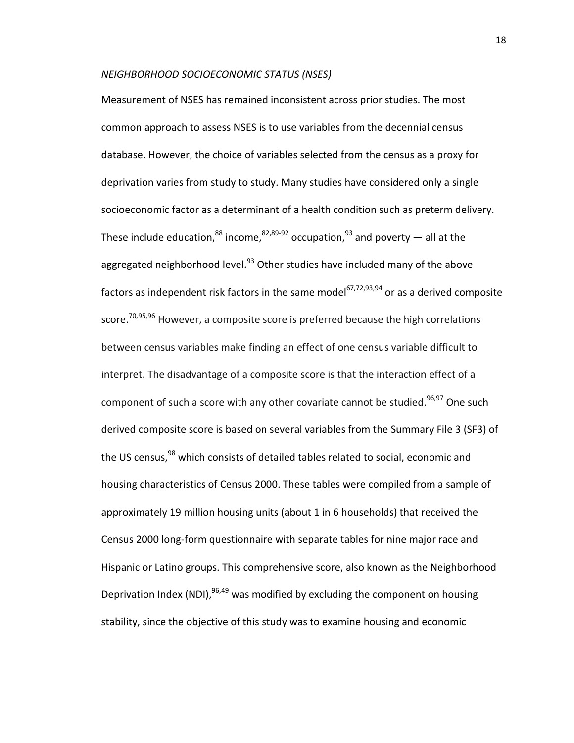*NEIGHBORHOOD SOCIOECONOMIC STATUS (NSES)*

Measurement of NSES has remained inconsistent across prior studies. The most common approach to assess NSES is to use variables from the decennial census database. However, the choice of variables selected from the census as a proxy for deprivation varies from study to study. Many studies have considered only a single socioeconomic factor as a determinant of a health condition such as preterm delivery. These include education,[88] income,[82,89-92] occupation,[93] and poverty — all at the aggregated neighborhood level.[93] Other studies have included many of the above factors as independent risk factors in the same model[67,72,93,94] or as a derived composite score.[70,95,96] However, a composite score is preferred because the high correlations between census variables make finding an effect of one census variable difficult to interpret. The disadvantage of a composite score is that the interaction effect of a component of such a score with any other covariate cannot be studied.[96,97] One such derived composite score is based on several variables from the Summary File 3 (SF3) of the US census,[98] which consists of detailed tables related to social, economic and housing characteristics of Census 2000. These tables were compiled from a sample of approximately 19 million housing units (about 1 in 6 households) that received the Census 2000 long-form questionnaire with separate tables for nine major race and Hispanic or Latino groups. This comprehensive score, also known as the Neighborhood Deprivation Index (NDI),[96,49] was modified by excluding the component on housing stability, since the objective of this study was to examine housing and economic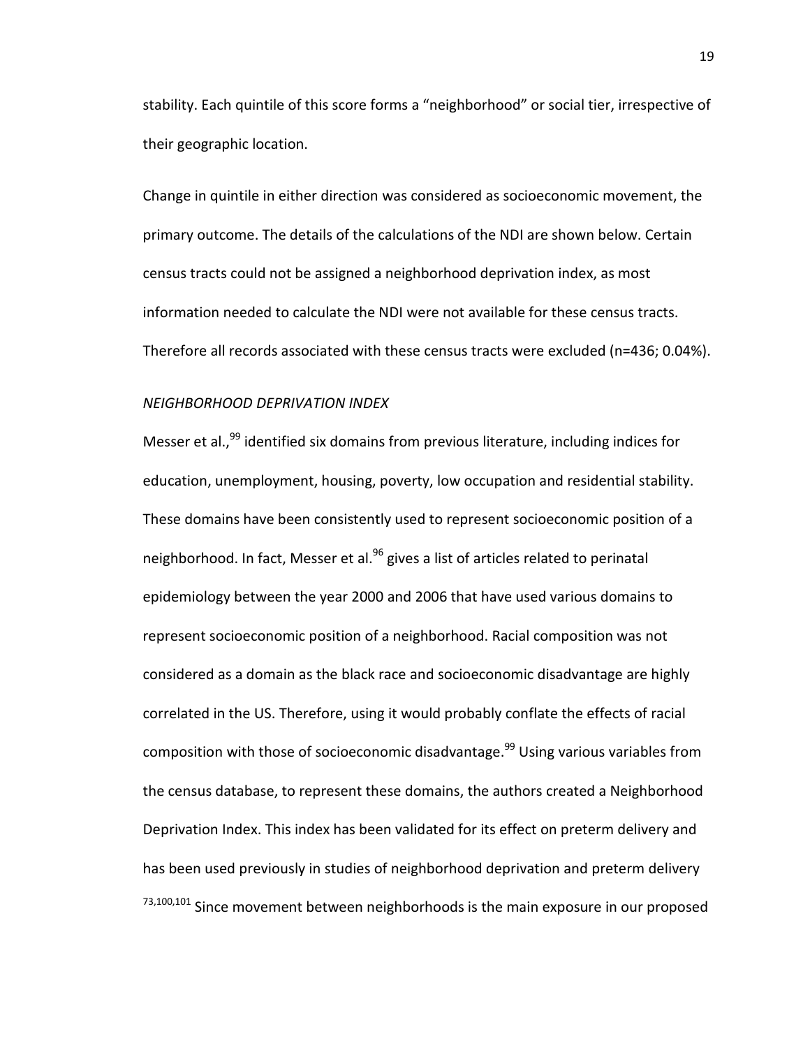stability. Each quintile of this score forms a "neighborhood" or social tier, irrespective of their geographic location.

Change in quintile in either direction was considered as socioeconomic movement, the primary outcome. The details of the calculations of the NDI are shown below. Certain census tracts could not be assigned a neighborhood deprivation index, as most information needed to calculate the NDI were not available for these census tracts. Therefore all records associated with these census tracts were excluded (n=436; 0.04%).

*NEIGHBORHOOD DEPRIVATION INDEX*

Messer et al.,[99] identified six domains from previous literature, including indices for education, unemployment, housing, poverty, low occupation and residential stability. These domains have been consistently used to represent socioeconomic position of a neighborhood. In fact, Messer et al.[96] gives a list of articles related to perinatal epidemiology between the year 2000 and 2006 that have used various domains to represent socioeconomic position of a neighborhood. Racial composition was not considered as a domain as the black race and socioeconomic disadvantage are highly correlated in the US. Therefore, using it would probably conflate the effects of racial composition with those of socioeconomic disadvantage.[99] Using various variables from the census database, to represent these domains, the authors created a Neighborhood Deprivation Index. This index has been validated for its effect on preterm delivery and has been used previously in studies of neighborhood deprivation and preterm delivery [73,100,101] Since movement between neighborhoods is the main exposure in our proposed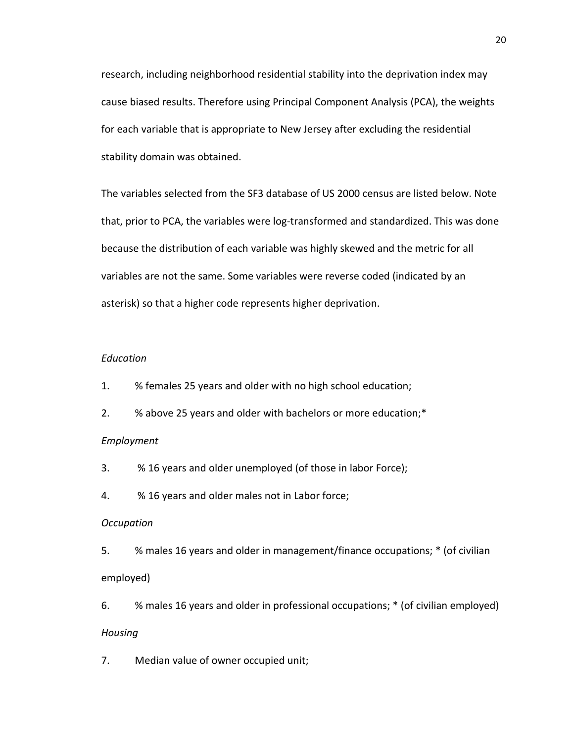research, including neighborhood residential stability into the deprivation index may cause biased results. Therefore using Principal Component Analysis (PCA), the weights for each variable that is appropriate to New Jersey after excluding the residential stability domain was obtained.

The variables selected from the SF3 database of US 2000 census are listed below. Note that, prior to PCA, the variables were log-transformed and standardized. This was done because the distribution of each variable was highly skewed and the metric for all variables are not the same. Some variables were reverse coded (indicated by an asterisk) so that a higher code represents higher deprivation.

*Education*

1. % females 25 years and older with no high school education;
2. % above 25 years and older with bachelors or more education;*

*Employment*

3. % 16 years and older unemployed (of those in labor Force);
4. % 16 years and older males not in Labor force;

*Occupation*

5. % males 16 years and older in management/finance occupations; * (of civilian employed)
6. % males 16 years and older in professional occupations; * (of civilian employed)

*Housing*

7. Median value of owner occupied unit;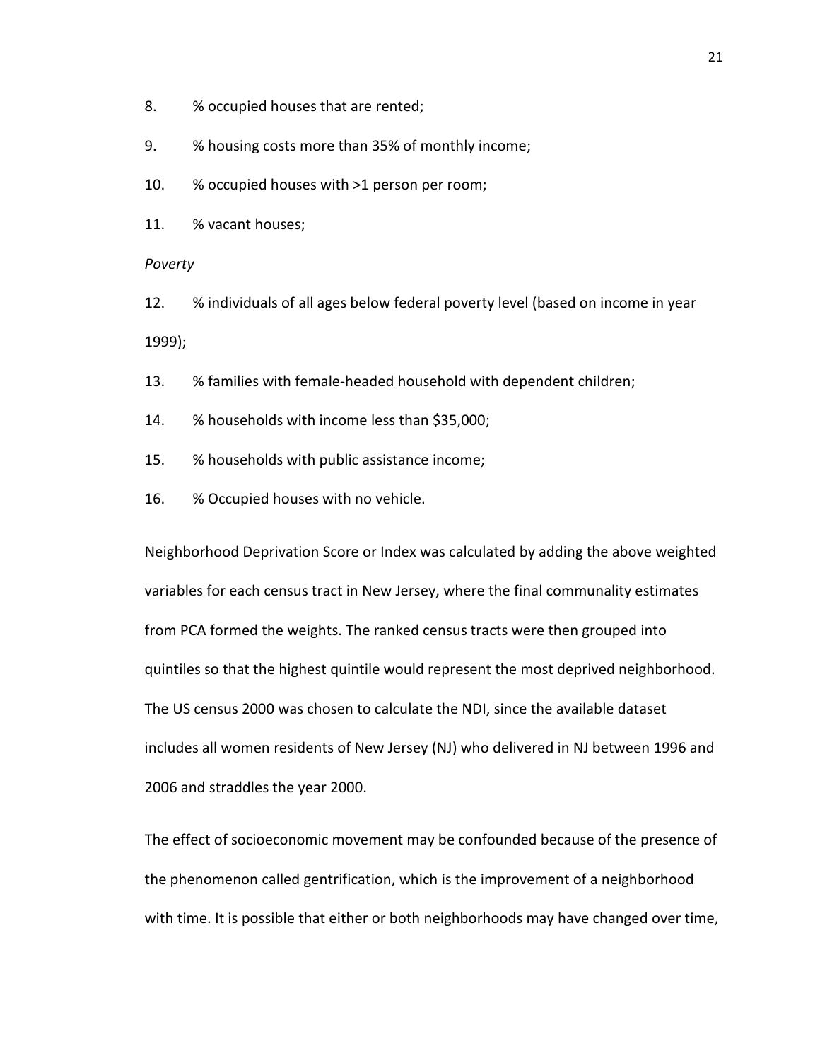8. % occupied houses that are rented;
9. % housing costs more than 35% of monthly income;
10. % occupied houses with >1 person per room;
11. % vacant houses;

*Poverty*

12. % individuals of all ages below federal poverty level (based on income in year 1999);
13. % families with female-headed household with dependent children;
14. % households with income less than $35,000;
15. % households with public assistance income;
16. % Occupied houses with no vehicle.

Neighborhood Deprivation Score or Index was calculated by adding the above weighted variables for each census tract in New Jersey, where the final communality estimates from PCA formed the weights. The ranked census tracts were then grouped into quintiles so that the highest quintile would represent the most deprived neighborhood. The US census 2000 was chosen to calculate the NDI, since the available dataset includes all women residents of New Jersey (NJ) who delivered in NJ between 1996 and 2006 and straddles the year 2000.

The effect of socioeconomic movement may be confounded because of the presence of the phenomenon called gentrification, which is the improvement of a neighborhood with time. It is possible that either or both neighborhoods may have changed over time,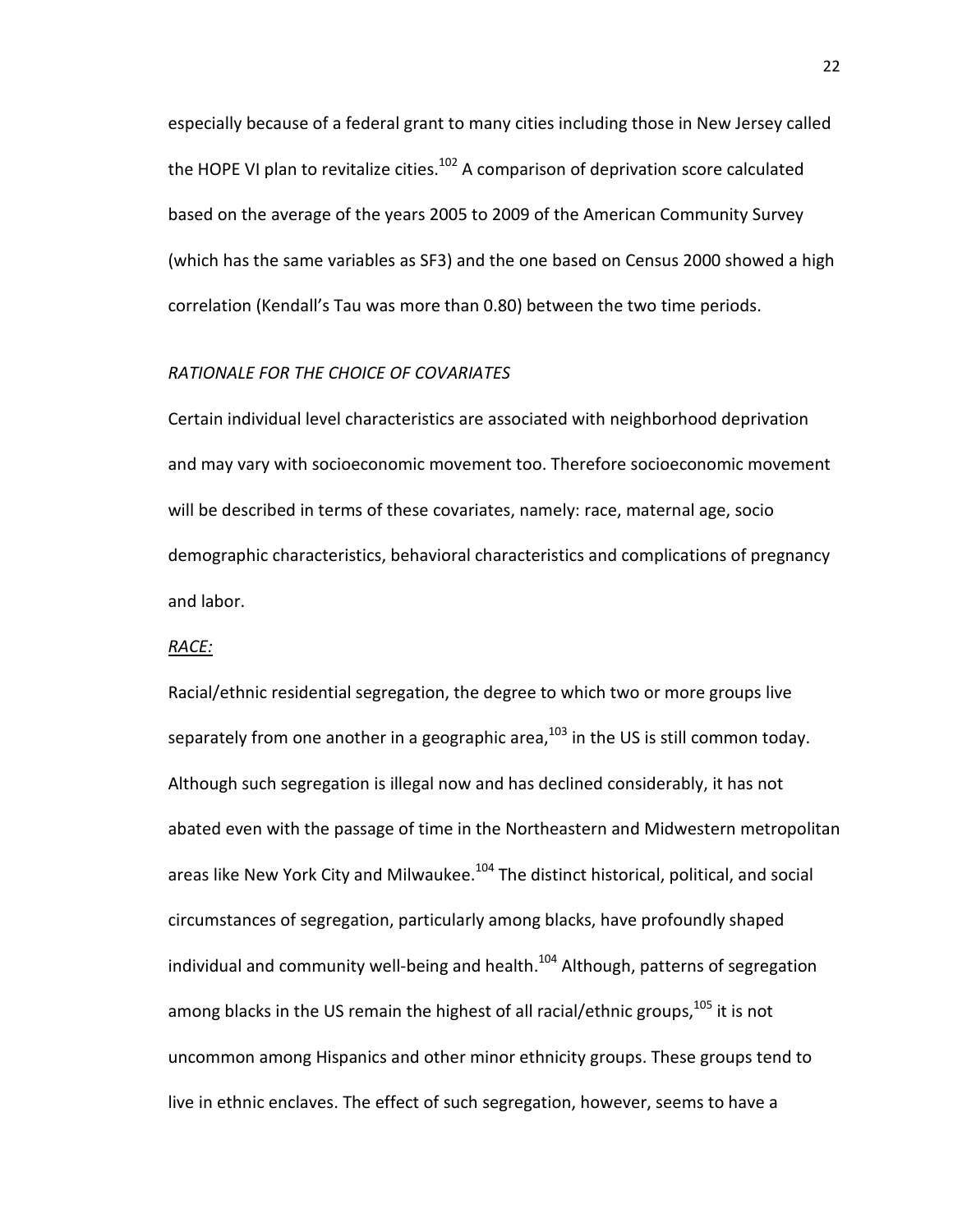especially because of a federal grant to many cities including those in New Jersey called the HOPE VI plan to revitalize cities.[102] A comparison of deprivation score calculated based on the average of the years 2005 to 2009 of the American Community Survey (which has the same variables as SF3) and the one based on Census 2000 showed a high correlation (Kendall's Tau was more than 0.80) between the two time periods.

*RATIONALE FOR THE CHOICE OF COVARIATES*

Certain individual level characteristics are associated with neighborhood deprivation and may vary with socioeconomic movement too. Therefore socioeconomic movement will be described in terms of these covariates, namely: race, maternal age, socio demographic characteristics, behavioral characteristics and complications of pregnancy and labor.

*RACE:*

Racial/ethnic residential segregation, the degree to which two or more groups live separately from one another in a geographic area,[103] in the US is still common today. Although such segregation is illegal now and has declined considerably, it has not abated even with the passage of time in the Northeastern and Midwestern metropolitan areas like New York City and Milwaukee.[104] The distinct historical, political, and social circumstances of segregation, particularly among blacks, have profoundly shaped individual and community well-being and health.[104] Although, patterns of segregation among blacks in the US remain the highest of all racial/ethnic groups,[105] it is not uncommon among Hispanics and other minor ethnicity groups. These groups tend to live in ethnic enclaves. The effect of such segregation, however, seems to have a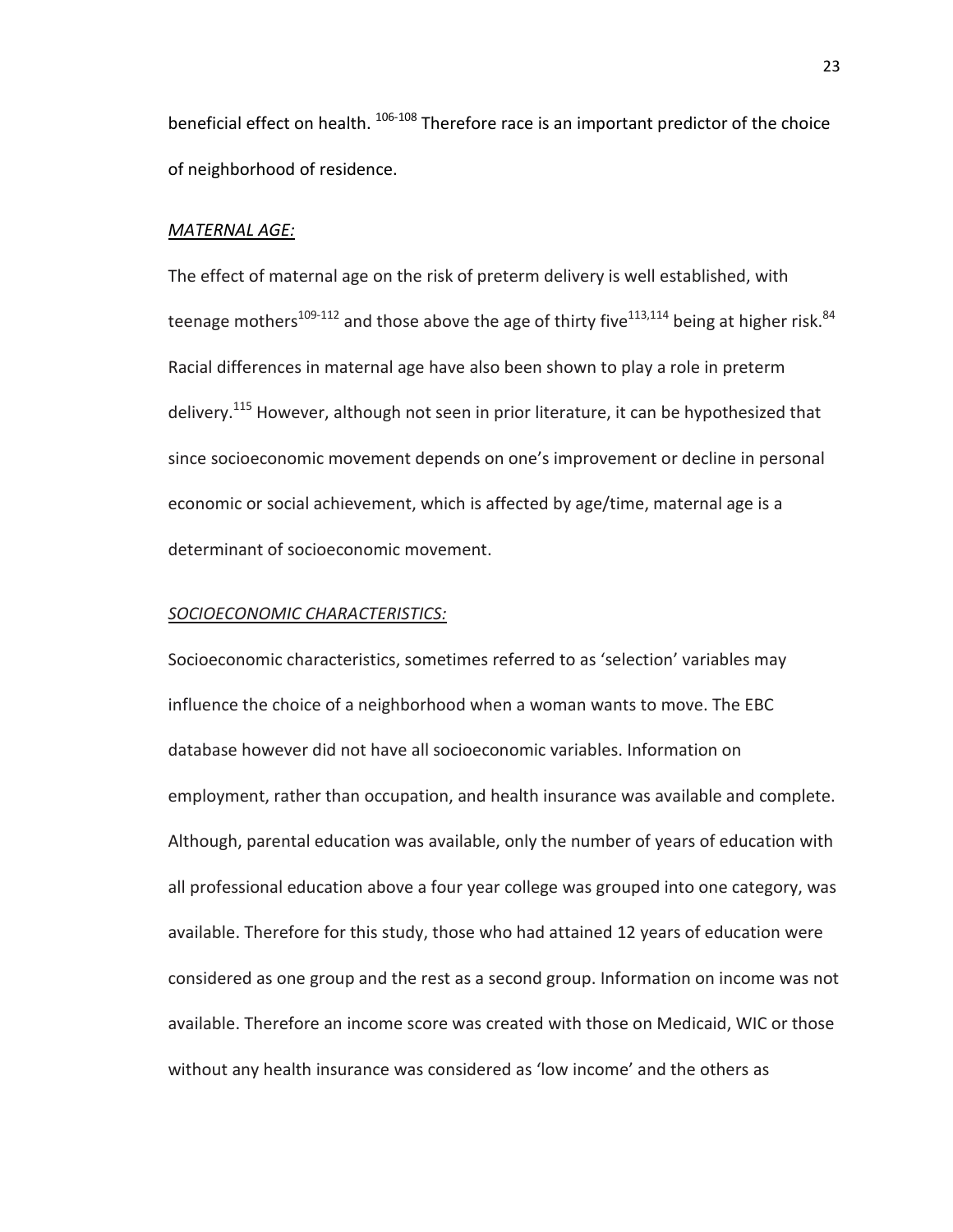beneficial effect on health. [106-108] Therefore race is an important predictor of the choice of neighborhood of residence.

*MATERNAL AGE:*

The effect of maternal age on the risk of preterm delivery is well established, with teenage mothers[109-112] and those above the age of thirty five[113,114] being at higher risk.[84] Racial differences in maternal age have also been shown to play a role in preterm delivery.[115] However, although not seen in prior literature, it can be hypothesized that since socioeconomic movement depends on one's improvement or decline in personal economic or social achievement, which is affected by age/time, maternal age is a determinant of socioeconomic movement.

*SOCIOECONOMIC CHARACTERISTICS:*

Socioeconomic characteristics, sometimes referred to as 'selection' variables may influence the choice of a neighborhood when a woman wants to move. The EBC database however did not have all socioeconomic variables. Information on employment, rather than occupation, and health insurance was available and complete. Although, parental education was available, only the number of years of education with all professional education above a four year college was grouped into one category, was available. Therefore for this study, those who had attained 12 years of education were considered as one group and the rest as a second group. Information on income was not available. Therefore an income score was created with those on Medicaid, WIC or those without any health insurance was considered as 'low income' and the others as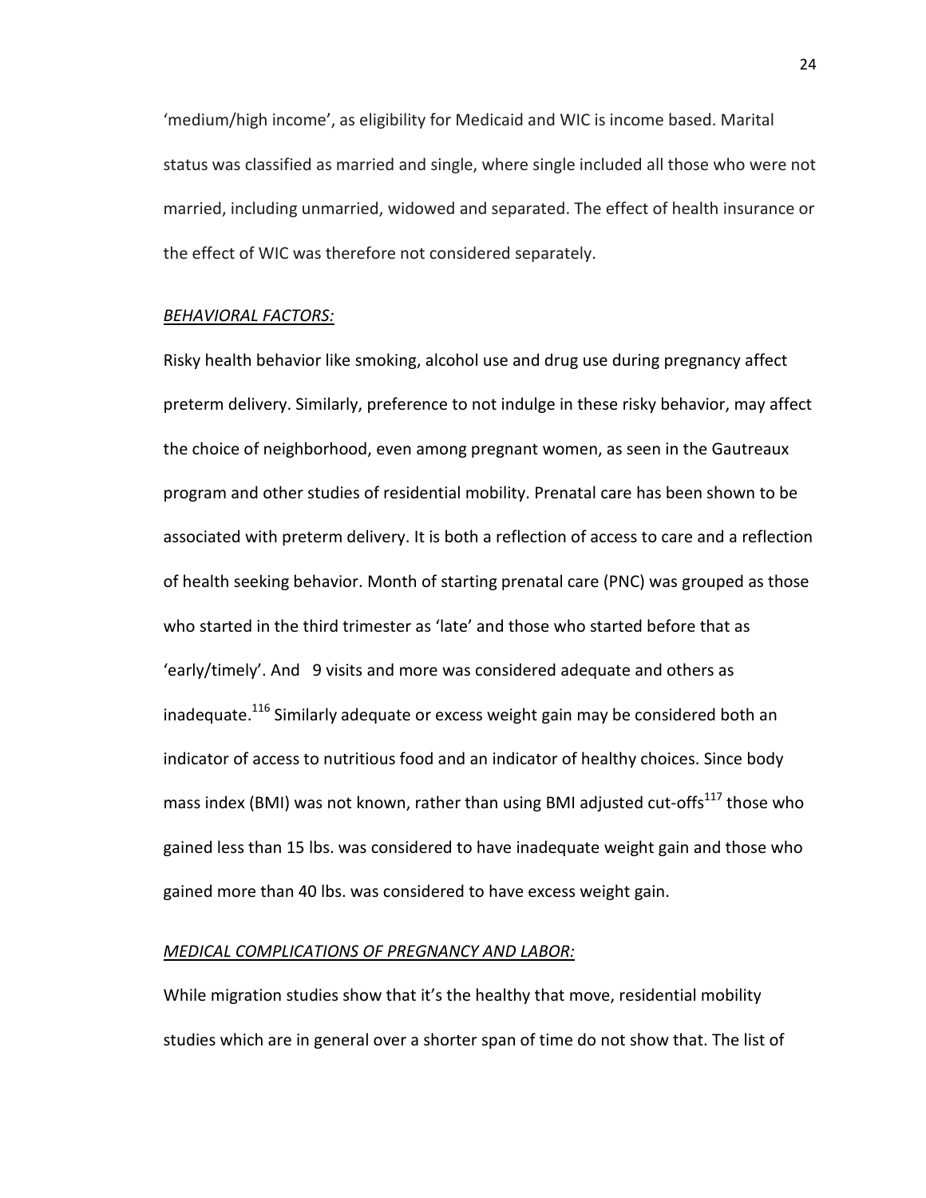'medium/high income', as eligibility for Medicaid and WIC is income based. Marital status was classified as married and single, where single included all those who were not married, including unmarried, widowed and separated. The effect of health insurance or the effect of WIC was therefore not considered separately.

*BEHAVIORAL FACTORS:*

Risky health behavior like smoking, alcohol use and drug use during pregnancy affect preterm delivery. Similarly, preference to not indulge in these risky behavior, may affect the choice of neighborhood, even among pregnant women, as seen in the Gautreaux program and other studies of residential mobility. Prenatal care has been shown to be associated with preterm delivery. It is both a reflection of access to care and a reflection of health seeking behavior. Month of starting prenatal care (PNC) was grouped as those who started in the third trimester as 'late' and those who started before that as 'early/timely'. And 9 visits and more was considered adequate and others as inadequate.[116] Similarly adequate or excess weight gain may be considered both an indicator of access to nutritious food and an indicator of healthy choices. Since body mass index (BMI) was not known, rather than using BMI adjusted cut-offs[117] those who gained less than 15 lbs. was considered to have inadequate weight gain and those who gained more than 40 lbs. was considered to have excess weight gain.

*MEDICAL COMPLICATIONS OF PREGNANCY AND LABOR:*

While migration studies show that it's the healthy that move, residential mobility studies which are in general over a shorter span of time do not show that. The list of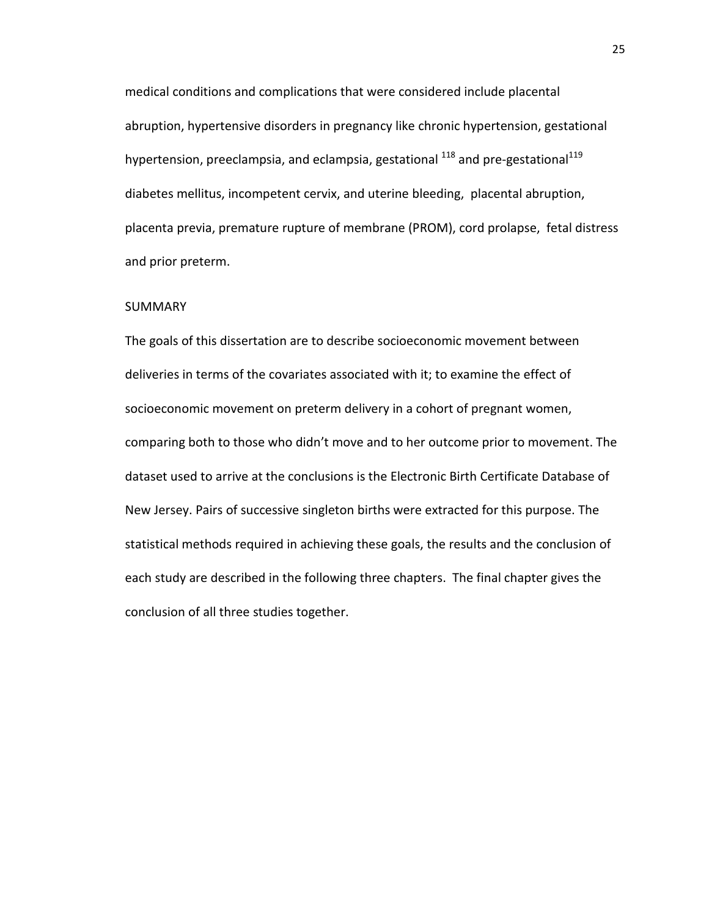medical conditions and complications that were considered include placental abruption, hypertensive disorders in pregnancy like chronic hypertension, gestational hypertension, preeclampsia, and eclampsia, gestational [118] and pre-gestational[119] diabetes mellitus, incompetent cervix, and uterine bleeding, placental abruption, placenta previa, premature rupture of membrane (PROM), cord prolapse, fetal distress and prior preterm.

## SUMMARY

The goals of this dissertation are to describe socioeconomic movement between deliveries in terms of the covariates associated with it; to examine the effect of socioeconomic movement on preterm delivery in a cohort of pregnant women, comparing both to those who didn't move and to her outcome prior to movement. The dataset used to arrive at the conclusions is the Electronic Birth Certificate Database of New Jersey. Pairs of successive singleton births were extracted for this purpose. The statistical methods required in achieving these goals, the results and the conclusion of each study are described in the following three chapters. The final chapter gives the conclusion of all three studies together.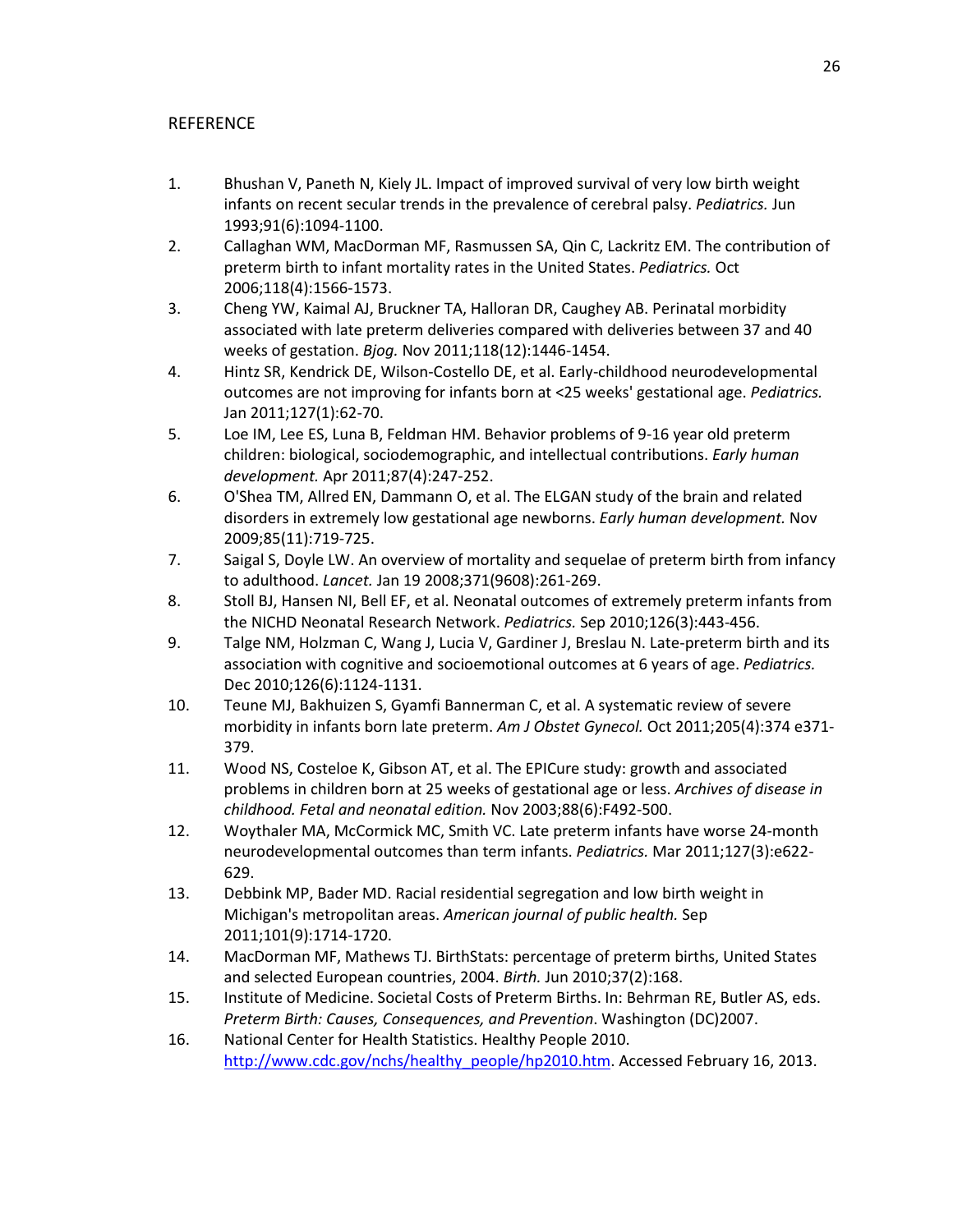## REFERENCE

1. Bhushan V, Paneth N, Kiely JL. Impact of improved survival of very low birth weight infants on recent secular trends in the prevalence of cerebral palsy. *Pediatrics.* Jun 1993;91(6):1094-1100.
2. Callaghan WM, MacDorman MF, Rasmussen SA, Qin C, Lackritz EM. The contribution of preterm birth to infant mortality rates in the United States. *Pediatrics.* Oct 2006;118(4):1566-1573.
3. Cheng YW, Kaimal AJ, Bruckner TA, Halloran DR, Caughey AB. Perinatal morbidity associated with late preterm deliveries compared with deliveries between 37 and 40 weeks of gestation. *Bjog.* Nov 2011;118(12):1446-1454.
4. Hintz SR, Kendrick DE, Wilson-Costello DE, et al. Early-childhood neurodevelopmental outcomes are not improving for infants born at <25 weeks' gestational age. *Pediatrics.* Jan 2011;127(1):62-70.
5. Loe IM, Lee ES, Luna B, Feldman HM. Behavior problems of 9-16 year old preterm children: biological, sociodemographic, and intellectual contributions. *Early human development.* Apr 2011;87(4):247-252.
6. O'Shea TM, Allred EN, Dammann O, et al. The ELGAN study of the brain and related disorders in extremely low gestational age newborns. *Early human development.* Nov 2009;85(11):719-725.
7. Saigal S, Doyle LW. An overview of mortality and sequelae of preterm birth from infancy to adulthood. *Lancet.* Jan 19 2008;371(9608):261-269.
8. Stoll BJ, Hansen NI, Bell EF, et al. Neonatal outcomes of extremely preterm infants from the NICHD Neonatal Research Network. *Pediatrics.* Sep 2010;126(3):443-456.
9. Talge NM, Holzman C, Wang J, Lucia V, Gardiner J, Breslau N. Late-preterm birth and its association with cognitive and socioemotional outcomes at 6 years of age. *Pediatrics.* Dec 2010;126(6):1124-1131.
10. Teune MJ, Bakhuizen S, Gyamfi Bannerman C, et al. A systematic review of severe morbidity in infants born late preterm. *Am J Obstet Gynecol.* Oct 2011;205(4):374 e371-379.
11. Wood NS, Costeloe K, Gibson AT, et al. The EPICure study: growth and associated problems in children born at 25 weeks of gestational age or less. *Archives of disease in childhood. Fetal and neonatal edition.* Nov 2003;88(6):F492-500.
12. Woythaler MA, McCormick MC, Smith VC. Late preterm infants have worse 24-month neurodevelopmental outcomes than term infants. *Pediatrics.* Mar 2011;127(3):e622-629.
13. Debbink MP, Bader MD. Racial residential segregation and low birth weight in Michigan's metropolitan areas. *American journal of public health.* Sep 2011;101(9):1714-1720.
14. MacDorman MF, Mathews TJ. BirthStats: percentage of preterm births, United States and selected European countries, 2004. *Birth.* Jun 2010;37(2):168.
15. Institute of Medicine. Societal Costs of Preterm Births. In: Behrman RE, Butler AS, eds. *Preterm Birth: Causes, Consequences, and Prevention*. Washington (DC)2007.
16. National Center for Health Statistics. Healthy People 2010. http://www.cdc.gov/nchs/healthy_people/hp2010.htm. Accessed February 16, 2013.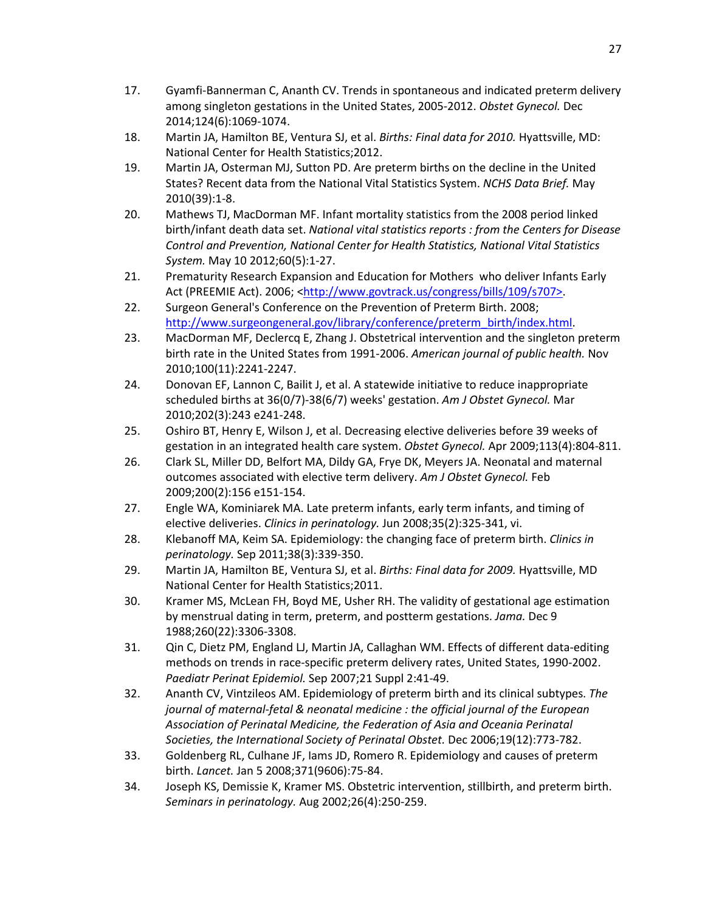17. Gyamfi-Bannerman C, Ananth CV. Trends in spontaneous and indicated preterm delivery among singleton gestations in the United States, 2005-2012. *Obstet Gynecol.* Dec 2014;124(6):1069-1074.
18. Martin JA, Hamilton BE, Ventura SJ, et al. *Births: Final data for 2010.* Hyattsville, MD: National Center for Health Statistics;2012.
19. Martin JA, Osterman MJ, Sutton PD. Are preterm births on the decline in the United States? Recent data from the National Vital Statistics System. *NCHS Data Brief.* May 2010(39):1-8.
20. Mathews TJ, MacDorman MF. Infant mortality statistics from the 2008 period linked birth/infant death data set. *National vital statistics reports : from the Centers for Disease Control and Prevention, National Center for Health Statistics, National Vital Statistics System.* May 10 2012;60(5):1-27.
21. Prematurity Research Expansion and Education for Mothers who deliver Infants Early Act (PREEMIE Act). 2006; <http://www.govtrack.us/congress/bills/109/s707>.
22. Surgeon General's Conference on the Prevention of Preterm Birth. 2008; http://www.surgeongeneral.gov/library/conference/preterm_birth/index.html.
23. MacDorman MF, Declercq E, Zhang J. Obstetrical intervention and the singleton preterm birth rate in the United States from 1991-2006. *American journal of public health.* Nov 2010;100(11):2241-2247.
24. Donovan EF, Lannon C, Bailit J, et al. A statewide initiative to reduce inappropriate scheduled births at 36(0/7)-38(6/7) weeks' gestation. *Am J Obstet Gynecol.* Mar 2010;202(3):243 e241-248.
25. Oshiro BT, Henry E, Wilson J, et al. Decreasing elective deliveries before 39 weeks of gestation in an integrated health care system. *Obstet Gynecol.* Apr 2009;113(4):804-811.
26. Clark SL, Miller DD, Belfort MA, Dildy GA, Frye DK, Meyers JA. Neonatal and maternal outcomes associated with elective term delivery. *Am J Obstet Gynecol.* Feb 2009;200(2):156 e151-154.
27. Engle WA, Kominiarek MA. Late preterm infants, early term infants, and timing of elective deliveries. *Clinics in perinatology.* Jun 2008;35(2):325-341, vi.
28. Klebanoff MA, Keim SA. Epidemiology: the changing face of preterm birth. *Clinics in perinatology.* Sep 2011;38(3):339-350.
29. Martin JA, Hamilton BE, Ventura SJ, et al. *Births: Final data for 2009.* Hyattsville, MD National Center for Health Statistics;2011.
30. Kramer MS, McLean FH, Boyd ME, Usher RH. The validity of gestational age estimation by menstrual dating in term, preterm, and postterm gestations. *Jama.* Dec 9 1988;260(22):3306-3308.
31. Qin C, Dietz PM, England LJ, Martin JA, Callaghan WM. Effects of different data-editing methods on trends in race-specific preterm delivery rates, United States, 1990-2002. *Paediatr Perinat Epidemiol.* Sep 2007;21 Suppl 2:41-49.
32. Ananth CV, Vintzileos AM. Epidemiology of preterm birth and its clinical subtypes. *The journal of maternal-fetal & neonatal medicine : the official journal of the European Association of Perinatal Medicine, the Federation of Asia and Oceania Perinatal Societies, the International Society of Perinatal Obstet.* Dec 2006;19(12):773-782.
33. Goldenberg RL, Culhane JF, Iams JD, Romero R. Epidemiology and causes of preterm birth. *Lancet.* Jan 5 2008;371(9606):75-84.
34. Joseph KS, Demissie K, Kramer MS. Obstetric intervention, stillbirth, and preterm birth. *Seminars in perinatology.* Aug 2002;26(4):250-259.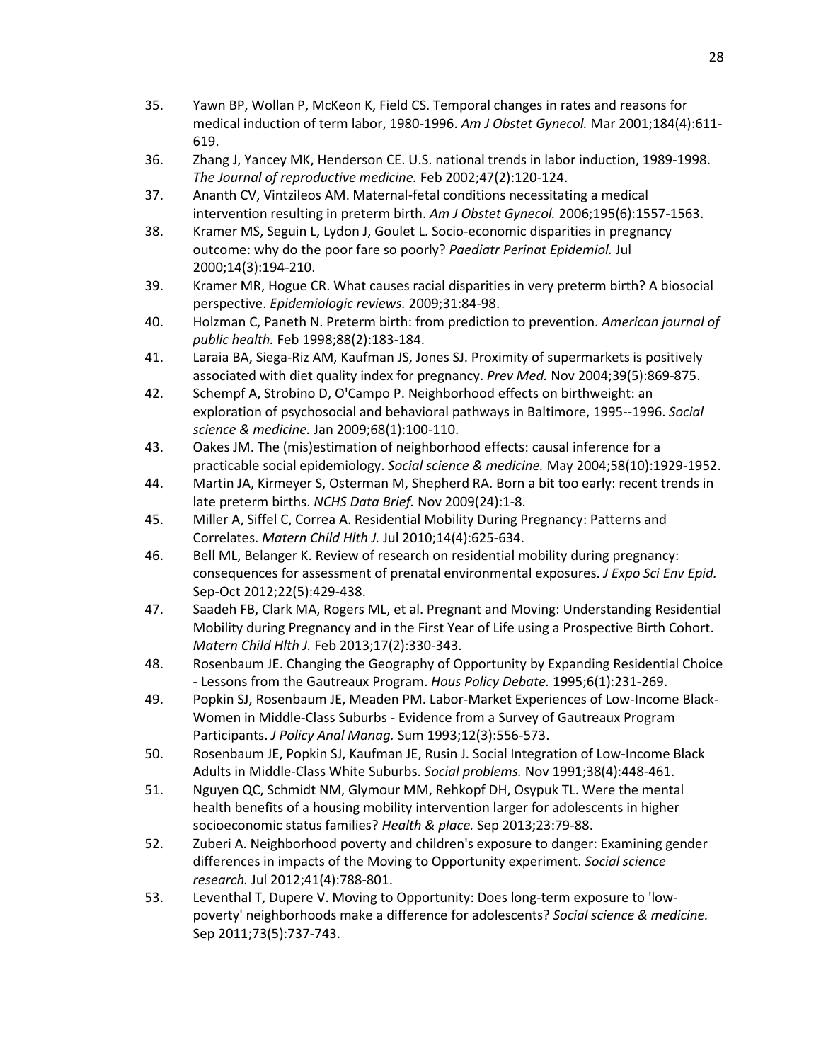35. Yawn BP, Wollan P, McKeon K, Field CS. Temporal changes in rates and reasons for medical induction of term labor, 1980-1996. *Am J Obstet Gynecol.* Mar 2001;184(4):611-619.
36. Zhang J, Yancey MK, Henderson CE. U.S. national trends in labor induction, 1989-1998. *The Journal of reproductive medicine.* Feb 2002;47(2):120-124.
37. Ananth CV, Vintzileos AM. Maternal-fetal conditions necessitating a medical intervention resulting in preterm birth. *Am J Obstet Gynecol.* 2006;195(6):1557-1563.
38. Kramer MS, Seguin L, Lydon J, Goulet L. Socio-economic disparities in pregnancy outcome: why do the poor fare so poorly? *Paediatr Perinat Epidemiol.* Jul 2000;14(3):194-210.
39. Kramer MR, Hogue CR. What causes racial disparities in very preterm birth? A biosocial perspective. *Epidemiologic reviews.* 2009;31:84-98.
40. Holzman C, Paneth N. Preterm birth: from prediction to prevention. *American journal of public health.* Feb 1998;88(2):183-184.
41. Laraia BA, Siega-Riz AM, Kaufman JS, Jones SJ. Proximity of supermarkets is positively associated with diet quality index for pregnancy. *Prev Med.* Nov 2004;39(5):869-875.
42. Schempf A, Strobino D, O'Campo P. Neighborhood effects on birthweight: an exploration of psychosocial and behavioral pathways in Baltimore, 1995--1996. *Social science & medicine.* Jan 2009;68(1):100-110.
43. Oakes JM. The (mis)estimation of neighborhood effects: causal inference for a practicable social epidemiology. *Social science & medicine.* May 2004;58(10):1929-1952.
44. Martin JA, Kirmeyer S, Osterman M, Shepherd RA. Born a bit too early: recent trends in late preterm births. *NCHS Data Brief.* Nov 2009(24):1-8.
45. Miller A, Siffel C, Correa A. Residential Mobility During Pregnancy: Patterns and Correlates. *Matern Child Hlth J.* Jul 2010;14(4):625-634.
46. Bell ML, Belanger K. Review of research on residential mobility during pregnancy: consequences for assessment of prenatal environmental exposures. *J Expo Sci Env Epid.* Sep-Oct 2012;22(5):429-438.
47. Saadeh FB, Clark MA, Rogers ML, et al. Pregnant and Moving: Understanding Residential Mobility during Pregnancy and in the First Year of Life using a Prospective Birth Cohort. *Matern Child Hlth J.* Feb 2013;17(2):330-343.
48. Rosenbaum JE. Changing the Geography of Opportunity by Expanding Residential Choice - Lessons from the Gautreaux Program. *Hous Policy Debate.* 1995;6(1):231-269.
49. Popkin SJ, Rosenbaum JE, Meaden PM. Labor-Market Experiences of Low-Income Black-Women in Middle-Class Suburbs - Evidence from a Survey of Gautreaux Program Participants. *J Policy Anal Manag.* Sum 1993;12(3):556-573.
50. Rosenbaum JE, Popkin SJ, Kaufman JE, Rusin J. Social Integration of Low-Income Black Adults in Middle-Class White Suburbs. *Social problems.* Nov 1991;38(4):448-461.
51. Nguyen QC, Schmidt NM, Glymour MM, Rehkopf DH, Osypuk TL. Were the mental health benefits of a housing mobility intervention larger for adolescents in higher socioeconomic status families? *Health & place.* Sep 2013;23:79-88.
52. Zuberi A. Neighborhood poverty and children's exposure to danger: Examining gender differences in impacts of the Moving to Opportunity experiment. *Social science research.* Jul 2012;41(4):788-801.
53. Leventhal T, Dupere V. Moving to Opportunity: Does long-term exposure to 'low-poverty' neighborhoods make a difference for adolescents? *Social science & medicine.* Sep 2011;73(5):737-743.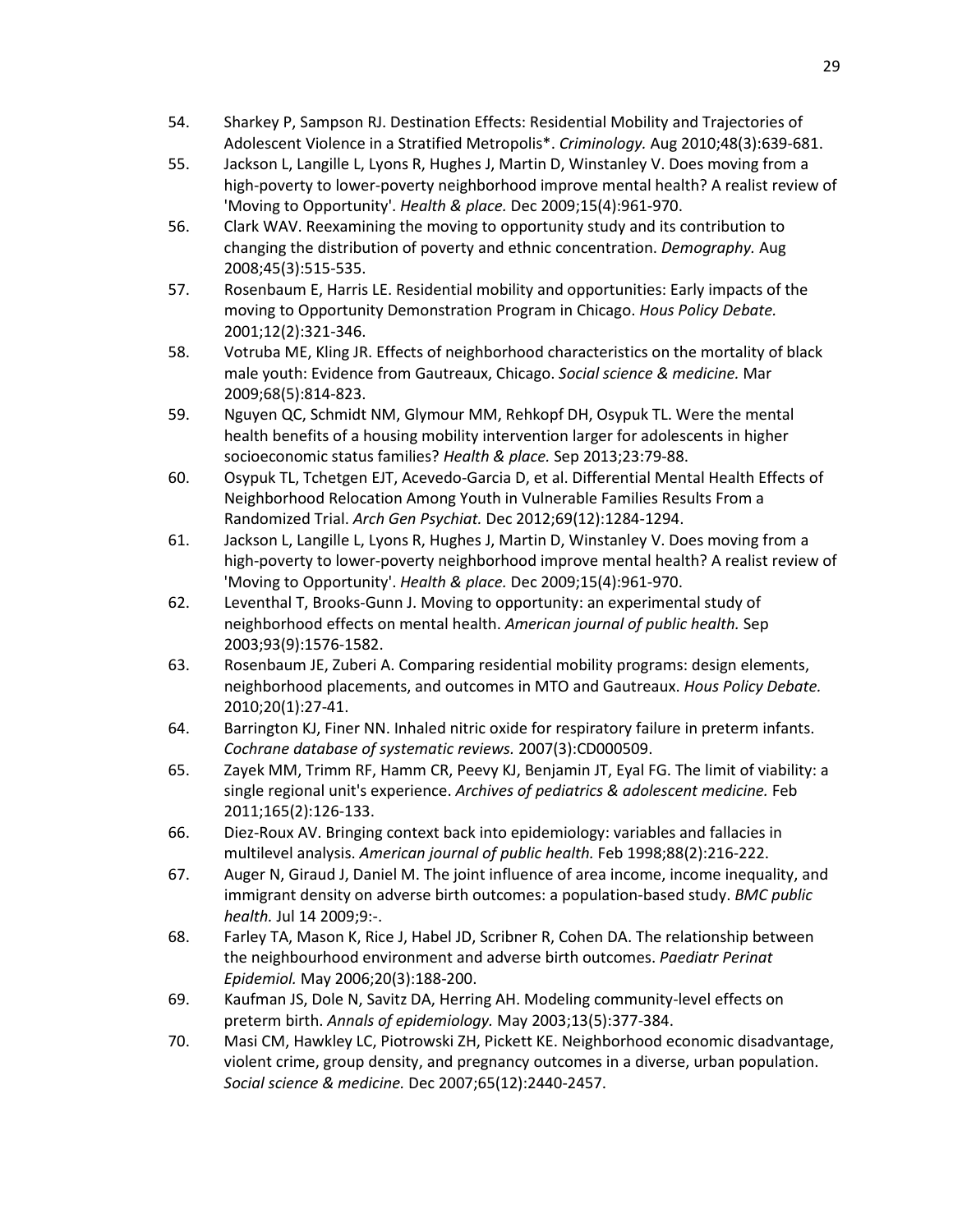54. Sharkey P, Sampson RJ. Destination Effects: Residential Mobility and Trajectories of Adolescent Violence in a Stratified Metropolis*. *Criminology.* Aug 2010;48(3):639-681.
55. Jackson L, Langille L, Lyons R, Hughes J, Martin D, Winstanley V. Does moving from a high-poverty to lower-poverty neighborhood improve mental health? A realist review of 'Moving to Opportunity'. *Health & place.* Dec 2009;15(4):961-970.
56. Clark WAV. Reexamining the moving to opportunity study and its contribution to changing the distribution of poverty and ethnic concentration. *Demography.* Aug 2008;45(3):515-535.
57. Rosenbaum E, Harris LE. Residential mobility and opportunities: Early impacts of the moving to Opportunity Demonstration Program in Chicago. *Hous Policy Debate.* 2001;12(2):321-346.
58. Votruba ME, Kling JR. Effects of neighborhood characteristics on the mortality of black male youth: Evidence from Gautreaux, Chicago. *Social science & medicine.* Mar 2009;68(5):814-823.
59. Nguyen QC, Schmidt NM, Glymour MM, Rehkopf DH, Osypuk TL. Were the mental health benefits of a housing mobility intervention larger for adolescents in higher socioeconomic status families? *Health & place.* Sep 2013;23:79-88.
60. Osypuk TL, Tchetgen EJT, Acevedo-Garcia D, et al. Differential Mental Health Effects of Neighborhood Relocation Among Youth in Vulnerable Families Results From a Randomized Trial. *Arch Gen Psychiat.* Dec 2012;69(12):1284-1294.
61. Jackson L, Langille L, Lyons R, Hughes J, Martin D, Winstanley V. Does moving from a high-poverty to lower-poverty neighborhood improve mental health? A realist review of 'Moving to Opportunity'. *Health & place.* Dec 2009;15(4):961-970.
62. Leventhal T, Brooks-Gunn J. Moving to opportunity: an experimental study of neighborhood effects on mental health. *American journal of public health.* Sep 2003;93(9):1576-1582.
63. Rosenbaum JE, Zuberi A. Comparing residential mobility programs: design elements, neighborhood placements, and outcomes in MTO and Gautreaux. *Hous Policy Debate.* 2010;20(1):27-41.
64. Barrington KJ, Finer NN. Inhaled nitric oxide for respiratory failure in preterm infants. *Cochrane database of systematic reviews.* 2007(3):CD000509.
65. Zayek MM, Trimm RF, Hamm CR, Peevy KJ, Benjamin JT, Eyal FG. The limit of viability: a single regional unit's experience. *Archives of pediatrics & adolescent medicine.* Feb 2011;165(2):126-133.
66. Diez-Roux AV. Bringing context back into epidemiology: variables and fallacies in multilevel analysis. *American journal of public health.* Feb 1998;88(2):216-222.
67. Auger N, Giraud J, Daniel M. The joint influence of area income, income inequality, and immigrant density on adverse birth outcomes: a population-based study. *BMC public health.* Jul 14 2009;9:-.
68. Farley TA, Mason K, Rice J, Habel JD, Scribner R, Cohen DA. The relationship between the neighbourhood environment and adverse birth outcomes. *Paediatr Perinat Epidemiol.* May 2006;20(3):188-200.
69. Kaufman JS, Dole N, Savitz DA, Herring AH. Modeling community-level effects on preterm birth. *Annals of epidemiology.* May 2003;13(5):377-384.
70. Masi CM, Hawkley LC, Piotrowski ZH, Pickett KE. Neighborhood economic disadvantage, violent crime, group density, and pregnancy outcomes in a diverse, urban population. *Social science & medicine.* Dec 2007;65(12):2440-2457.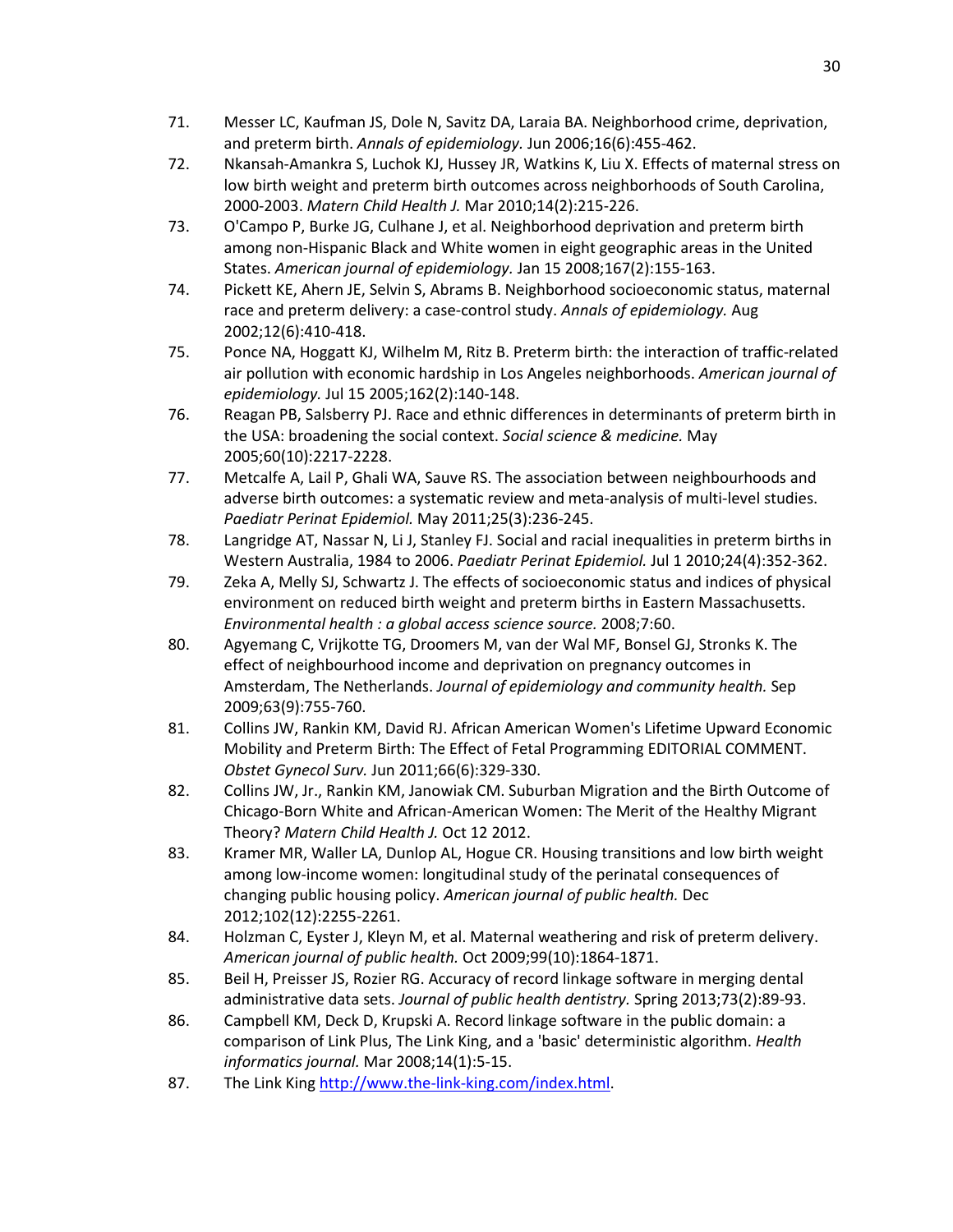71. Messer LC, Kaufman JS, Dole N, Savitz DA, Laraia BA. Neighborhood crime, deprivation, and preterm birth. *Annals of epidemiology.* Jun 2006;16(6):455-462.
72. Nkansah-Amankra S, Luchok KJ, Hussey JR, Watkins K, Liu X. Effects of maternal stress on low birth weight and preterm birth outcomes across neighborhoods of South Carolina, 2000-2003. *Matern Child Health J.* Mar 2010;14(2):215-226.
73. O'Campo P, Burke JG, Culhane J, et al. Neighborhood deprivation and preterm birth among non-Hispanic Black and White women in eight geographic areas in the United States. *American journal of epidemiology.* Jan 15 2008;167(2):155-163.
74. Pickett KE, Ahern JE, Selvin S, Abrams B. Neighborhood socioeconomic status, maternal race and preterm delivery: a case-control study. *Annals of epidemiology.* Aug 2002;12(6):410-418.
75. Ponce NA, Hoggatt KJ, Wilhelm M, Ritz B. Preterm birth: the interaction of traffic-related air pollution with economic hardship in Los Angeles neighborhoods. *American journal of epidemiology.* Jul 15 2005;162(2):140-148.
76. Reagan PB, Salsberry PJ. Race and ethnic differences in determinants of preterm birth in the USA: broadening the social context. *Social science & medicine.* May 2005;60(10):2217-2228.
77. Metcalfe A, Lail P, Ghali WA, Sauve RS. The association between neighbourhoods and adverse birth outcomes: a systematic review and meta-analysis of multi-level studies. *Paediatr Perinat Epidemiol.* May 2011;25(3):236-245.
78. Langridge AT, Nassar N, Li J, Stanley FJ. Social and racial inequalities in preterm births in Western Australia, 1984 to 2006. *Paediatr Perinat Epidemiol.* Jul 1 2010;24(4):352-362.
79. Zeka A, Melly SJ, Schwartz J. The effects of socioeconomic status and indices of physical environment on reduced birth weight and preterm births in Eastern Massachusetts. *Environmental health : a global access science source.* 2008;7:60.
80. Agyemang C, Vrijkotte TG, Droomers M, van der Wal MF, Bonsel GJ, Stronks K. The effect of neighbourhood income and deprivation on pregnancy outcomes in Amsterdam, The Netherlands. *Journal of epidemiology and community health.* Sep 2009;63(9):755-760.
81. Collins JW, Rankin KM, David RJ. African American Women's Lifetime Upward Economic Mobility and Preterm Birth: The Effect of Fetal Programming EDITORIAL COMMENT. *Obstet Gynecol Surv.* Jun 2011;66(6):329-330.
82. Collins JW, Jr., Rankin KM, Janowiak CM. Suburban Migration and the Birth Outcome of Chicago-Born White and African-American Women: The Merit of the Healthy Migrant Theory? *Matern Child Health J.* Oct 12 2012.
83. Kramer MR, Waller LA, Dunlop AL, Hogue CR. Housing transitions and low birth weight among low-income women: longitudinal study of the perinatal consequences of changing public housing policy. *American journal of public health.* Dec 2012;102(12):2255-2261.
84. Holzman C, Eyster J, Kleyn M, et al. Maternal weathering and risk of preterm delivery. *American journal of public health.* Oct 2009;99(10):1864-1871.
85. Beil H, Preisser JS, Rozier RG. Accuracy of record linkage software in merging dental administrative data sets. *Journal of public health dentistry.* Spring 2013;73(2):89-93.
86. Campbell KM, Deck D, Krupski A. Record linkage software in the public domain: a comparison of Link Plus, The Link King, and a 'basic' deterministic algorithm. *Health informatics journal.* Mar 2008;14(1):5-15.
87. The Link King http://www.the-link-king.com/index.html.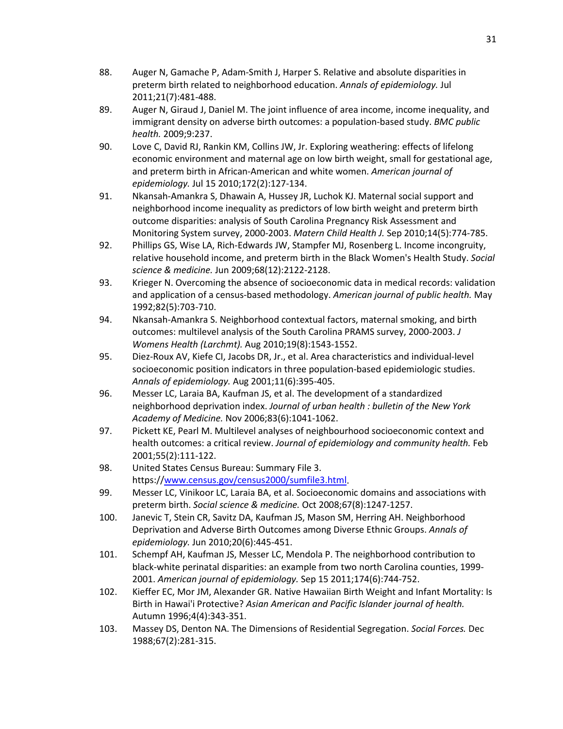88. Auger N, Gamache P, Adam-Smith J, Harper S. Relative and absolute disparities in preterm birth related to neighborhood education. *Annals of epidemiology.* Jul 2011;21(7):481-488.
89. Auger N, Giraud J, Daniel M. The joint influence of area income, income inequality, and immigrant density on adverse birth outcomes: a population-based study. *BMC public health.* 2009;9:237.
90. Love C, David RJ, Rankin KM, Collins JW, Jr. Exploring weathering: effects of lifelong economic environment and maternal age on low birth weight, small for gestational age, and preterm birth in African-American and white women. *American journal of epidemiology.* Jul 15 2010;172(2):127-134.
91. Nkansah-Amankra S, Dhawain A, Hussey JR, Luchok KJ. Maternal social support and neighborhood income inequality as predictors of low birth weight and preterm birth outcome disparities: analysis of South Carolina Pregnancy Risk Assessment and Monitoring System survey, 2000-2003. *Matern Child Health J.* Sep 2010;14(5):774-785.
92. Phillips GS, Wise LA, Rich-Edwards JW, Stampfer MJ, Rosenberg L. Income incongruity, relative household income, and preterm birth in the Black Women's Health Study. *Social science & medicine.* Jun 2009;68(12):2122-2128.
93. Krieger N. Overcoming the absence of socioeconomic data in medical records: validation and application of a census-based methodology. *American journal of public health.* May 1992;82(5):703-710.
94. Nkansah-Amankra S. Neighborhood contextual factors, maternal smoking, and birth outcomes: multilevel analysis of the South Carolina PRAMS survey, 2000-2003. *J Womens Health (Larchmt).* Aug 2010;19(8):1543-1552.
95. Diez-Roux AV, Kiefe CI, Jacobs DR, Jr., et al. Area characteristics and individual-level socioeconomic position indicators in three population-based epidemiologic studies. *Annals of epidemiology.* Aug 2001;11(6):395-405.
96. Messer LC, Laraia BA, Kaufman JS, et al. The development of a standardized neighborhood deprivation index. *Journal of urban health : bulletin of the New York Academy of Medicine.* Nov 2006;83(6):1041-1062.
97. Pickett KE, Pearl M. Multilevel analyses of neighbourhood socioeconomic context and health outcomes: a critical review. *Journal of epidemiology and community health.* Feb 2001;55(2):111-122.
98. United States Census Bureau: Summary File 3. https://www.census.gov/census2000/sumfile3.html.
99. Messer LC, Vinikoor LC, Laraia BA, et al. Socioeconomic domains and associations with preterm birth. *Social science & medicine.* Oct 2008;67(8):1247-1257.
100. Janevic T, Stein CR, Savitz DA, Kaufman JS, Mason SM, Herring AH. Neighborhood Deprivation and Adverse Birth Outcomes among Diverse Ethnic Groups. *Annals of epidemiology.* Jun 2010;20(6):445-451.
101. Schempf AH, Kaufman JS, Messer LC, Mendola P. The neighborhood contribution to black-white perinatal disparities: an example from two north Carolina counties, 1999-2001. *American journal of epidemiology.* Sep 15 2011;174(6):744-752.
102. Kieffer EC, Mor JM, Alexander GR. Native Hawaiian Birth Weight and Infant Mortality: Is Birth in Hawai'i Protective? *Asian American and Pacific Islander journal of health.* Autumn 1996;4(4):343-351.
103. Massey DS, Denton NA. The Dimensions of Residential Segregation. *Social Forces.* Dec 1988;67(2):281-315.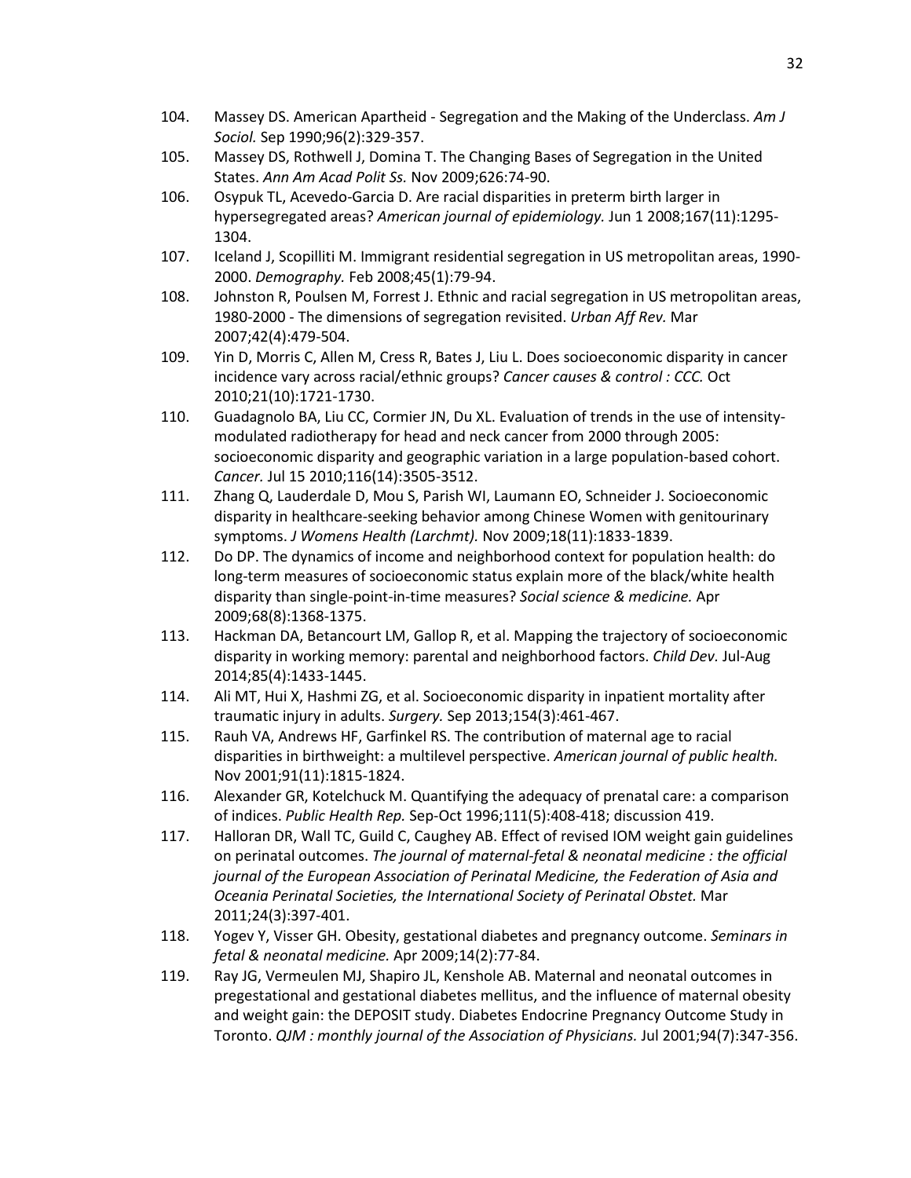104. Massey DS. American Apartheid - Segregation and the Making of the Underclass. *Am J Sociol.* Sep 1990;96(2):329-357.
105. Massey DS, Rothwell J, Domina T. The Changing Bases of Segregation in the United States. *Ann Am Acad Polit Ss.* Nov 2009;626:74-90.
106. Osypuk TL, Acevedo-Garcia D. Are racial disparities in preterm birth larger in hypersegregated areas? *American journal of epidemiology.* Jun 1 2008;167(11):1295-1304.
107. Iceland J, Scopilliti M. Immigrant residential segregation in US metropolitan areas, 1990-2000. *Demography.* Feb 2008;45(1):79-94.
108. Johnston R, Poulsen M, Forrest J. Ethnic and racial segregation in US metropolitan areas, 1980-2000 - The dimensions of segregation revisited. *Urban Aff Rev.* Mar 2007;42(4):479-504.
109. Yin D, Morris C, Allen M, Cress R, Bates J, Liu L. Does socioeconomic disparity in cancer incidence vary across racial/ethnic groups? *Cancer causes & control : CCC.* Oct 2010;21(10):1721-1730.
110. Guadagnolo BA, Liu CC, Cormier JN, Du XL. Evaluation of trends in the use of intensity-modulated radiotherapy for head and neck cancer from 2000 through 2005: socioeconomic disparity and geographic variation in a large population-based cohort. *Cancer.* Jul 15 2010;116(14):3505-3512.
111. Zhang Q, Lauderdale D, Mou S, Parish WI, Laumann EO, Schneider J. Socioeconomic disparity in healthcare-seeking behavior among Chinese Women with genitourinary symptoms. *J Womens Health (Larchmt).* Nov 2009;18(11):1833-1839.
112. Do DP. The dynamics of income and neighborhood context for population health: do long-term measures of socioeconomic status explain more of the black/white health disparity than single-point-in-time measures? *Social science & medicine.* Apr 2009;68(8):1368-1375.
113. Hackman DA, Betancourt LM, Gallop R, et al. Mapping the trajectory of socioeconomic disparity in working memory: parental and neighborhood factors. *Child Dev.* Jul-Aug 2014;85(4):1433-1445.
114. Ali MT, Hui X, Hashmi ZG, et al. Socioeconomic disparity in inpatient mortality after traumatic injury in adults. *Surgery.* Sep 2013;154(3):461-467.
115. Rauh VA, Andrews HF, Garfinkel RS. The contribution of maternal age to racial disparities in birthweight: a multilevel perspective. *American journal of public health.* Nov 2001;91(11):1815-1824.
116. Alexander GR, Kotelchuck M. Quantifying the adequacy of prenatal care: a comparison of indices. *Public Health Rep.* Sep-Oct 1996;111(5):408-418; discussion 419.
117. Halloran DR, Wall TC, Guild C, Caughey AB. Effect of revised IOM weight gain guidelines on perinatal outcomes. *The journal of maternal-fetal & neonatal medicine : the official journal of the European Association of Perinatal Medicine, the Federation of Asia and Oceania Perinatal Societies, the International Society of Perinatal Obstet.* Mar 2011;24(3):397-401.
118. Yogev Y, Visser GH. Obesity, gestational diabetes and pregnancy outcome. *Seminars in fetal & neonatal medicine.* Apr 2009;14(2):77-84.
119. Ray JG, Vermeulen MJ, Shapiro JL, Kenshole AB. Maternal and neonatal outcomes in pregestational and gestational diabetes mellitus, and the influence of maternal obesity and weight gain: the DEPOSIT study. Diabetes Endocrine Pregnancy Outcome Study in Toronto. *QJM : monthly journal of the Association of Physicians.* Jul 2001;94(7):347-356.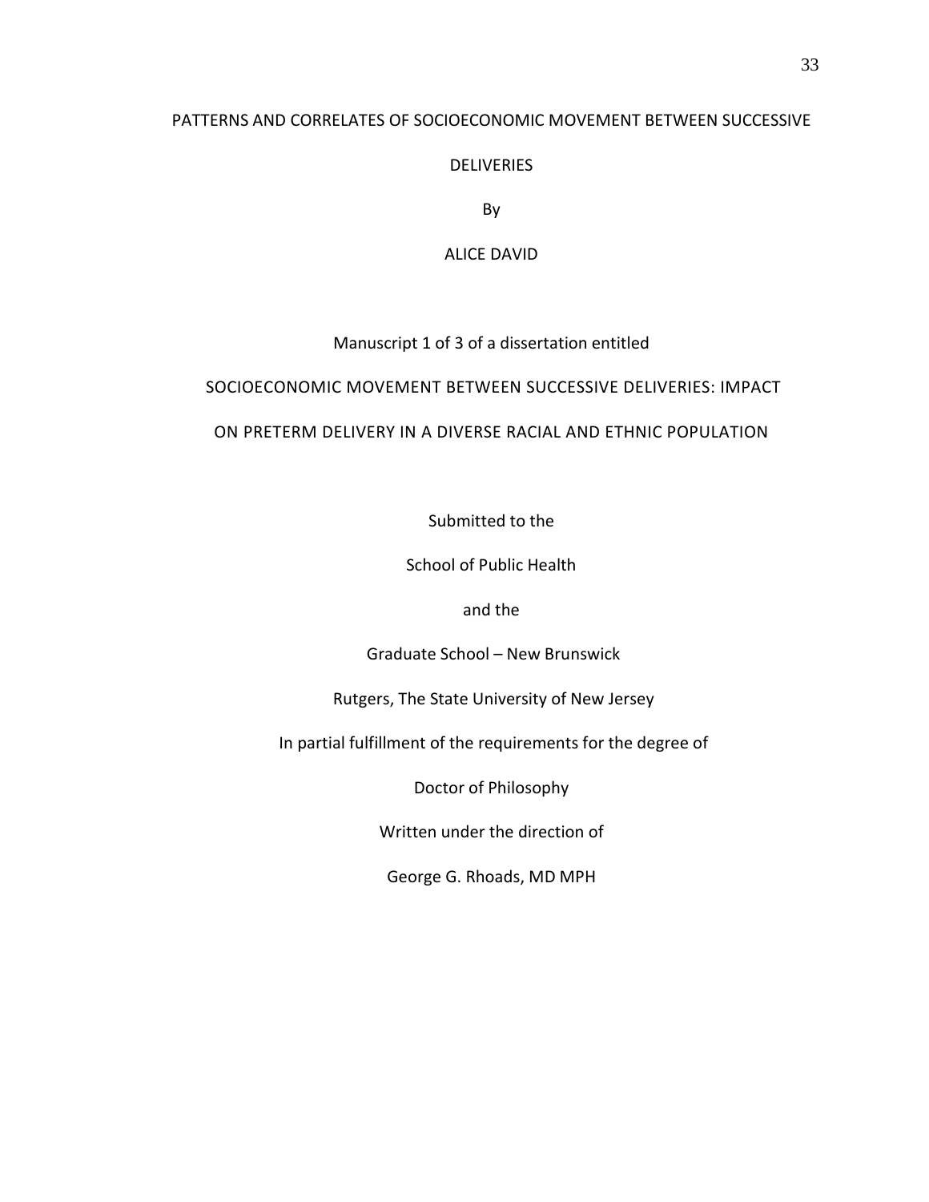# PATTERNS AND CORRELATES OF SOCIOECONOMIC MOVEMENT BETWEEN SUCCESSIVE DELIVERIES

By

ALICE DAVID

Manuscript 1 of 3 of a dissertation entitled

SOCIOECONOMIC MOVEMENT BETWEEN SUCCESSIVE DELIVERIES: IMPACT ON PRETERM DELIVERY IN A DIVERSE RACIAL AND ETHNIC POPULATION

Submitted to the

School of Public Health

and the

Graduate School – New Brunswick

Rutgers, The State University of New Jersey

In partial fulfillment of the requirements for the degree of

Doctor of Philosophy

Written under the direction of

George G. Rhoads, MD MPH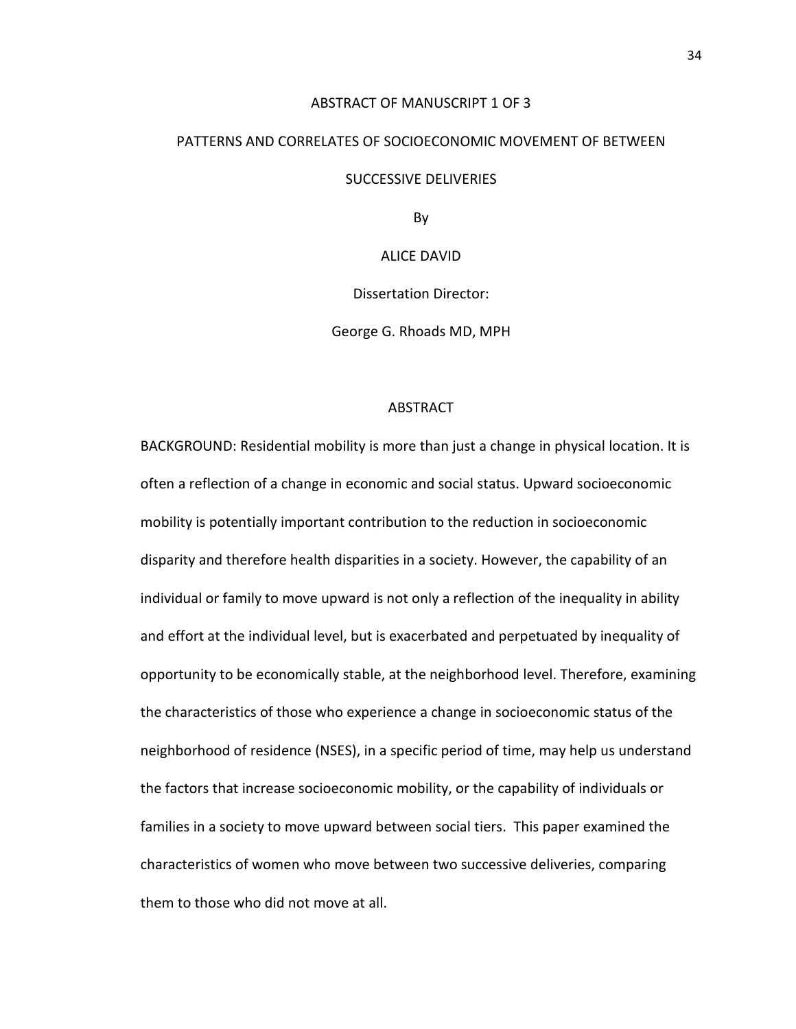ABSTRACT OF MANUSCRIPT 1 OF 3

# PATTERNS AND CORRELATES OF SOCIOECONOMIC MOVEMENT OF BETWEEN SUCCESSIVE DELIVERIES

By

ALICE DAVID

Dissertation Director:

George G. Rhoads MD, MPH

## ABSTRACT

BACKGROUND: Residential mobility is more than just a change in physical location. It is often a reflection of a change in economic and social status. Upward socioeconomic mobility is potentially important contribution to the reduction in socioeconomic disparity and therefore health disparities in a society. However, the capability of an individual or family to move upward is not only a reflection of the inequality in ability and effort at the individual level, but is exacerbated and perpetuated by inequality of opportunity to be economically stable, at the neighborhood level. Therefore, examining the characteristics of those who experience a change in socioeconomic status of the neighborhood of residence (NSES), in a specific period of time, may help us understand the factors that increase socioeconomic mobility, or the capability of individuals or families in a society to move upward between social tiers. This paper examined the characteristics of women who move between two successive deliveries, comparing them to those who did not move at all.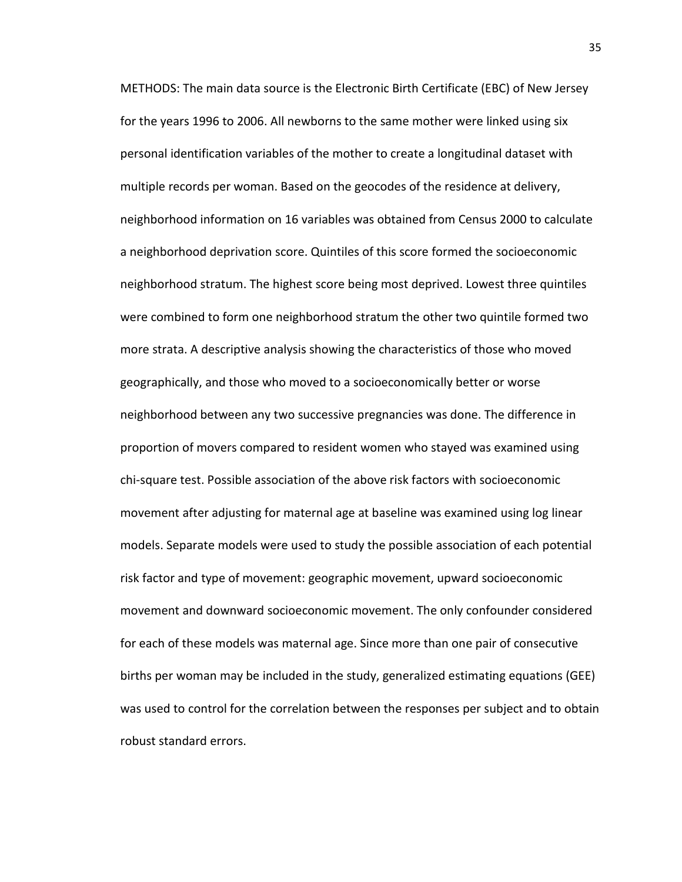METHODS: The main data source is the Electronic Birth Certificate (EBC) of New Jersey for the years 1996 to 2006. All newborns to the same mother were linked using six personal identification variables of the mother to create a longitudinal dataset with multiple records per woman. Based on the geocodes of the residence at delivery, neighborhood information on 16 variables was obtained from Census 2000 to calculate a neighborhood deprivation score. Quintiles of this score formed the socioeconomic neighborhood stratum. The highest score being most deprived. Lowest three quintiles were combined to form one neighborhood stratum the other two quintile formed two more strata. A descriptive analysis showing the characteristics of those who moved geographically, and those who moved to a socioeconomically better or worse neighborhood between any two successive pregnancies was done. The difference in proportion of movers compared to resident women who stayed was examined using chi-square test. Possible association of the above risk factors with socioeconomic movement after adjusting for maternal age at baseline was examined using log linear models. Separate models were used to study the possible association of each potential risk factor and type of movement: geographic movement, upward socioeconomic movement and downward socioeconomic movement. The only confounder considered for each of these models was maternal age. Since more than one pair of consecutive births per woman may be included in the study, generalized estimating equations (GEE) was used to control for the correlation between the responses per subject and to obtain robust standard errors.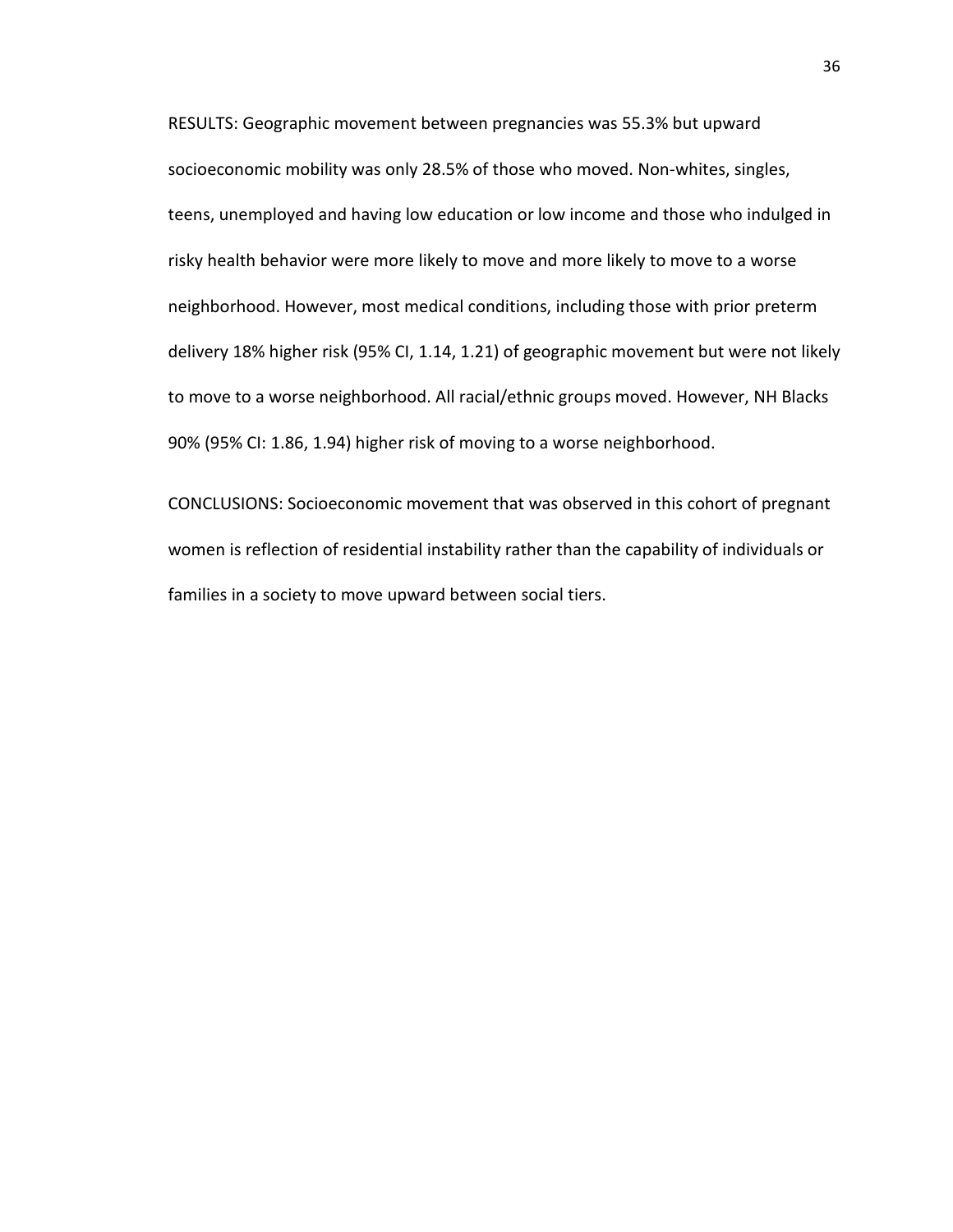RESULTS: Geographic movement between pregnancies was 55.3% but upward socioeconomic mobility was only 28.5% of those who moved. Non-whites, singles, teens, unemployed and having low education or low income and those who indulged in risky health behavior were more likely to move and more likely to move to a worse neighborhood. However, most medical conditions, including those with prior preterm delivery 18% higher risk (95% CI, 1.14, 1.21) of geographic movement but were not likely to move to a worse neighborhood. All racial/ethnic groups moved. However, NH Blacks 90% (95% CI: 1.86, 1.94) higher risk of moving to a worse neighborhood.

CONCLUSIONS: Socioeconomic movement that was observed in this cohort of pregnant women is reflection of residential instability rather than the capability of individuals or families in a society to move upward between social tiers.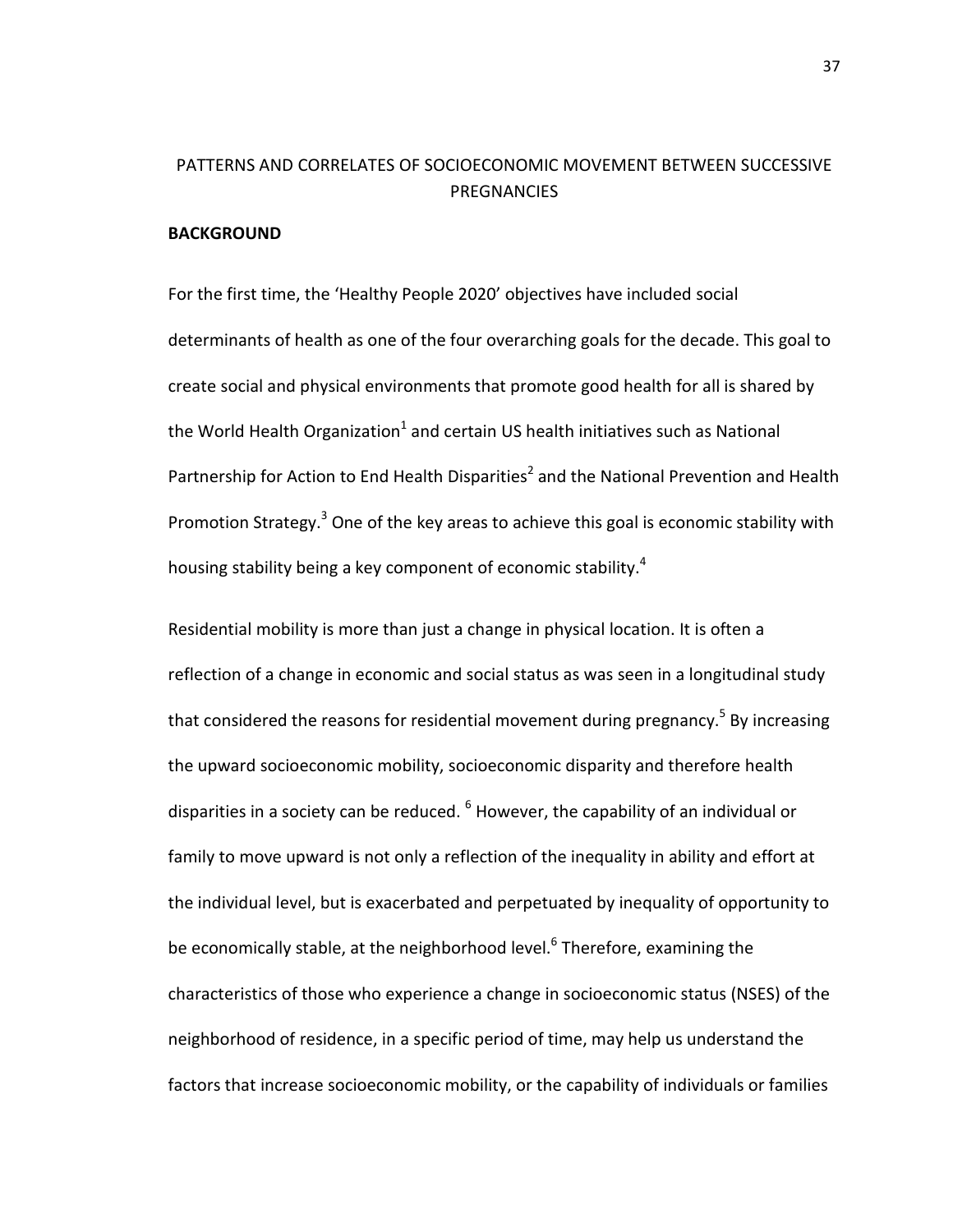# PATTERNS AND CORRELATES OF SOCIOECONOMIC MOVEMENT BETWEEN SUCCESSIVE PREGNANCIES

## BACKGROUND

For the first time, the 'Healthy People 2020' objectives have included social determinants of health as one of the four overarching goals for the decade. This goal to create social and physical environments that promote good health for all is shared by the World Health Organization[1] and certain US health initiatives such as National Partnership for Action to End Health Disparities[2] and the National Prevention and Health Promotion Strategy.[3] One of the key areas to achieve this goal is economic stability with housing stability being a key component of economic stability.[4]

Residential mobility is more than just a change in physical location. It is often a reflection of a change in economic and social status as was seen in a longitudinal study that considered the reasons for residential movement during pregnancy.[5] By increasing the upward socioeconomic mobility, socioeconomic disparity and therefore health disparities in a society can be reduced. [6] However, the capability of an individual or family to move upward is not only a reflection of the inequality in ability and effort at the individual level, but is exacerbated and perpetuated by inequality of opportunity to be economically stable, at the neighborhood level.[6] Therefore, examining the characteristics of those who experience a change in socioeconomic status (NSES) of the neighborhood of residence, in a specific period of time, may help us understand the factors that increase socioeconomic mobility, or the capability of individuals or families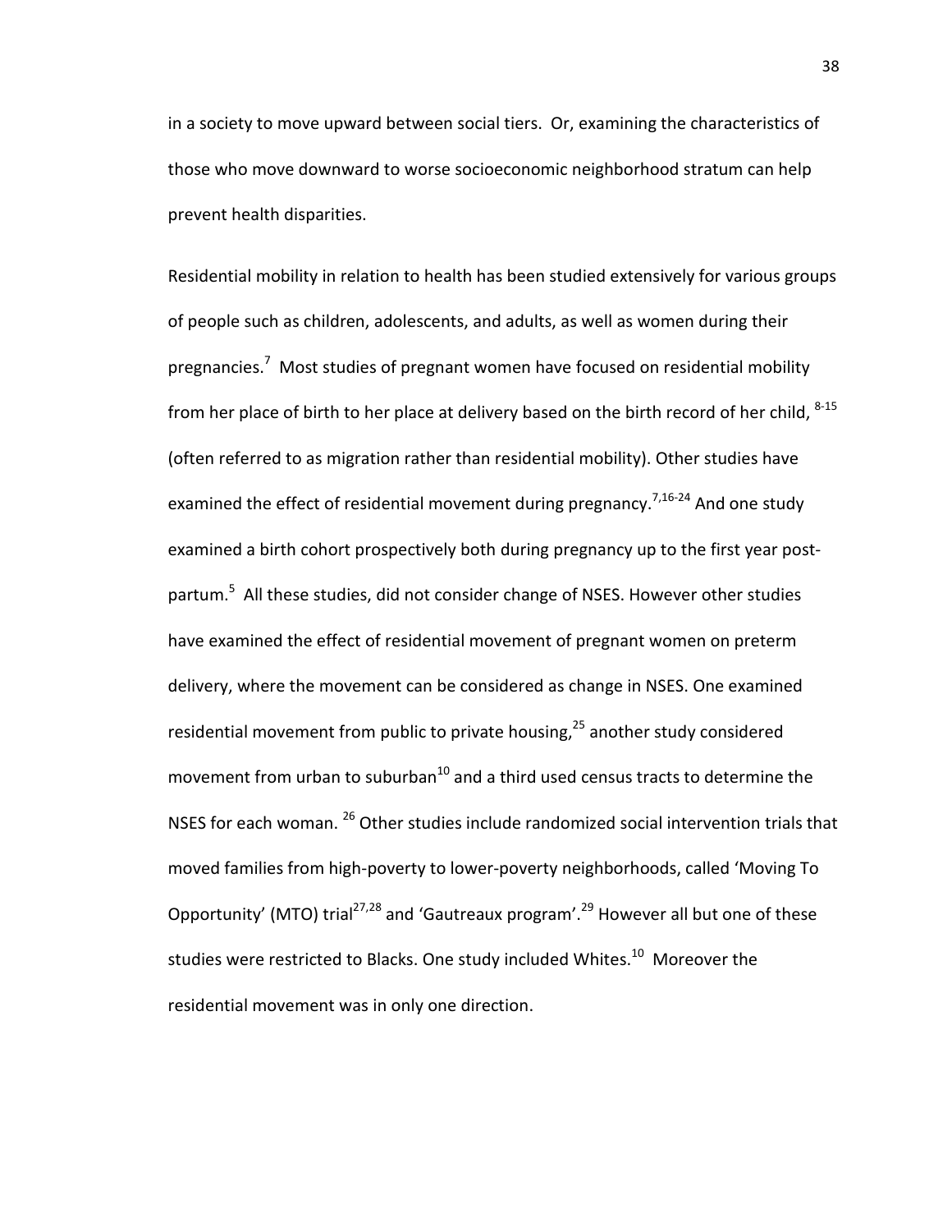in a society to move upward between social tiers. Or, examining the characteristics of those who move downward to worse socioeconomic neighborhood stratum can help prevent health disparities.

Residential mobility in relation to health has been studied extensively for various groups of people such as children, adolescents, and adults, as well as women during their pregnancies.[7] Most studies of pregnant women have focused on residential mobility from her place of birth to her place at delivery based on the birth record of her child, [8-15] (often referred to as migration rather than residential mobility). Other studies have examined the effect of residential movement during pregnancy.[7,16-24] And one study examined a birth cohort prospectively both during pregnancy up to the first year post-partum.[5] All these studies, did not consider change of NSES. However other studies have examined the effect of residential movement of pregnant women on preterm delivery, where the movement can be considered as change in NSES. One examined residential movement from public to private housing,[25] another study considered movement from urban to suburban[10] and a third used census tracts to determine the NSES for each woman. [26] Other studies include randomized social intervention trials that moved families from high-poverty to lower-poverty neighborhoods, called 'Moving To Opportunity' (MTO) trial[27,28] and 'Gautreaux program'.[29] However all but one of these studies were restricted to Blacks. One study included Whites.[10] Moreover the residential movement was in only one direction.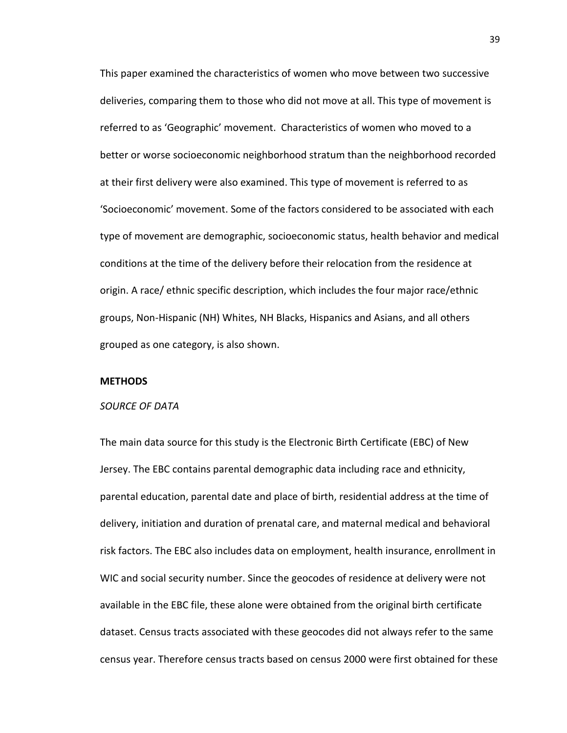This paper examined the characteristics of women who move between two successive deliveries, comparing them to those who did not move at all. This type of movement is referred to as 'Geographic' movement. Characteristics of women who moved to a better or worse socioeconomic neighborhood stratum than the neighborhood recorded at their first delivery were also examined. This type of movement is referred to as 'Socioeconomic' movement. Some of the factors considered to be associated with each type of movement are demographic, socioeconomic status, health behavior and medical conditions at the time of the delivery before their relocation from the residence at origin. A race/ ethnic specific description, which includes the four major race/ethnic groups, Non-Hispanic (NH) Whites, NH Blacks, Hispanics and Asians, and all others grouped as one category, is also shown.

## METHODS

### *SOURCE OF DATA*

The main data source for this study is the Electronic Birth Certificate (EBC) of New Jersey. The EBC contains parental demographic data including race and ethnicity, parental education, parental date and place of birth, residential address at the time of delivery, initiation and duration of prenatal care, and maternal medical and behavioral risk factors. The EBC also includes data on employment, health insurance, enrollment in WIC and social security number. Since the geocodes of residence at delivery were not available in the EBC file, these alone were obtained from the original birth certificate dataset. Census tracts associated with these geocodes did not always refer to the same census year. Therefore census tracts based on census 2000 were first obtained for these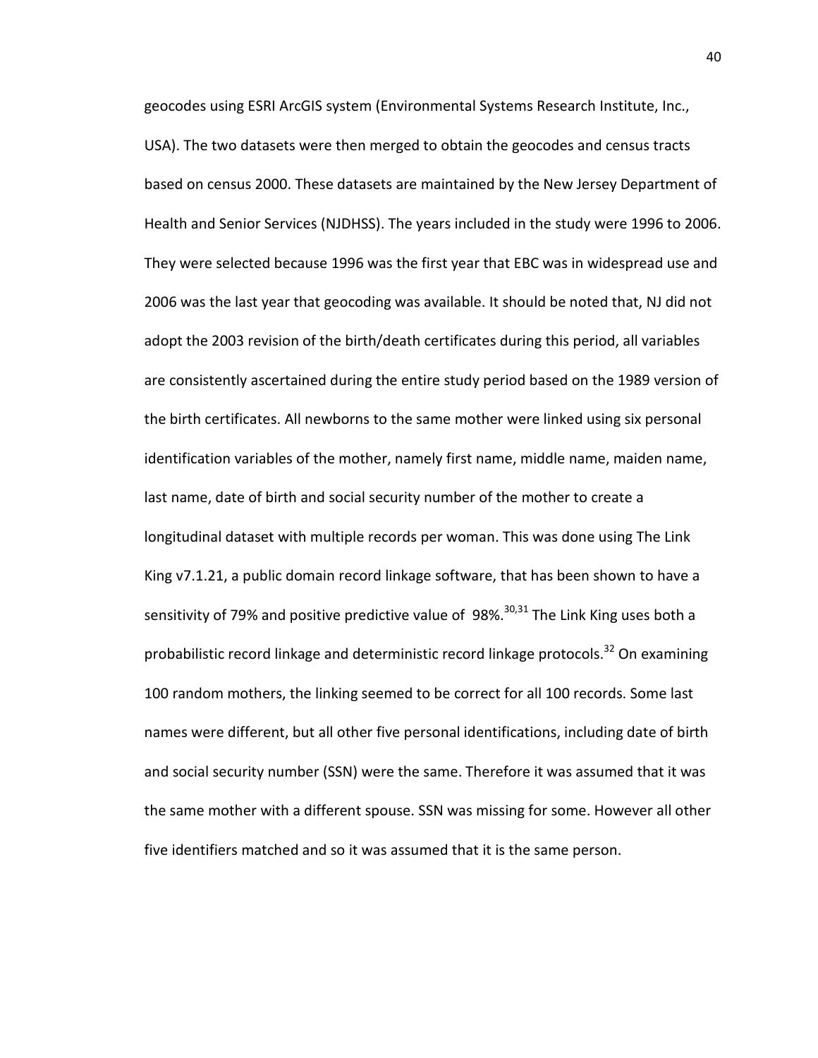geocodes using ESRI ArcGIS system (Environmental Systems Research Institute, Inc., USA). The two datasets were then merged to obtain the geocodes and census tracts based on census 2000. These datasets are maintained by the New Jersey Department of Health and Senior Services (NJDHSS). The years included in the study were 1996 to 2006. They were selected because 1996 was the first year that EBC was in widespread use and 2006 was the last year that geocoding was available. It should be noted that, NJ did not adopt the 2003 revision of the birth/death certificates during this period, all variables are consistently ascertained during the entire study period based on the 1989 version of the birth certificates. All newborns to the same mother were linked using six personal identification variables of the mother, namely first name, middle name, maiden name, last name, date of birth and social security number of the mother to create a longitudinal dataset with multiple records per woman. This was done using The Link King v7.1.21, a public domain record linkage software, that has been shown to have a sensitivity of 79% and positive predictive value of 98%.[30,31] The Link King uses both a probabilistic record linkage and deterministic record linkage protocols.[32] On examining 100 random mothers, the linking seemed to be correct for all 100 records. Some last names were different, but all other five personal identifications, including date of birth and social security number (SSN) were the same. Therefore it was assumed that it was the same mother with a different spouse. SSN was missing for some. However all other five identifiers matched and so it was assumed that it is the same person.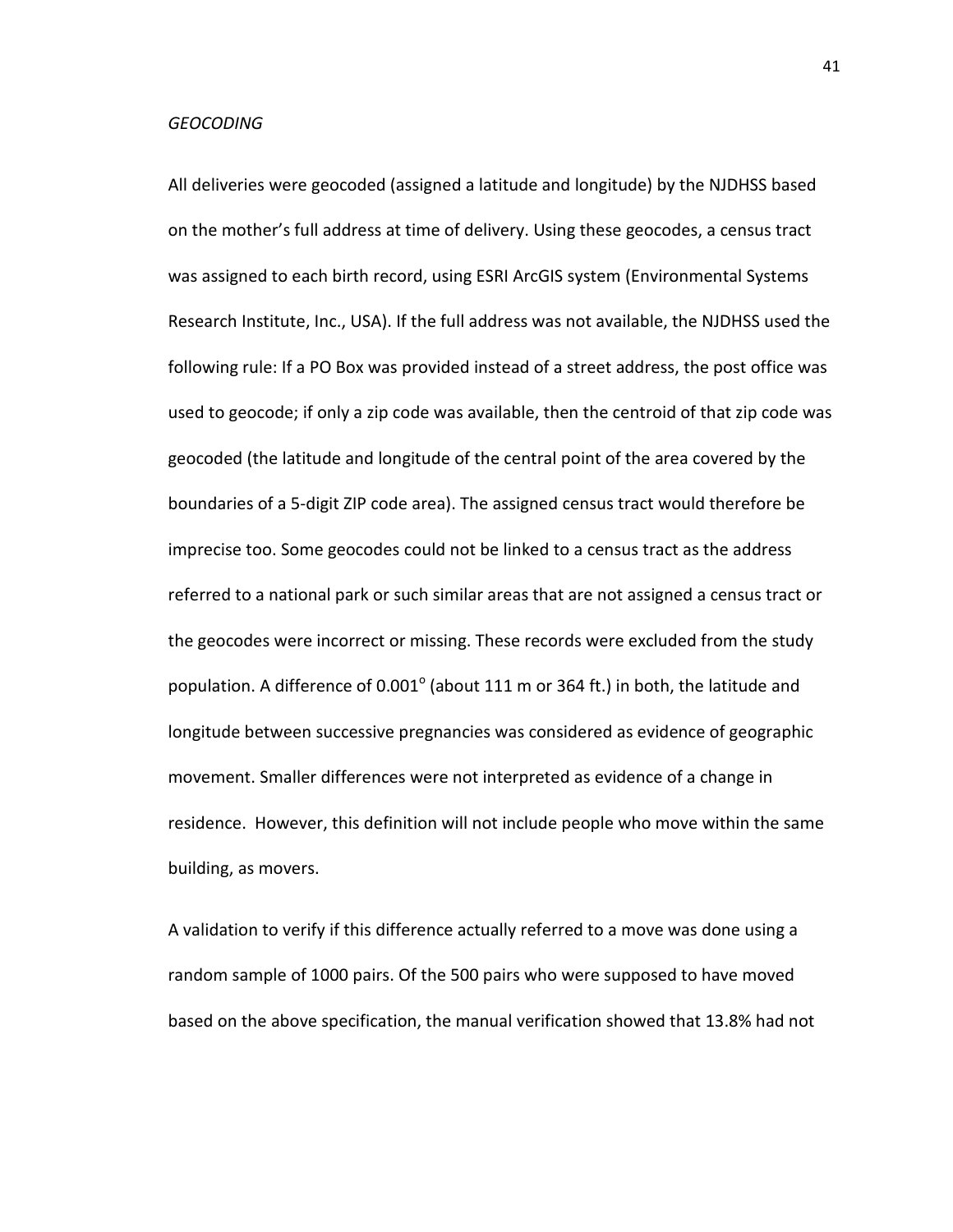*GEOCODING*

All deliveries were geocoded (assigned a latitude and longitude) by the NJDHSS based on the mother's full address at time of delivery. Using these geocodes, a census tract was assigned to each birth record, using ESRI ArcGIS system (Environmental Systems Research Institute, Inc., USA). If the full address was not available, the NJDHSS used the following rule: If a PO Box was provided instead of a street address, the post office was used to geocode; if only a zip code was available, then the centroid of that zip code was geocoded (the latitude and longitude of the central point of the area covered by the boundaries of a 5-digit ZIP code area). The assigned census tract would therefore be imprecise too. Some geocodes could not be linked to a census tract as the address referred to a national park or such similar areas that are not assigned a census tract or the geocodes were incorrect or missing. These records were excluded from the study population. A difference of $0.001^{\circ}$ (about 111 m or 364 ft.) in both, the latitude and longitude between successive pregnancies was considered as evidence of geographic movement. Smaller differences were not interpreted as evidence of a change in residence. However, this definition will not include people who move within the same building, as movers.

A validation to verify if this difference actually referred to a move was done using a random sample of 1000 pairs. Of the 500 pairs who were supposed to have moved based on the above specification, the manual verification showed that 13.8% had not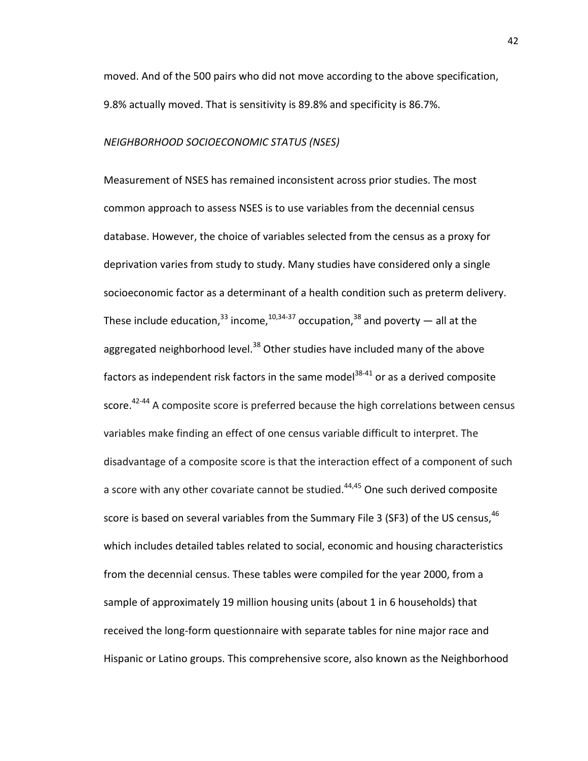moved. And of the 500 pairs who did not move according to the above specification, 9.8% actually moved. That is sensitivity is 89.8% and specificity is 86.7%.

*NEIGHBORHOOD SOCIOECONOMIC STATUS (NSES)*

Measurement of NSES has remained inconsistent across prior studies. The most common approach to assess NSES is to use variables from the decennial census database. However, the choice of variables selected from the census as a proxy for deprivation varies from study to study. Many studies have considered only a single socioeconomic factor as a determinant of a health condition such as preterm delivery. These include education,[33] income,[10,34-37] occupation,[38] and poverty — all at the aggregated neighborhood level.[38] Other studies have included many of the above factors as independent risk factors in the same model[38-41] or as a derived composite score.[42-44] A composite score is preferred because the high correlations between census variables make finding an effect of one census variable difficult to interpret. The disadvantage of a composite score is that the interaction effect of a component of such a score with any other covariate cannot be studied.[44,45] One such derived composite score is based on several variables from the Summary File 3 (SF3) of the US census,[46] which includes detailed tables related to social, economic and housing characteristics from the decennial census. These tables were compiled for the year 2000, from a sample of approximately 19 million housing units (about 1 in 6 households) that received the long-form questionnaire with separate tables for nine major race and Hispanic or Latino groups. This comprehensive score, also known as the Neighborhood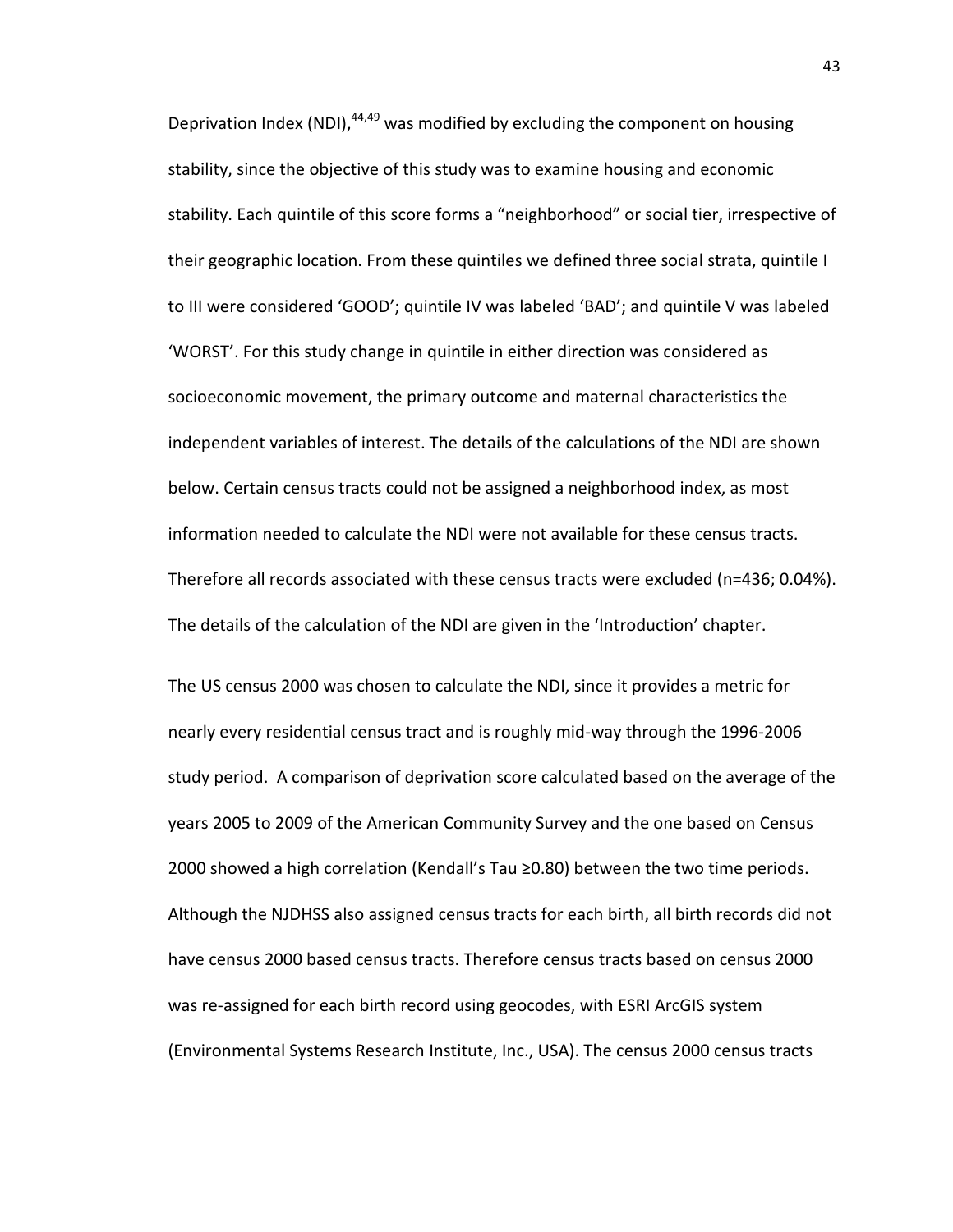Deprivation Index (NDI),[44,49] was modified by excluding the component on housing stability, since the objective of this study was to examine housing and economic stability. Each quintile of this score forms a "neighborhood" or social tier, irrespective of their geographic location. From these quintiles we defined three social strata, quintile I to III were considered 'GOOD'; quintile IV was labeled 'BAD'; and quintile V was labeled 'WORST'. For this study change in quintile in either direction was considered as socioeconomic movement, the primary outcome and maternal characteristics the independent variables of interest. The details of the calculations of the NDI are shown below. Certain census tracts could not be assigned a neighborhood index, as most information needed to calculate the NDI were not available for these census tracts. Therefore all records associated with these census tracts were excluded (n=436; 0.04%). The details of the calculation of the NDI are given in the 'Introduction' chapter.

The US census 2000 was chosen to calculate the NDI, since it provides a metric for nearly every residential census tract and is roughly mid-way through the 1996-2006 study period. A comparison of deprivation score calculated based on the average of the years 2005 to 2009 of the American Community Survey and the one based on Census 2000 showed a high correlation (Kendall's Tau ≥0.80) between the two time periods. Although the NJDHSS also assigned census tracts for each birth, all birth records did not have census 2000 based census tracts. Therefore census tracts based on census 2000 was re-assigned for each birth record using geocodes, with ESRI ArcGIS system (Environmental Systems Research Institute, Inc., USA). The census 2000 census tracts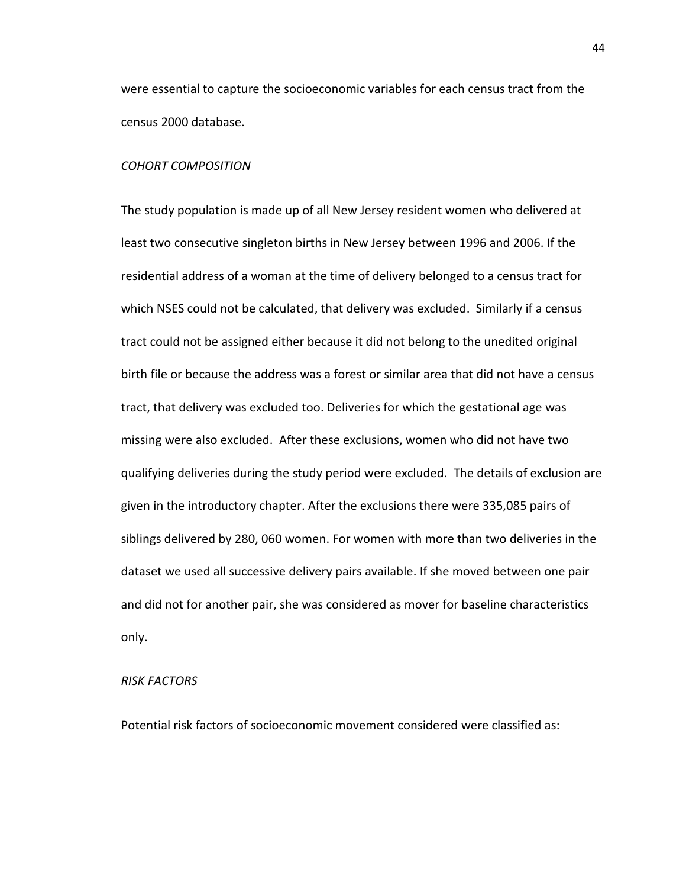were essential to capture the socioeconomic variables for each census tract from the census 2000 database.

*COHORT COMPOSITION*

The study population is made up of all New Jersey resident women who delivered at least two consecutive singleton births in New Jersey between 1996 and 2006. If the residential address of a woman at the time of delivery belonged to a census tract for which NSES could not be calculated, that delivery was excluded. Similarly if a census tract could not be assigned either because it did not belong to the unedited original birth file or because the address was a forest or similar area that did not have a census tract, that delivery was excluded too. Deliveries for which the gestational age was missing were also excluded. After these exclusions, women who did not have two qualifying deliveries during the study period were excluded. The details of exclusion are given in the introductory chapter. After the exclusions there were 335,085 pairs of siblings delivered by 280, 060 women. For women with more than two deliveries in the dataset we used all successive delivery pairs available. If she moved between one pair and did not for another pair, she was considered as mover for baseline characteristics only.

*RISK FACTORS*

Potential risk factors of socioeconomic movement considered were classified as: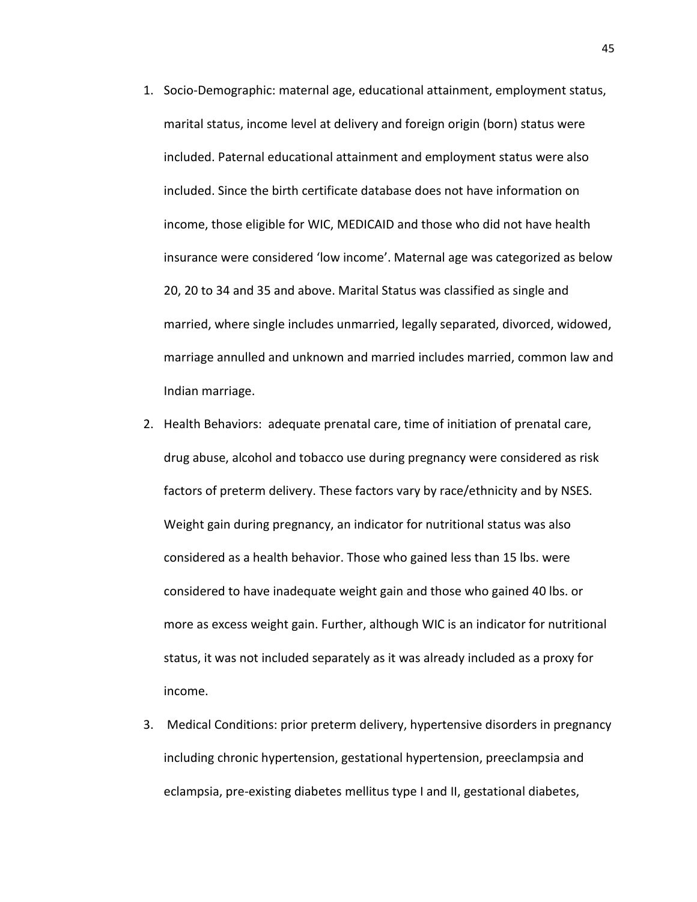1. Socio-Demographic: maternal age, educational attainment, employment status, marital status, income level at delivery and foreign origin (born) status were included. Paternal educational attainment and employment status were also included. Since the birth certificate database does not have information on income, those eligible for WIC, MEDICAID and those who did not have health insurance were considered 'low income'. Maternal age was categorized as below 20, 20 to 34 and 35 and above. Marital Status was classified as single and married, where single includes unmarried, legally separated, divorced, widowed, marriage annulled and unknown and married includes married, common law and Indian marriage.

2. Health Behaviors: adequate prenatal care, time of initiation of prenatal care, drug abuse, alcohol and tobacco use during pregnancy were considered as risk factors of preterm delivery. These factors vary by race/ethnicity and by NSES. Weight gain during pregnancy, an indicator for nutritional status was also considered as a health behavior. Those who gained less than 15 lbs. were considered to have inadequate weight gain and those who gained 40 lbs. or more as excess weight gain. Further, although WIC is an indicator for nutritional status, it was not included separately as it was already included as a proxy for income.

3. Medical Conditions: prior preterm delivery, hypertensive disorders in pregnancy including chronic hypertension, gestational hypertension, preeclampsia and eclampsia, pre-existing diabetes mellitus type I and II, gestational diabetes,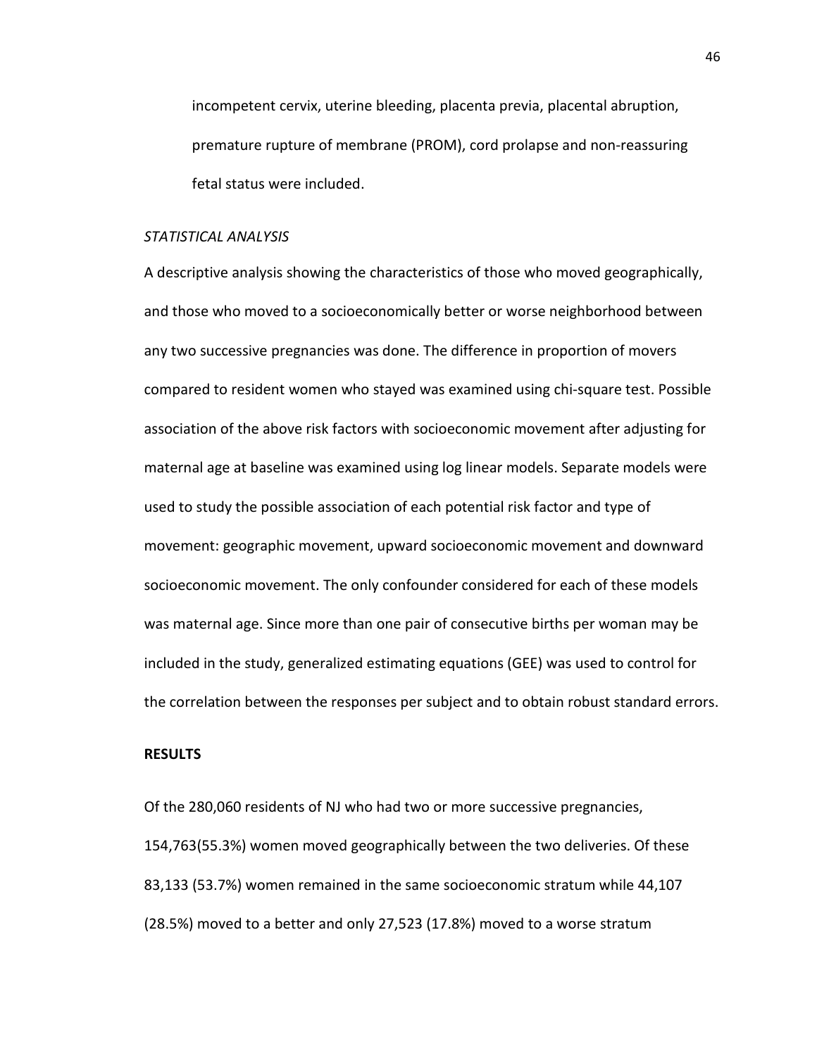incompetent cervix, uterine bleeding, placenta previa, placental abruption, premature rupture of membrane (PROM), cord prolapse and non-reassuring fetal status were included.

*STATISTICAL ANALYSIS*

A descriptive analysis showing the characteristics of those who moved geographically, and those who moved to a socioeconomically better or worse neighborhood between any two successive pregnancies was done. The difference in proportion of movers compared to resident women who stayed was examined using chi-square test. Possible association of the above risk factors with socioeconomic movement after adjusting for maternal age at baseline was examined using log linear models. Separate models were used to study the possible association of each potential risk factor and type of movement: geographic movement, upward socioeconomic movement and downward socioeconomic movement. The only confounder considered for each of these models was maternal age. Since more than one pair of consecutive births per woman may be included in the study, generalized estimating equations (GEE) was used to control for the correlation between the responses per subject and to obtain robust standard errors.

**RESULTS**

Of the 280,060 residents of NJ who had two or more successive pregnancies, 154,763(55.3%) women moved geographically between the two deliveries. Of these 83,133 (53.7%) women remained in the same socioeconomic stratum while 44,107 (28.5%) moved to a better and only 27,523 (17.8%) moved to a worse stratum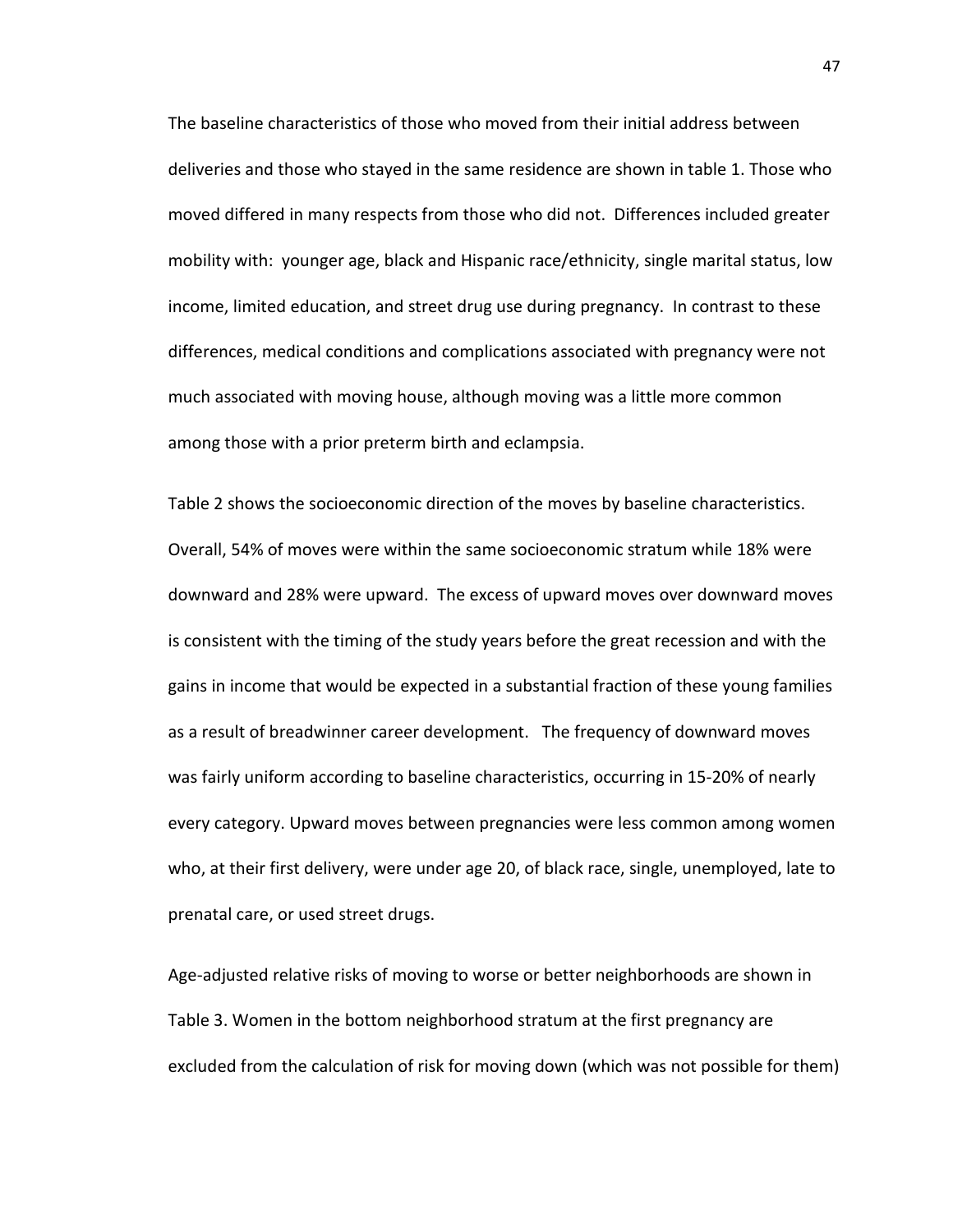The baseline characteristics of those who moved from their initial address between deliveries and those who stayed in the same residence are shown in table 1. Those who moved differed in many respects from those who did not. Differences included greater mobility with: younger age, black and Hispanic race/ethnicity, single marital status, low income, limited education, and street drug use during pregnancy. In contrast to these differences, medical conditions and complications associated with pregnancy were not much associated with moving house, although moving was a little more common among those with a prior preterm birth and eclampsia.

Table 2 shows the socioeconomic direction of the moves by baseline characteristics. Overall, 54% of moves were within the same socioeconomic stratum while 18% were downward and 28% were upward. The excess of upward moves over downward moves is consistent with the timing of the study years before the great recession and with the gains in income that would be expected in a substantial fraction of these young families as a result of breadwinner career development. The frequency of downward moves was fairly uniform according to baseline characteristics, occurring in 15-20% of nearly every category. Upward moves between pregnancies were less common among women who, at their first delivery, were under age 20, of black race, single, unemployed, late to prenatal care, or used street drugs.

Age-adjusted relative risks of moving to worse or better neighborhoods are shown in Table 3. Women in the bottom neighborhood stratum at the first pregnancy are excluded from the calculation of risk for moving down (which was not possible for them)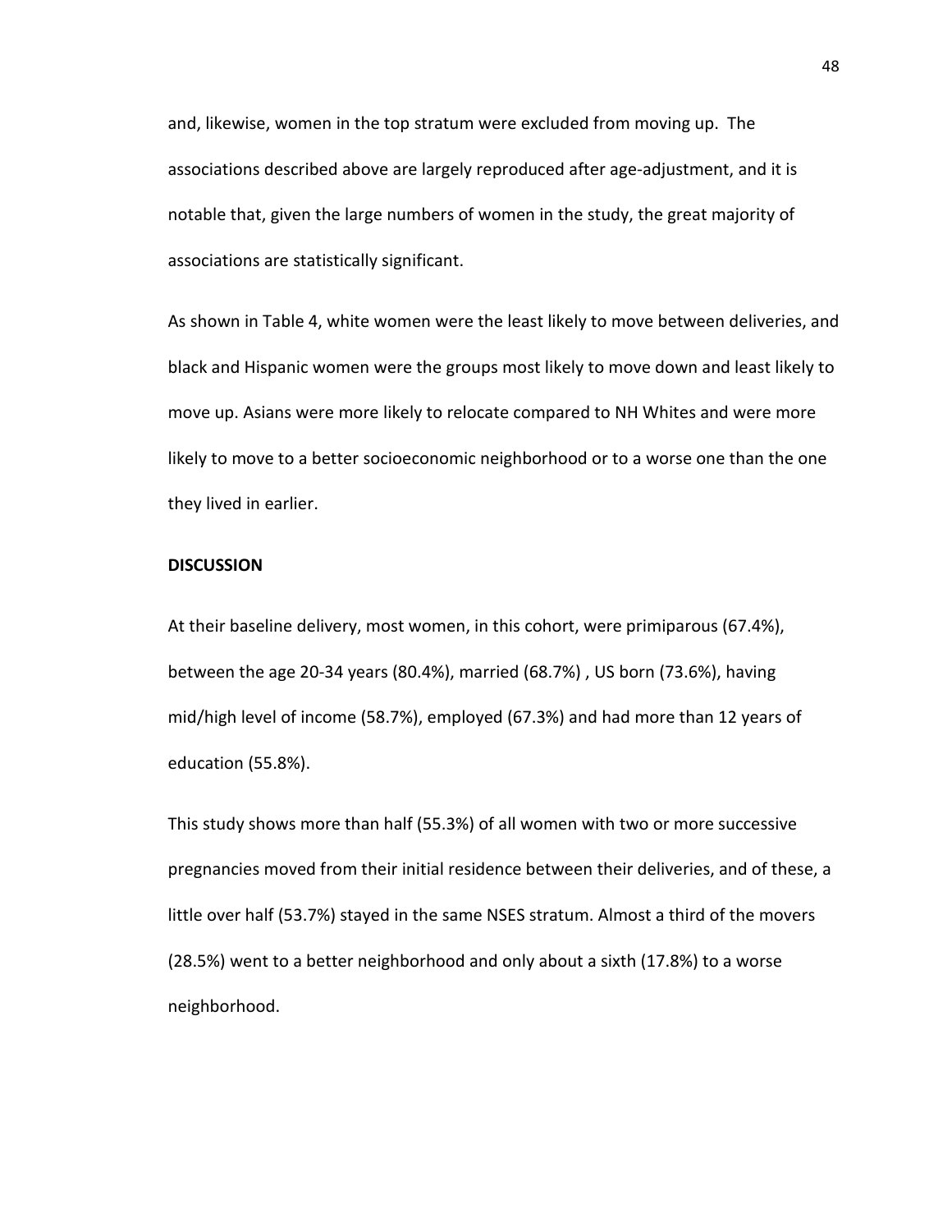and, likewise, women in the top stratum were excluded from moving up. The associations described above are largely reproduced after age-adjustment, and it is notable that, given the large numbers of women in the study, the great majority of associations are statistically significant.

As shown in Table 4, white women were the least likely to move between deliveries, and black and Hispanic women were the groups most likely to move down and least likely to move up. Asians were more likely to relocate compared to NH Whites and were more likely to move to a better socioeconomic neighborhood or to a worse one than the one they lived in earlier.

## DISCUSSION

At their baseline delivery, most women, in this cohort, were primiparous (67.4%), between the age 20-34 years (80.4%), married (68.7%) , US born (73.6%), having mid/high level of income (58.7%), employed (67.3%) and had more than 12 years of education (55.8%).

This study shows more than half (55.3%) of all women with two or more successive pregnancies moved from their initial residence between their deliveries, and of these, a little over half (53.7%) stayed in the same NSES stratum. Almost a third of the movers (28.5%) went to a better neighborhood and only about a sixth (17.8%) to a worse neighborhood.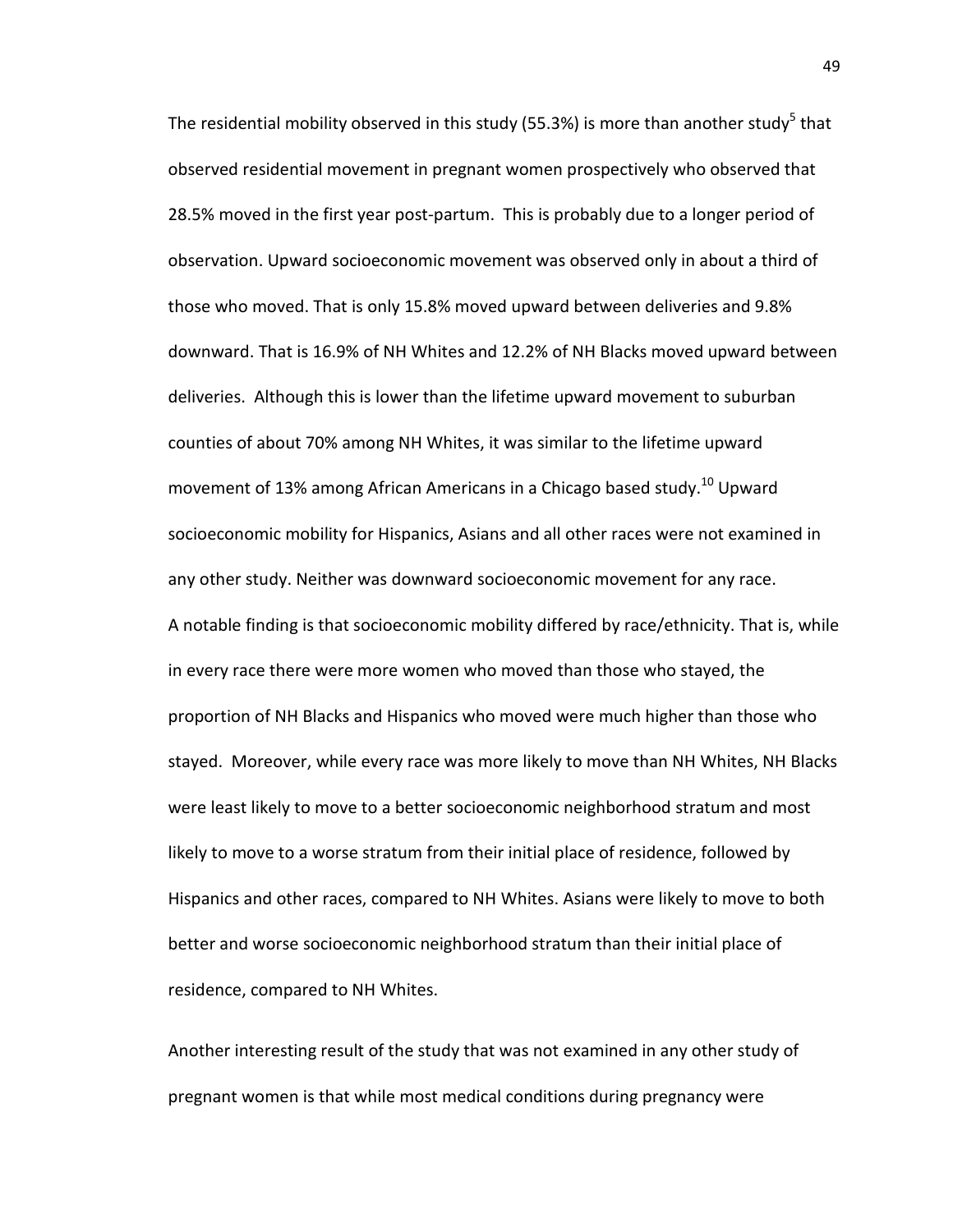The residential mobility observed in this study (55.3%) is more than another study[5] that observed residential movement in pregnant women prospectively who observed that 28.5% moved in the first year post-partum. This is probably due to a longer period of observation. Upward socioeconomic movement was observed only in about a third of those who moved. That is only 15.8% moved upward between deliveries and 9.8% downward. That is 16.9% of NH Whites and 12.2% of NH Blacks moved upward between deliveries. Although this is lower than the lifetime upward movement to suburban counties of about 70% among NH Whites, it was similar to the lifetime upward movement of 13% among African Americans in a Chicago based study.[10] Upward socioeconomic mobility for Hispanics, Asians and all other races were not examined in any other study. Neither was downward socioeconomic movement for any race.

A notable finding is that socioeconomic mobility differed by race/ethnicity. That is, while in every race there were more women who moved than those who stayed, the proportion of NH Blacks and Hispanics who moved were much higher than those who stayed. Moreover, while every race was more likely to move than NH Whites, NH Blacks were least likely to move to a better socioeconomic neighborhood stratum and most likely to move to a worse stratum from their initial place of residence, followed by Hispanics and other races, compared to NH Whites. Asians were likely to move to both better and worse socioeconomic neighborhood stratum than their initial place of residence, compared to NH Whites.

Another interesting result of the study that was not examined in any other study of pregnant women is that while most medical conditions during pregnancy were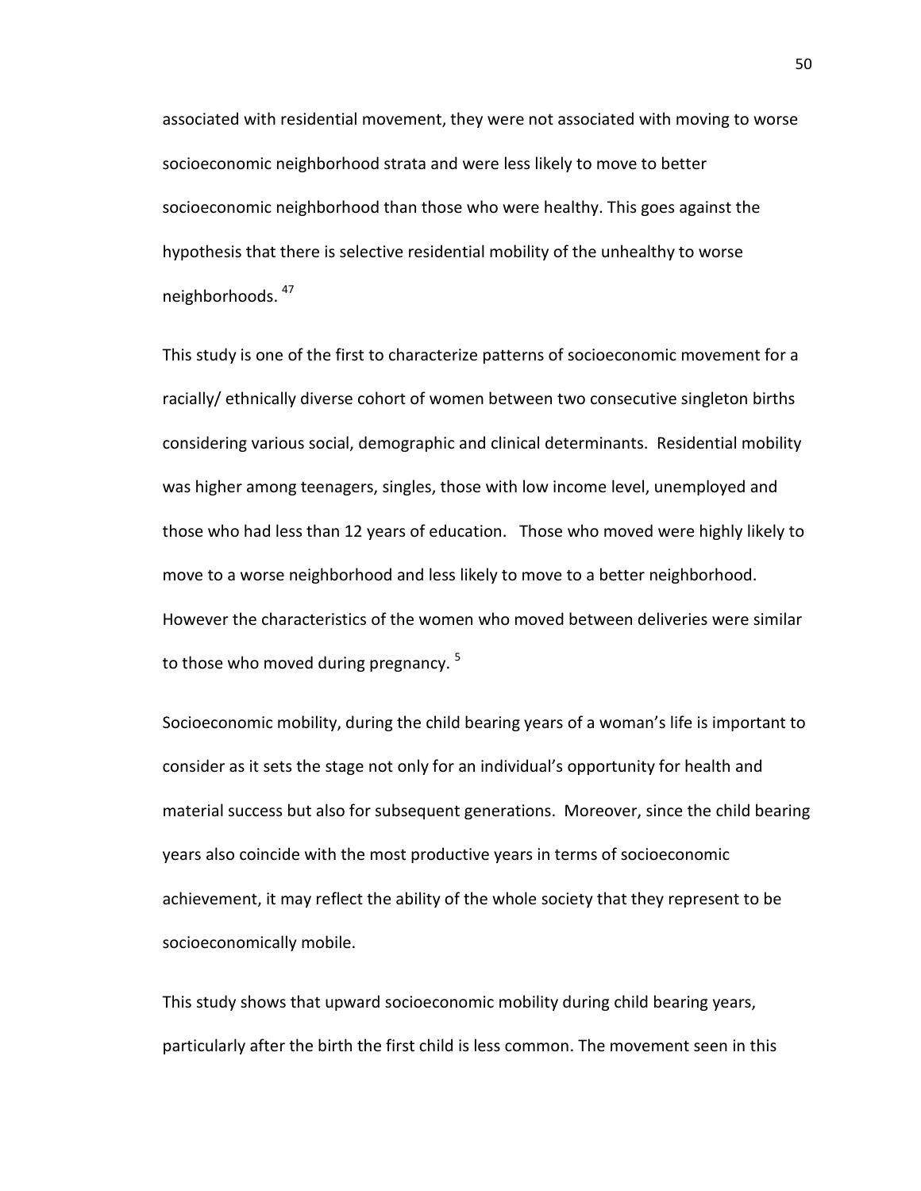associated with residential movement, they were not associated with moving to worse socioeconomic neighborhood strata and were less likely to move to better socioeconomic neighborhood than those who were healthy. This goes against the hypothesis that there is selective residential mobility of the unhealthy to worse neighborhoods. [47]

This study is one of the first to characterize patterns of socioeconomic movement for a racially/ ethnically diverse cohort of women between two consecutive singleton births considering various social, demographic and clinical determinants. Residential mobility was higher among teenagers, singles, those with low income level, unemployed and those who had less than 12 years of education. Those who moved were highly likely to move to a worse neighborhood and less likely to move to a better neighborhood. However the characteristics of the women who moved between deliveries were similar to those who moved during pregnancy. [5]

Socioeconomic mobility, during the child bearing years of a woman's life is important to consider as it sets the stage not only for an individual's opportunity for health and material success but also for subsequent generations. Moreover, since the child bearing years also coincide with the most productive years in terms of socioeconomic achievement, it may reflect the ability of the whole society that they represent to be socioeconomically mobile.

This study shows that upward socioeconomic mobility during child bearing years, particularly after the birth the first child is less common. The movement seen in this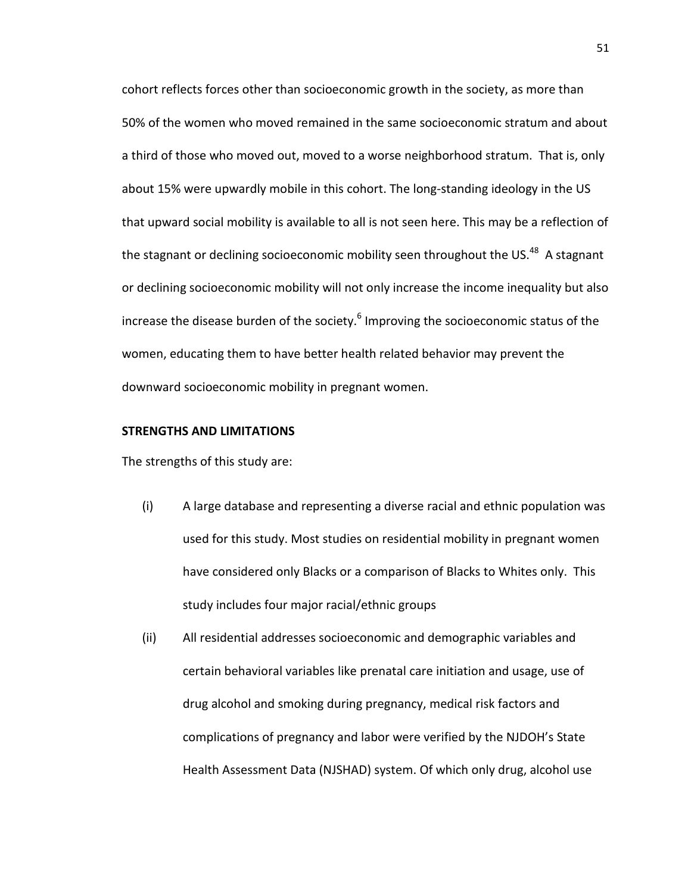cohort reflects forces other than socioeconomic growth in the society, as more than 50% of the women who moved remained in the same socioeconomic stratum and about a third of those who moved out, moved to a worse neighborhood stratum. That is, only about 15% were upwardly mobile in this cohort. The long-standing ideology in the US that upward social mobility is available to all is not seen here. This may be a reflection of the stagnant or declining socioeconomic mobility seen throughout the US.[48] A stagnant or declining socioeconomic mobility will not only increase the income inequality but also increase the disease burden of the society.[6] Improving the socioeconomic status of the women, educating them to have better health related behavior may prevent the downward socioeconomic mobility in pregnant women.

**STRENGTHS AND LIMITATIONS**

The strengths of this study are:

(i) A large database and representing a diverse racial and ethnic population was used for this study. Most studies on residential mobility in pregnant women have considered only Blacks or a comparison of Blacks to Whites only. This study includes four major racial/ethnic groups

(ii) All residential addresses socioeconomic and demographic variables and certain behavioral variables like prenatal care initiation and usage, use of drug alcohol and smoking during pregnancy, medical risk factors and complications of pregnancy and labor were verified by the NJDOH's State Health Assessment Data (NJSHAD) system. Of which only drug, alcohol use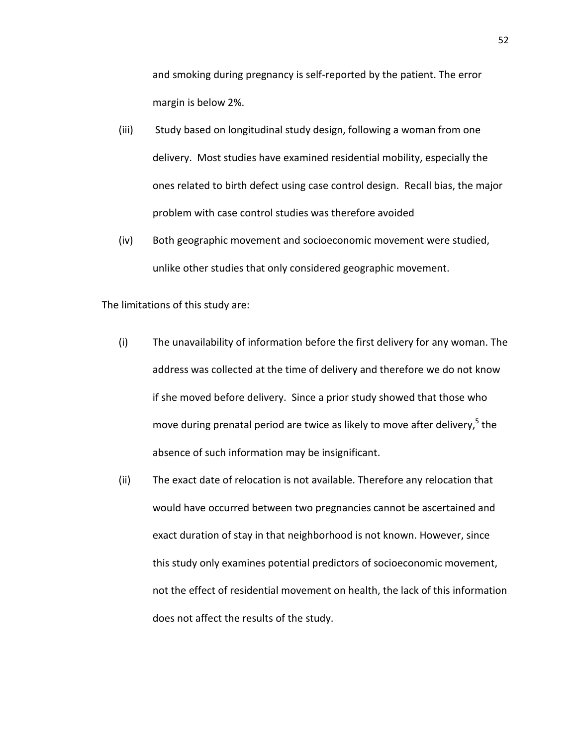and smoking during pregnancy is self-reported by the patient. The error margin is below 2%.

(iii) Study based on longitudinal study design, following a woman from one delivery. Most studies have examined residential mobility, especially the ones related to birth defect using case control design. Recall bias, the major problem with case control studies was therefore avoided

(iv) Both geographic movement and socioeconomic movement were studied, unlike other studies that only considered geographic movement.

The limitations of this study are:

(i) The unavailability of information before the first delivery for any woman. The address was collected at the time of delivery and therefore we do not know if she moved before delivery. Since a prior study showed that those who move during prenatal period are twice as likely to move after delivery,[5] the absence of such information may be insignificant.

(ii) The exact date of relocation is not available. Therefore any relocation that would have occurred between two pregnancies cannot be ascertained and exact duration of stay in that neighborhood is not known. However, since this study only examines potential predictors of socioeconomic movement, not the effect of residential movement on health, the lack of this information does not affect the results of the study.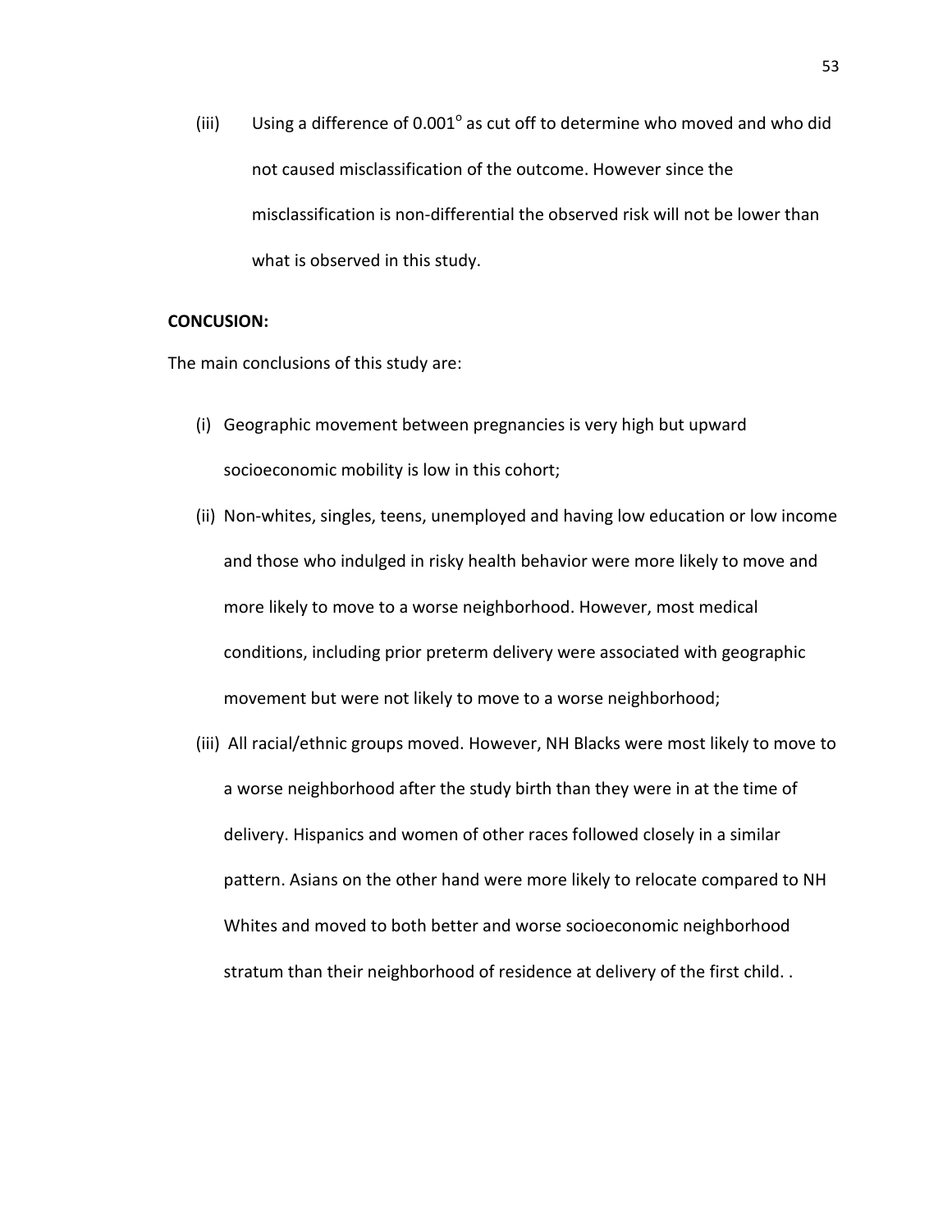(iii) Using a difference of $0.001^{o}$ as cut off to determine who moved and who did not caused misclassification of the outcome. However since the misclassification is non-differential the observed risk will not be lower than what is observed in this study.

**CONCUSION:**

The main conclusions of this study are:

(i) Geographic movement between pregnancies is very high but upward socioeconomic mobility is low in this cohort;

(ii) Non-whites, singles, teens, unemployed and having low education or low income and those who indulged in risky health behavior were more likely to move and more likely to move to a worse neighborhood. However, most medical conditions, including prior preterm delivery were associated with geographic movement but were not likely to move to a worse neighborhood;

(iii) All racial/ethnic groups moved. However, NH Blacks were most likely to move to a worse neighborhood after the study birth than they were in at the time of delivery. Hispanics and women of other races followed closely in a similar pattern. Asians on the other hand were more likely to relocate compared to NH Whites and moved to both better and worse socioeconomic neighborhood stratum than their neighborhood of residence at delivery of the first child. .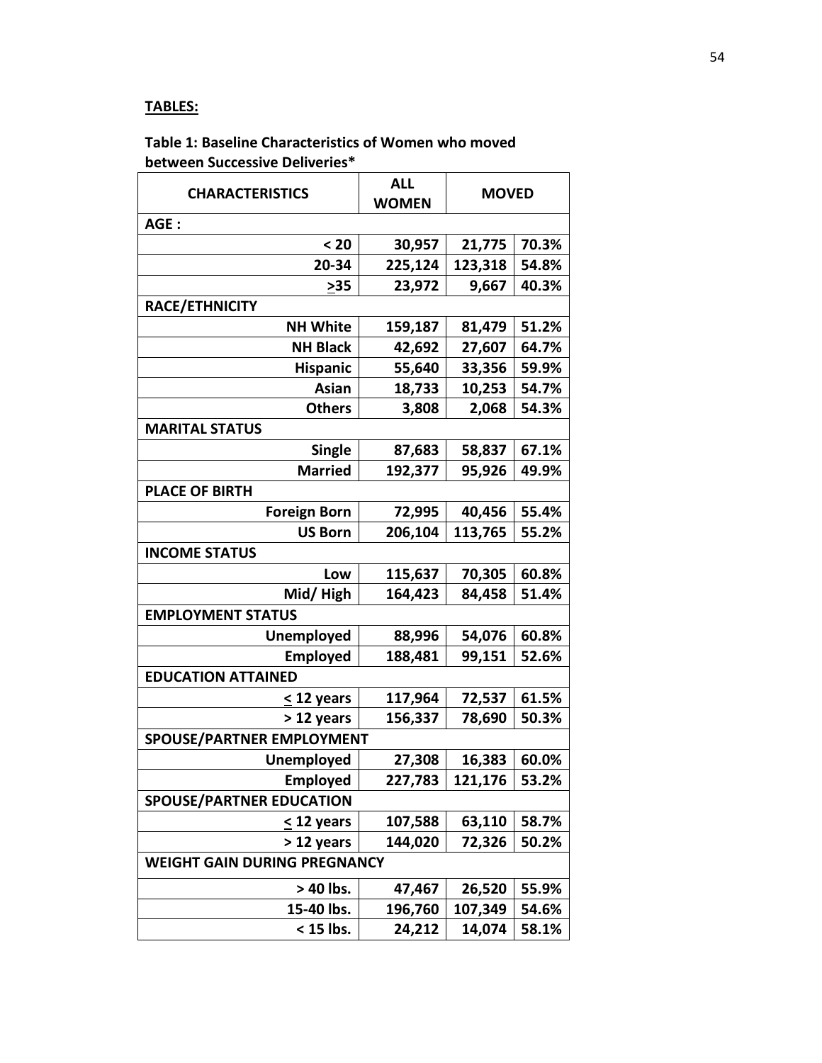**TABLES:**

**Table 1: Baseline Characteristics of Women who moved between Successive Deliveries***

| CHARACTERISTICS | ALL WOMEN | MOVED | |
|---|---|---|---|
| **AGE :** | | | |
| < 20 | 30,957 | 21,775 | 70.3% |
| 20-34 | 225,124 | 123,318 | 54.8% |
| ≥35 | 23,972 | 9,667 | 40.3% |
| **RACE/ETHNICITY** | | | |
| NH White | 159,187 | 81,479 | 51.2% |
| NH Black | 42,692 | 27,607 | 64.7% |
| Hispanic | 55,640 | 33,356 | 59.9% |
| Asian | 18,733 | 10,253 | 54.7% |
| Others | 3,808 | 2,068 | 54.3% |
| **MARITAL STATUS** | | | |
| Single | 87,683 | 58,837 | 67.1% |
| Married | 192,377 | 95,926 | 49.9% |
| **PLACE OF BIRTH** | | | |
| Foreign Born | 72,995 | 40,456 | 55.4% |
| US Born | 206,104 | 113,765 | 55.2% |
| **INCOME STATUS** | | | |
| Low | 115,637 | 70,305 | 60.8% |
| Mid/ High | 164,423 | 84,458 | 51.4% |
| **EMPLOYMENT STATUS** | | | |
| Unemployed | 88,996 | 54,076 | 60.8% |
| Employed | 188,481 | 99,151 | 52.6% |
| **EDUCATION ATTAINED** | | | |
| ≤ 12 years | 117,964 | 72,537 | 61.5% |
| > 12 years | 156,337 | 78,690 | 50.3% |
| **SPOUSE/PARTNER EMPLOYMENT** | | | |
| Unemployed | 27,308 | 16,383 | 60.0% |
| Employed | 227,783 | 121,176 | 53.2% |
| **SPOUSE/PARTNER EDUCATION** | | | |
| ≤ 12 years | 107,588 | 63,110 | 58.7% |
| > 12 years | 144,020 | 72,326 | 50.2% |
| **WEIGHT GAIN DURING PREGNANCY** | | | |
| > 40 lbs. | 47,467 | 26,520 | 55.9% |
| 15-40 lbs. | 196,760 | 107,349 | 54.6% |
| < 15 lbs. | 24,212 | 14,074 | 58.1% |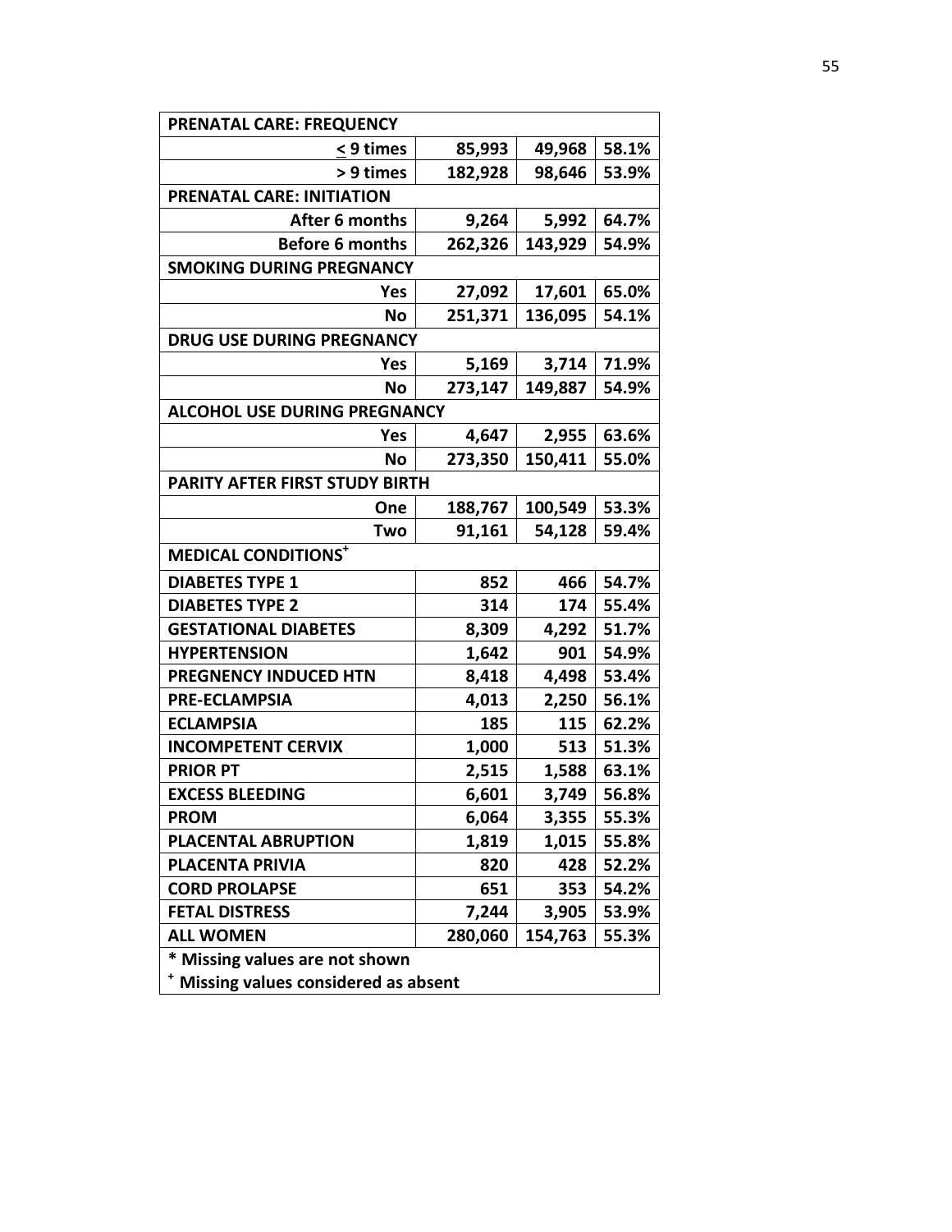| PRENATAL CARE: FREQUENCY | | | |
|---|---|---|---|
| ≤ 9 times | 85,993 | 49,968 | 58.1% |
| > 9 times | 182,928 | 98,646 | 53.9% |
| **PRENATAL CARE: INITIATION** | | | |
| After 6 months | 9,264 | 5,992 | 64.7% |
| Before 6 months | 262,326 | 143,929 | 54.9% |
| **SMOKING DURING PREGNANCY** | | | |
| Yes | 27,092 | 17,601 | 65.0% |
| No | 251,371 | 136,095 | 54.1% |
| **DRUG USE DURING PREGNANCY** | | | |
| Yes | 5,169 | 3,714 | 71.9% |
| No | 273,147 | 149,887 | 54.9% |
| **ALCOHOL USE DURING PREGNANCY** | | | |
| Yes | 4,647 | 2,955 | 63.6% |
| No | 273,350 | 150,411 | 55.0% |
| **PARITY AFTER FIRST STUDY BIRTH** | | | |
| One | 188,767 | 100,549 | 53.3% |
| Two | 91,161 | 54,128 | 59.4% |
| **MEDICAL CONDITIONS**[+] | | | |
| DIABETES TYPE 1 | 852 | 466 | 54.7% |
| DIABETES TYPE 2 | 314 | 174 | 55.4% |
| GESTATIONAL DIABETES | 8,309 | 4,292 | 51.7% |
| HYPERTENSION | 1,642 | 901 | 54.9% |
| PREGNENCY INDUCED HTN | 8,418 | 4,498 | 53.4% |
| PRE-ECLAMPSIA | 4,013 | 2,250 | 56.1% |
| ECLAMPSIA | 185 | 115 | 62.2% |
| INCOMPETENT CERVIX | 1,000 | 513 | 51.3% |
| PRIOR PT | 2,515 | 1,588 | 63.1% |
| EXCESS BLEEDING | 6,601 | 3,749 | 56.8% |
| PROM | 6,064 | 3,355 | 55.3% |
| PLACENTAL ABRUPTION | 1,819 | 1,015 | 55.8% |
| PLACENTA PRIVIA | 820 | 428 | 52.2% |
| CORD PROLAPSE | 651 | 353 | 54.2% |
| FETAL DISTRESS | 7,244 | 3,905 | 53.9% |
| ALL WOMEN | 280,060 | 154,763 | 55.3% |

* Missing values are not shown

[+] Missing values considered as absent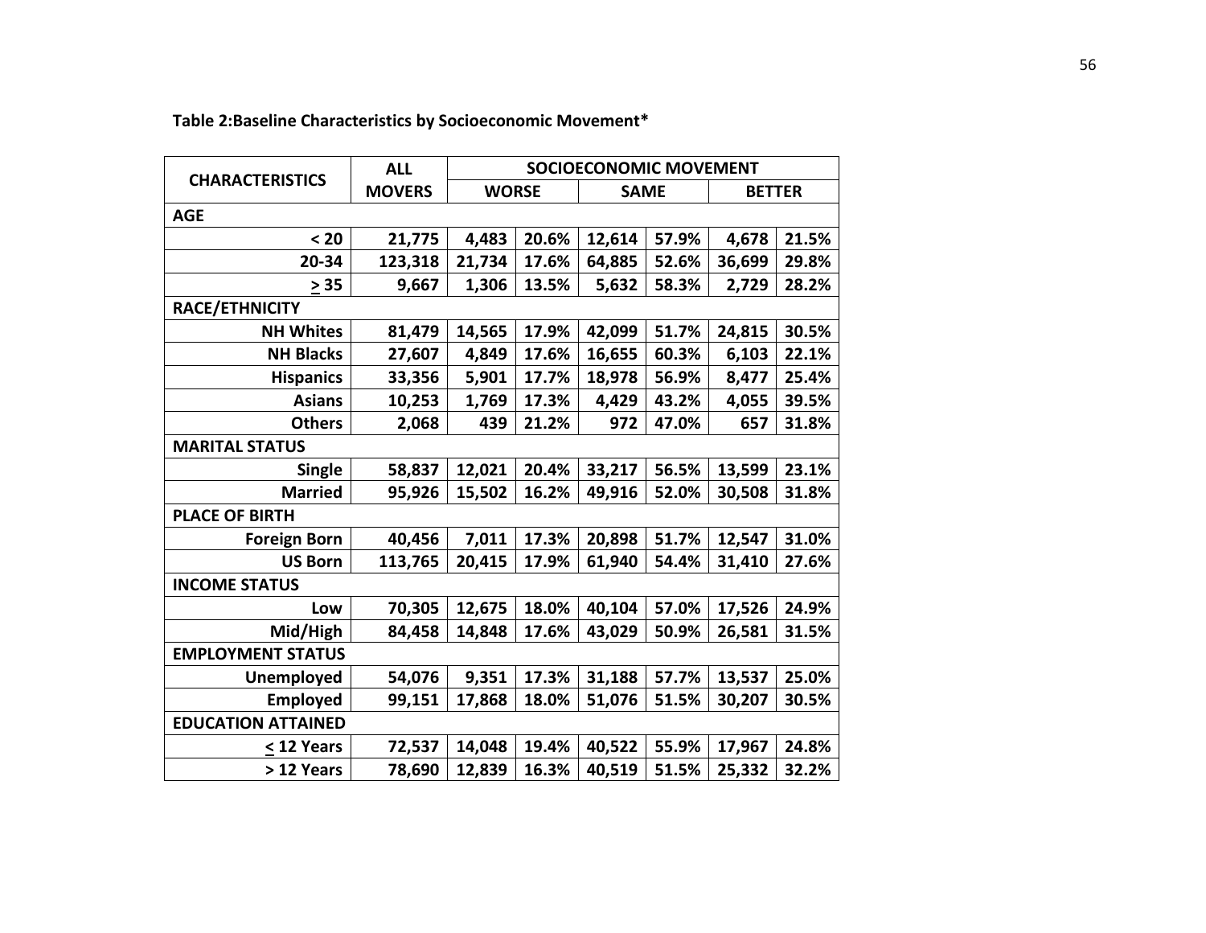**Table 2:Baseline Characteristics by Socioeconomic Movement***

| CHARACTERISTICS | ALL MOVERS | SOCIOECONOMIC MOVEMENT | | | | | |
|---|---|---|---|---|---|---|---|
| | | WORSE | | SAME | | BETTER | |
| **AGE** | | | | | | | |
| < 20 | 21,775 | 4,483 | 20.6% | 12,614 | 57.9% | 4,678 | 21.5% |
| 20-34 | 123,318 | 21,734 | 17.6% | 64,885 | 52.6% | 36,699 | 29.8% |
| ≥ 35 | 9,667 | 1,306 | 13.5% | 5,632 | 58.3% | 2,729 | 28.2% |
| **RACE/ETHNICITY** | | | | | | | |
| NH Whites | 81,479 | 14,565 | 17.9% | 42,099 | 51.7% | 24,815 | 30.5% |
| NH Blacks | 27,607 | 4,849 | 17.6% | 16,655 | 60.3% | 6,103 | 22.1% |
| Hispanics | 33,356 | 5,901 | 17.7% | 18,978 | 56.9% | 8,477 | 25.4% |
| Asians | 10,253 | 1,769 | 17.3% | 4,429 | 43.2% | 4,055 | 39.5% |
| Others | 2,068 | 439 | 21.2% | 972 | 47.0% | 657 | 31.8% |
| **MARITAL STATUS** | | | | | | | |
| Single | 58,837 | 12,021 | 20.4% | 33,217 | 56.5% | 13,599 | 23.1% |
| Married | 95,926 | 15,502 | 16.2% | 49,916 | 52.0% | 30,508 | 31.8% |
| **PLACE OF BIRTH** | | | | | | | |
| Foreign Born | 40,456 | 7,011 | 17.3% | 20,898 | 51.7% | 12,547 | 31.0% |
| US Born | 113,765 | 20,415 | 17.9% | 61,940 | 54.4% | 31,410 | 27.6% |
| **INCOME STATUS** | | | | | | | |
| Low | 70,305 | 12,675 | 18.0% | 40,104 | 57.0% | 17,526 | 24.9% |
| Mid/High | 84,458 | 14,848 | 17.6% | 43,029 | 50.9% | 26,581 | 31.5% |
| **EMPLOYMENT STATUS** | | | | | | | |
| Unemployed | 54,076 | 9,351 | 17.3% | 31,188 | 57.7% | 13,537 | 25.0% |
| Employed | 99,151 | 17,868 | 18.0% | 51,076 | 51.5% | 30,207 | 30.5% |
| **EDUCATION ATTAINED** | | | | | | | |
| ≤ 12 Years | 72,537 | 14,048 | 19.4% | 40,522 | 55.9% | 17,967 | 24.8% |
| > 12 Years | 78,690 | 12,839 | 16.3% | 40,519 | 51.5% | 25,332 | 32.2% |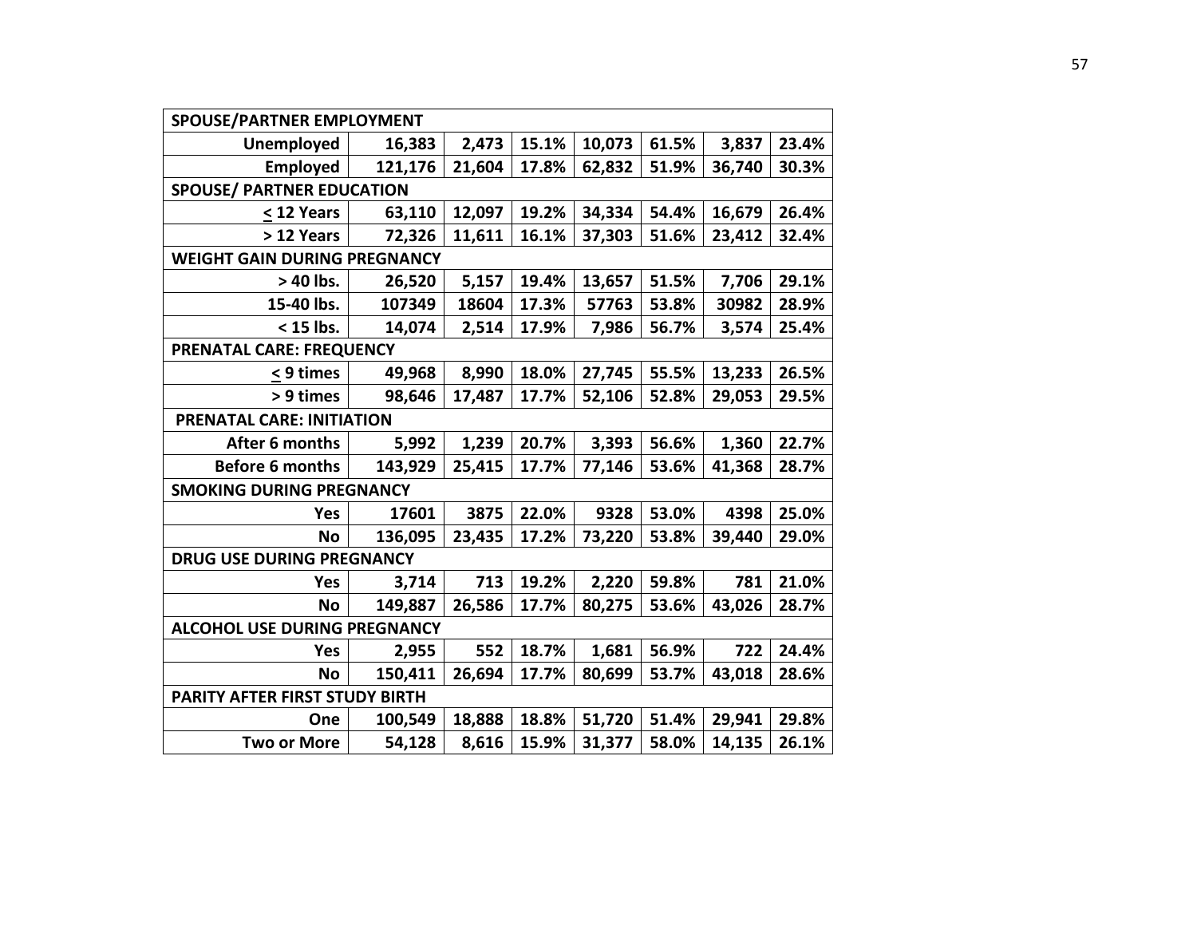| | | | | | | | |
|---|---|---|---|---|---|---|---|
| **SPOUSE/PARTNER EMPLOYMENT** | | | | | | | |
| **Unemployed** | **16,383** | **2,473** | **15.1%** | **10,073** | **61.5%** | **3,837** | **23.4%** |
| **Employed** | **121,176** | **21,604** | **17.8%** | **62,832** | **51.9%** | **36,740** | **30.3%** |
| **SPOUSE/ PARTNER EDUCATION** | | | | | | | |
| **≤ 12 Years** | **63,110** | **12,097** | **19.2%** | **34,334** | **54.4%** | **16,679** | **26.4%** |
| **> 12 Years** | **72,326** | **11,611** | **16.1%** | **37,303** | **51.6%** | **23,412** | **32.4%** |
| **WEIGHT GAIN DURING PREGNANCY** | | | | | | | |
| **> 40 lbs.** | **26,520** | **5,157** | **19.4%** | **13,657** | **51.5%** | **7,706** | **29.1%** |
| **15-40 lbs.** | **107349** | **18604** | **17.3%** | **57763** | **53.8%** | **30982** | **28.9%** |
| **< 15 lbs.** | **14,074** | **2,514** | **17.9%** | **7,986** | **56.7%** | **3,574** | **25.4%** |
| **PRENATAL CARE: FREQUENCY** | | | | | | | |
| **≤ 9 times** | **49,968** | **8,990** | **18.0%** | **27,745** | **55.5%** | **13,233** | **26.5%** |
| **> 9 times** | **98,646** | **17,487** | **17.7%** | **52,106** | **52.8%** | **29,053** | **29.5%** |
| **PRENATAL CARE: INITIATION** | | | | | | | |
| **After 6 months** | **5,992** | **1,239** | **20.7%** | **3,393** | **56.6%** | **1,360** | **22.7%** |
| **Before 6 months** | **143,929** | **25,415** | **17.7%** | **77,146** | **53.6%** | **41,368** | **28.7%** |
| **SMOKING DURING PREGNANCY** | | | | | | | |
| **Yes** | **17601** | **3875** | **22.0%** | **9328** | **53.0%** | **4398** | **25.0%** |
| **No** | **136,095** | **23,435** | **17.2%** | **73,220** | **53.8%** | **39,440** | **29.0%** |
| **DRUG USE DURING PREGNANCY** | | | | | | | |
| **Yes** | **3,714** | **713** | **19.2%** | **2,220** | **59.8%** | **781** | **21.0%** |
| **No** | **149,887** | **26,586** | **17.7%** | **80,275** | **53.6%** | **43,026** | **28.7%** |
| **ALCOHOL USE DURING PREGNANCY** | | | | | | | |
| **Yes** | **2,955** | **552** | **18.7%** | **1,681** | **56.9%** | **722** | **24.4%** |
| **No** | **150,411** | **26,694** | **17.7%** | **80,699** | **53.7%** | **43,018** | **28.6%** |
| **PARITY AFTER FIRST STUDY BIRTH** | | | | | | | |
| **One** | **100,549** | **18,888** | **18.8%** | **51,720** | **51.4%** | **29,941** | **29.8%** |
| **Two or More** | **54,128** | **8,616** | **15.9%** | **31,377** | **58.0%** | **14,135** | **26.1%** |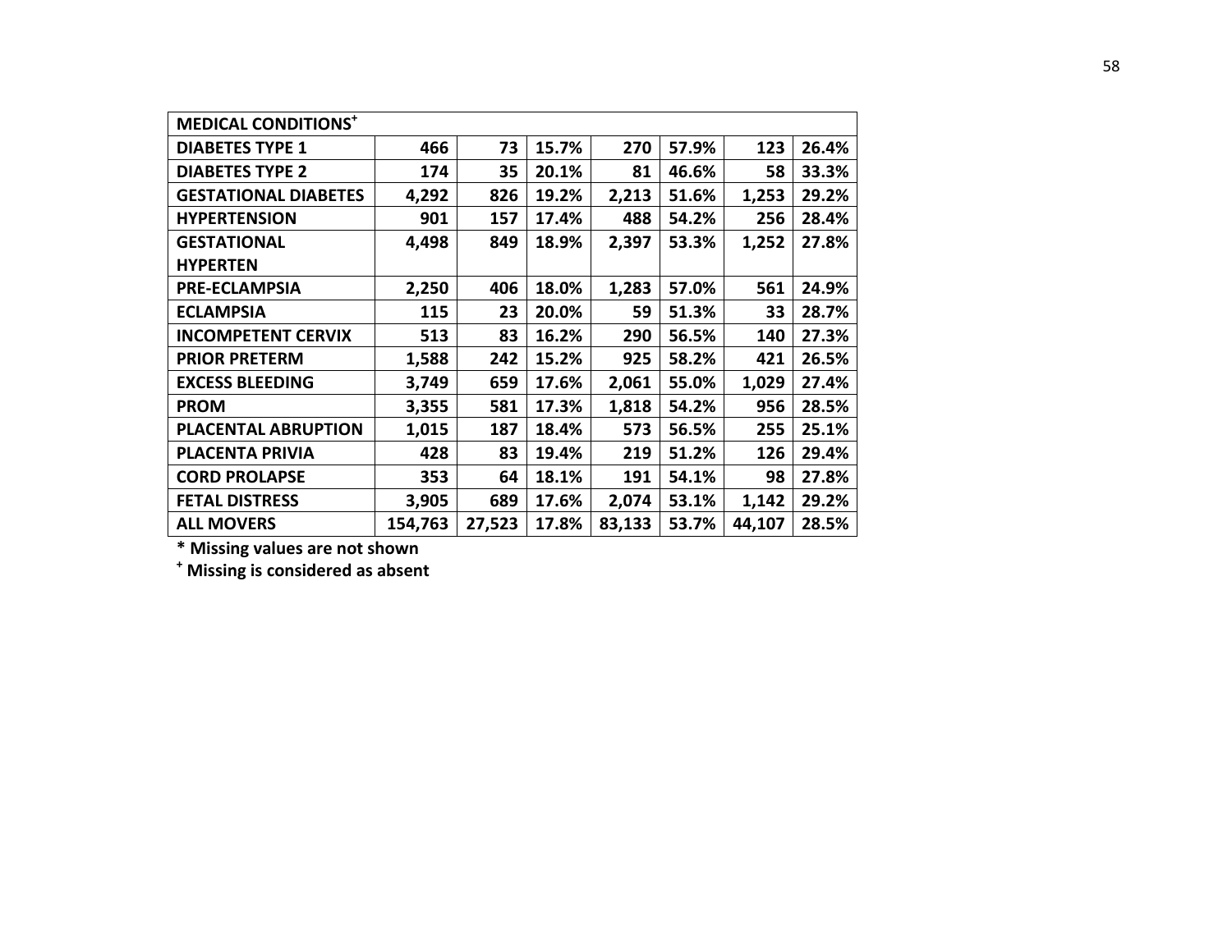| **MEDICAL CONDITIONS⁺** | | | | | | | |
|---|---|---|---|---|---|---|---|
| **DIABETES TYPE 1** | **466** | **73** | **15.7%** | **270** | **57.9%** | **123** | **26.4%** |
| **DIABETES TYPE 2** | **174** | **35** | **20.1%** | **81** | **46.6%** | **58** | **33.3%** |
| **GESTATIONAL DIABETES** | **4,292** | **826** | **19.2%** | **2,213** | **51.6%** | **1,253** | **29.2%** |
| **HYPERTENSION** | **901** | **157** | **17.4%** | **488** | **54.2%** | **256** | **28.4%** |
| **GESTATIONAL HYPERTEN** | **4,498** | **849** | **18.9%** | **2,397** | **53.3%** | **1,252** | **27.8%** |
| **PRE-ECLAMPSIA** | **2,250** | **406** | **18.0%** | **1,283** | **57.0%** | **561** | **24.9%** |
| **ECLAMPSIA** | **115** | **23** | **20.0%** | **59** | **51.3%** | **33** | **28.7%** |
| **INCOMPETENT CERVIX** | **513** | **83** | **16.2%** | **290** | **56.5%** | **140** | **27.3%** |
| **PRIOR PRETERM** | **1,588** | **242** | **15.2%** | **925** | **58.2%** | **421** | **26.5%** |
| **EXCESS BLEEDING** | **3,749** | **659** | **17.6%** | **2,061** | **55.0%** | **1,029** | **27.4%** |
| **PROM** | **3,355** | **581** | **17.3%** | **1,818** | **54.2%** | **956** | **28.5%** |
| **PLACENTAL ABRUPTION** | **1,015** | **187** | **18.4%** | **573** | **56.5%** | **255** | **25.1%** |
| **PLACENTA PRIVIA** | **428** | **83** | **19.4%** | **219** | **51.2%** | **126** | **29.4%** |
| **CORD PROLAPSE** | **353** | **64** | **18.1%** | **191** | **54.1%** | **98** | **27.8%** |
| **FETAL DISTRESS** | **3,905** | **689** | **17.6%** | **2,074** | **53.1%** | **1,142** | **29.2%** |
| **ALL MOVERS** | **154,763** | **27,523** | **17.8%** | **83,133** | **53.7%** | **44,107** | **28.5%** |

**\* Missing values are not shown**

**⁺ Missing is considered as absent**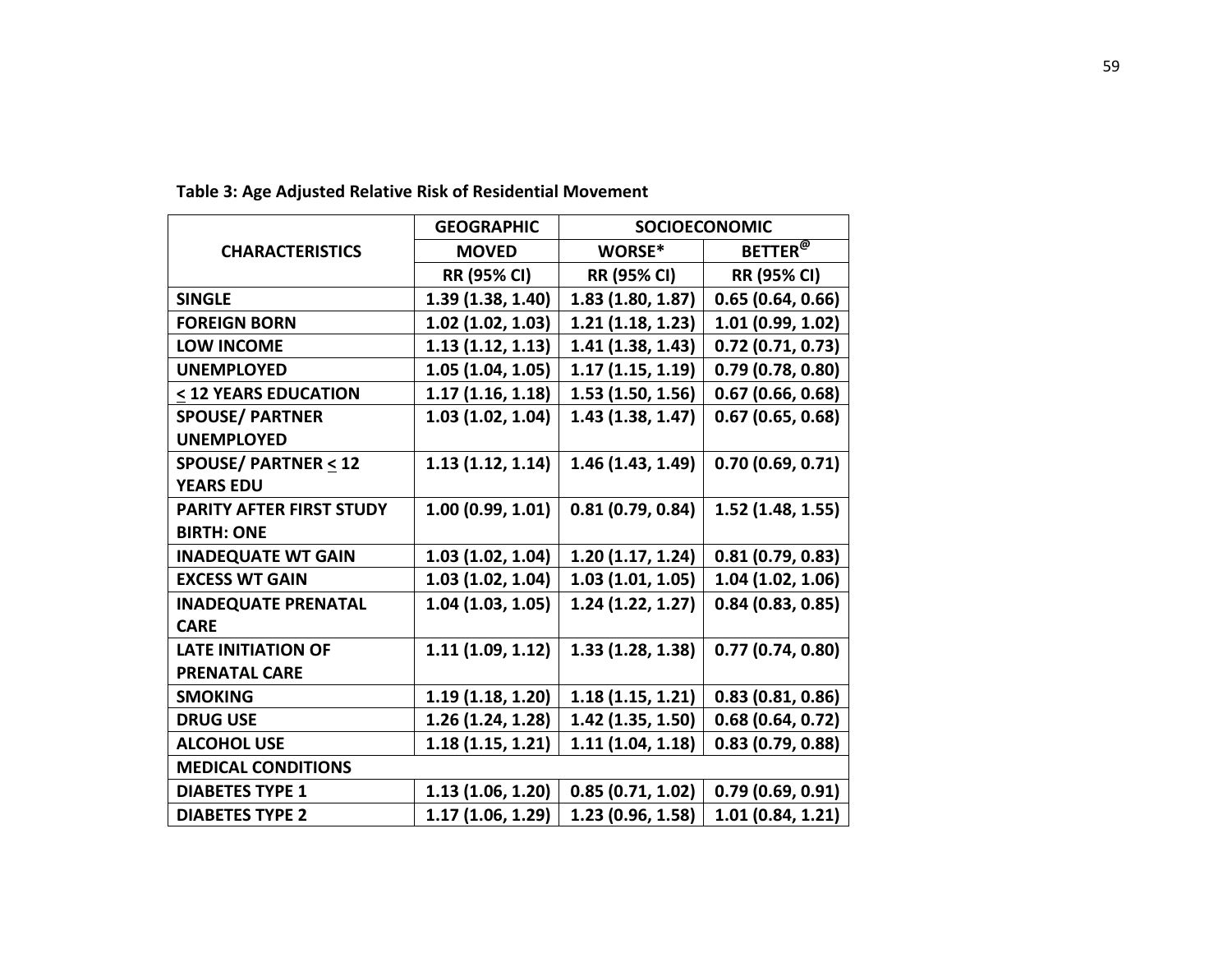**Table 3: Age Adjusted Relative Risk of Residential Movement**

| CHARACTERISTICS | GEOGRAPHIC | SOCIOECONOMIC | |
|---|---|---|---|
| | MOVED | WORSE* | BETTER[@] |
| | RR (95% CI) | RR (95% CI) | RR (95% CI) |
| SINGLE | 1.39 (1.38, 1.40) | 1.83 (1.80, 1.87) | 0.65 (0.64, 0.66) |
| FOREIGN BORN | 1.02 (1.02, 1.03) | 1.21 (1.18, 1.23) | 1.01 (0.99, 1.02) |
| LOW INCOME | 1.13 (1.12, 1.13) | 1.41 (1.38, 1.43) | 0.72 (0.71, 0.73) |
| UNEMPLOYED | 1.05 (1.04, 1.05) | 1.17 (1.15, 1.19) | 0.79 (0.78, 0.80) |
| ≤ 12 YEARS EDUCATION | 1.17 (1.16, 1.18) | 1.53 (1.50, 1.56) | 0.67 (0.66, 0.68) |
| SPOUSE/ PARTNER UNEMPLOYED | 1.03 (1.02, 1.04) | 1.43 (1.38, 1.47) | 0.67 (0.65, 0.68) |
| SPOUSE/ PARTNER ≤ 12 YEARS EDU | 1.13 (1.12, 1.14) | 1.46 (1.43, 1.49) | 0.70 (0.69, 0.71) |
| PARITY AFTER FIRST STUDY BIRTH: ONE | 1.00 (0.99, 1.01) | 0.81 (0.79, 0.84) | 1.52 (1.48, 1.55) |
| INADEQUATE WT GAIN | 1.03 (1.02, 1.04) | 1.20 (1.17, 1.24) | 0.81 (0.79, 0.83) |
| EXCESS WT GAIN | 1.03 (1.02, 1.04) | 1.03 (1.01, 1.05) | 1.04 (1.02, 1.06) |
| INADEQUATE PRENATAL CARE | 1.04 (1.03, 1.05) | 1.24 (1.22, 1.27) | 0.84 (0.83, 0.85) |
| LATE INITIATION OF PRENATAL CARE | 1.11 (1.09, 1.12) | 1.33 (1.28, 1.38) | 0.77 (0.74, 0.80) |
| SMOKING | 1.19 (1.18, 1.20) | 1.18 (1.15, 1.21) | 0.83 (0.81, 0.86) |
| DRUG USE | 1.26 (1.24, 1.28) | 1.42 (1.35, 1.50) | 0.68 (0.64, 0.72) |
| ALCOHOL USE | 1.18 (1.15, 1.21) | 1.11 (1.04, 1.18) | 0.83 (0.79, 0.88) |
| MEDICAL CONDITIONS | | | |
| DIABETES TYPE 1 | 1.13 (1.06, 1.20) | 0.85 (0.71, 1.02) | 0.79 (0.69, 0.91) |
| DIABETES TYPE 2 | 1.17 (1.06, 1.29) | 1.23 (0.96, 1.58) | 1.01 (0.84, 1.21) |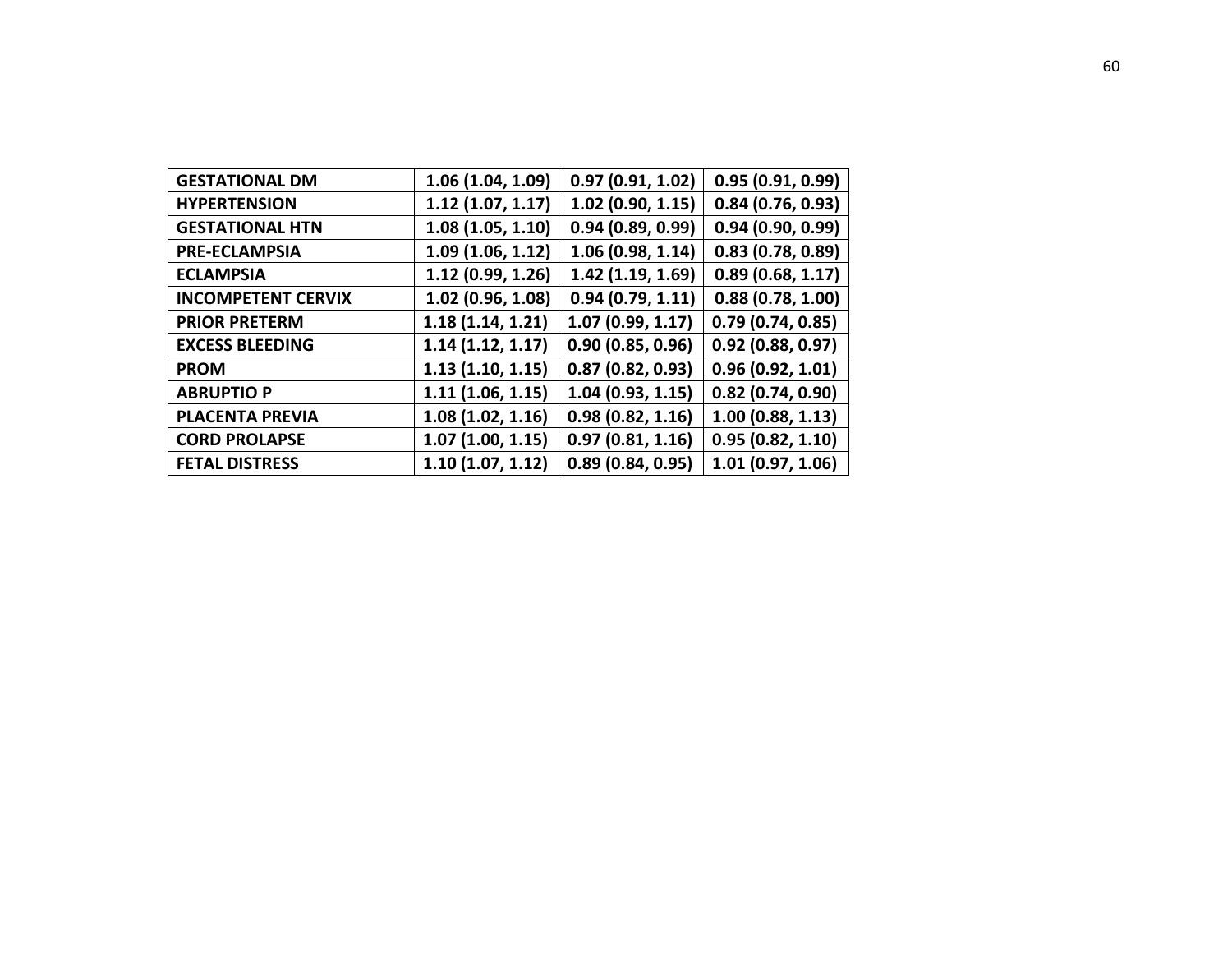| | | | |
|---|---|---|---|
| **GESTATIONAL DM** | **1.06 (1.04, 1.09)** | **0.97 (0.91, 1.02)** | **0.95 (0.91, 0.99)** |
| **HYPERTENSION** | **1.12 (1.07, 1.17)** | **1.02 (0.90, 1.15)** | **0.84 (0.76, 0.93)** |
| **GESTATIONAL HTN** | **1.08 (1.05, 1.10)** | **0.94 (0.89, 0.99)** | **0.94 (0.90, 0.99)** |
| **PRE-ECLAMPSIA** | **1.09 (1.06, 1.12)** | **1.06 (0.98, 1.14)** | **0.83 (0.78, 0.89)** |
| **ECLAMPSIA** | **1.12 (0.99, 1.26)** | **1.42 (1.19, 1.69)** | **0.89 (0.68, 1.17)** |
| **INCOMPETENT CERVIX** | **1.02 (0.96, 1.08)** | **0.94 (0.79, 1.11)** | **0.88 (0.78, 1.00)** |
| **PRIOR PRETERM** | **1.18 (1.14, 1.21)** | **1.07 (0.99, 1.17)** | **0.79 (0.74, 0.85)** |
| **EXCESS BLEEDING** | **1.14 (1.12, 1.17)** | **0.90 (0.85, 0.96)** | **0.92 (0.88, 0.97)** |
| **PROM** | **1.13 (1.10, 1.15)** | **0.87 (0.82, 0.93)** | **0.96 (0.92, 1.01)** |
| **ABRUPTIO P** | **1.11 (1.06, 1.15)** | **1.04 (0.93, 1.15)** | **0.82 (0.74, 0.90)** |
| **PLACENTA PREVIA** | **1.08 (1.02, 1.16)** | **0.98 (0.82, 1.16)** | **1.00 (0.88, 1.13)** |
| **CORD PROLAPSE** | **1.07 (1.00, 1.15)** | **0.97 (0.81, 1.16)** | **0.95 (0.82, 1.10)** |
| **FETAL DISTRESS** | **1.10 (1.07, 1.12)** | **0.89 (0.84, 0.95)** | **1.01 (0.97, 1.06)** |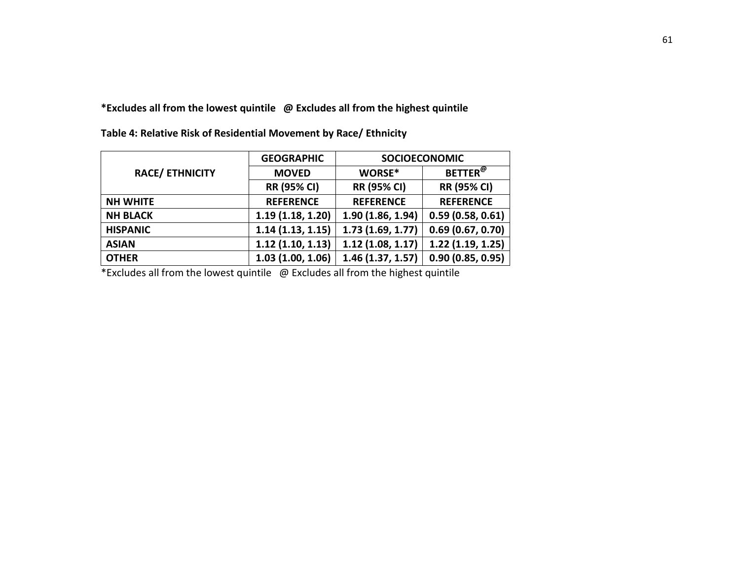**\*Excludes all from the lowest quintile @ Excludes all from the highest quintile**

**Table 4: Relative Risk of Residential Movement by Race/ Ethnicity**

| RACE/ ETHNICITY | GEOGRAPHIC | SOCIOECONOMIC | |
|---|---|---|---|
| | MOVED | WORSE* | BETTER@ |
| | RR (95% CI) | RR (95% CI) | RR (95% CI) |
| NH WHITE | REFERENCE | REFERENCE | REFERENCE |
| NH BLACK | 1.19 (1.18, 1.20) | 1.90 (1.86, 1.94) | 0.59 (0.58, 0.61) |
| HISPANIC | 1.14 (1.13, 1.15) | 1.73 (1.69, 1.77) | 0.69 (0.67, 0.70) |
| ASIAN | 1.12 (1.10, 1.13) | 1.12 (1.08, 1.17) | 1.22 (1.19, 1.25) |
| OTHER | 1.03 (1.00, 1.06) | 1.46 (1.37, 1.57) | 0.90 (0.85, 0.95) |

*Excludes all from the lowest quintile @ Excludes all from the highest quintile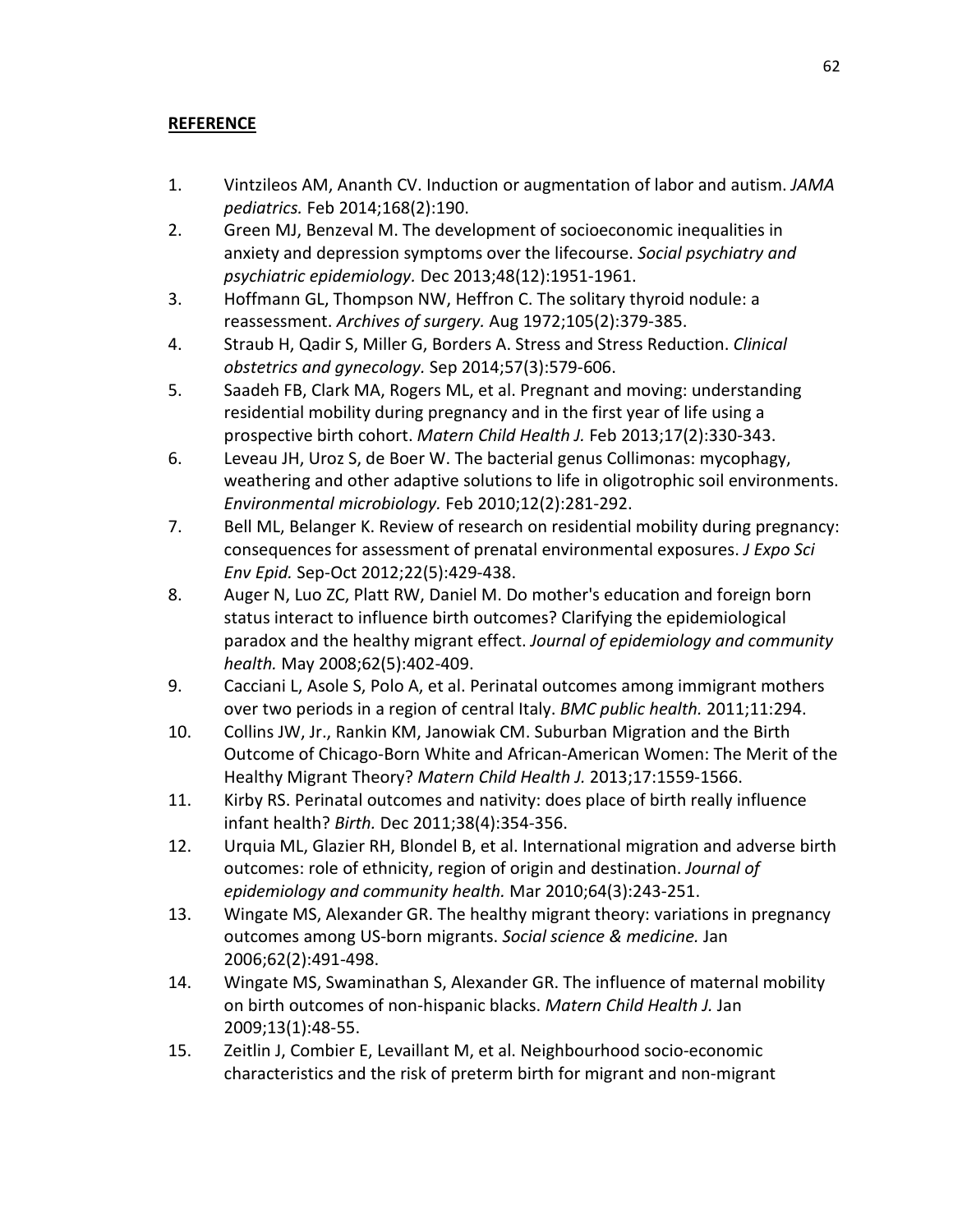**REFERENCE**

1. Vintzileos AM, Ananth CV. Induction or augmentation of labor and autism. *JAMA pediatrics.* Feb 2014;168(2):190.
2. Green MJ, Benzeval M. The development of socioeconomic inequalities in anxiety and depression symptoms over the lifecourse. *Social psychiatry and psychiatric epidemiology.* Dec 2013;48(12):1951-1961.
3. Hoffmann GL, Thompson NW, Heffron C. The solitary thyroid nodule: a reassessment. *Archives of surgery.* Aug 1972;105(2):379-385.
4. Straub H, Qadir S, Miller G, Borders A. Stress and Stress Reduction. *Clinical obstetrics and gynecology.* Sep 2014;57(3):579-606.
5. Saadeh FB, Clark MA, Rogers ML, et al. Pregnant and moving: understanding residential mobility during pregnancy and in the first year of life using a prospective birth cohort. *Matern Child Health J.* Feb 2013;17(2):330-343.
6. Leveau JH, Uroz S, de Boer W. The bacterial genus Collimonas: mycophagy, weathering and other adaptive solutions to life in oligotrophic soil environments. *Environmental microbiology.* Feb 2010;12(2):281-292.
7. Bell ML, Belanger K. Review of research on residential mobility during pregnancy: consequences for assessment of prenatal environmental exposures. *J Expo Sci Env Epid.* Sep-Oct 2012;22(5):429-438.
8. Auger N, Luo ZC, Platt RW, Daniel M. Do mother's education and foreign born status interact to influence birth outcomes? Clarifying the epidemiological paradox and the healthy migrant effect. *Journal of epidemiology and community health.* May 2008;62(5):402-409.
9. Cacciani L, Asole S, Polo A, et al. Perinatal outcomes among immigrant mothers over two periods in a region of central Italy. *BMC public health.* 2011;11:294.
10. Collins JW, Jr., Rankin KM, Janowiak CM. Suburban Migration and the Birth Outcome of Chicago-Born White and African-American Women: The Merit of the Healthy Migrant Theory? *Matern Child Health J.* 2013;17:1559-1566.
11. Kirby RS. Perinatal outcomes and nativity: does place of birth really influence infant health? *Birth.* Dec 2011;38(4):354-356.
12. Urquia ML, Glazier RH, Blondel B, et al. International migration and adverse birth outcomes: role of ethnicity, region of origin and destination. *Journal of epidemiology and community health.* Mar 2010;64(3):243-251.
13. Wingate MS, Alexander GR. The healthy migrant theory: variations in pregnancy outcomes among US-born migrants. *Social science & medicine.* Jan 2006;62(2):491-498.
14. Wingate MS, Swaminathan S, Alexander GR. The influence of maternal mobility on birth outcomes of non-hispanic blacks. *Matern Child Health J.* Jan 2009;13(1):48-55.
15. Zeitlin J, Combier E, Levaillant M, et al. Neighbourhood socio-economic characteristics and the risk of preterm birth for migrant and non-migrant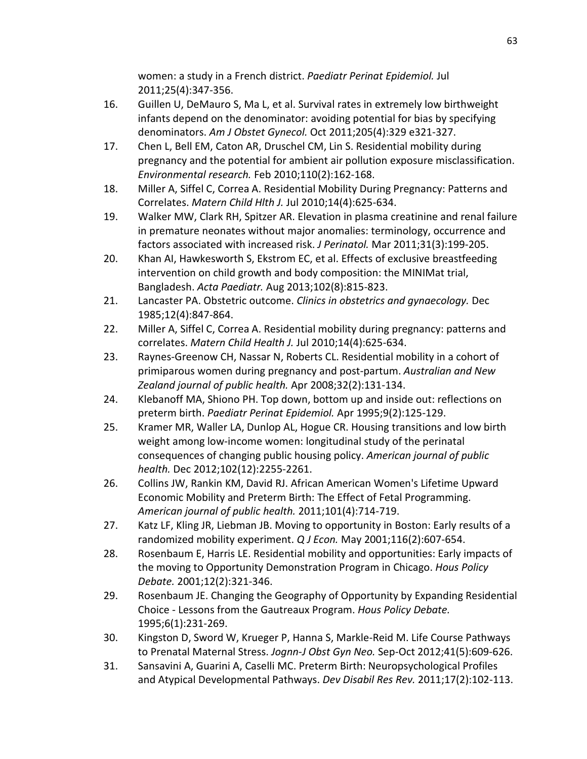women: a study in a French district. *Paediatr Perinat Epidemiol.* Jul 2011;25(4):347-356.

16. Guillen U, DeMauro S, Ma L, et al. Survival rates in extremely low birthweight infants depend on the denominator: avoiding potential for bias by specifying denominators. *Am J Obstet Gynecol.* Oct 2011;205(4):329 e321-327.
17. Chen L, Bell EM, Caton AR, Druschel CM, Lin S. Residential mobility during pregnancy and the potential for ambient air pollution exposure misclassification. *Environmental research.* Feb 2010;110(2):162-168.
18. Miller A, Siffel C, Correa A. Residential Mobility During Pregnancy: Patterns and Correlates. *Matern Child Hlth J.* Jul 2010;14(4):625-634.
19. Walker MW, Clark RH, Spitzer AR. Elevation in plasma creatinine and renal failure in premature neonates without major anomalies: terminology, occurrence and factors associated with increased risk. *J Perinatol.* Mar 2011;31(3):199-205.
20. Khan AI, Hawkesworth S, Ekstrom EC, et al. Effects of exclusive breastfeeding intervention on child growth and body composition: the MINIMat trial, Bangladesh. *Acta Paediatr.* Aug 2013;102(8):815-823.
21. Lancaster PA. Obstetric outcome. *Clinics in obstetrics and gynaecology.* Dec 1985;12(4):847-864.
22. Miller A, Siffel C, Correa A. Residential mobility during pregnancy: patterns and correlates. *Matern Child Health J.* Jul 2010;14(4):625-634.
23. Raynes-Greenow CH, Nassar N, Roberts CL. Residential mobility in a cohort of primiparous women during pregnancy and post-partum. *Australian and New Zealand journal of public health.* Apr 2008;32(2):131-134.
24. Klebanoff MA, Shiono PH. Top down, bottom up and inside out: reflections on preterm birth. *Paediatr Perinat Epidemiol.* Apr 1995;9(2):125-129.
25. Kramer MR, Waller LA, Dunlop AL, Hogue CR. Housing transitions and low birth weight among low-income women: longitudinal study of the perinatal consequences of changing public housing policy. *American journal of public health.* Dec 2012;102(12):2255-2261.
26. Collins JW, Rankin KM, David RJ. African American Women's Lifetime Upward Economic Mobility and Preterm Birth: The Effect of Fetal Programming. *American journal of public health.* 2011;101(4):714-719.
27. Katz LF, Kling JR, Liebman JB. Moving to opportunity in Boston: Early results of a randomized mobility experiment. *Q J Econ.* May 2001;116(2):607-654.
28. Rosenbaum E, Harris LE. Residential mobility and opportunities: Early impacts of the moving to Opportunity Demonstration Program in Chicago. *Hous Policy Debate.* 2001;12(2):321-346.
29. Rosenbaum JE. Changing the Geography of Opportunity by Expanding Residential Choice - Lessons from the Gautreaux Program. *Hous Policy Debate.* 1995;6(1):231-269.
30. Kingston D, Sword W, Krueger P, Hanna S, Markle-Reid M. Life Course Pathways to Prenatal Maternal Stress. *Jognn-J Obst Gyn Neo.* Sep-Oct 2012;41(5):609-626.
31. Sansavini A, Guarini A, Caselli MC. Preterm Birth: Neuropsychological Profiles and Atypical Developmental Pathways. *Dev Disabil Res Rev.* 2011;17(2):102-113.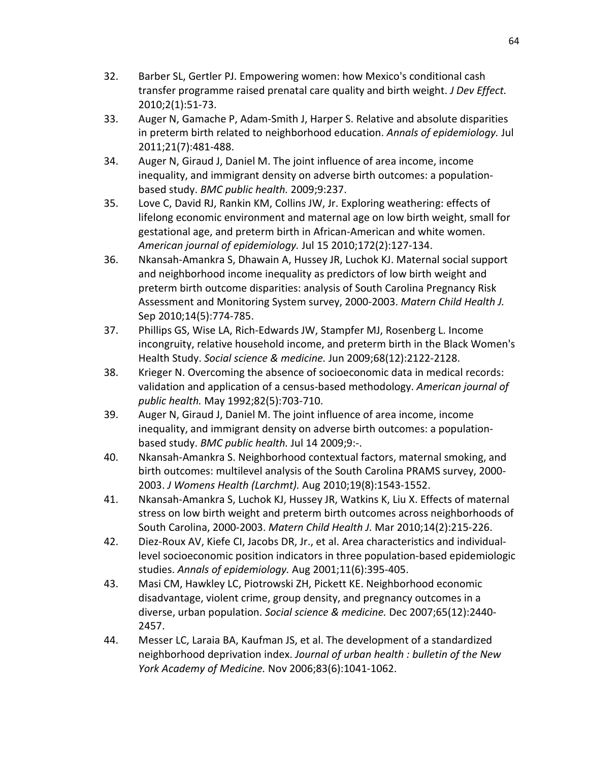32. Barber SL, Gertler PJ. Empowering women: how Mexico's conditional cash transfer programme raised prenatal care quality and birth weight. *J Dev Effect.* 2010;2(1):51-73.
33. Auger N, Gamache P, Adam-Smith J, Harper S. Relative and absolute disparities in preterm birth related to neighborhood education. *Annals of epidemiology.* Jul 2011;21(7):481-488.
34. Auger N, Giraud J, Daniel M. The joint influence of area income, income inequality, and immigrant density on adverse birth outcomes: a population-based study. *BMC public health.* 2009;9:237.
35. Love C, David RJ, Rankin KM, Collins JW, Jr. Exploring weathering: effects of lifelong economic environment and maternal age on low birth weight, small for gestational age, and preterm birth in African-American and white women. *American journal of epidemiology.* Jul 15 2010;172(2):127-134.
36. Nkansah-Amankra S, Dhawain A, Hussey JR, Luchok KJ. Maternal social support and neighborhood income inequality as predictors of low birth weight and preterm birth outcome disparities: analysis of South Carolina Pregnancy Risk Assessment and Monitoring System survey, 2000-2003. *Matern Child Health J.* Sep 2010;14(5):774-785.
37. Phillips GS, Wise LA, Rich-Edwards JW, Stampfer MJ, Rosenberg L. Income incongruity, relative household income, and preterm birth in the Black Women's Health Study. *Social science & medicine.* Jun 2009;68(12):2122-2128.
38. Krieger N. Overcoming the absence of socioeconomic data in medical records: validation and application of a census-based methodology. *American journal of public health.* May 1992;82(5):703-710.
39. Auger N, Giraud J, Daniel M. The joint influence of area income, income inequality, and immigrant density on adverse birth outcomes: a population-based study. *BMC public health.* Jul 14 2009;9:-.
40. Nkansah-Amankra S. Neighborhood contextual factors, maternal smoking, and birth outcomes: multilevel analysis of the South Carolina PRAMS survey, 2000-2003. *J Womens Health (Larchmt).* Aug 2010;19(8):1543-1552.
41. Nkansah-Amankra S, Luchok KJ, Hussey JR, Watkins K, Liu X. Effects of maternal stress on low birth weight and preterm birth outcomes across neighborhoods of South Carolina, 2000-2003. *Matern Child Health J.* Mar 2010;14(2):215-226.
42. Diez-Roux AV, Kiefe CI, Jacobs DR, Jr., et al. Area characteristics and individual-level socioeconomic position indicators in three population-based epidemiologic studies. *Annals of epidemiology.* Aug 2001;11(6):395-405.
43. Masi CM, Hawkley LC, Piotrowski ZH, Pickett KE. Neighborhood economic disadvantage, violent crime, group density, and pregnancy outcomes in a diverse, urban population. *Social science & medicine.* Dec 2007;65(12):2440-2457.
44. Messer LC, Laraia BA, Kaufman JS, et al. The development of a standardized neighborhood deprivation index. *Journal of urban health : bulletin of the New York Academy of Medicine.* Nov 2006;83(6):1041-1062.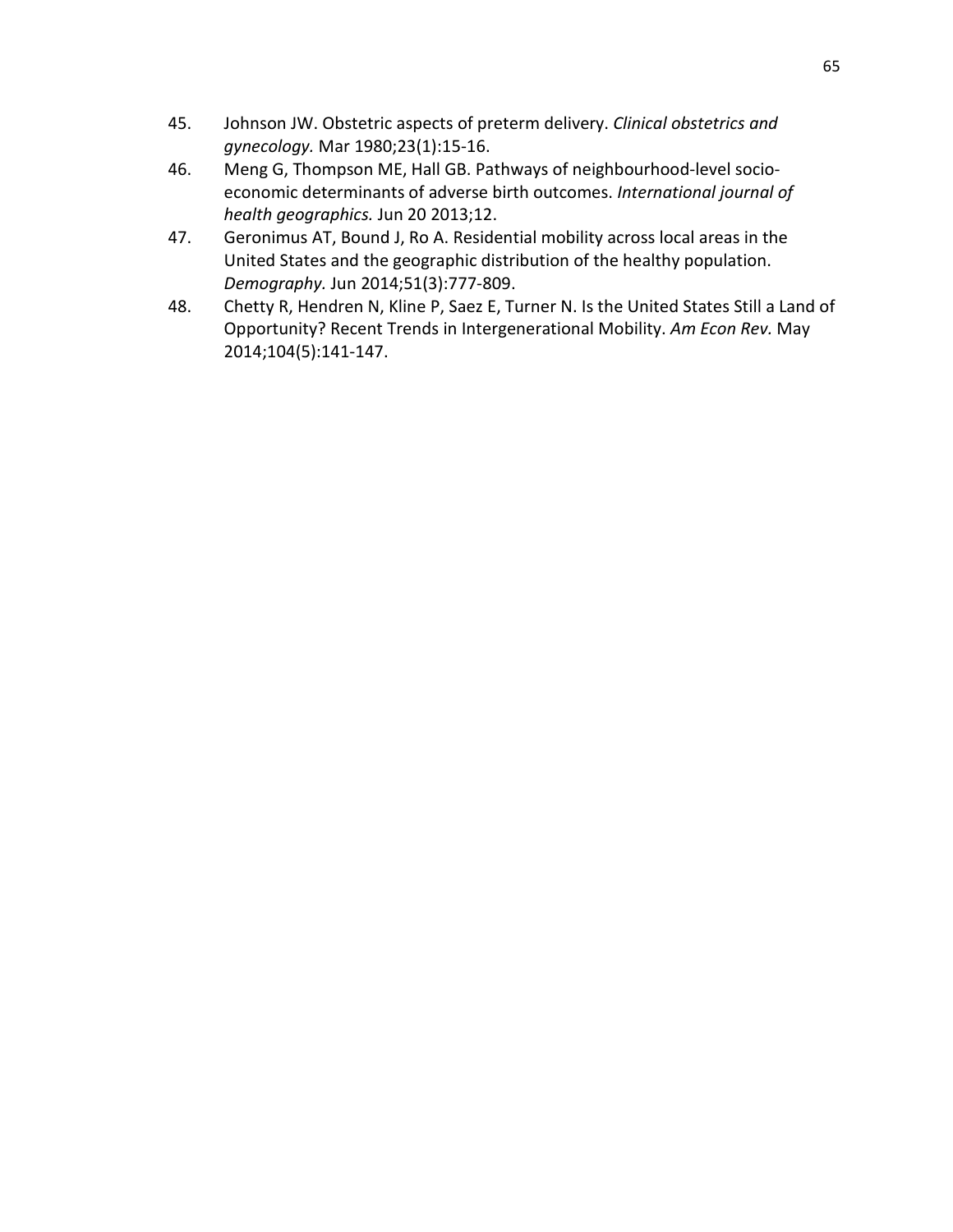45. Johnson JW. Obstetric aspects of preterm delivery. *Clinical obstetrics and gynecology.* Mar 1980;23(1):15-16.
46. Meng G, Thompson ME, Hall GB. Pathways of neighbourhood-level socio-economic determinants of adverse birth outcomes. *International journal of health geographics.* Jun 20 2013;12.
47. Geronimus AT, Bound J, Ro A. Residential mobility across local areas in the United States and the geographic distribution of the healthy population. *Demography.* Jun 2014;51(3):777-809.
48. Chetty R, Hendren N, Kline P, Saez E, Turner N. Is the United States Still a Land of Opportunity? Recent Trends in Intergenerational Mobility. *Am Econ Rev.* May 2014;104(5):141-147.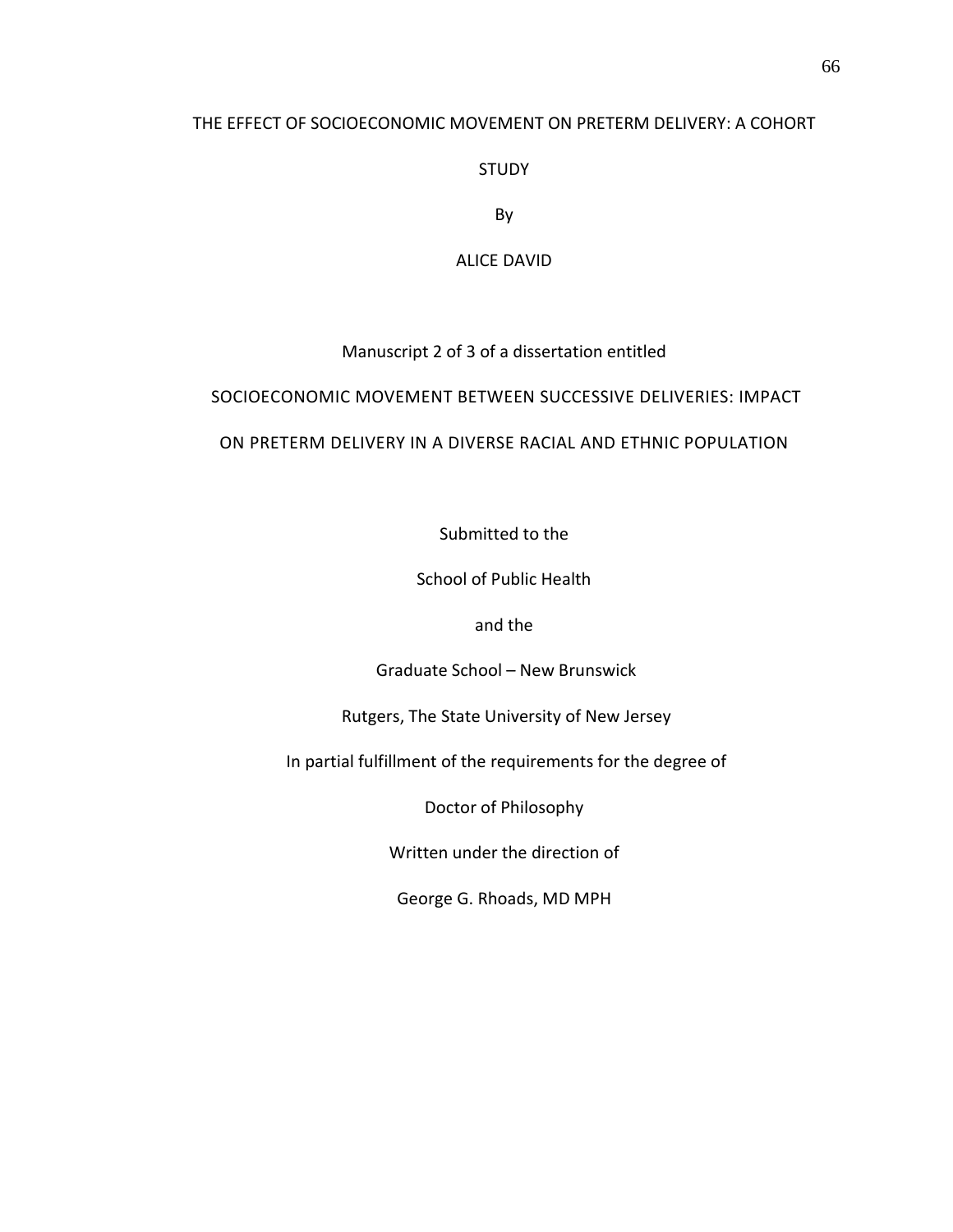THE EFFECT OF SOCIOECONOMIC MOVEMENT ON PRETERM DELIVERY: A COHORT STUDY

By

ALICE DAVID

Manuscript 2 of 3 of a dissertation entitled

SOCIOECONOMIC MOVEMENT BETWEEN SUCCESSIVE DELIVERIES: IMPACT ON PRETERM DELIVERY IN A DIVERSE RACIAL AND ETHNIC POPULATION

Submitted to the

School of Public Health

and the

Graduate School – New Brunswick

Rutgers, The State University of New Jersey

In partial fulfillment of the requirements for the degree of

Doctor of Philosophy

Written under the direction of

George G. Rhoads, MD MPH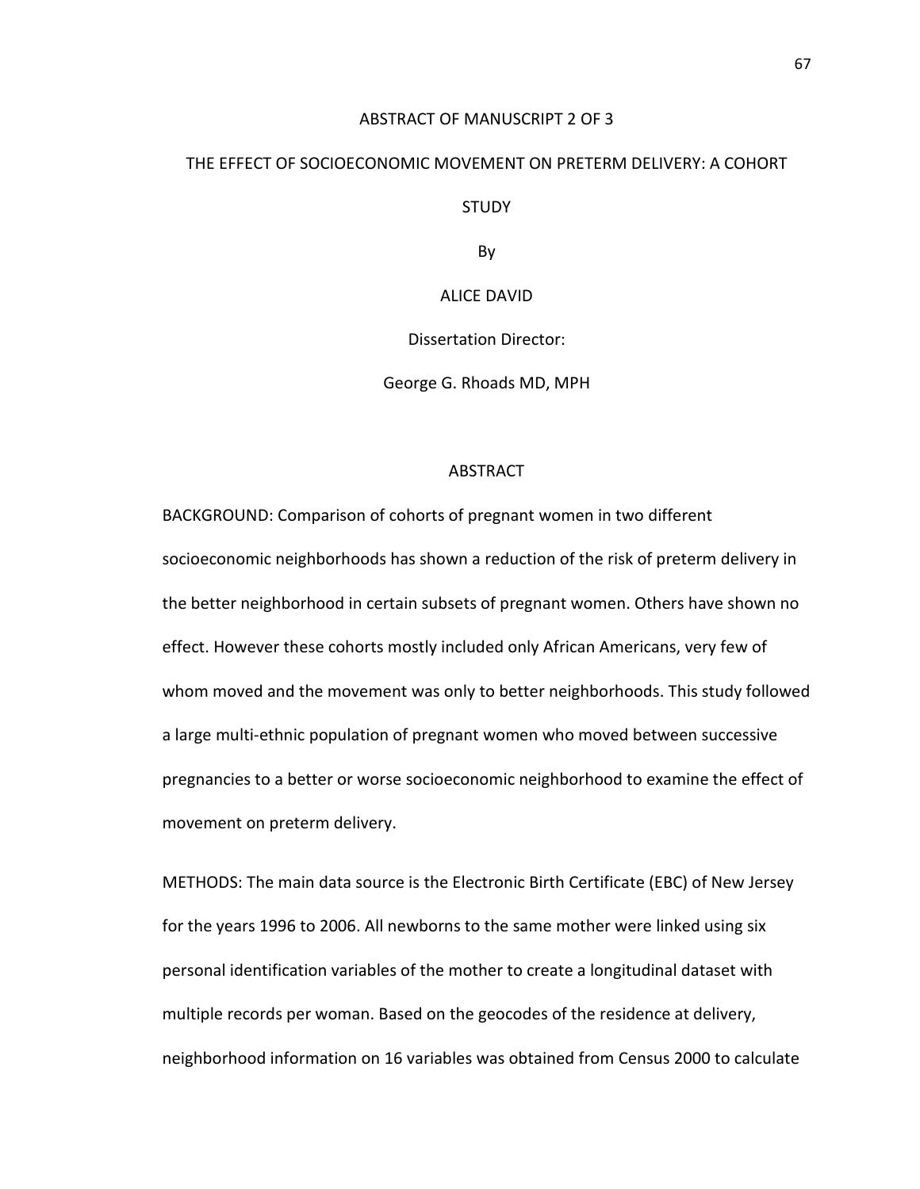ABSTRACT OF MANUSCRIPT 2 OF 3

# THE EFFECT OF SOCIOECONOMIC MOVEMENT ON PRETERM DELIVERY: A COHORT STUDY

By

ALICE DAVID

Dissertation Director:

George G. Rhoads MD, MPH

## ABSTRACT

BACKGROUND: Comparison of cohorts of pregnant women in two different socioeconomic neighborhoods has shown a reduction of the risk of preterm delivery in the better neighborhood in certain subsets of pregnant women. Others have shown no effect. However these cohorts mostly included only African Americans, very few of whom moved and the movement was only to better neighborhoods. This study followed a large multi-ethnic population of pregnant women who moved between successive pregnancies to a better or worse socioeconomic neighborhood to examine the effect of movement on preterm delivery.

METHODS: The main data source is the Electronic Birth Certificate (EBC) of New Jersey for the years 1996 to 2006. All newborns to the same mother were linked using six personal identification variables of the mother to create a longitudinal dataset with multiple records per woman. Based on the geocodes of the residence at delivery, neighborhood information on 16 variables was obtained from Census 2000 to calculate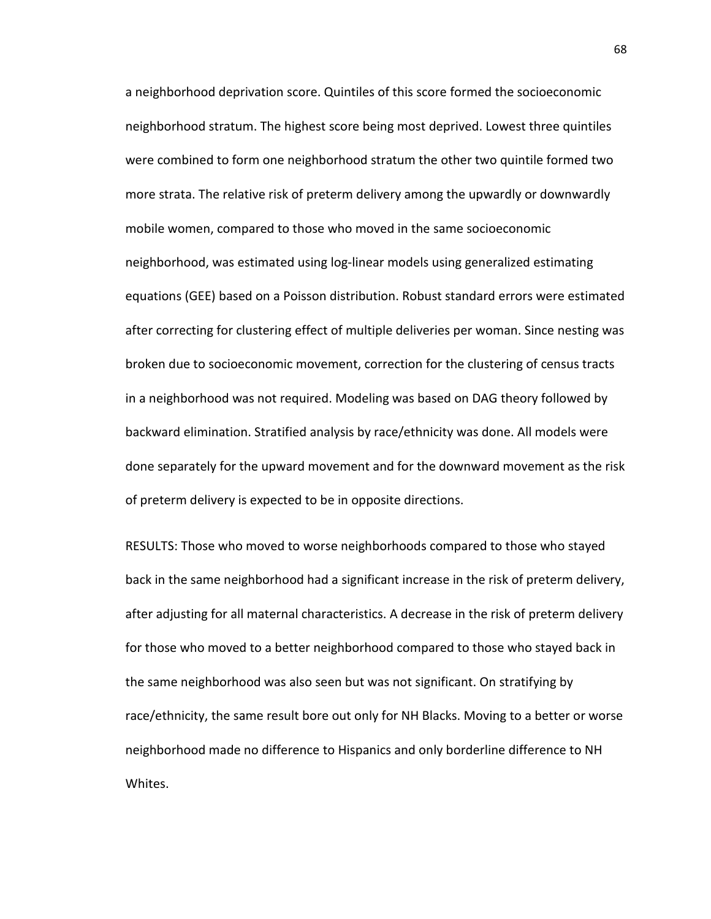a neighborhood deprivation score. Quintiles of this score formed the socioeconomic neighborhood stratum. The highest score being most deprived. Lowest three quintiles were combined to form one neighborhood stratum the other two quintile formed two more strata. The relative risk of preterm delivery among the upwardly or downwardly mobile women, compared to those who moved in the same socioeconomic neighborhood, was estimated using log-linear models using generalized estimating equations (GEE) based on a Poisson distribution. Robust standard errors were estimated after correcting for clustering effect of multiple deliveries per woman. Since nesting was broken due to socioeconomic movement, correction for the clustering of census tracts in a neighborhood was not required. Modeling was based on DAG theory followed by backward elimination. Stratified analysis by race/ethnicity was done. All models were done separately for the upward movement and for the downward movement as the risk of preterm delivery is expected to be in opposite directions.

RESULTS: Those who moved to worse neighborhoods compared to those who stayed back in the same neighborhood had a significant increase in the risk of preterm delivery, after adjusting for all maternal characteristics. A decrease in the risk of preterm delivery for those who moved to a better neighborhood compared to those who stayed back in the same neighborhood was also seen but was not significant. On stratifying by race/ethnicity, the same result bore out only for NH Blacks. Moving to a better or worse neighborhood made no difference to Hispanics and only borderline difference to NH Whites.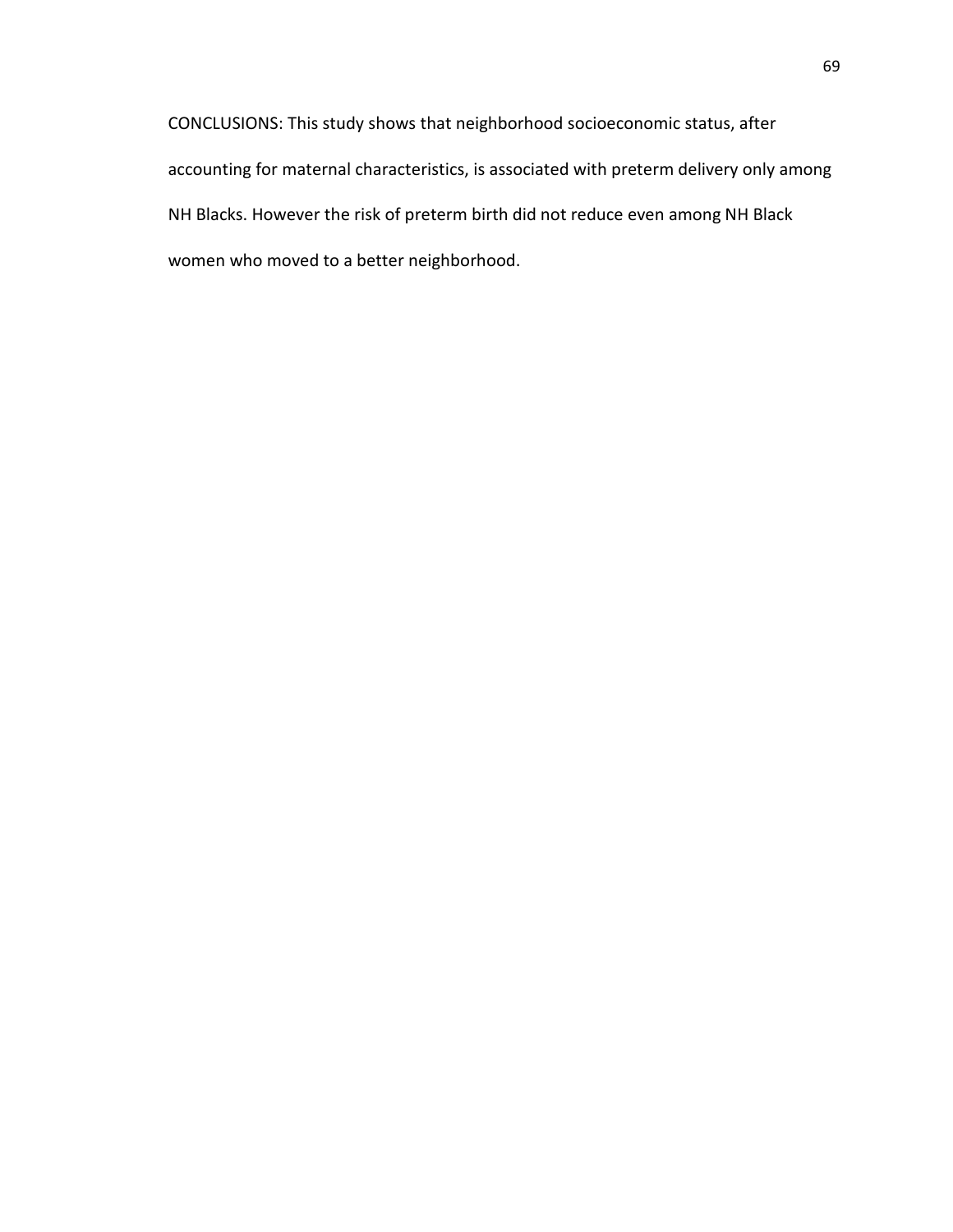CONCLUSIONS: This study shows that neighborhood socioeconomic status, after accounting for maternal characteristics, is associated with preterm delivery only among NH Blacks. However the risk of preterm birth did not reduce even among NH Black women who moved to a better neighborhood.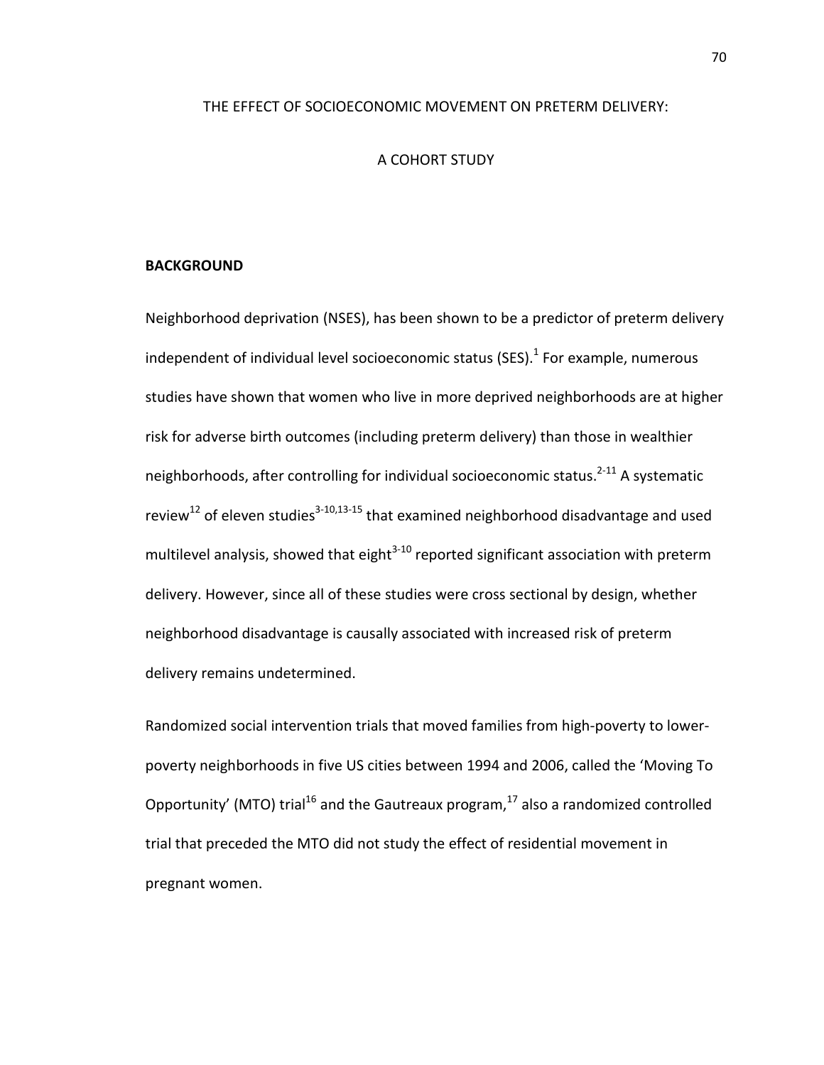# THE EFFECT OF SOCIOECONOMIC MOVEMENT ON PRETERM DELIVERY:

# A COHORT STUDY

## BACKGROUND

Neighborhood deprivation (NSES), has been shown to be a predictor of preterm delivery independent of individual level socioeconomic status (SES).[1] For example, numerous studies have shown that women who live in more deprived neighborhoods are at higher risk for adverse birth outcomes (including preterm delivery) than those in wealthier neighborhoods, after controlling for individual socioeconomic status.[2-11] A systematic review[12] of eleven studies[3-10,13-15] that examined neighborhood disadvantage and used multilevel analysis, showed that eight[3-10] reported significant association with preterm delivery. However, since all of these studies were cross sectional by design, whether neighborhood disadvantage is causally associated with increased risk of preterm delivery remains undetermined.

Randomized social intervention trials that moved families from high-poverty to lower-poverty neighborhoods in five US cities between 1994 and 2006, called the 'Moving To Opportunity' (MTO) trial[16] and the Gautreaux program,[17] also a randomized controlled trial that preceded the MTO did not study the effect of residential movement in pregnant women.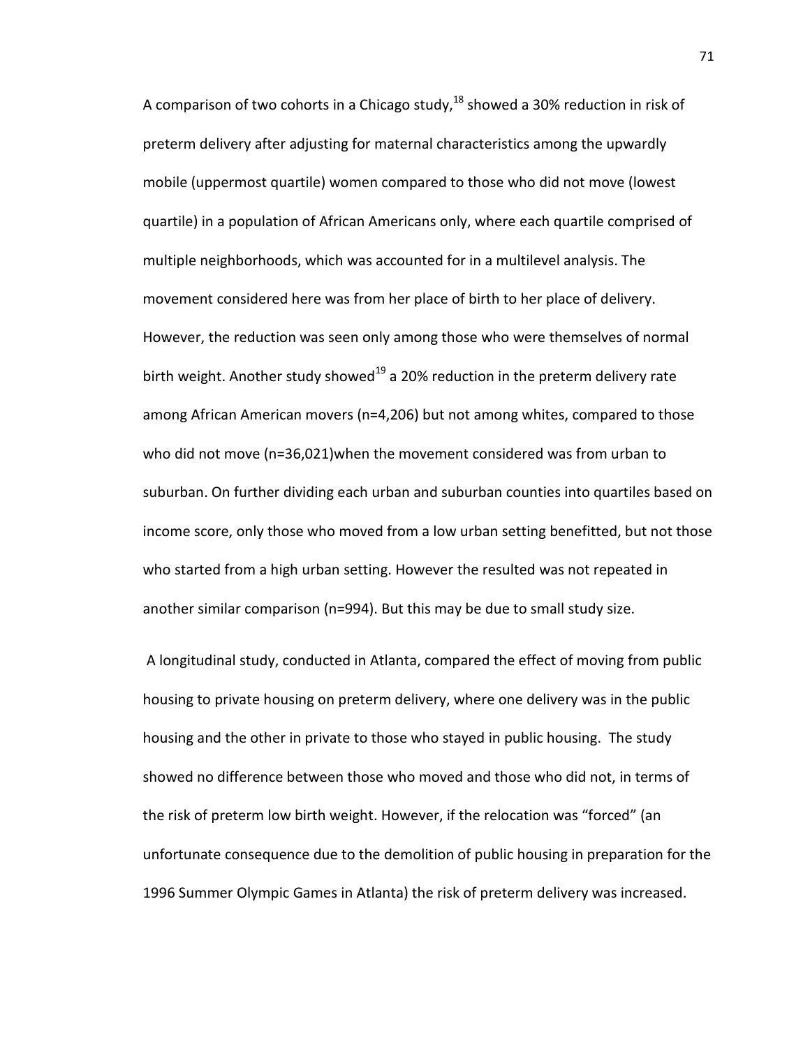A comparison of two cohorts in a Chicago study,[18] showed a 30% reduction in risk of preterm delivery after adjusting for maternal characteristics among the upwardly mobile (uppermost quartile) women compared to those who did not move (lowest quartile) in a population of African Americans only, where each quartile comprised of multiple neighborhoods, which was accounted for in a multilevel analysis. The movement considered here was from her place of birth to her place of delivery. However, the reduction was seen only among those who were themselves of normal birth weight. Another study showed[19] a 20% reduction in the preterm delivery rate among African American movers (n=4,206) but not among whites, compared to those who did not move (n=36,021)when the movement considered was from urban to suburban. On further dividing each urban and suburban counties into quartiles based on income score, only those who moved from a low urban setting benefitted, but not those who started from a high urban setting. However the resulted was not repeated in another similar comparison (n=994). But this may be due to small study size.

A longitudinal study, conducted in Atlanta, compared the effect of moving from public housing to private housing on preterm delivery, where one delivery was in the public housing and the other in private to those who stayed in public housing. The study showed no difference between those who moved and those who did not, in terms of the risk of preterm low birth weight. However, if the relocation was "forced" (an unfortunate consequence due to the demolition of public housing in preparation for the 1996 Summer Olympic Games in Atlanta) the risk of preterm delivery was increased.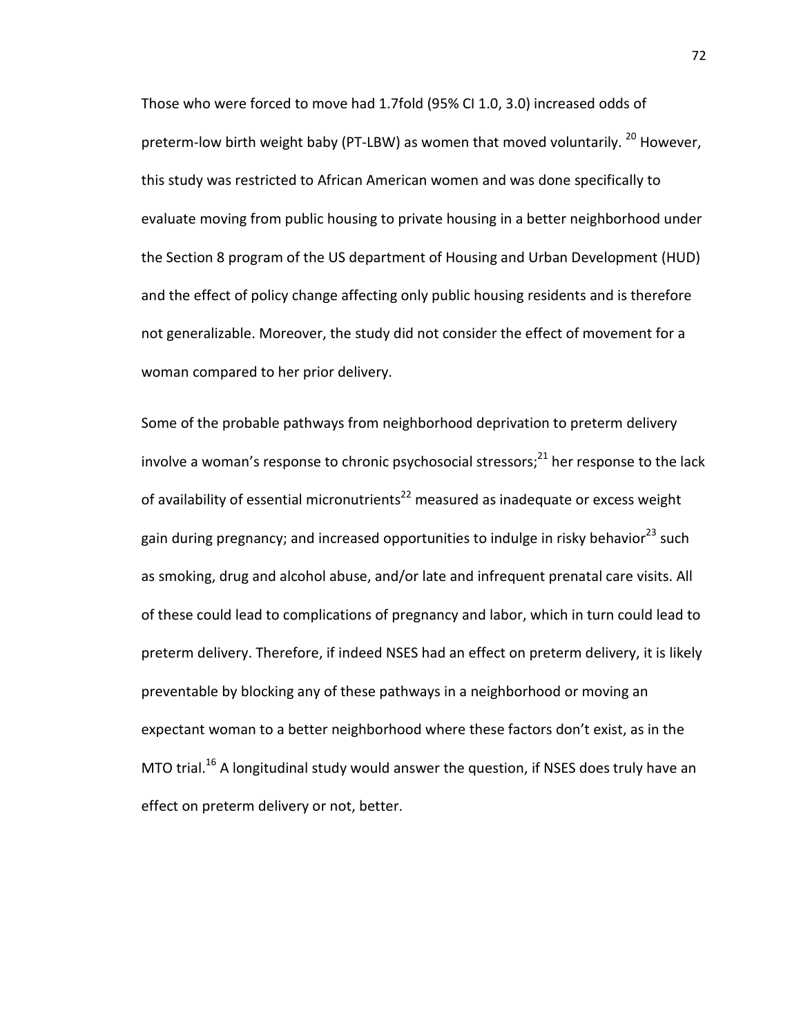Those who were forced to move had 1.7fold (95% CI 1.0, 3.0) increased odds of preterm-low birth weight baby (PT-LBW) as women that moved voluntarily. [20] However, this study was restricted to African American women and was done specifically to evaluate moving from public housing to private housing in a better neighborhood under the Section 8 program of the US department of Housing and Urban Development (HUD) and the effect of policy change affecting only public housing residents and is therefore not generalizable. Moreover, the study did not consider the effect of movement for a woman compared to her prior delivery.

Some of the probable pathways from neighborhood deprivation to preterm delivery involve a woman's response to chronic psychosocial stressors;[21] her response to the lack of availability of essential micronutrients[22] measured as inadequate or excess weight gain during pregnancy; and increased opportunities to indulge in risky behavior[23] such as smoking, drug and alcohol abuse, and/or late and infrequent prenatal care visits. All of these could lead to complications of pregnancy and labor, which in turn could lead to preterm delivery. Therefore, if indeed NSES had an effect on preterm delivery, it is likely preventable by blocking any of these pathways in a neighborhood or moving an expectant woman to a better neighborhood where these factors don't exist, as in the MTO trial.[16] A longitudinal study would answer the question, if NSES does truly have an effect on preterm delivery or not, better.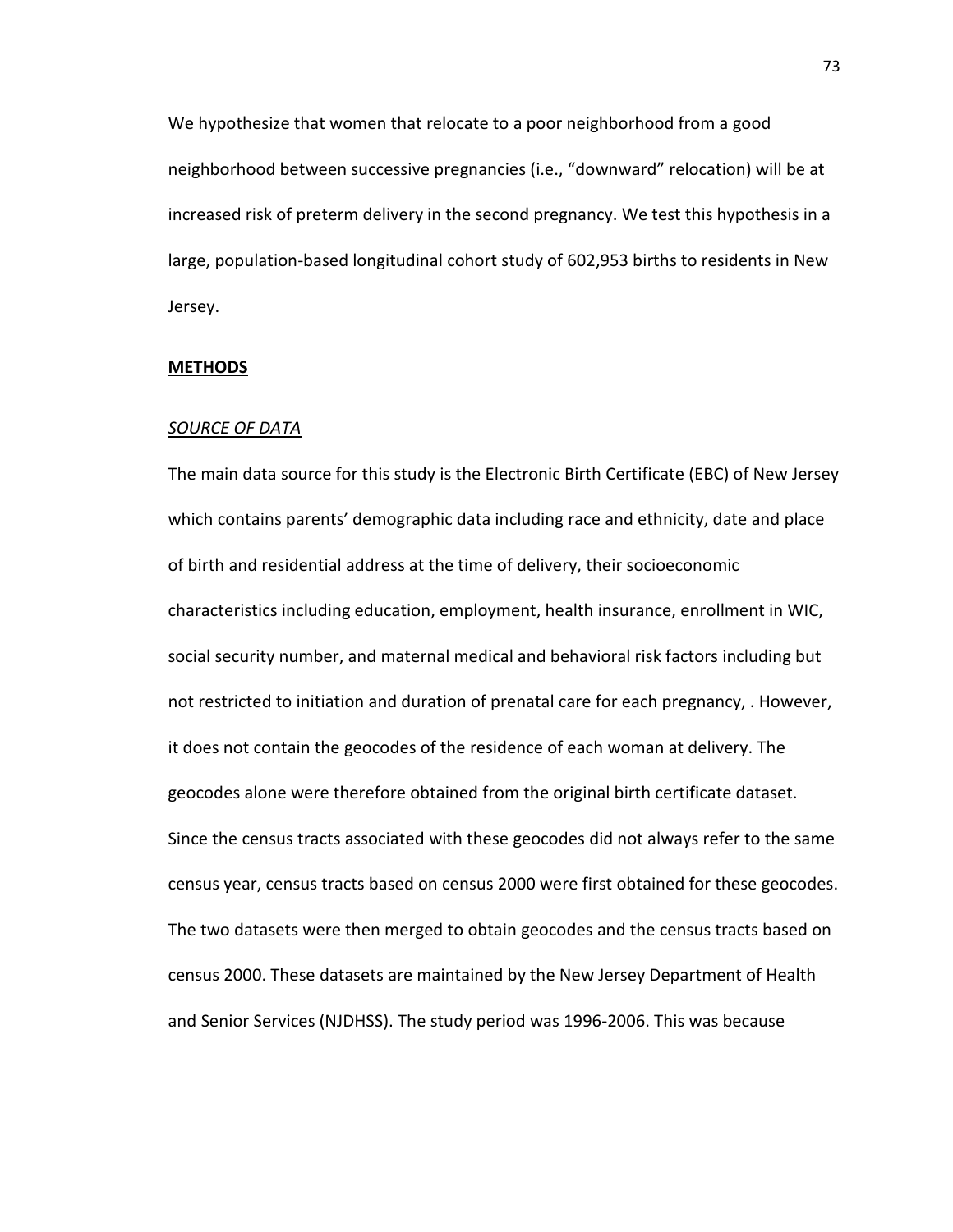We hypothesize that women that relocate to a poor neighborhood from a good neighborhood between successive pregnancies (i.e., "downward" relocation) will be at increased risk of preterm delivery in the second pregnancy. We test this hypothesis in a large, population-based longitudinal cohort study of 602,953 births to residents in New Jersey.

**METHODS**

*SOURCE OF DATA*

The main data source for this study is the Electronic Birth Certificate (EBC) of New Jersey which contains parents' demographic data including race and ethnicity, date and place of birth and residential address at the time of delivery, their socioeconomic characteristics including education, employment, health insurance, enrollment in WIC, social security number, and maternal medical and behavioral risk factors including but not restricted to initiation and duration of prenatal care for each pregnancy, . However, it does not contain the geocodes of the residence of each woman at delivery. The geocodes alone were therefore obtained from the original birth certificate dataset. Since the census tracts associated with these geocodes did not always refer to the same census year, census tracts based on census 2000 were first obtained for these geocodes. The two datasets were then merged to obtain geocodes and the census tracts based on census 2000. These datasets are maintained by the New Jersey Department of Health and Senior Services (NJDHSS). The study period was 1996-2006. This was because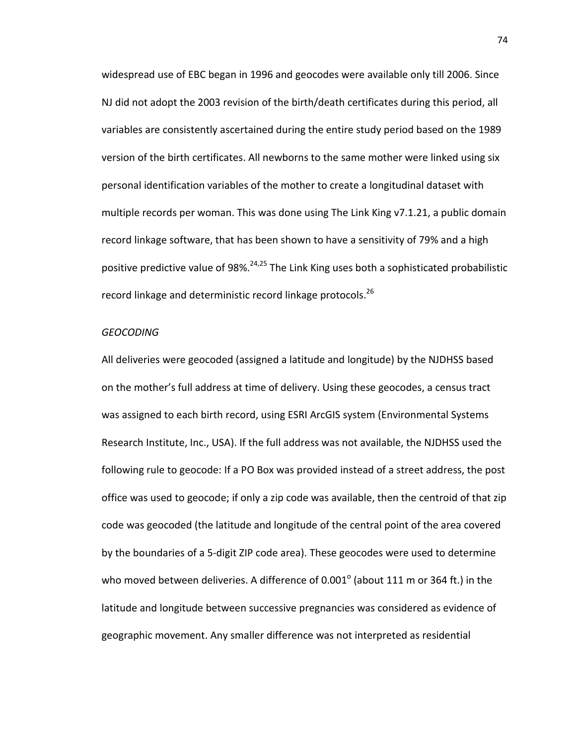widespread use of EBC began in 1996 and geocodes were available only till 2006. Since NJ did not adopt the 2003 revision of the birth/death certificates during this period, all variables are consistently ascertained during the entire study period based on the 1989 version of the birth certificates. All newborns to the same mother were linked using six personal identification variables of the mother to create a longitudinal dataset with multiple records per woman. This was done using The Link King v7.1.21, a public domain record linkage software, that has been shown to have a sensitivity of 79% and a high positive predictive value of 98%.[24,25] The Link King uses both a sophisticated probabilistic record linkage and deterministic record linkage protocols.[26]

*GEOCODING*

All deliveries were geocoded (assigned a latitude and longitude) by the NJDHSS based on the mother's full address at time of delivery. Using these geocodes, a census tract was assigned to each birth record, using ESRI ArcGIS system (Environmental Systems Research Institute, Inc., USA). If the full address was not available, the NJDHSS used the following rule to geocode: If a PO Box was provided instead of a street address, the post office was used to geocode; if only a zip code was available, then the centroid of that zip code was geocoded (the latitude and longitude of the central point of the area covered by the boundaries of a 5-digit ZIP code area). These geocodes were used to determine who moved between deliveries. A difference of $0.001^{o}$ (about 111 m or 364 ft.) in the latitude and longitude between successive pregnancies was considered as evidence of geographic movement. Any smaller difference was not interpreted as residential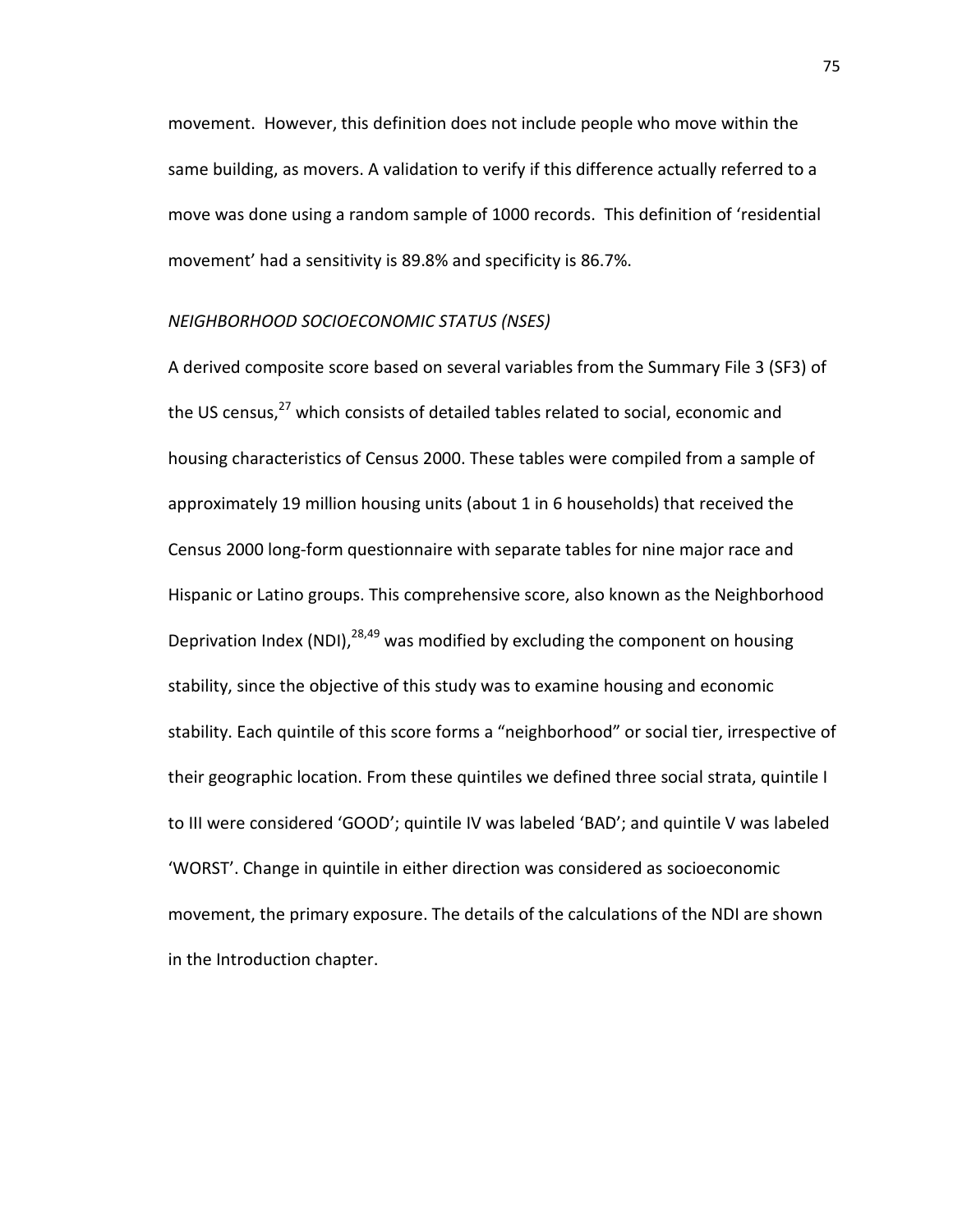movement. However, this definition does not include people who move within the same building, as movers. A validation to verify if this difference actually referred to a move was done using a random sample of 1000 records. This definition of 'residential movement' had a sensitivity is 89.8% and specificity is 86.7%.

### *NEIGHBORHOOD SOCIOECONOMIC STATUS (NSES)*

A derived composite score based on several variables from the Summary File 3 (SF3) of the US census,[27] which consists of detailed tables related to social, economic and housing characteristics of Census 2000. These tables were compiled from a sample of approximately 19 million housing units (about 1 in 6 households) that received the Census 2000 long-form questionnaire with separate tables for nine major race and Hispanic or Latino groups. This comprehensive score, also known as the Neighborhood Deprivation Index (NDI),[28,49] was modified by excluding the component on housing stability, since the objective of this study was to examine housing and economic stability. Each quintile of this score forms a "neighborhood" or social tier, irrespective of their geographic location. From these quintiles we defined three social strata, quintile I to III were considered 'GOOD'; quintile IV was labeled 'BAD'; and quintile V was labeled 'WORST'. Change in quintile in either direction was considered as socioeconomic movement, the primary exposure. The details of the calculations of the NDI are shown in the Introduction chapter.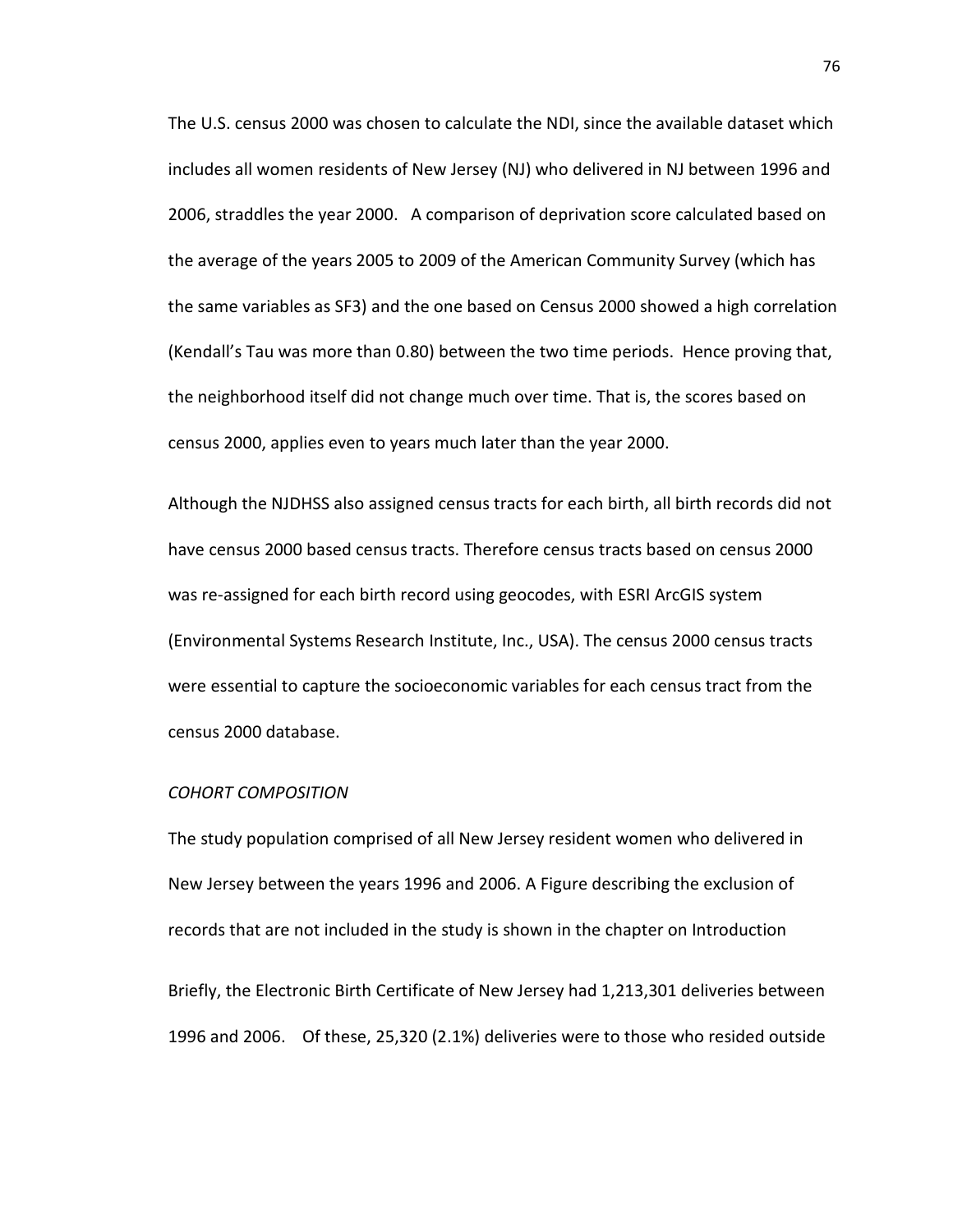The U.S. census 2000 was chosen to calculate the NDI, since the available dataset which includes all women residents of New Jersey (NJ) who delivered in NJ between 1996 and 2006, straddles the year 2000. A comparison of deprivation score calculated based on the average of the years 2005 to 2009 of the American Community Survey (which has the same variables as SF3) and the one based on Census 2000 showed a high correlation (Kendall's Tau was more than 0.80) between the two time periods. Hence proving that, the neighborhood itself did not change much over time. That is, the scores based on census 2000, applies even to years much later than the year 2000.

Although the NJDHSS also assigned census tracts for each birth, all birth records did not have census 2000 based census tracts. Therefore census tracts based on census 2000 was re-assigned for each birth record using geocodes, with ESRI ArcGIS system (Environmental Systems Research Institute, Inc., USA). The census 2000 census tracts were essential to capture the socioeconomic variables for each census tract from the census 2000 database.

*COHORT COMPOSITION*

The study population comprised of all New Jersey resident women who delivered in New Jersey between the years 1996 and 2006. A Figure describing the exclusion of records that are not included in the study is shown in the chapter on Introduction

Briefly, the Electronic Birth Certificate of New Jersey had 1,213,301 deliveries between 1996 and 2006. Of these, 25,320 (2.1%) deliveries were to those who resided outside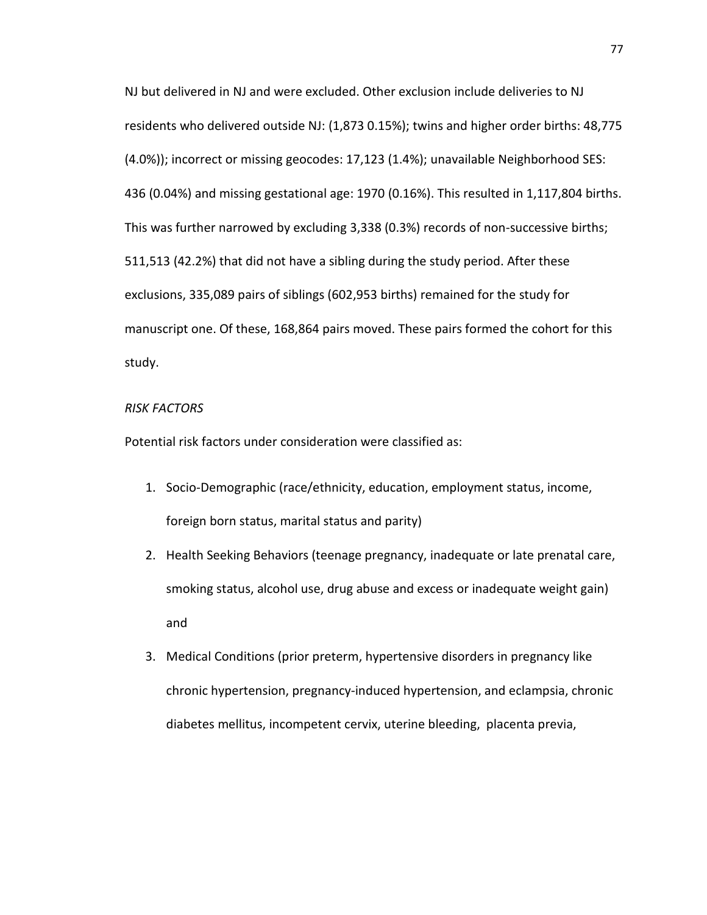NJ but delivered in NJ and were excluded. Other exclusion include deliveries to NJ residents who delivered outside NJ: (1,873 0.15%); twins and higher order births: 48,775 (4.0%)); incorrect or missing geocodes: 17,123 (1.4%); unavailable Neighborhood SES: 436 (0.04%) and missing gestational age: 1970 (0.16%). This resulted in 1,117,804 births. This was further narrowed by excluding 3,338 (0.3%) records of non-successive births; 511,513 (42.2%) that did not have a sibling during the study period. After these exclusions, 335,089 pairs of siblings (602,953 births) remained for the study for manuscript one. Of these, 168,864 pairs moved. These pairs formed the cohort for this study.

*RISK FACTORS*

Potential risk factors under consideration were classified as:

1. Socio-Demographic (race/ethnicity, education, employment status, income, foreign born status, marital status and parity)
2. Health Seeking Behaviors (teenage pregnancy, inadequate or late prenatal care, smoking status, alcohol use, drug abuse and excess or inadequate weight gain) and
3. Medical Conditions (prior preterm, hypertensive disorders in pregnancy like chronic hypertension, pregnancy-induced hypertension, and eclampsia, chronic diabetes mellitus, incompetent cervix, uterine bleeding, placenta previa,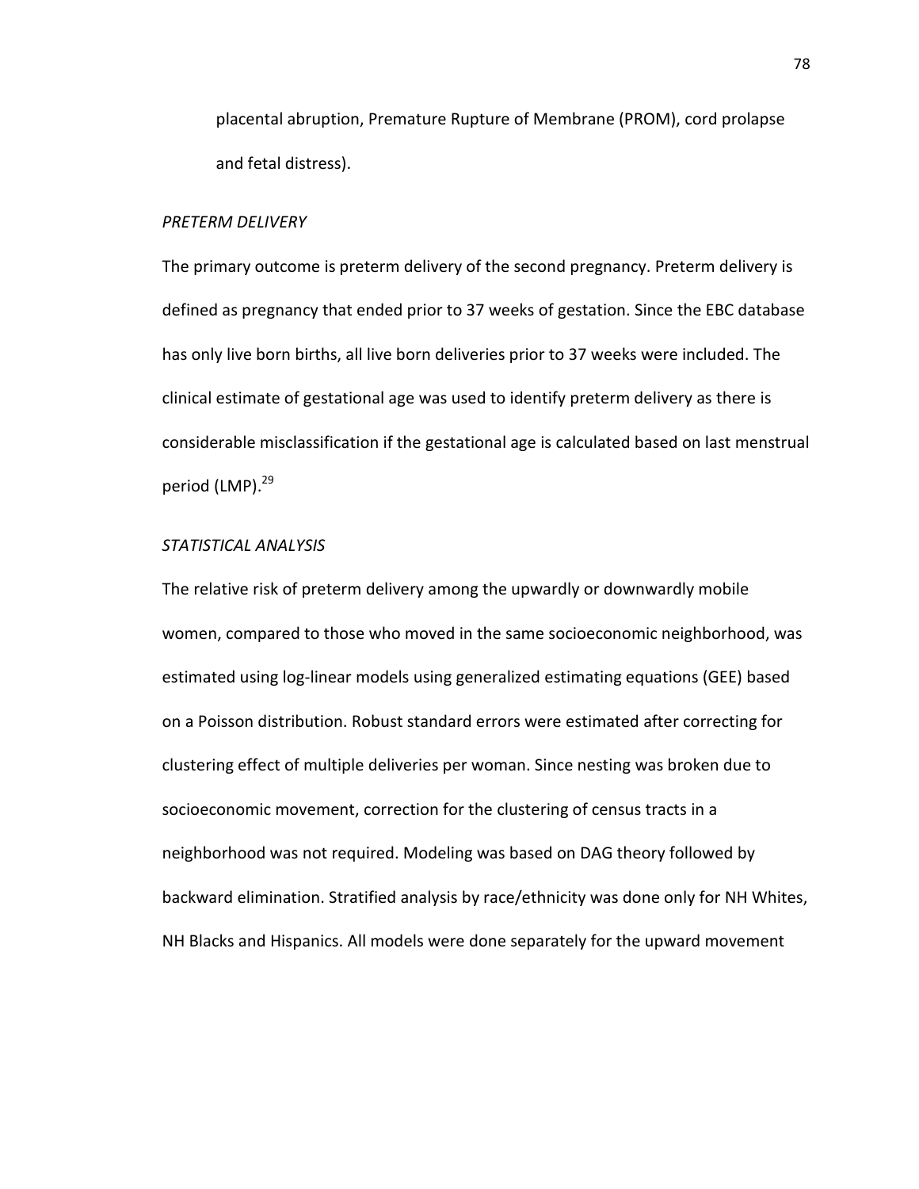placental abruption, Premature Rupture of Membrane (PROM), cord prolapse and fetal distress).

*PRETERM DELIVERY*

The primary outcome is preterm delivery of the second pregnancy. Preterm delivery is defined as pregnancy that ended prior to 37 weeks of gestation. Since the EBC database has only live born births, all live born deliveries prior to 37 weeks were included. The clinical estimate of gestational age was used to identify preterm delivery as there is considerable misclassification if the gestational age is calculated based on last menstrual period (LMP).[29]

*STATISTICAL ANALYSIS*

The relative risk of preterm delivery among the upwardly or downwardly mobile women, compared to those who moved in the same socioeconomic neighborhood, was estimated using log-linear models using generalized estimating equations (GEE) based on a Poisson distribution. Robust standard errors were estimated after correcting for clustering effect of multiple deliveries per woman. Since nesting was broken due to socioeconomic movement, correction for the clustering of census tracts in a neighborhood was not required. Modeling was based on DAG theory followed by backward elimination. Stratified analysis by race/ethnicity was done only for NH Whites, NH Blacks and Hispanics. All models were done separately for the upward movement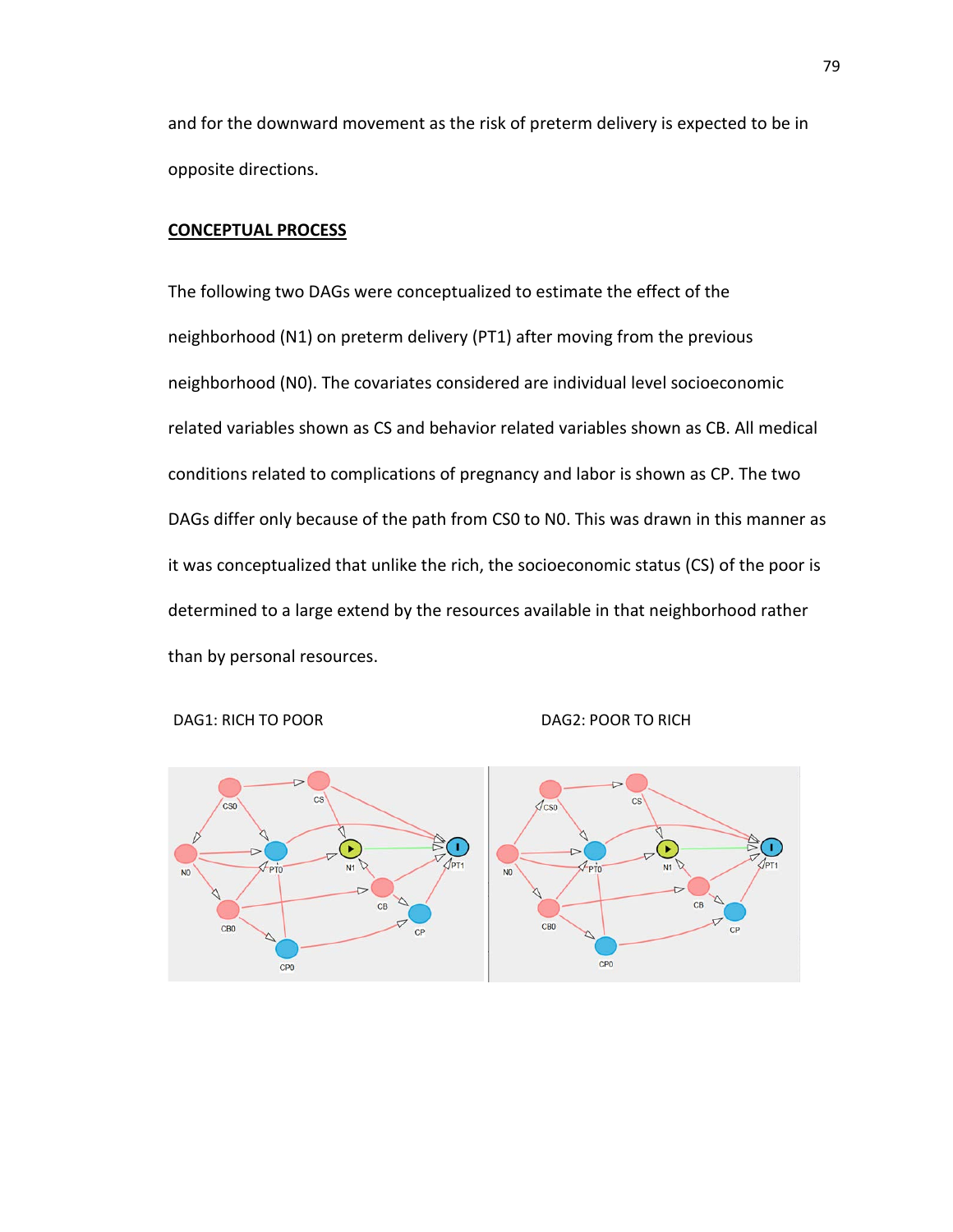and for the downward movement as the risk of preterm delivery is expected to be in opposite directions.

**CONCEPTUAL PROCESS**

The following two DAGs were conceptualized to estimate the effect of the neighborhood (N1) on preterm delivery (PT1) after moving from the previous neighborhood (N0). The covariates considered are individual level socioeconomic related variables shown as CS and behavior related variables shown as CB. All medical conditions related to complications of pregnancy and labor is shown as CP. The two DAGs differ only because of the path from CS0 to N0. This was drawn in this manner as it was conceptualized that unlike the rich, the socioeconomic status (CS) of the poor is determined to a large extend by the resources available in that neighborhood rather than by personal resources.

DAG1: RICH TO POOR

DAG2: POOR TO RICH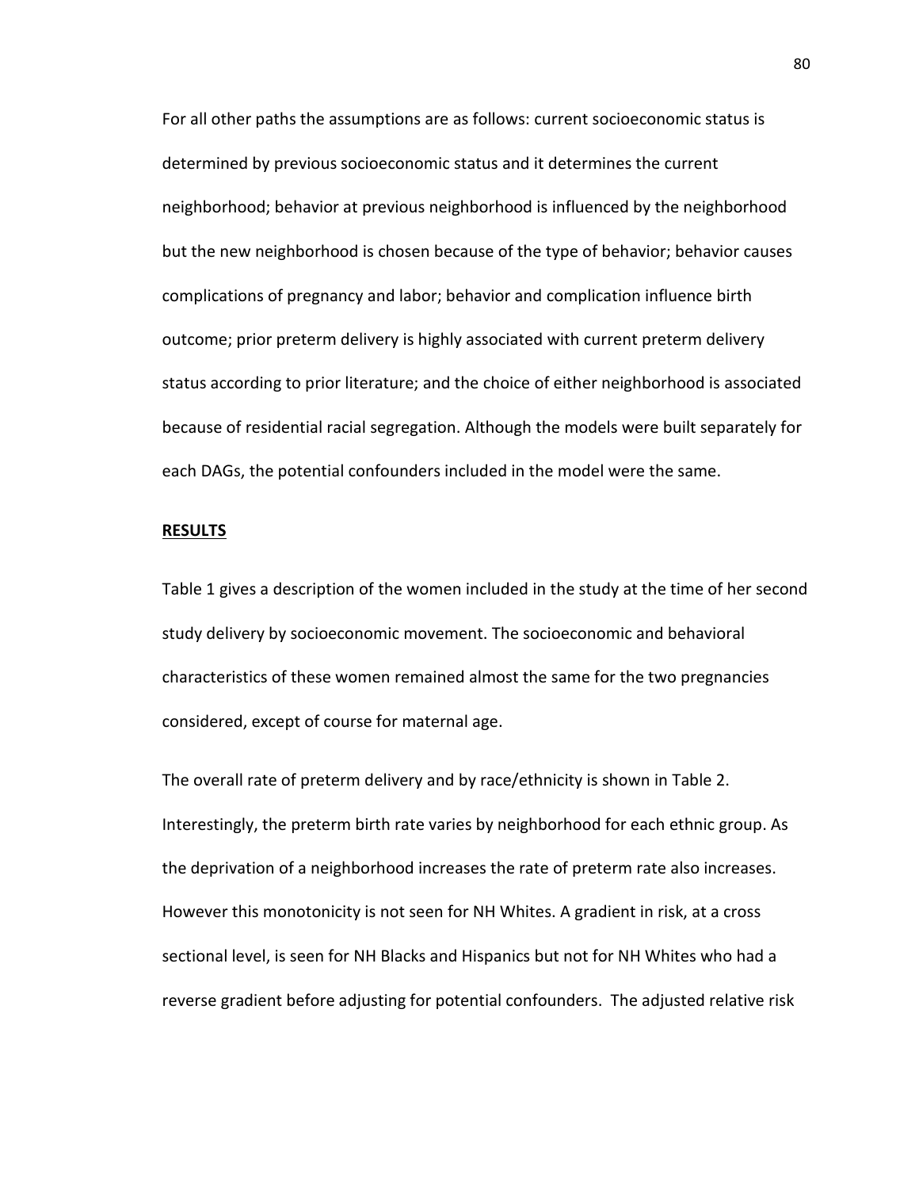For all other paths the assumptions are as follows: current socioeconomic status is determined by previous socioeconomic status and it determines the current neighborhood; behavior at previous neighborhood is influenced by the neighborhood but the new neighborhood is chosen because of the type of behavior; behavior causes complications of pregnancy and labor; behavior and complication influence birth outcome; prior preterm delivery is highly associated with current preterm delivery status according to prior literature; and the choice of either neighborhood is associated because of residential racial segregation. Although the models were built separately for each DAGs, the potential confounders included in the model were the same.

**RESULTS**

Table 1 gives a description of the women included in the study at the time of her second study delivery by socioeconomic movement. The socioeconomic and behavioral characteristics of these women remained almost the same for the two pregnancies considered, except of course for maternal age.

The overall rate of preterm delivery and by race/ethnicity is shown in Table 2. Interestingly, the preterm birth rate varies by neighborhood for each ethnic group. As the deprivation of a neighborhood increases the rate of preterm rate also increases. However this monotonicity is not seen for NH Whites. A gradient in risk, at a cross sectional level, is seen for NH Blacks and Hispanics but not for NH Whites who had a reverse gradient before adjusting for potential confounders. The adjusted relative risk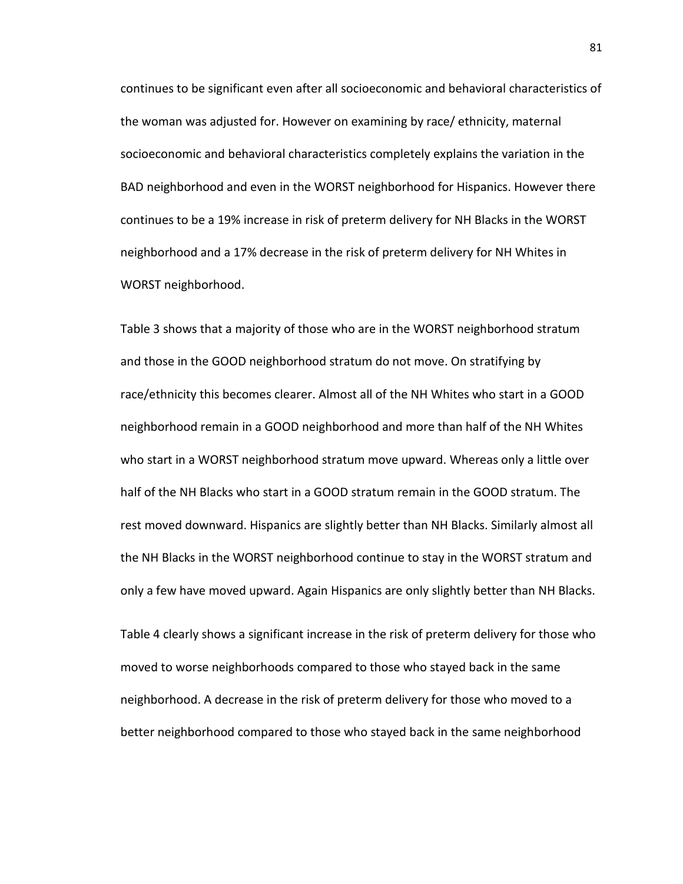continues to be significant even after all socioeconomic and behavioral characteristics of the woman was adjusted for. However on examining by race/ ethnicity, maternal socioeconomic and behavioral characteristics completely explains the variation in the BAD neighborhood and even in the WORST neighborhood for Hispanics. However there continues to be a 19% increase in risk of preterm delivery for NH Blacks in the WORST neighborhood and a 17% decrease in the risk of preterm delivery for NH Whites in WORST neighborhood.

Table 3 shows that a majority of those who are in the WORST neighborhood stratum and those in the GOOD neighborhood stratum do not move. On stratifying by race/ethnicity this becomes clearer. Almost all of the NH Whites who start in a GOOD neighborhood remain in a GOOD neighborhood and more than half of the NH Whites who start in a WORST neighborhood stratum move upward. Whereas only a little over half of the NH Blacks who start in a GOOD stratum remain in the GOOD stratum. The rest moved downward. Hispanics are slightly better than NH Blacks. Similarly almost all the NH Blacks in the WORST neighborhood continue to stay in the WORST stratum and only a few have moved upward. Again Hispanics are only slightly better than NH Blacks.

Table 4 clearly shows a significant increase in the risk of preterm delivery for those who moved to worse neighborhoods compared to those who stayed back in the same neighborhood. A decrease in the risk of preterm delivery for those who moved to a better neighborhood compared to those who stayed back in the same neighborhood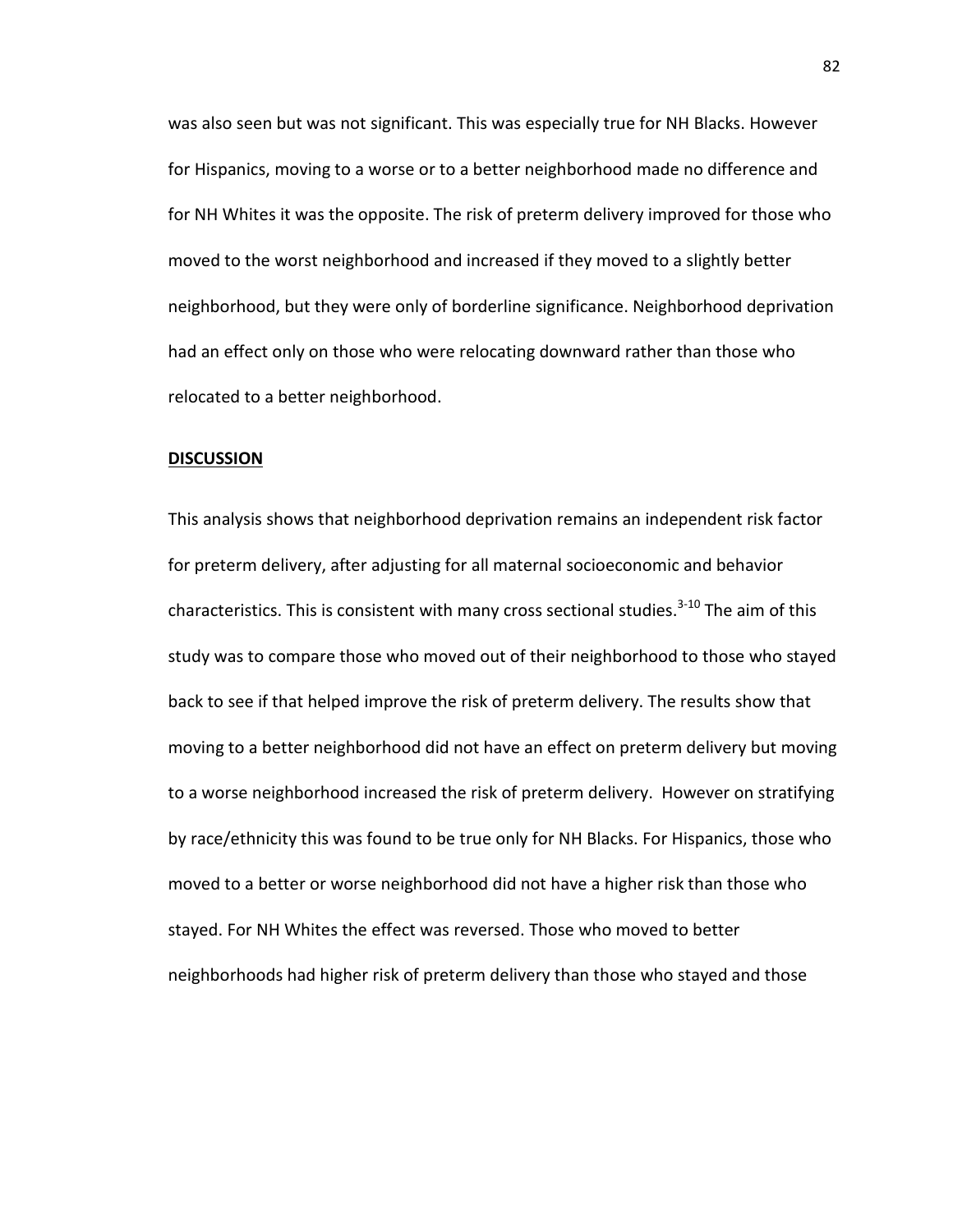was also seen but was not significant. This was especially true for NH Blacks. However for Hispanics, moving to a worse or to a better neighborhood made no difference and for NH Whites it was the opposite. The risk of preterm delivery improved for those who moved to the worst neighborhood and increased if they moved to a slightly better neighborhood, but they were only of borderline significance. Neighborhood deprivation had an effect only on those who were relocating downward rather than those who relocated to a better neighborhood.

**DISCUSSION**

This analysis shows that neighborhood deprivation remains an independent risk factor for preterm delivery, after adjusting for all maternal socioeconomic and behavior characteristics. This is consistent with many cross sectional studies.[3-10] The aim of this study was to compare those who moved out of their neighborhood to those who stayed back to see if that helped improve the risk of preterm delivery. The results show that moving to a better neighborhood did not have an effect on preterm delivery but moving to a worse neighborhood increased the risk of preterm delivery. However on stratifying by race/ethnicity this was found to be true only for NH Blacks. For Hispanics, those who moved to a better or worse neighborhood did not have a higher risk than those who stayed. For NH Whites the effect was reversed. Those who moved to better neighborhoods had higher risk of preterm delivery than those who stayed and those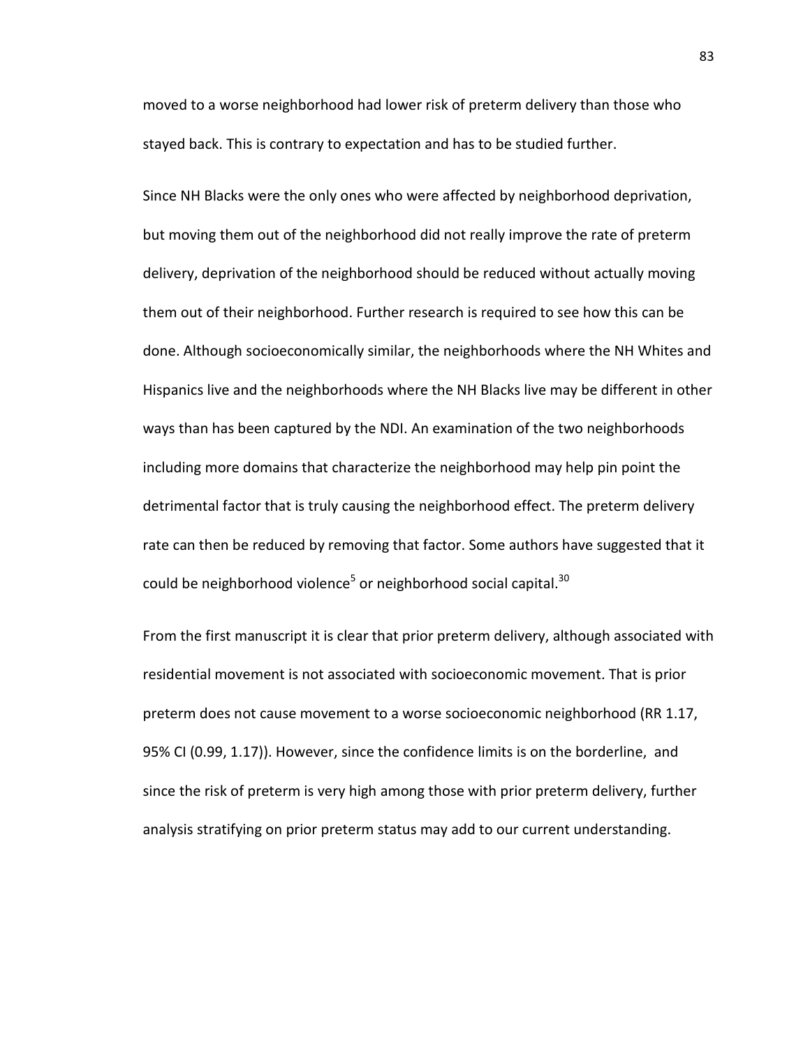moved to a worse neighborhood had lower risk of preterm delivery than those who stayed back. This is contrary to expectation and has to be studied further.

Since NH Blacks were the only ones who were affected by neighborhood deprivation, but moving them out of the neighborhood did not really improve the rate of preterm delivery, deprivation of the neighborhood should be reduced without actually moving them out of their neighborhood. Further research is required to see how this can be done. Although socioeconomically similar, the neighborhoods where the NH Whites and Hispanics live and the neighborhoods where the NH Blacks live may be different in other ways than has been captured by the NDI. An examination of the two neighborhoods including more domains that characterize the neighborhood may help pin point the detrimental factor that is truly causing the neighborhood effect. The preterm delivery rate can then be reduced by removing that factor. Some authors have suggested that it could be neighborhood violence[5] or neighborhood social capital.[30]

From the first manuscript it is clear that prior preterm delivery, although associated with residential movement is not associated with socioeconomic movement. That is prior preterm does not cause movement to a worse socioeconomic neighborhood (RR 1.17, 95% CI (0.99, 1.17)). However, since the confidence limits is on the borderline, and since the risk of preterm is very high among those with prior preterm delivery, further analysis stratifying on prior preterm status may add to our current understanding.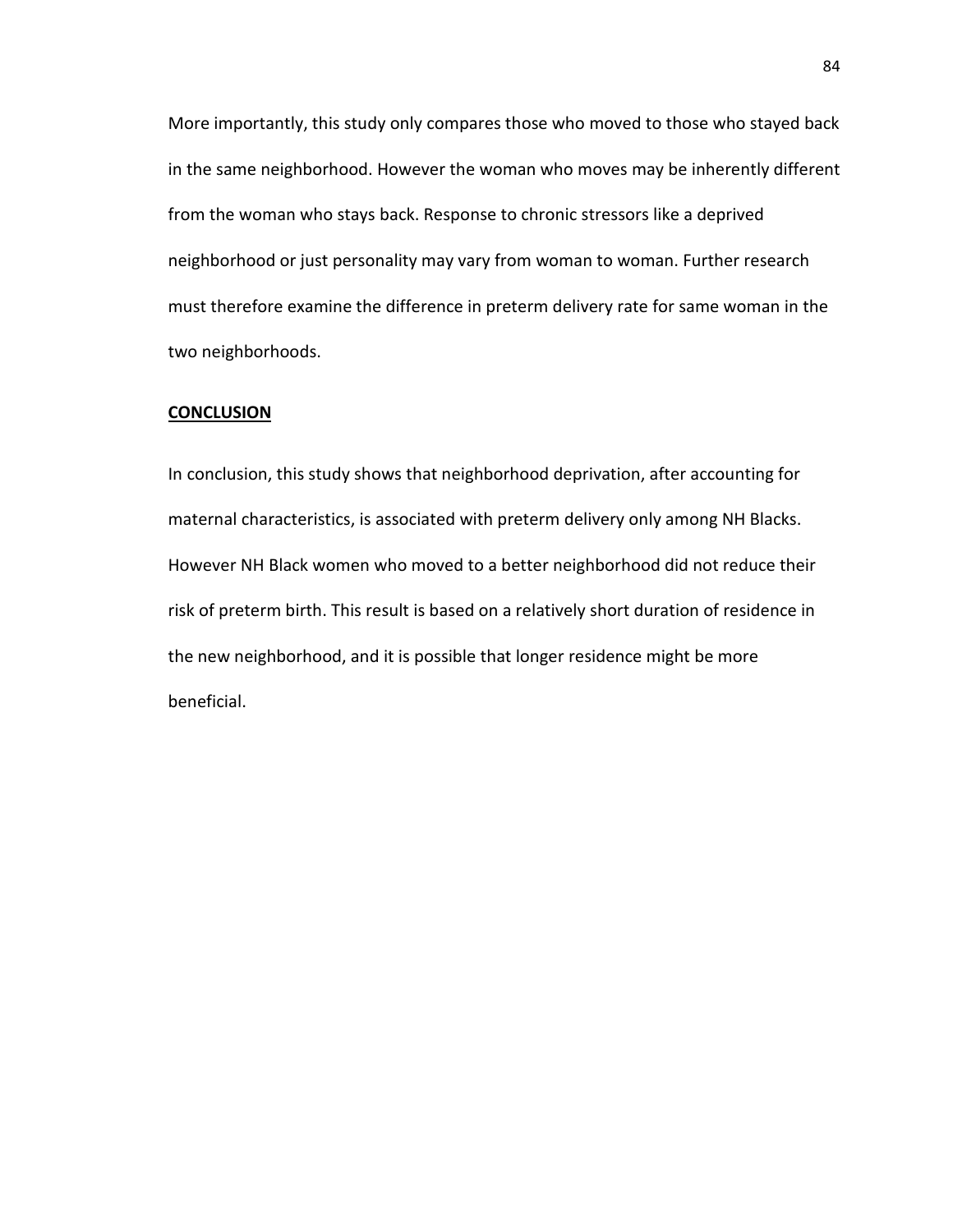More importantly, this study only compares those who moved to those who stayed back in the same neighborhood. However the woman who moves may be inherently different from the woman who stays back. Response to chronic stressors like a deprived neighborhood or just personality may vary from woman to woman. Further research must therefore examine the difference in preterm delivery rate for same woman in the two neighborhoods.

## **<u>CONCLUSION</u>**

In conclusion, this study shows that neighborhood deprivation, after accounting for maternal characteristics, is associated with preterm delivery only among NH Blacks. However NH Black women who moved to a better neighborhood did not reduce their risk of preterm birth. This result is based on a relatively short duration of residence in the new neighborhood, and it is possible that longer residence might be more beneficial.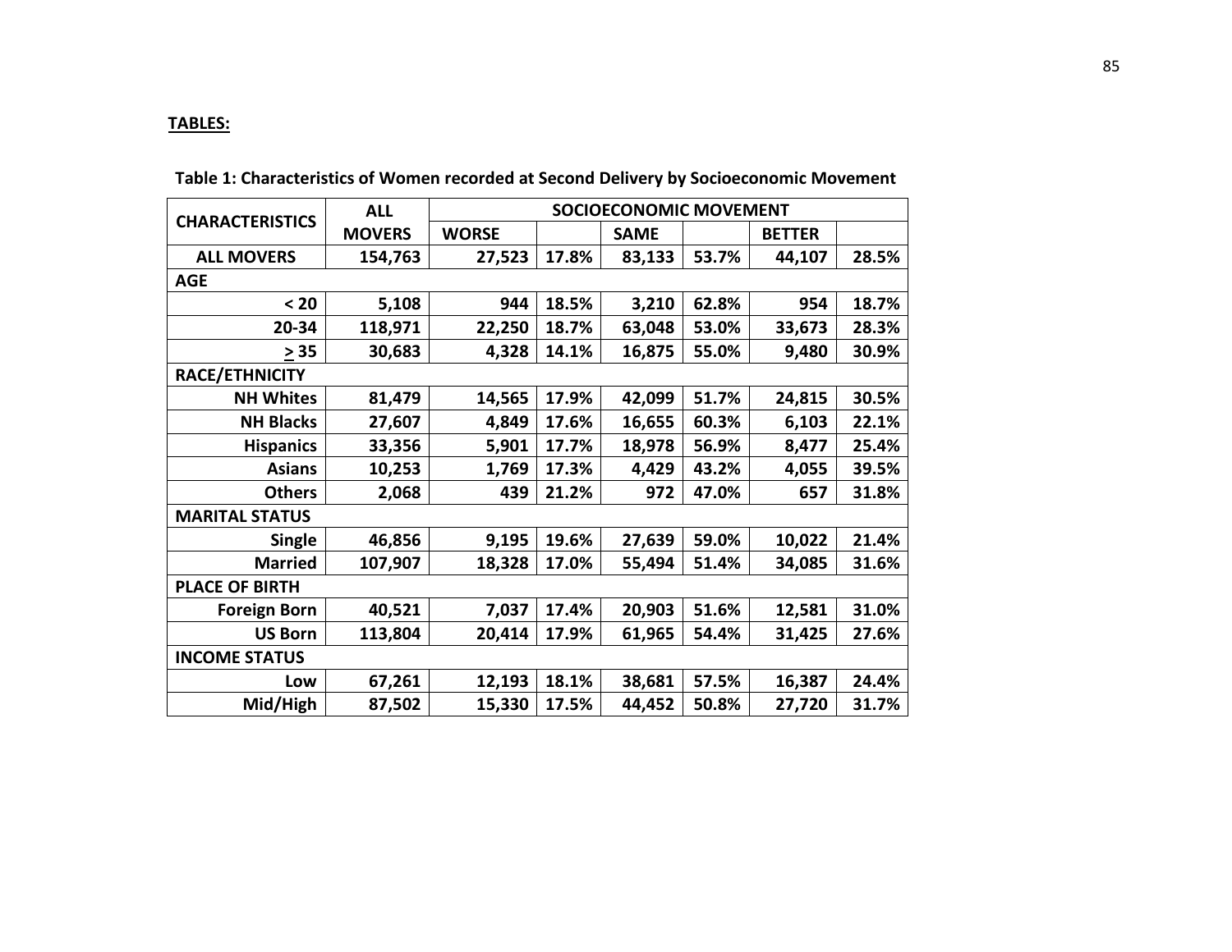**TABLES:**

**Table 1: Characteristics of Women recorded at Second Delivery by Socioeconomic Movement**

| CHARACTERISTICS | ALL MOVERS | SOCIOECONOMIC MOVEMENT | | | | | |
|---|---|---|---|---|---|---|---|
| | | WORSE | | SAME | | BETTER | |
| **ALL MOVERS** | 154,763 | 27,523 | 17.8% | 83,133 | 53.7% | 44,107 | 28.5% |
| **AGE** | | | | | | | |
| < 20 | 5,108 | 944 | 18.5% | 3,210 | 62.8% | 954 | 18.7% |
| 20-34 | 118,971 | 22,250 | 18.7% | 63,048 | 53.0% | 33,673 | 28.3% |
| ≥ 35 | 30,683 | 4,328 | 14.1% | 16,875 | 55.0% | 9,480 | 30.9% |
| **RACE/ETHNICITY** | | | | | | | |
| NH Whites | 81,479 | 14,565 | 17.9% | 42,099 | 51.7% | 24,815 | 30.5% |
| NH Blacks | 27,607 | 4,849 | 17.6% | 16,655 | 60.3% | 6,103 | 22.1% |
| Hispanics | 33,356 | 5,901 | 17.7% | 18,978 | 56.9% | 8,477 | 25.4% |
| Asians | 10,253 | 1,769 | 17.3% | 4,429 | 43.2% | 4,055 | 39.5% |
| Others | 2,068 | 439 | 21.2% | 972 | 47.0% | 657 | 31.8% |
| **MARITAL STATUS** | | | | | | | |
| Single | 46,856 | 9,195 | 19.6% | 27,639 | 59.0% | 10,022 | 21.4% |
| Married | 107,907 | 18,328 | 17.0% | 55,494 | 51.4% | 34,085 | 31.6% |
| **PLACE OF BIRTH** | | | | | | | |
| Foreign Born | 40,521 | 7,037 | 17.4% | 20,903 | 51.6% | 12,581 | 31.0% |
| US Born | 113,804 | 20,414 | 17.9% | 61,965 | 54.4% | 31,425 | 27.6% |
| **INCOME STATUS** | | | | | | | |
| Low | 67,261 | 12,193 | 18.1% | 38,681 | 57.5% | 16,387 | 24.4% |
| Mid/High | 87,502 | 15,330 | 17.5% | 44,452 | 50.8% | 27,720 | 31.7% |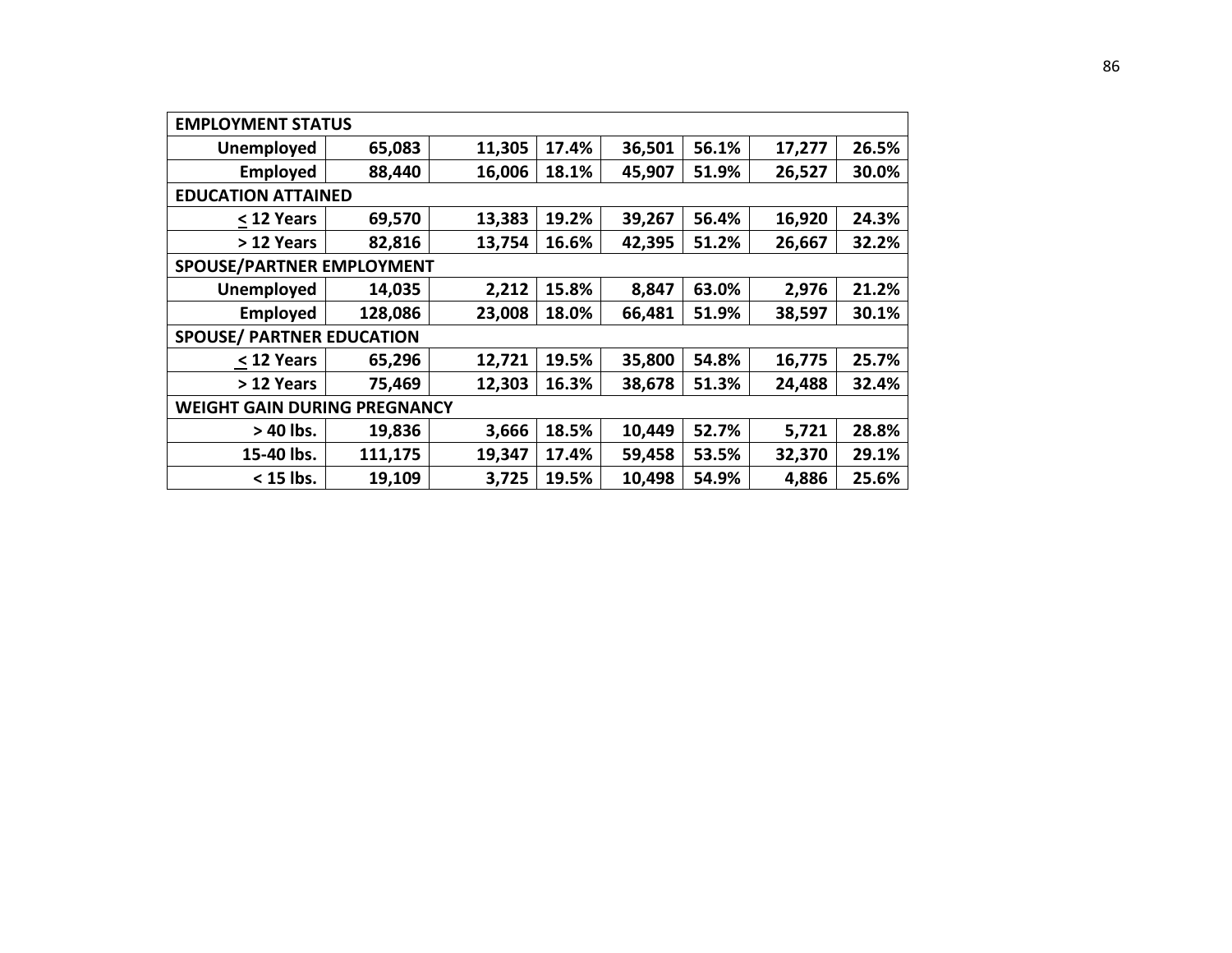| EMPLOYMENT STATUS | | | | | | | |
|---|---|---|---|---|---|---|---|
| **Unemployed** | **65,083** | **11,305** | **17.4%** | **36,501** | **56.1%** | **17,277** | **26.5%** |
| **Employed** | **88,440** | **16,006** | **18.1%** | **45,907** | **51.9%** | **26,527** | **30.0%** |
| **EDUCATION ATTAINED** | | | | | | | |
| **≤ 12 Years** | **69,570** | **13,383** | **19.2%** | **39,267** | **56.4%** | **16,920** | **24.3%** |
| **> 12 Years** | **82,816** | **13,754** | **16.6%** | **42,395** | **51.2%** | **26,667** | **32.2%** |
| **SPOUSE/PARTNER EMPLOYMENT** | | | | | | | |
| **Unemployed** | **14,035** | **2,212** | **15.8%** | **8,847** | **63.0%** | **2,976** | **21.2%** |
| **Employed** | **128,086** | **23,008** | **18.0%** | **66,481** | **51.9%** | **38,597** | **30.1%** |
| **SPOUSE/ PARTNER EDUCATION** | | | | | | | |
| **≤ 12 Years** | **65,296** | **12,721** | **19.5%** | **35,800** | **54.8%** | **16,775** | **25.7%** |
| **> 12 Years** | **75,469** | **12,303** | **16.3%** | **38,678** | **51.3%** | **24,488** | **32.4%** |
| **WEIGHT GAIN DURING PREGNANCY** | | | | | | | |
| **> 40 lbs.** | **19,836** | **3,666** | **18.5%** | **10,449** | **52.7%** | **5,721** | **28.8%** |
| **15-40 lbs.** | **111,175** | **19,347** | **17.4%** | **59,458** | **53.5%** | **32,370** | **29.1%** |
| **< 15 lbs.** | **19,109** | **3,725** | **19.5%** | **10,498** | **54.9%** | **4,886** | **25.6%** |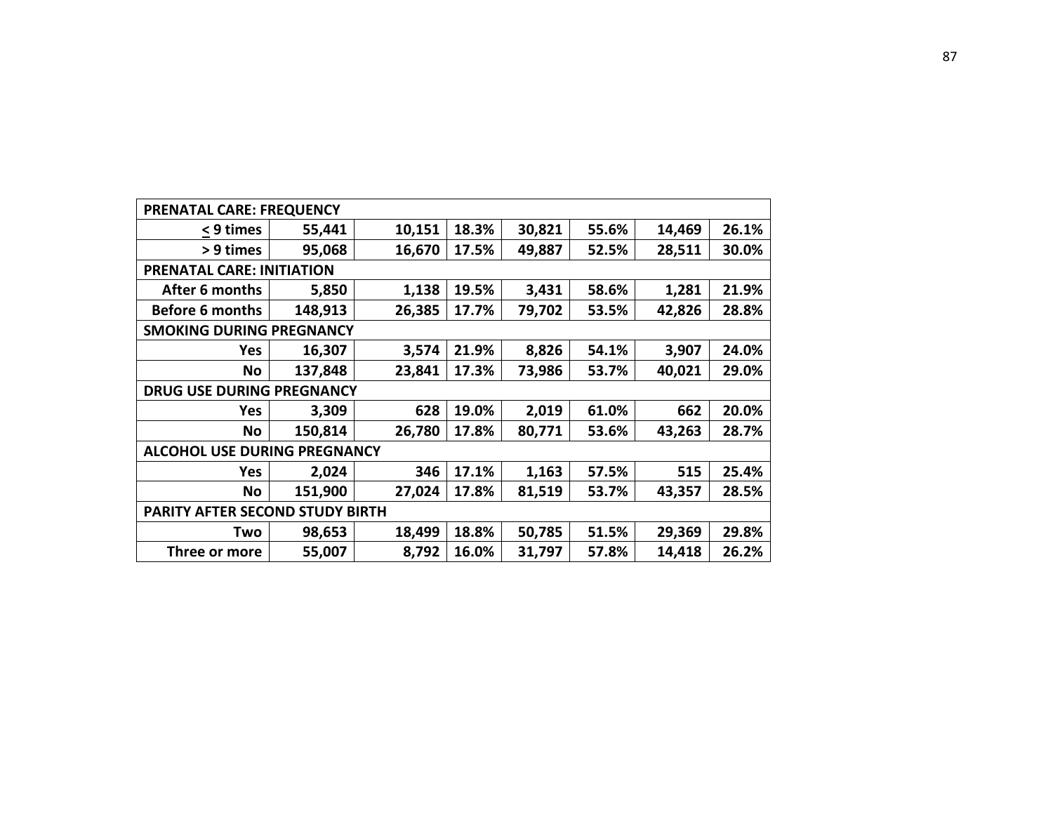| | | | | | | | |
|---|---|---|---|---|---|---|---|
| **PRENATAL CARE: FREQUENCY** | | | | | | | |
| **≤ 9 times** | **55,441** | **10,151** | **18.3%** | **30,821** | **55.6%** | **14,469** | **26.1%** |
| **> 9 times** | **95,068** | **16,670** | **17.5%** | **49,887** | **52.5%** | **28,511** | **30.0%** |
| **PRENATAL CARE: INITIATION** | | | | | | | |
| **After 6 months** | **5,850** | **1,138** | **19.5%** | **3,431** | **58.6%** | **1,281** | **21.9%** |
| **Before 6 months** | **148,913** | **26,385** | **17.7%** | **79,702** | **53.5%** | **42,826** | **28.8%** |
| **SMOKING DURING PREGNANCY** | | | | | | | |
| **Yes** | **16,307** | **3,574** | **21.9%** | **8,826** | **54.1%** | **3,907** | **24.0%** |
| **No** | **137,848** | **23,841** | **17.3%** | **73,986** | **53.7%** | **40,021** | **29.0%** |
| **DRUG USE DURING PREGNANCY** | | | | | | | |
| **Yes** | **3,309** | **628** | **19.0%** | **2,019** | **61.0%** | **662** | **20.0%** |
| **No** | **150,814** | **26,780** | **17.8%** | **80,771** | **53.6%** | **43,263** | **28.7%** |
| **ALCOHOL USE DURING PREGNANCY** | | | | | | | |
| **Yes** | **2,024** | **346** | **17.1%** | **1,163** | **57.5%** | **515** | **25.4%** |
| **No** | **151,900** | **27,024** | **17.8%** | **81,519** | **53.7%** | **43,357** | **28.5%** |
| **PARITY AFTER SECOND STUDY BIRTH** | | | | | | | |
| **Two** | **98,653** | **18,499** | **18.8%** | **50,785** | **51.5%** | **29,369** | **29.8%** |
| **Three or more** | **55,007** | **8,792** | **16.0%** | **31,797** | **57.8%** | **14,418** | **26.2%** |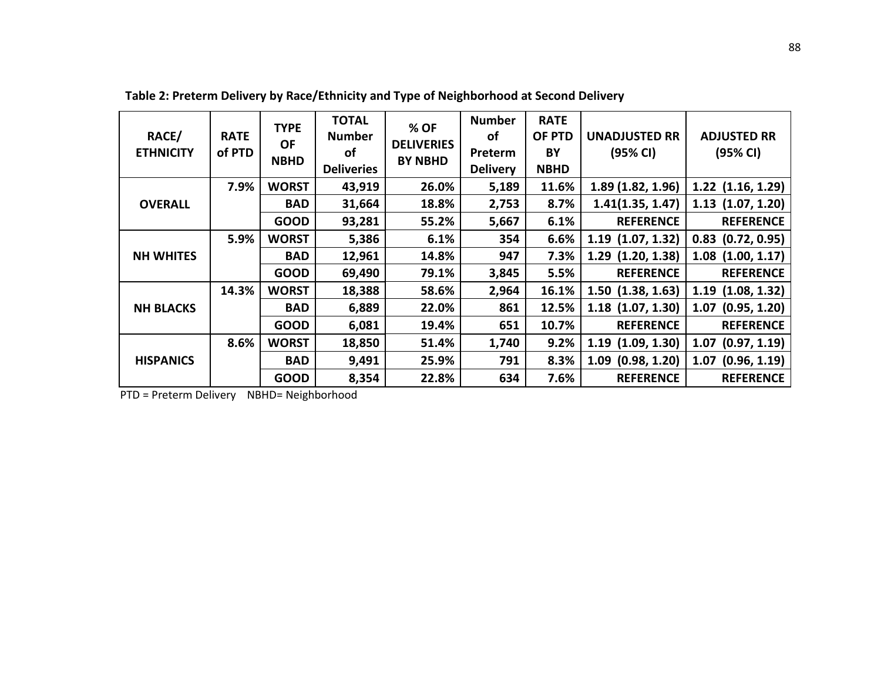**Table 2: Preterm Delivery by Race/Ethnicity and Type of Neighborhood at Second Delivery**

| RACE/ ETHNICITY | RATE of PTD | TYPE OF NBHD | TOTAL Number of Deliveries | % OF DELIVERIES BY NBHD | Number of Preterm Delivery | RATE OF PTD BY NBHD | UNADJUSTED RR (95% CI) | ADJUSTED RR (95% CI) |
|---|---|---|---|---|---|---|---|---|
| OVERALL | 7.9% | WORST | 43,919 | 26.0% | 5,189 | 11.6% | 1.89 (1.82, 1.96) | 1.22 (1.16, 1.29) |
| | | BAD | 31,664 | 18.8% | 2,753 | 8.7% | 1.41(1.35, 1.47) | 1.13 (1.07, 1.20) |
| | | GOOD | 93,281 | 55.2% | 5,667 | 6.1% | REFERENCE | REFERENCE |
| NH WHITES | 5.9% | WORST | 5,386 | 6.1% | 354 | 6.6% | 1.19 (1.07, 1.32) | 0.83 (0.72, 0.95) |
| | | BAD | 12,961 | 14.8% | 947 | 7.3% | 1.29 (1.20, 1.38) | 1.08 (1.00, 1.17) |
| | | GOOD | 69,490 | 79.1% | 3,845 | 5.5% | REFERENCE | REFERENCE |
| NH BLACKS | 14.3% | WORST | 18,388 | 58.6% | 2,964 | 16.1% | 1.50 (1.38, 1.63) | 1.19 (1.08, 1.32) |
| | | BAD | 6,889 | 22.0% | 861 | 12.5% | 1.18 (1.07, 1.30) | 1.07 (0.95, 1.20) |
| | | GOOD | 6,081 | 19.4% | 651 | 10.7% | REFERENCE | REFERENCE |
| HISPANICS | 8.6% | WORST | 18,850 | 51.4% | 1,740 | 9.2% | 1.19 (1.09, 1.30) | 1.07 (0.97, 1.19) |
| | | BAD | 9,491 | 25.9% | 791 | 8.3% | 1.09 (0.98, 1.20) | 1.07 (0.96, 1.19) |
| | | GOOD | 8,354 | 22.8% | 634 | 7.6% | REFERENCE | REFERENCE |

PTD = Preterm Delivery NBHD= Neighborhood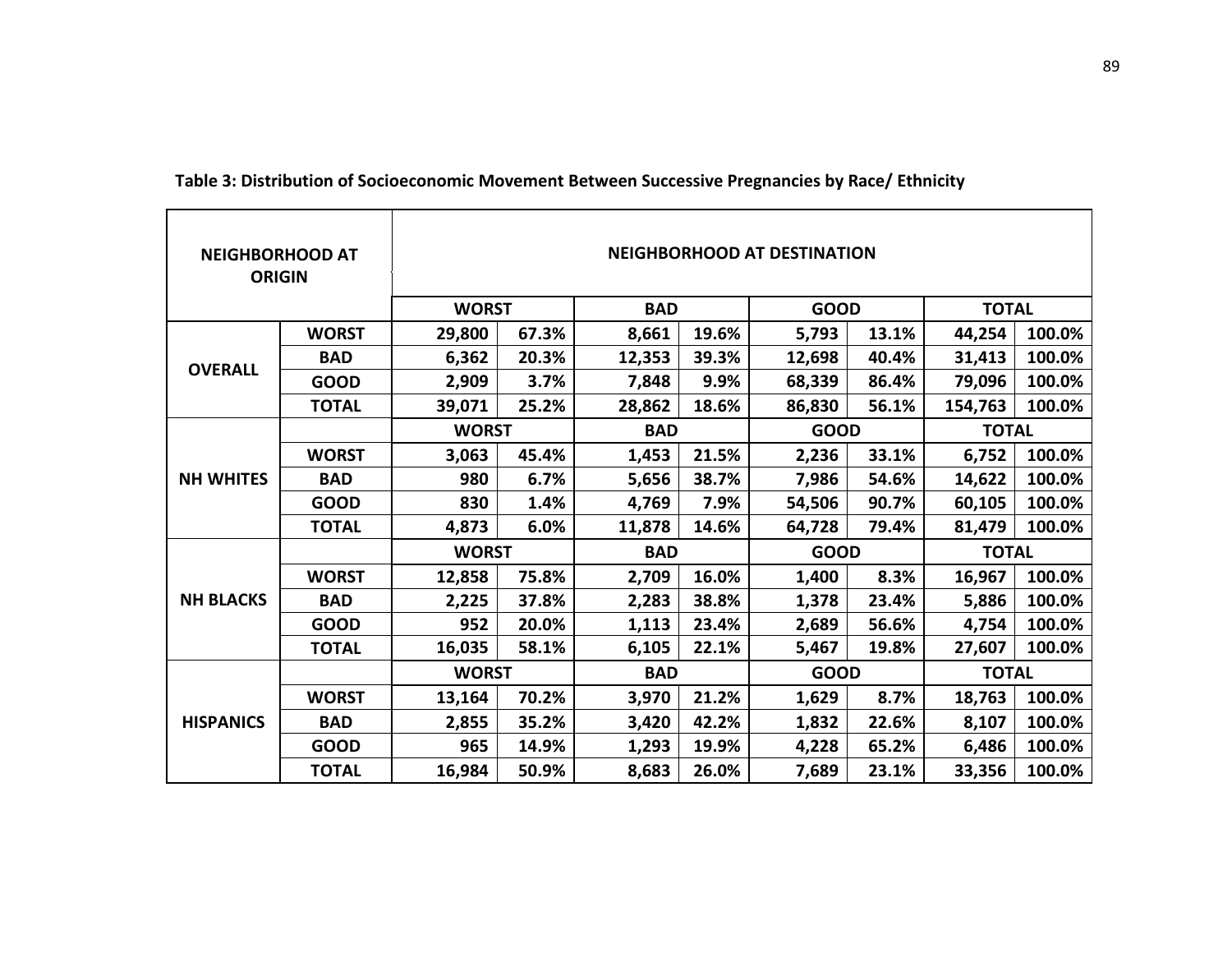**Table 3: Distribution of Socioeconomic Movement Between Successive Pregnancies by Race/ Ethnicity**

| NEIGHBORHOOD AT ORIGIN | | NEIGHBORHOOD AT DESTINATION | | | | | | | |
|---|---|---|---|---|---|---|---|---|---|
| | | WORST | | BAD | | GOOD | | TOTAL | |
| OVERALL | WORST | 29,800 | 67.3% | 8,661 | 19.6% | 5,793 | 13.1% | 44,254 | 100.0% |
| | BAD | 6,362 | 20.3% | 12,353 | 39.3% | 12,698 | 40.4% | 31,413 | 100.0% |
| | GOOD | 2,909 | 3.7% | 7,848 | 9.9% | 68,339 | 86.4% | 79,096 | 100.0% |
| | TOTAL | 39,071 | 25.2% | 28,862 | 18.6% | 86,830 | 56.1% | 154,763 | 100.0% |
| NH WHITES | | WORST | | BAD | | GOOD | | TOTAL | |
| | WORST | 3,063 | 45.4% | 1,453 | 21.5% | 2,236 | 33.1% | 6,752 | 100.0% |
| | BAD | 980 | 6.7% | 5,656 | 38.7% | 7,986 | 54.6% | 14,622 | 100.0% |
| | GOOD | 830 | 1.4% | 4,769 | 7.9% | 54,506 | 90.7% | 60,105 | 100.0% |
| | TOTAL | 4,873 | 6.0% | 11,878 | 14.6% | 64,728 | 79.4% | 81,479 | 100.0% |
| NH BLACKS | | WORST | | BAD | | GOOD | | TOTAL | |
| | WORST | 12,858 | 75.8% | 2,709 | 16.0% | 1,400 | 8.3% | 16,967 | 100.0% |
| | BAD | 2,225 | 37.8% | 2,283 | 38.8% | 1,378 | 23.4% | 5,886 | 100.0% |
| | GOOD | 952 | 20.0% | 1,113 | 23.4% | 2,689 | 56.6% | 4,754 | 100.0% |
| | TOTAL | 16,035 | 58.1% | 6,105 | 22.1% | 5,467 | 19.8% | 27,607 | 100.0% |
| HISPANICS | | WORST | | BAD | | GOOD | | TOTAL | |
| | WORST | 13,164 | 70.2% | 3,970 | 21.2% | 1,629 | 8.7% | 18,763 | 100.0% |
| | BAD | 2,855 | 35.2% | 3,420 | 42.2% | 1,832 | 22.6% | 8,107 | 100.0% |
| | GOOD | 965 | 14.9% | 1,293 | 19.9% | 4,228 | 65.2% | 6,486 | 100.0% |
| | TOTAL | 16,984 | 50.9% | 8,683 | 26.0% | 7,689 | 23.1% | 33,356 | 100.0% |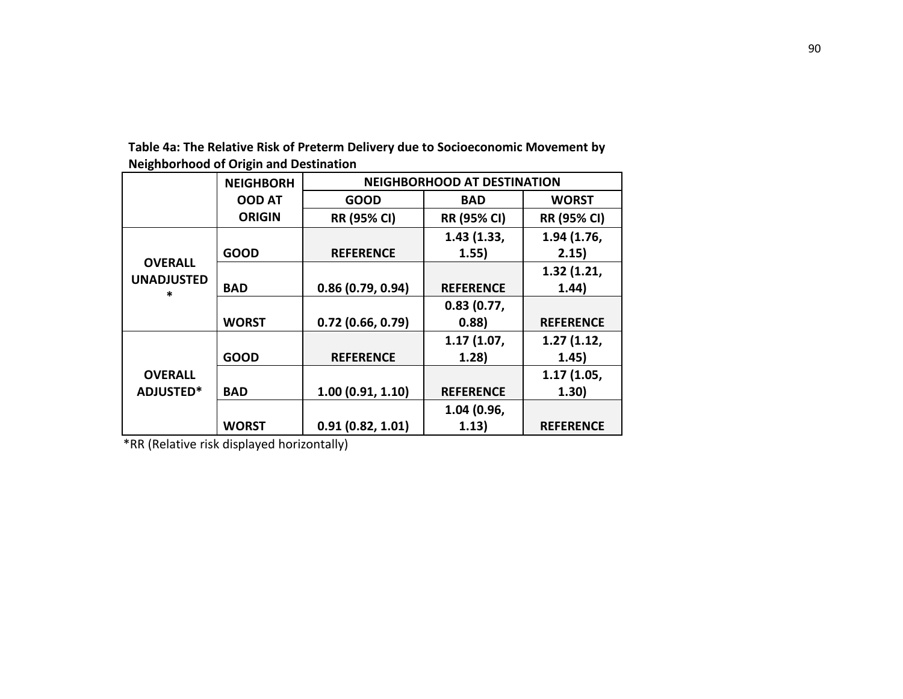**Table 4a: The Relative Risk of Preterm Delivery due to Socioeconomic Movement by Neighborhood of Origin and Destination**

| | NEIGHBORHOOD AT ORIGIN | NEIGHBORHOOD AT DESTINATION | | |
|---|---|---|---|---|
| | | GOOD | BAD | WORST |
| | | RR (95% CI) | RR (95% CI) | RR (95% CI) |
| OVERALL UNADJUSTED* | GOOD | REFERENCE | 1.43 (1.33, 1.55) | 1.94 (1.76, 2.15) |
| | BAD | 0.86 (0.79, 0.94) | REFERENCE | 1.32 (1.21, 1.44) |
| | WORST | 0.72 (0.66, 0.79) | 0.83 (0.77, 0.88) | REFERENCE |
| OVERALL ADJUSTED* | GOOD | REFERENCE | 1.17 (1.07, 1.28) | 1.27 (1.12, 1.45) |
| | BAD | 1.00 (0.91, 1.10) | REFERENCE | 1.17 (1.05, 1.30) |
| | WORST | 0.91 (0.82, 1.01) | 1.04 (0.96, 1.13) | REFERENCE |

*RR (Relative risk displayed horizontally)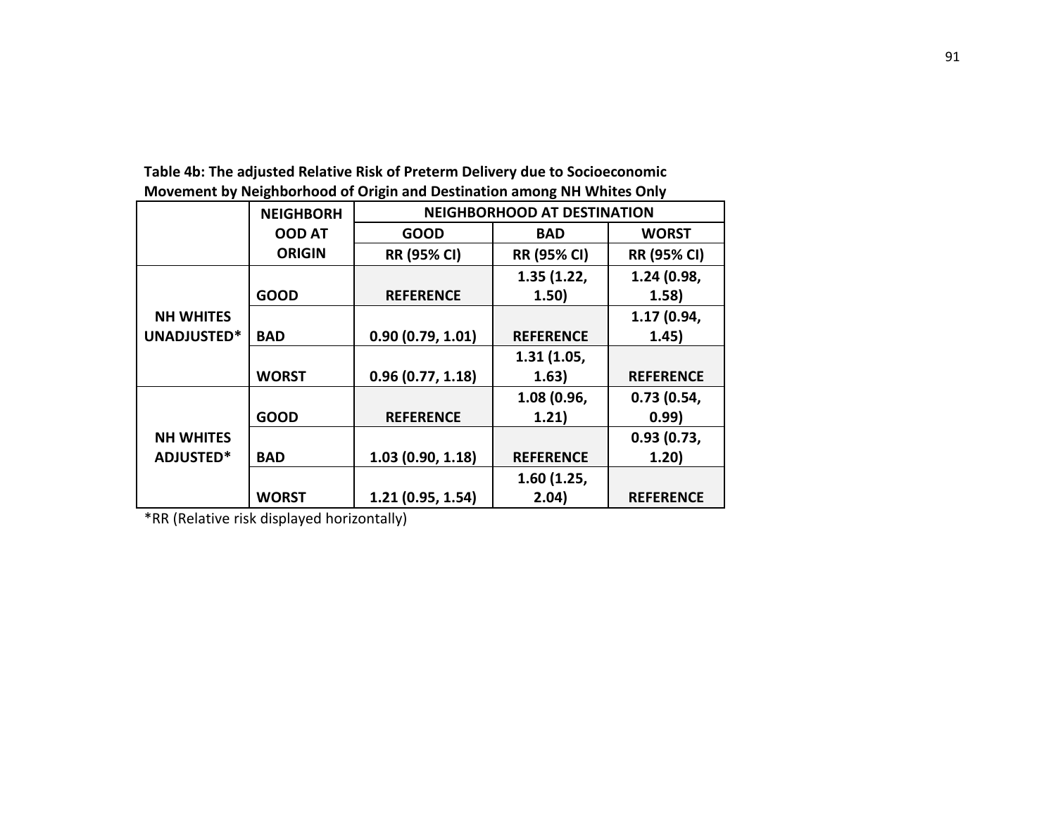**Table 4b: The adjusted Relative Risk of Preterm Delivery due to Socioeconomic Movement by Neighborhood of Origin and Destination among NH Whites Only**

| | NEIGHBORHOOD AT ORIGIN | NEIGHBORHOOD AT DESTINATION | | |
|---|---|---|---|---|
| | | GOOD | BAD | WORST |
| | | RR (95% CI) | RR (95% CI) | RR (95% CI) |
| NH WHITES UNADJUSTED* | GOOD | REFERENCE | 1.35 (1.22, 1.50) | 1.24 (0.98, 1.58) |
| | BAD | 0.90 (0.79, 1.01) | REFERENCE | 1.17 (0.94, 1.45) |
| | WORST | 0.96 (0.77, 1.18) | 1.31 (1.05, 1.63) | REFERENCE |
| NH WHITES ADJUSTED* | GOOD | REFERENCE | 1.08 (0.96, 1.21) | 0.73 (0.54, 0.99) |
| | BAD | 1.03 (0.90, 1.18) | REFERENCE | 0.93 (0.73, 1.20) |
| | WORST | 1.21 (0.95, 1.54) | 1.60 (1.25, 2.04) | REFERENCE |

*RR (Relative risk displayed horizontally)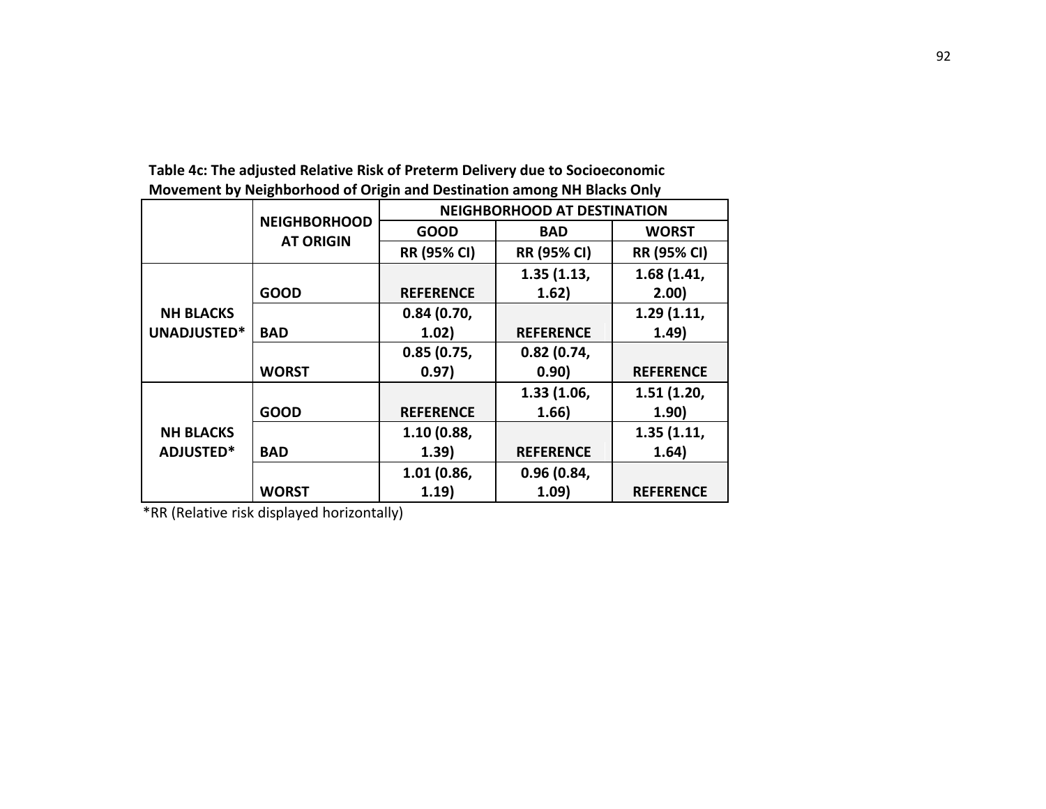**Table 4c: The adjusted Relative Risk of Preterm Delivery due to Socioeconomic Movement by Neighborhood of Origin and Destination among NH Blacks Only**

| | NEIGHBORHOOD AT ORIGIN | NEIGHBORHOOD AT DESTINATION | | |
|---|---|---|---|---|
| | | GOOD | BAD | WORST |
| | | RR (95% CI) | RR (95% CI) | RR (95% CI) |
| NH BLACKS UNADJUSTED* | GOOD | REFERENCE | 1.35 (1.13, 1.62) | 1.68 (1.41, 2.00) |
| | BAD | 0.84 (0.70, 1.02) | REFERENCE | 1.29 (1.11, 1.49) |
| | WORST | 0.85 (0.75, 0.97) | 0.82 (0.74, 0.90) | REFERENCE |
| NH BLACKS ADJUSTED* | GOOD | REFERENCE | 1.33 (1.06, 1.66) | 1.51 (1.20, 1.90) |
| | BAD | 1.10 (0.88, 1.39) | REFERENCE | 1.35 (1.11, 1.64) |
| | WORST | 1.01 (0.86, 1.19) | 0.96 (0.84, 1.09) | REFERENCE |

*RR (Relative risk displayed horizontally)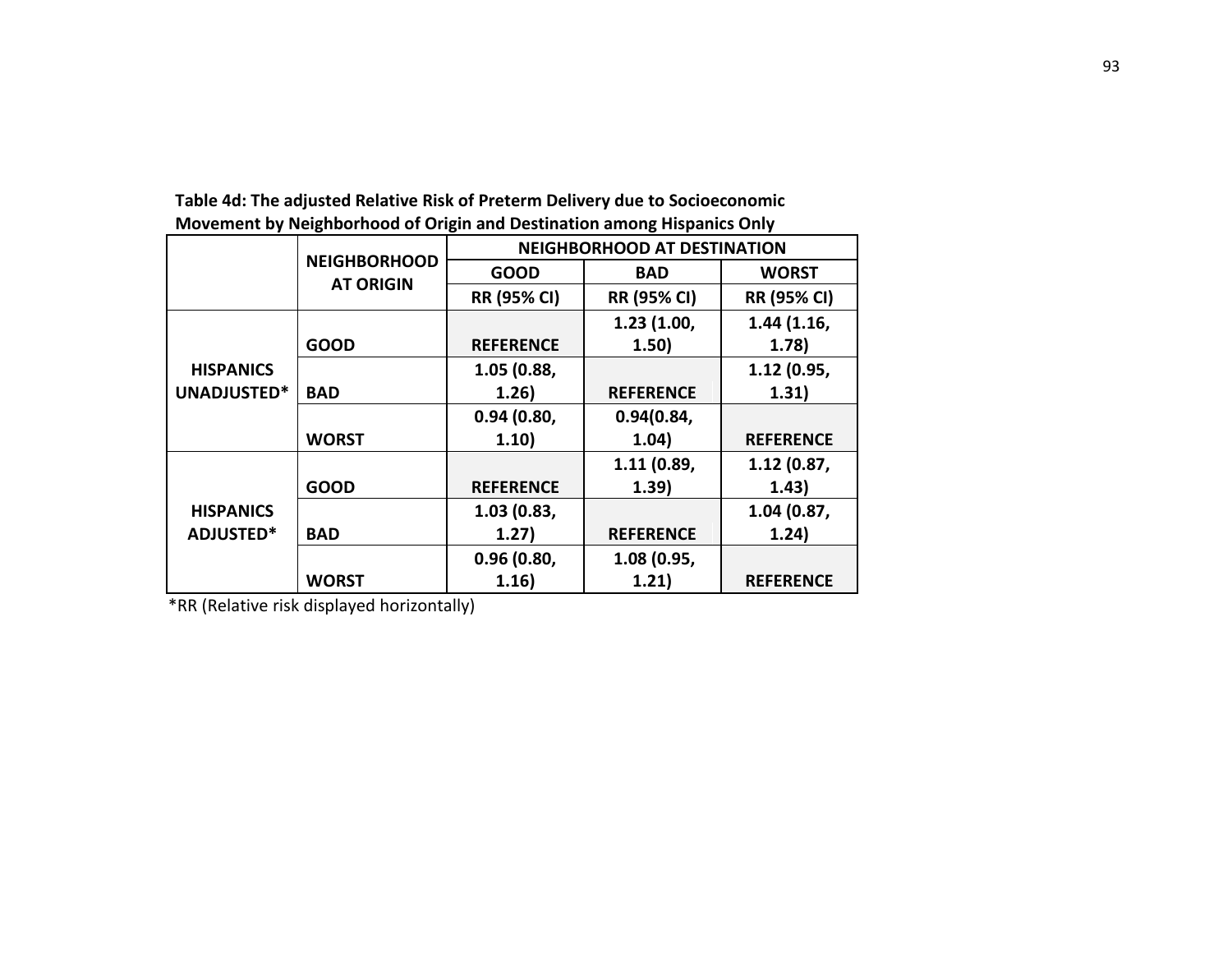**Table 4d: The adjusted Relative Risk of Preterm Delivery due to Socioeconomic Movement by Neighborhood of Origin and Destination among Hispanics Only**

| | NEIGHBORHOOD AT ORIGIN | NEIGHBORHOOD AT DESTINATION | | |
|---|---|---|---|---|
| | | GOOD | BAD | WORST |
| | | RR (95% CI) | RR (95% CI) | RR (95% CI) |
| HISPANICS UNADJUSTED* | GOOD | REFERENCE | 1.23 (1.00, 1.50) | 1.44 (1.16, 1.78) |
| | BAD | 1.05 (0.88, 1.26) | REFERENCE | 1.12 (0.95, 1.31) |
| | WORST | 0.94 (0.80, 1.10) | 0.94(0.84, 1.04) | REFERENCE |
| HISPANICS ADJUSTED* | GOOD | REFERENCE | 1.11 (0.89, 1.39) | 1.12 (0.87, 1.43) |
| | BAD | 1.03 (0.83, 1.27) | REFERENCE | 1.04 (0.87, 1.24) |
| | WORST | 0.96 (0.80, 1.16) | 1.08 (0.95, 1.21) | REFERENCE |

*RR (Relative risk displayed horizontally)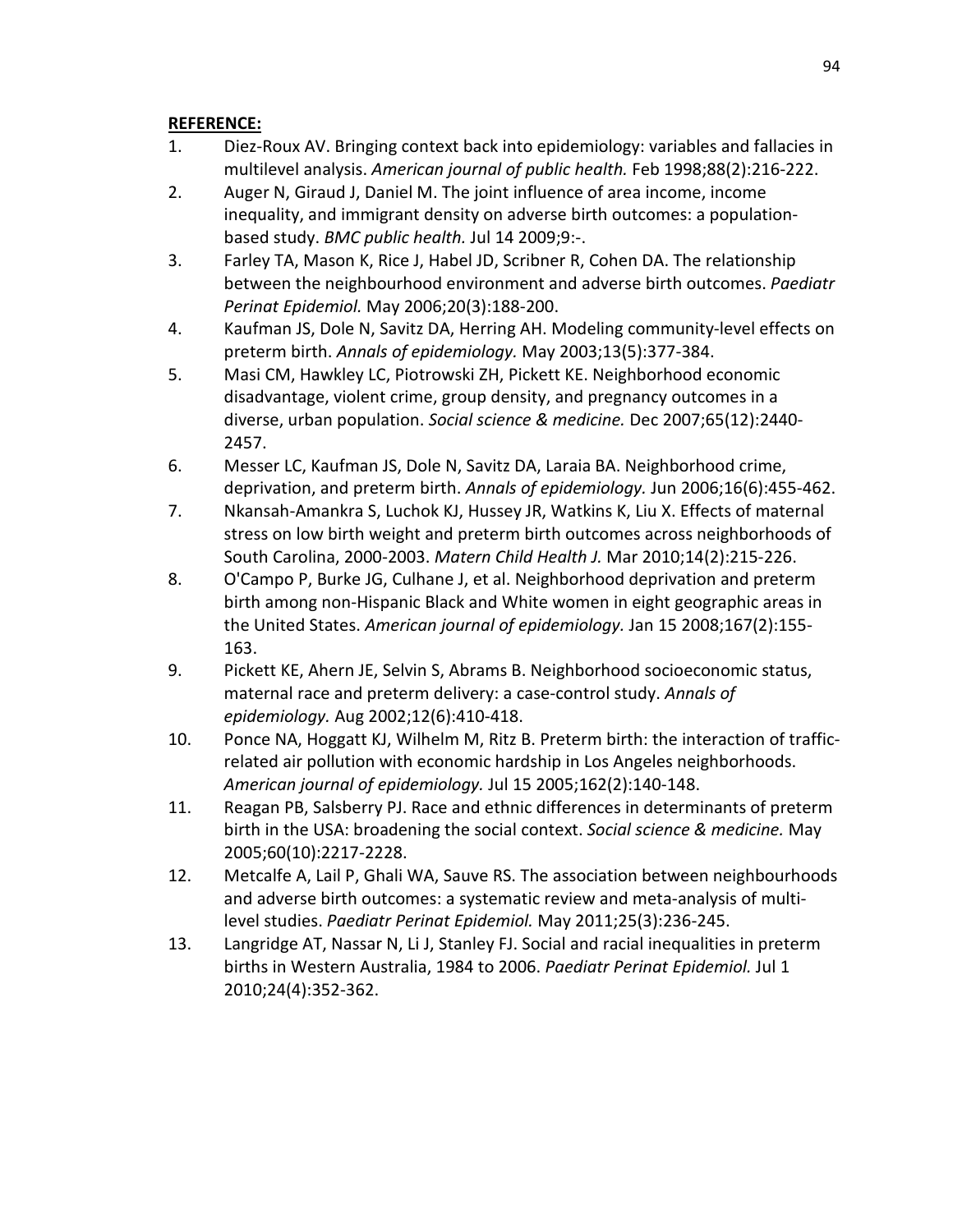**REFERENCE:**

1. Diez-Roux AV. Bringing context back into epidemiology: variables and fallacies in multilevel analysis. *American journal of public health.* Feb 1998;88(2):216-222.
2. Auger N, Giraud J, Daniel M. The joint influence of area income, income inequality, and immigrant density on adverse birth outcomes: a population-based study. *BMC public health.* Jul 14 2009;9:-.
3. Farley TA, Mason K, Rice J, Habel JD, Scribner R, Cohen DA. The relationship between the neighbourhood environment and adverse birth outcomes. *Paediatr Perinat Epidemiol.* May 2006;20(3):188-200.
4. Kaufman JS, Dole N, Savitz DA, Herring AH. Modeling community-level effects on preterm birth. *Annals of epidemiology.* May 2003;13(5):377-384.
5. Masi CM, Hawkley LC, Piotrowski ZH, Pickett KE. Neighborhood economic disadvantage, violent crime, group density, and pregnancy outcomes in a diverse, urban population. *Social science & medicine.* Dec 2007;65(12):2440-2457.
6. Messer LC, Kaufman JS, Dole N, Savitz DA, Laraia BA. Neighborhood crime, deprivation, and preterm birth. *Annals of epidemiology.* Jun 2006;16(6):455-462.
7. Nkansah-Amankra S, Luchok KJ, Hussey JR, Watkins K, Liu X. Effects of maternal stress on low birth weight and preterm birth outcomes across neighborhoods of South Carolina, 2000-2003. *Matern Child Health J.* Mar 2010;14(2):215-226.
8. O'Campo P, Burke JG, Culhane J, et al. Neighborhood deprivation and preterm birth among non-Hispanic Black and White women in eight geographic areas in the United States. *American journal of epidemiology.* Jan 15 2008;167(2):155-163.
9. Pickett KE, Ahern JE, Selvin S, Abrams B. Neighborhood socioeconomic status, maternal race and preterm delivery: a case-control study. *Annals of epidemiology.* Aug 2002;12(6):410-418.
10. Ponce NA, Hoggatt KJ, Wilhelm M, Ritz B. Preterm birth: the interaction of traffic-related air pollution with economic hardship in Los Angeles neighborhoods. *American journal of epidemiology.* Jul 15 2005;162(2):140-148.
11. Reagan PB, Salsberry PJ. Race and ethnic differences in determinants of preterm birth in the USA: broadening the social context. *Social science & medicine.* May 2005;60(10):2217-2228.
12. Metcalfe A, Lail P, Ghali WA, Sauve RS. The association between neighbourhoods and adverse birth outcomes: a systematic review and meta-analysis of multi-level studies. *Paediatr Perinat Epidemiol.* May 2011;25(3):236-245.
13. Langridge AT, Nassar N, Li J, Stanley FJ. Social and racial inequalities in preterm births in Western Australia, 1984 to 2006. *Paediatr Perinat Epidemiol.* Jul 1 2010;24(4):352-362.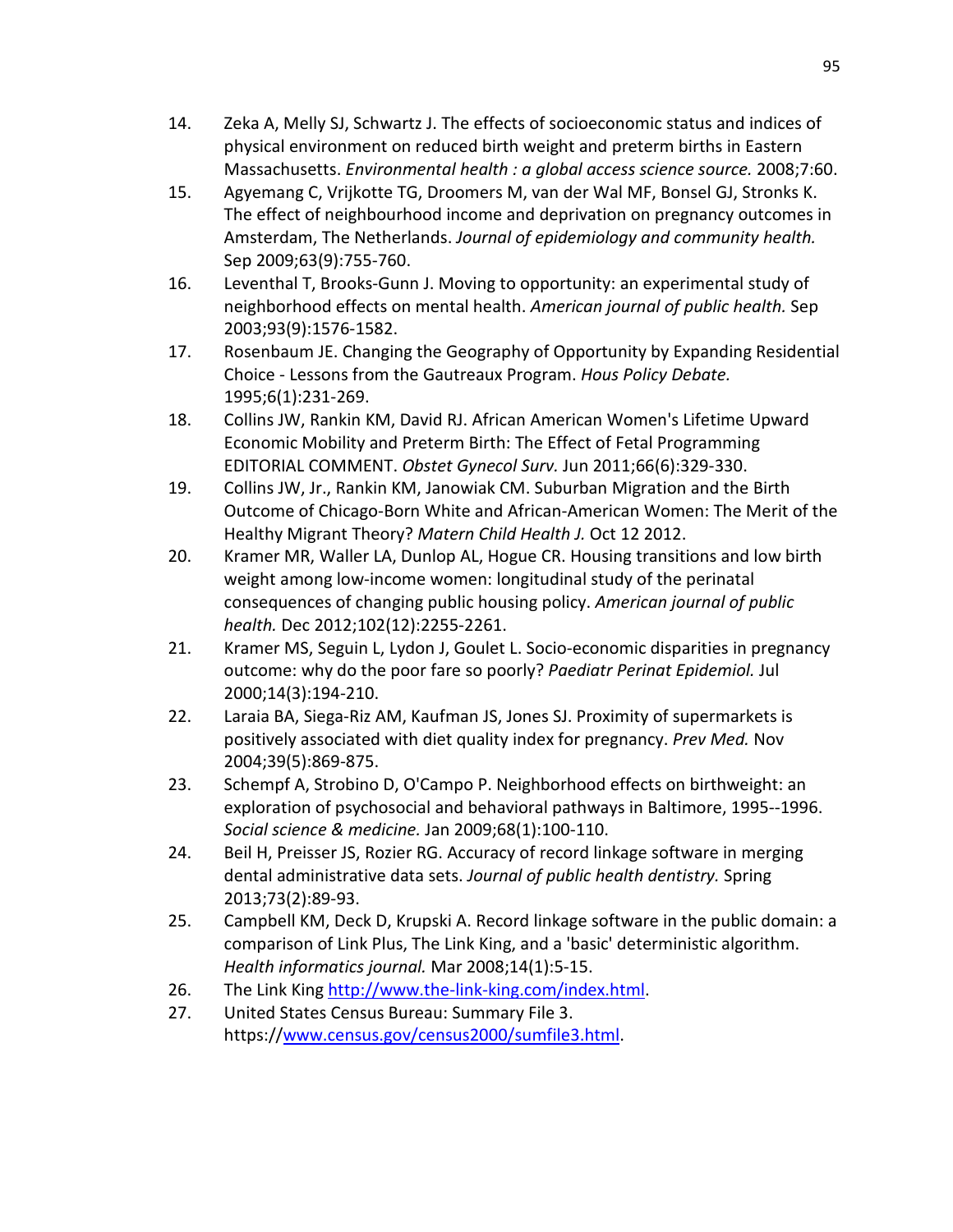14. Zeka A, Melly SJ, Schwartz J. The effects of socioeconomic status and indices of physical environment on reduced birth weight and preterm births in Eastern Massachusetts. *Environmental health : a global access science source.* 2008;7:60.
15. Agyemang C, Vrijkotte TG, Droomers M, van der Wal MF, Bonsel GJ, Stronks K. The effect of neighbourhood income and deprivation on pregnancy outcomes in Amsterdam, The Netherlands. *Journal of epidemiology and community health.* Sep 2009;63(9):755-760.
16. Leventhal T, Brooks-Gunn J. Moving to opportunity: an experimental study of neighborhood effects on mental health. *American journal of public health.* Sep 2003;93(9):1576-1582.
17. Rosenbaum JE. Changing the Geography of Opportunity by Expanding Residential Choice - Lessons from the Gautreaux Program. *Hous Policy Debate.* 1995;6(1):231-269.
18. Collins JW, Rankin KM, David RJ. African American Women's Lifetime Upward Economic Mobility and Preterm Birth: The Effect of Fetal Programming EDITORIAL COMMENT. *Obstet Gynecol Surv.* Jun 2011;66(6):329-330.
19. Collins JW, Jr., Rankin KM, Janowiak CM. Suburban Migration and the Birth Outcome of Chicago-Born White and African-American Women: The Merit of the Healthy Migrant Theory? *Matern Child Health J.* Oct 12 2012.
20. Kramer MR, Waller LA, Dunlop AL, Hogue CR. Housing transitions and low birth weight among low-income women: longitudinal study of the perinatal consequences of changing public housing policy. *American journal of public health.* Dec 2012;102(12):2255-2261.
21. Kramer MS, Seguin L, Lydon J, Goulet L. Socio-economic disparities in pregnancy outcome: why do the poor fare so poorly? *Paediatr Perinat Epidemiol.* Jul 2000;14(3):194-210.
22. Laraia BA, Siega-Riz AM, Kaufman JS, Jones SJ. Proximity of supermarkets is positively associated with diet quality index for pregnancy. *Prev Med.* Nov 2004;39(5):869-875.
23. Schempf A, Strobino D, O'Campo P. Neighborhood effects on birthweight: an exploration of psychosocial and behavioral pathways in Baltimore, 1995--1996. *Social science & medicine.* Jan 2009;68(1):100-110.
24. Beil H, Preisser JS, Rozier RG. Accuracy of record linkage software in merging dental administrative data sets. *Journal of public health dentistry.* Spring 2013;73(2):89-93.
25. Campbell KM, Deck D, Krupski A. Record linkage software in the public domain: a comparison of Link Plus, The Link King, and a 'basic' deterministic algorithm. *Health informatics journal.* Mar 2008;14(1):5-15.
26. The Link King http://www.the-link-king.com/index.html.
27. United States Census Bureau: Summary File 3. https://www.census.gov/census2000/sumfile3.html.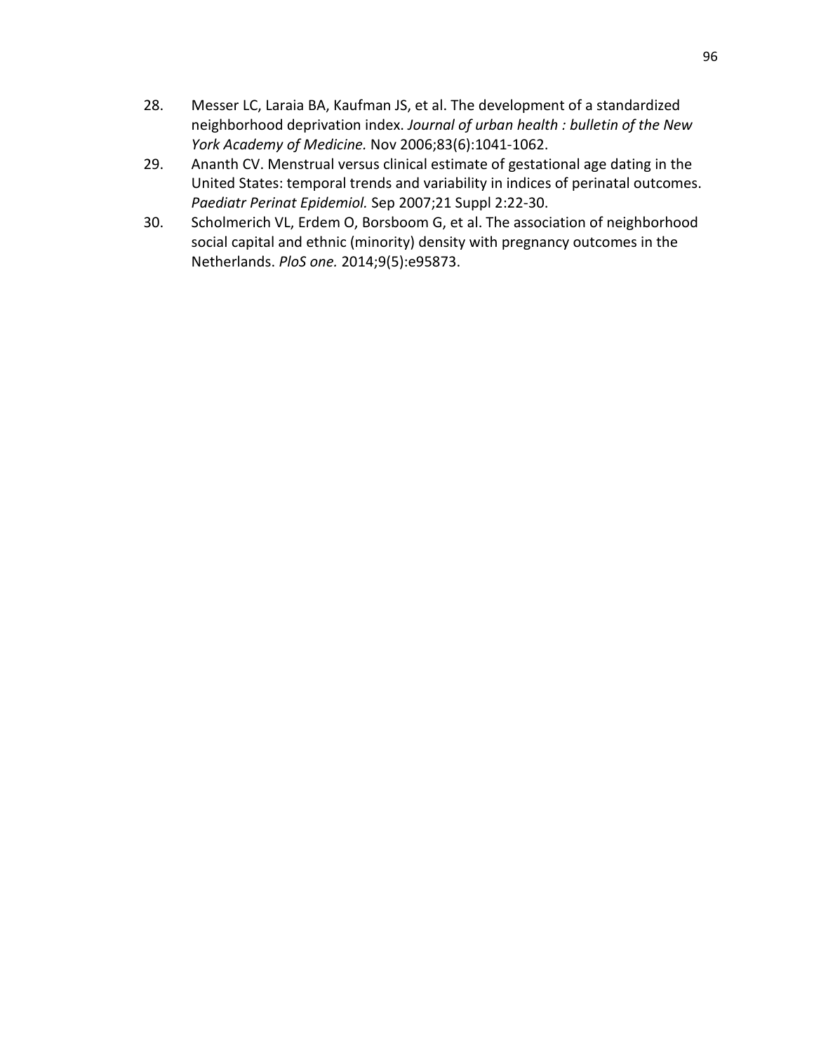28. Messer LC, Laraia BA, Kaufman JS, et al. The development of a standardized neighborhood deprivation index. *Journal of urban health : bulletin of the New York Academy of Medicine.* Nov 2006;83(6):1041-1062.
29. Ananth CV. Menstrual versus clinical estimate of gestational age dating in the United States: temporal trends and variability in indices of perinatal outcomes. *Paediatr Perinat Epidemiol.* Sep 2007;21 Suppl 2:22-30.
30. Scholmerich VL, Erdem O, Borsboom G, et al. The association of neighborhood social capital and ethnic (minority) density with pregnancy outcomes in the Netherlands. *PloS one.* 2014;9(5):e95873.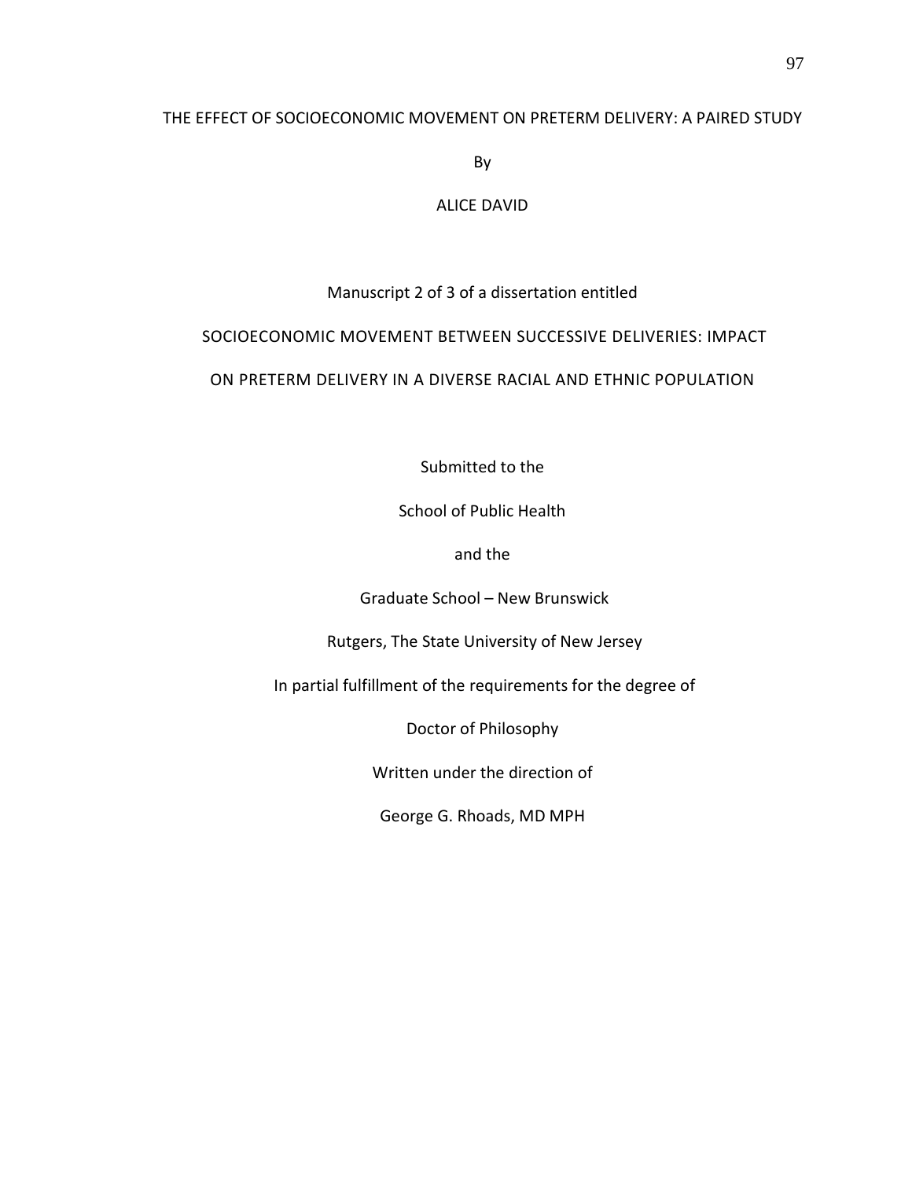# THE EFFECT OF SOCIOECONOMIC MOVEMENT ON PRETERM DELIVERY: A PAIRED STUDY

By

ALICE DAVID

Manuscript 2 of 3 of a dissertation entitled

SOCIOECONOMIC MOVEMENT BETWEEN SUCCESSIVE DELIVERIES: IMPACT ON PRETERM DELIVERY IN A DIVERSE RACIAL AND ETHNIC POPULATION

Submitted to the

School of Public Health

and the

Graduate School – New Brunswick

Rutgers, The State University of New Jersey

In partial fulfillment of the requirements for the degree of

Doctor of Philosophy

Written under the direction of

George G. Rhoads, MD MPH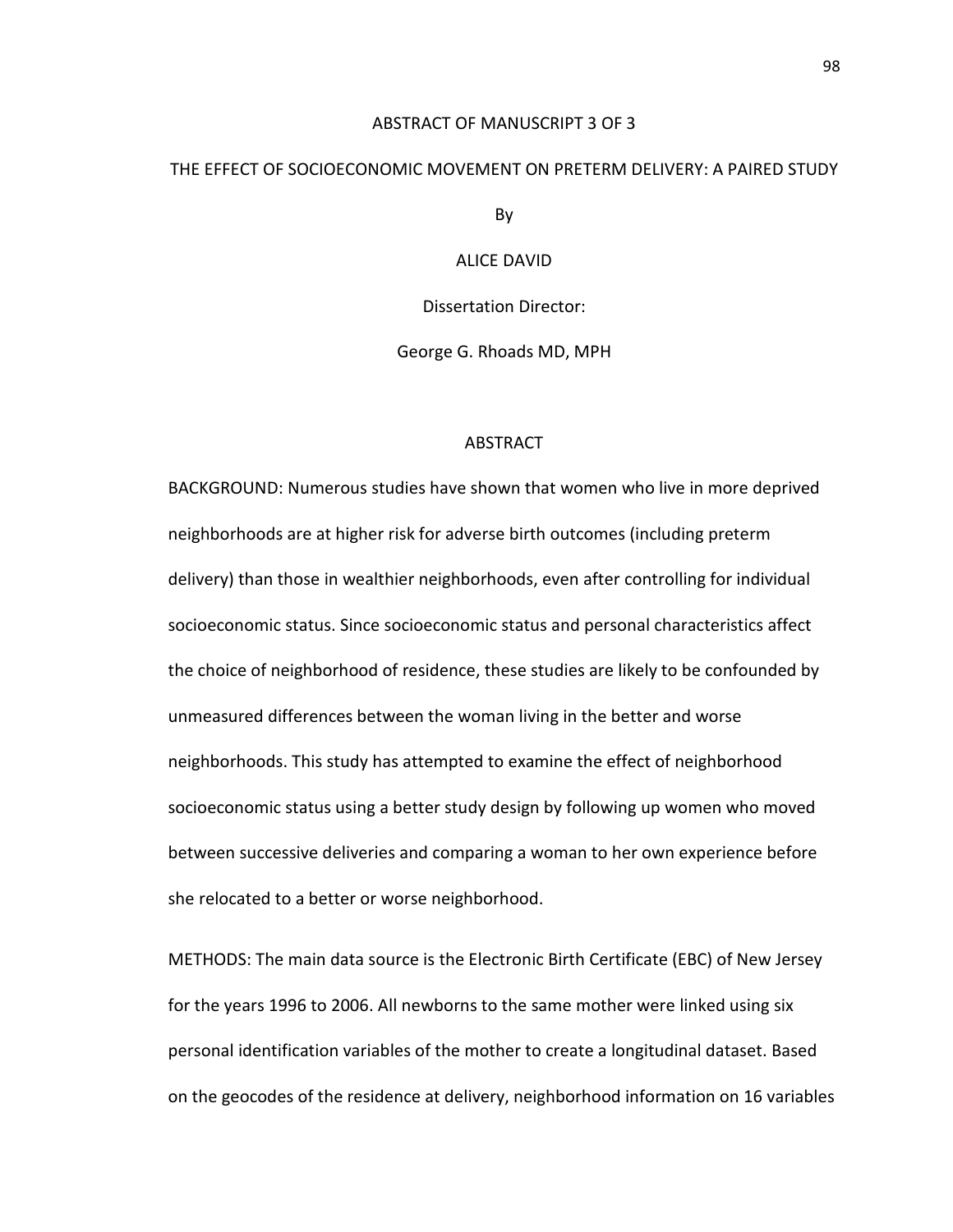ABSTRACT OF MANUSCRIPT 3 OF 3

THE EFFECT OF SOCIOECONOMIC MOVEMENT ON PRETERM DELIVERY: A PAIRED STUDY

By

ALICE DAVID

Dissertation Director:

George G. Rhoads MD, MPH

## ABSTRACT

BACKGROUND: Numerous studies have shown that women who live in more deprived neighborhoods are at higher risk for adverse birth outcomes (including preterm delivery) than those in wealthier neighborhoods, even after controlling for individual socioeconomic status. Since socioeconomic status and personal characteristics affect the choice of neighborhood of residence, these studies are likely to be confounded by unmeasured differences between the woman living in the better and worse neighborhoods. This study has attempted to examine the effect of neighborhood socioeconomic status using a better study design by following up women who moved between successive deliveries and comparing a woman to her own experience before she relocated to a better or worse neighborhood.

METHODS: The main data source is the Electronic Birth Certificate (EBC) of New Jersey for the years 1996 to 2006. All newborns to the same mother were linked using six personal identification variables of the mother to create a longitudinal dataset. Based on the geocodes of the residence at delivery, neighborhood information on 16 variables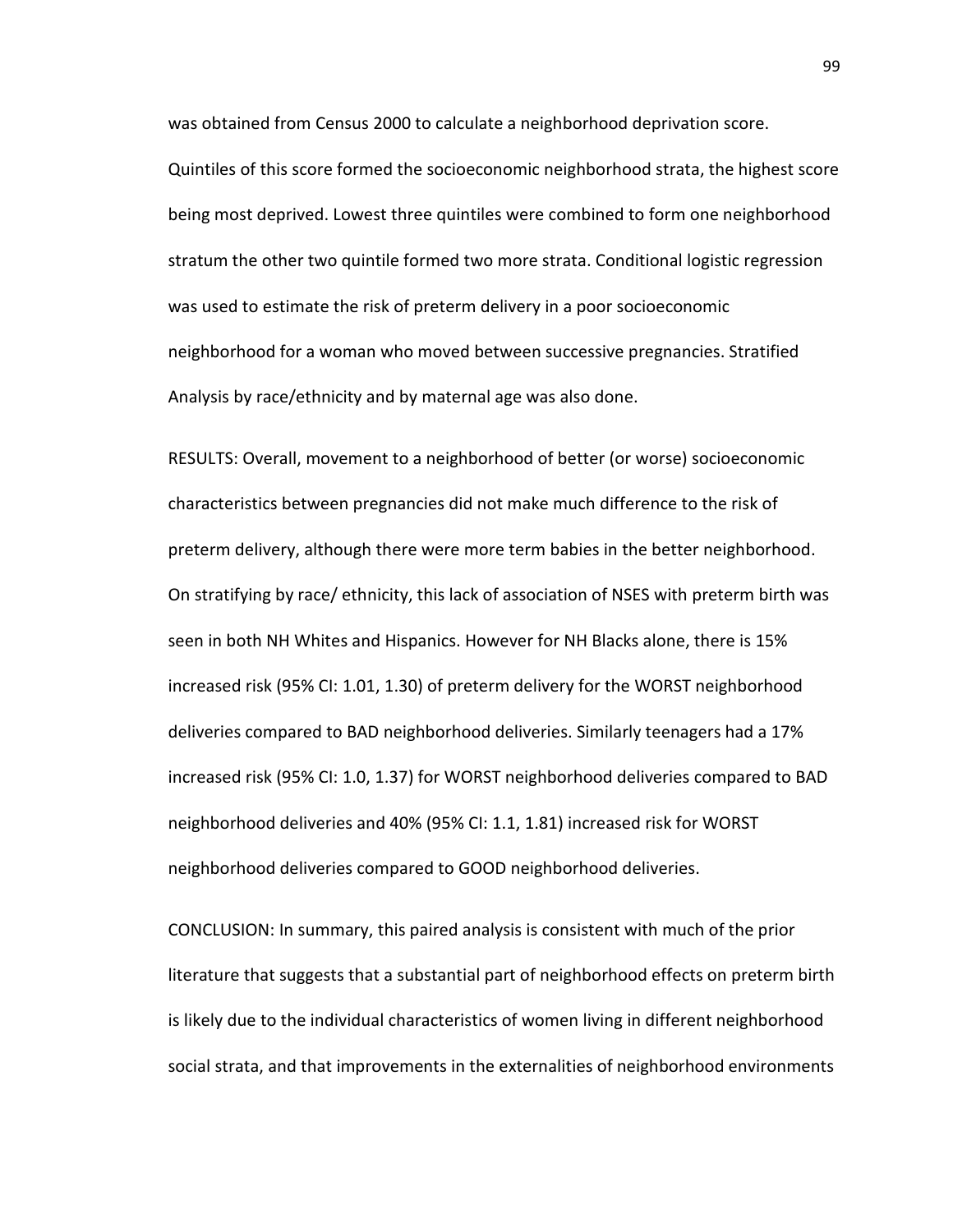was obtained from Census 2000 to calculate a neighborhood deprivation score. Quintiles of this score formed the socioeconomic neighborhood strata, the highest score being most deprived. Lowest three quintiles were combined to form one neighborhood stratum the other two quintile formed two more strata. Conditional logistic regression was used to estimate the risk of preterm delivery in a poor socioeconomic neighborhood for a woman who moved between successive pregnancies. Stratified Analysis by race/ethnicity and by maternal age was also done.

RESULTS: Overall, movement to a neighborhood of better (or worse) socioeconomic characteristics between pregnancies did not make much difference to the risk of preterm delivery, although there were more term babies in the better neighborhood. On stratifying by race/ ethnicity, this lack of association of NSES with preterm birth was seen in both NH Whites and Hispanics. However for NH Blacks alone, there is 15% increased risk (95% CI: 1.01, 1.30) of preterm delivery for the WORST neighborhood deliveries compared to BAD neighborhood deliveries. Similarly teenagers had a 17% increased risk (95% CI: 1.0, 1.37) for WORST neighborhood deliveries compared to BAD neighborhood deliveries and 40% (95% CI: 1.1, 1.81) increased risk for WORST neighborhood deliveries compared to GOOD neighborhood deliveries.

CONCLUSION: In summary, this paired analysis is consistent with much of the prior literature that suggests that a substantial part of neighborhood effects on preterm birth is likely due to the individual characteristics of women living in different neighborhood social strata, and that improvements in the externalities of neighborhood environments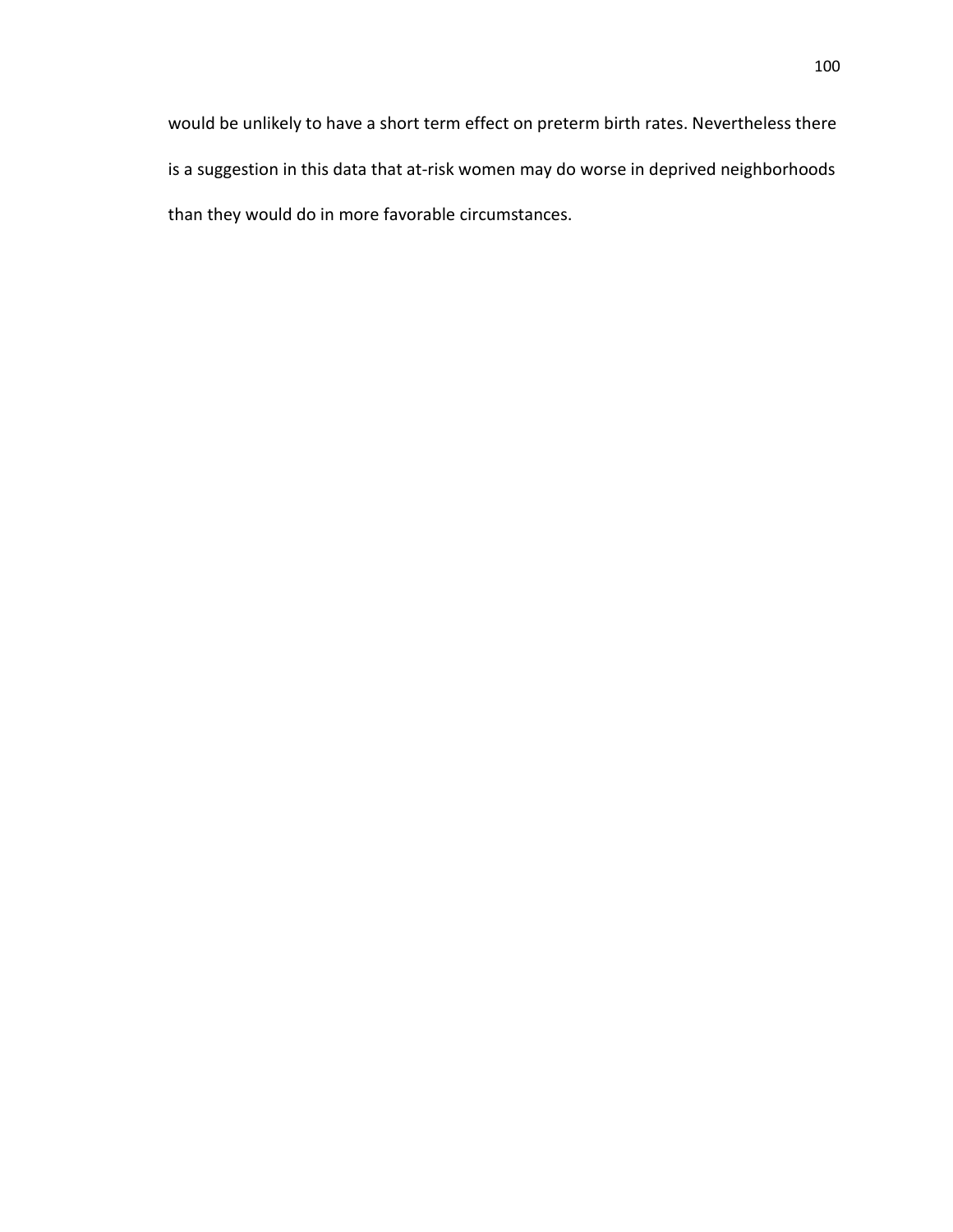would be unlikely to have a short term effect on preterm birth rates. Nevertheless there is a suggestion in this data that at-risk women may do worse in deprived neighborhoods than they would do in more favorable circumstances.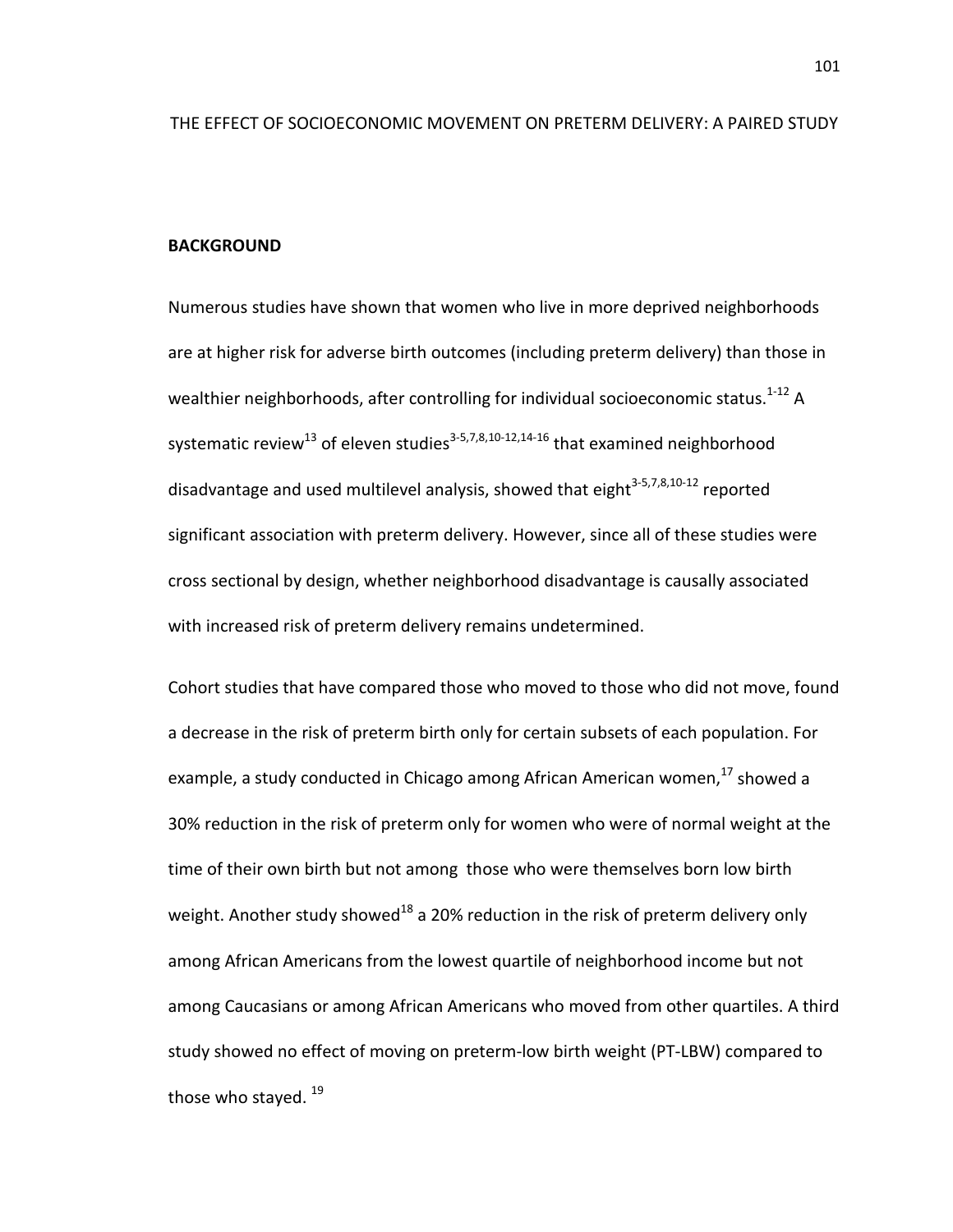# THE EFFECT OF SOCIOECONOMIC MOVEMENT ON PRETERM DELIVERY: A PAIRED STUDY

## BACKGROUND

Numerous studies have shown that women who live in more deprived neighborhoods are at higher risk for adverse birth outcomes (including preterm delivery) than those in wealthier neighborhoods, after controlling for individual socioeconomic status.[1-12] A systematic review[13] of eleven studies[3-5,7,8,10-12,14-16] that examined neighborhood disadvantage and used multilevel analysis, showed that eight[3-5,7,8,10-12] reported significant association with preterm delivery. However, since all of these studies were cross sectional by design, whether neighborhood disadvantage is causally associated with increased risk of preterm delivery remains undetermined.

Cohort studies that have compared those who moved to those who did not move, found a decrease in the risk of preterm birth only for certain subsets of each population. For example, a study conducted in Chicago among African American women,[17] showed a 30% reduction in the risk of preterm only for women who were of normal weight at the time of their own birth but not among those who were themselves born low birth weight. Another study showed[18] a 20% reduction in the risk of preterm delivery only among African Americans from the lowest quartile of neighborhood income but not among Caucasians or among African Americans who moved from other quartiles. A third study showed no effect of moving on preterm-low birth weight (PT-LBW) compared to those who stayed. [19]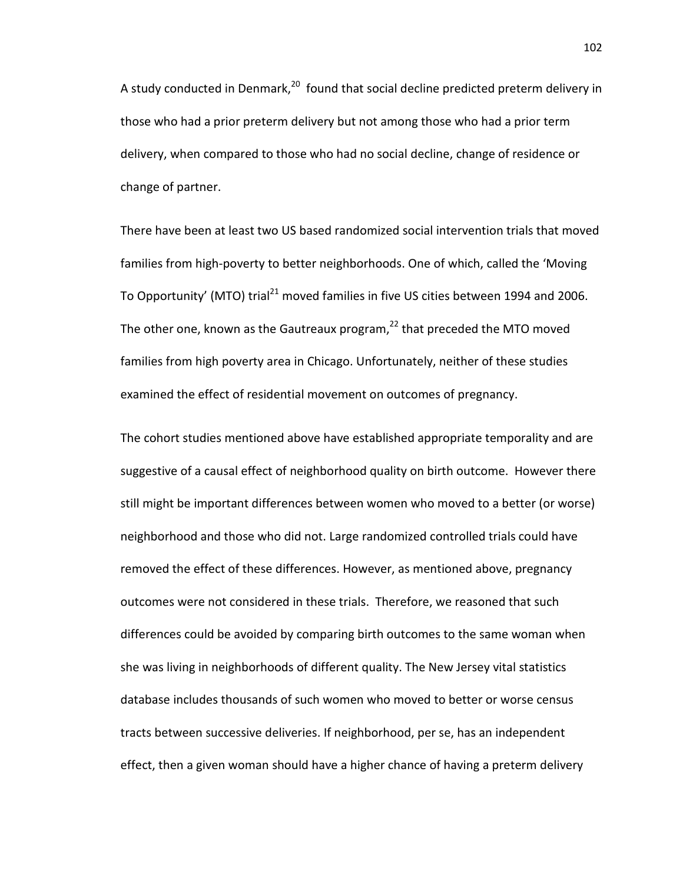A study conducted in Denmark,[20] found that social decline predicted preterm delivery in those who had a prior preterm delivery but not among those who had a prior term delivery, when compared to those who had no social decline, change of residence or change of partner.

There have been at least two US based randomized social intervention trials that moved families from high-poverty to better neighborhoods. One of which, called the 'Moving To Opportunity' (MTO) trial[21] moved families in five US cities between 1994 and 2006. The other one, known as the Gautreaux program,[22] that preceded the MTO moved families from high poverty area in Chicago. Unfortunately, neither of these studies examined the effect of residential movement on outcomes of pregnancy.

The cohort studies mentioned above have established appropriate temporality and are suggestive of a causal effect of neighborhood quality on birth outcome. However there still might be important differences between women who moved to a better (or worse) neighborhood and those who did not. Large randomized controlled trials could have removed the effect of these differences. However, as mentioned above, pregnancy outcomes were not considered in these trials. Therefore, we reasoned that such differences could be avoided by comparing birth outcomes to the same woman when she was living in neighborhoods of different quality. The New Jersey vital statistics database includes thousands of such women who moved to better or worse census tracts between successive deliveries. If neighborhood, per se, has an independent effect, then a given woman should have a higher chance of having a preterm delivery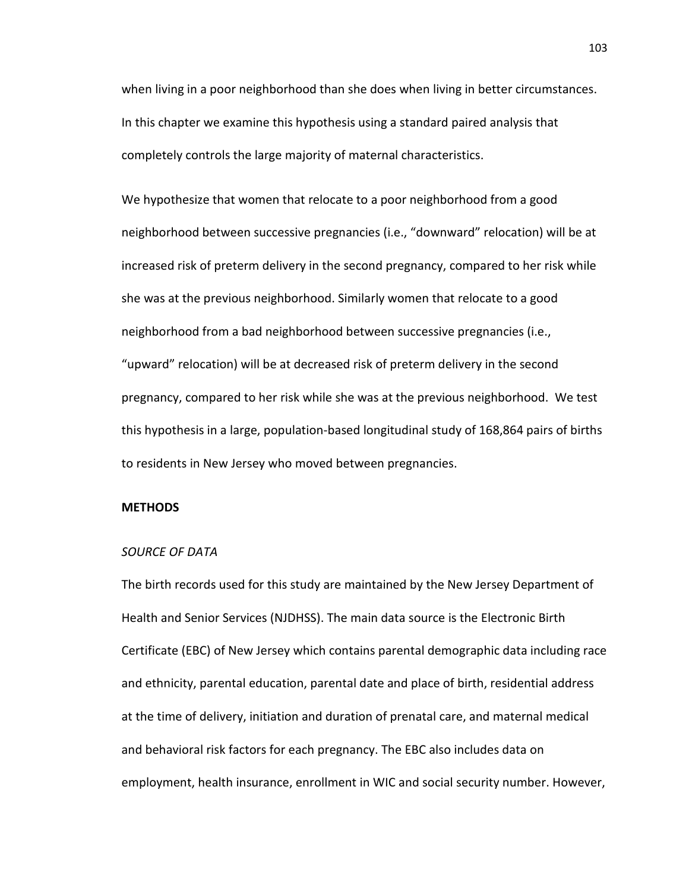when living in a poor neighborhood than she does when living in better circumstances. In this chapter we examine this hypothesis using a standard paired analysis that completely controls the large majority of maternal characteristics.

We hypothesize that women that relocate to a poor neighborhood from a good neighborhood between successive pregnancies (i.e., "downward" relocation) will be at increased risk of preterm delivery in the second pregnancy, compared to her risk while she was at the previous neighborhood. Similarly women that relocate to a good neighborhood from a bad neighborhood between successive pregnancies (i.e., "upward" relocation) will be at decreased risk of preterm delivery in the second pregnancy, compared to her risk while she was at the previous neighborhood. We test this hypothesis in a large, population-based longitudinal study of 168,864 pairs of births to residents in New Jersey who moved between pregnancies.

**METHODS**

*SOURCE OF DATA*

The birth records used for this study are maintained by the New Jersey Department of Health and Senior Services (NJDHSS). The main data source is the Electronic Birth Certificate (EBC) of New Jersey which contains parental demographic data including race and ethnicity, parental education, parental date and place of birth, residential address at the time of delivery, initiation and duration of prenatal care, and maternal medical and behavioral risk factors for each pregnancy. The EBC also includes data on employment, health insurance, enrollment in WIC and social security number. However,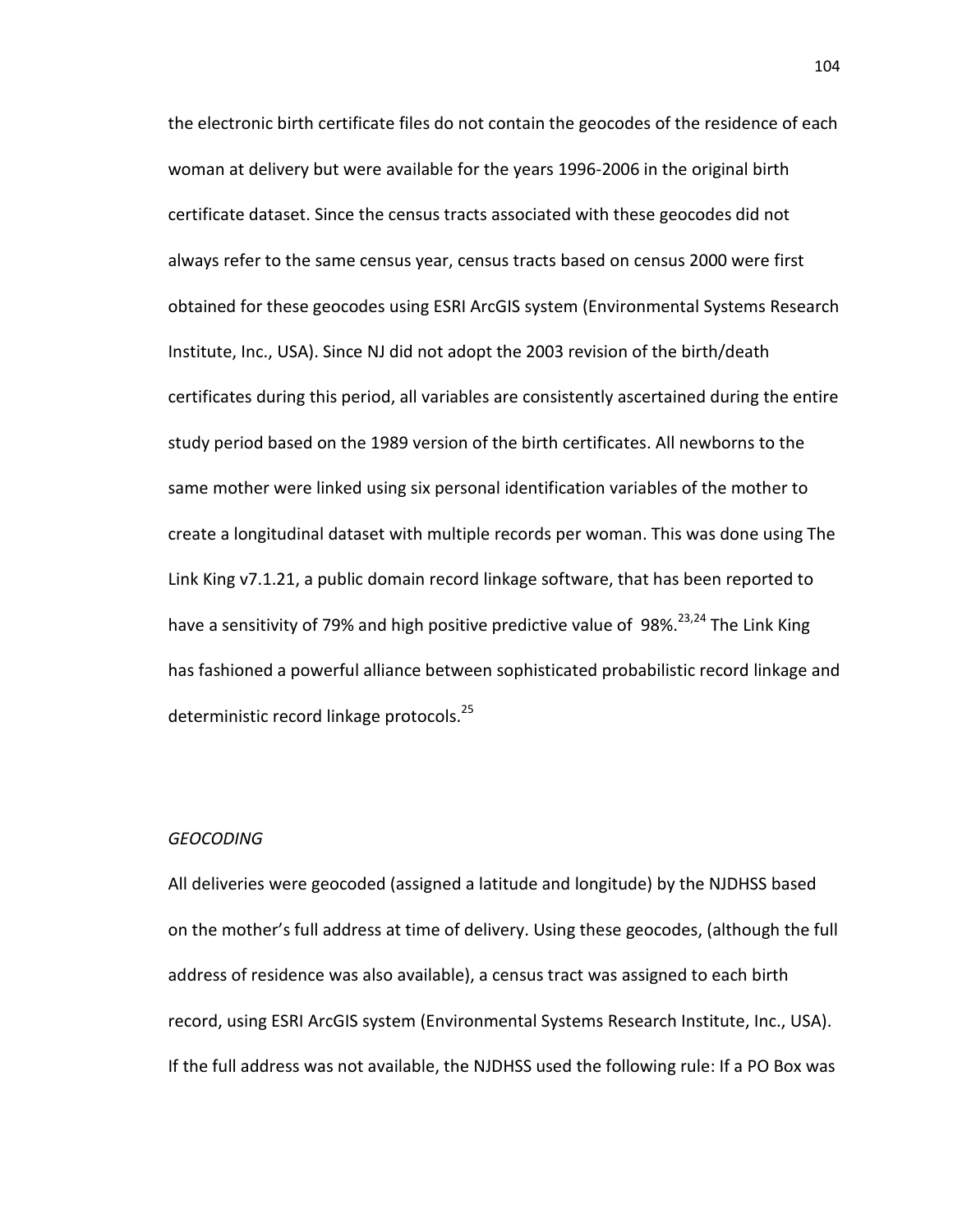the electronic birth certificate files do not contain the geocodes of the residence of each woman at delivery but were available for the years 1996-2006 in the original birth certificate dataset. Since the census tracts associated with these geocodes did not always refer to the same census year, census tracts based on census 2000 were first obtained for these geocodes using ESRI ArcGIS system (Environmental Systems Research Institute, Inc., USA). Since NJ did not adopt the 2003 revision of the birth/death certificates during this period, all variables are consistently ascertained during the entire study period based on the 1989 version of the birth certificates. All newborns to the same mother were linked using six personal identification variables of the mother to create a longitudinal dataset with multiple records per woman. This was done using The Link King v7.1.21, a public domain record linkage software, that has been reported to have a sensitivity of 79% and high positive predictive value of 98%.[23,24] The Link King has fashioned a powerful alliance between sophisticated probabilistic record linkage and deterministic record linkage protocols.[25]

*GEOCODING*

All deliveries were geocoded (assigned a latitude and longitude) by the NJDHSS based on the mother's full address at time of delivery. Using these geocodes, (although the full address of residence was also available), a census tract was assigned to each birth record, using ESRI ArcGIS system (Environmental Systems Research Institute, Inc., USA). If the full address was not available, the NJDHSS used the following rule: If a PO Box was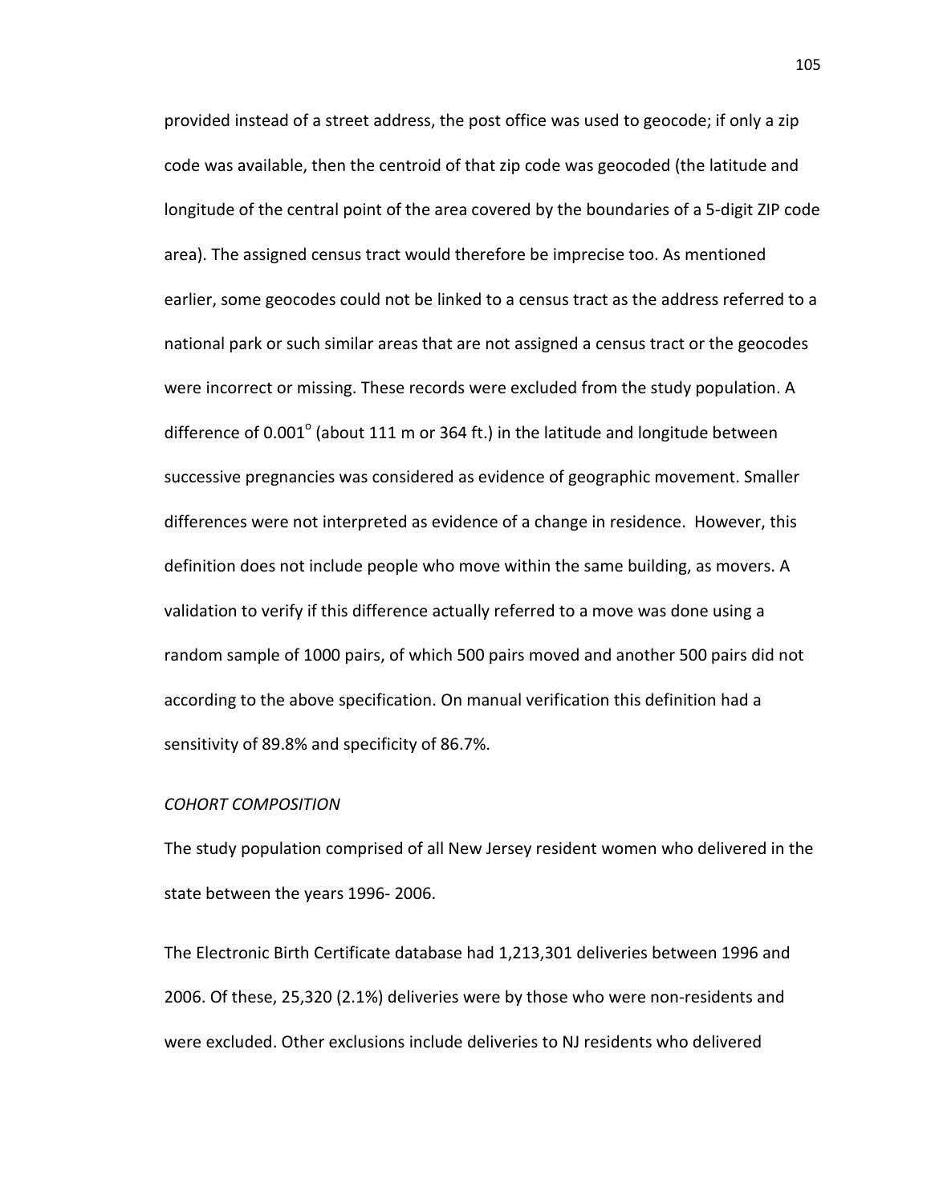provided instead of a street address, the post office was used to geocode; if only a zip code was available, then the centroid of that zip code was geocoded (the latitude and longitude of the central point of the area covered by the boundaries of a 5-digit ZIP code area). The assigned census tract would therefore be imprecise too. As mentioned earlier, some geocodes could not be linked to a census tract as the address referred to a national park or such similar areas that are not assigned a census tract or the geocodes were incorrect or missing. These records were excluded from the study population. A difference of $0.001^{\circ}$ (about 111 m or 364 ft.) in the latitude and longitude between successive pregnancies was considered as evidence of geographic movement. Smaller differences were not interpreted as evidence of a change in residence. However, this definition does not include people who move within the same building, as movers. A validation to verify if this difference actually referred to a move was done using a random sample of 1000 pairs, of which 500 pairs moved and another 500 pairs did not according to the above specification. On manual verification this definition had a sensitivity of 89.8% and specificity of 86.7%.

*COHORT COMPOSITION*

The study population comprised of all New Jersey resident women who delivered in the state between the years 1996- 2006.

The Electronic Birth Certificate database had 1,213,301 deliveries between 1996 and 2006. Of these, 25,320 (2.1%) deliveries were by those who were non-residents and were excluded. Other exclusions include deliveries to NJ residents who delivered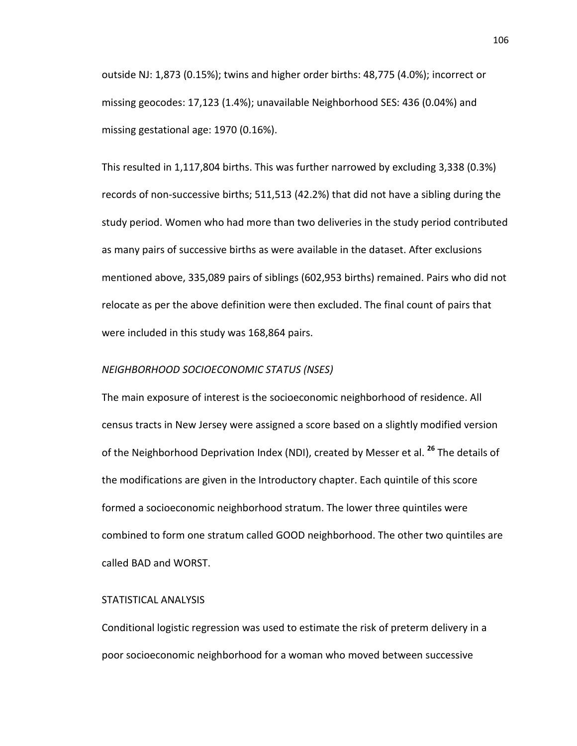outside NJ: 1,873 (0.15%); twins and higher order births: 48,775 (4.0%); incorrect or missing geocodes: 17,123 (1.4%); unavailable Neighborhood SES: 436 (0.04%) and missing gestational age: 1970 (0.16%).

This resulted in 1,117,804 births. This was further narrowed by excluding 3,338 (0.3%) records of non-successive births; 511,513 (42.2%) that did not have a sibling during the study period. Women who had more than two deliveries in the study period contributed as many pairs of successive births as were available in the dataset. After exclusions mentioned above, 335,089 pairs of siblings (602,953 births) remained. Pairs who did not relocate as per the above definition were then excluded. The final count of pairs that were included in this study was 168,864 pairs.

### *NEIGHBORHOOD SOCIOECONOMIC STATUS (NSES)*

The main exposure of interest is the socioeconomic neighborhood of residence. All census tracts in New Jersey were assigned a score based on a slightly modified version of the Neighborhood Deprivation Index (NDI), created by Messer et al. [26] The details of the modifications are given in the Introductory chapter. Each quintile of this score formed a socioeconomic neighborhood stratum. The lower three quintiles were combined to form one stratum called GOOD neighborhood. The other two quintiles are called BAD and WORST.

### STATISTICAL ANALYSIS

Conditional logistic regression was used to estimate the risk of preterm delivery in a poor socioeconomic neighborhood for a woman who moved between successive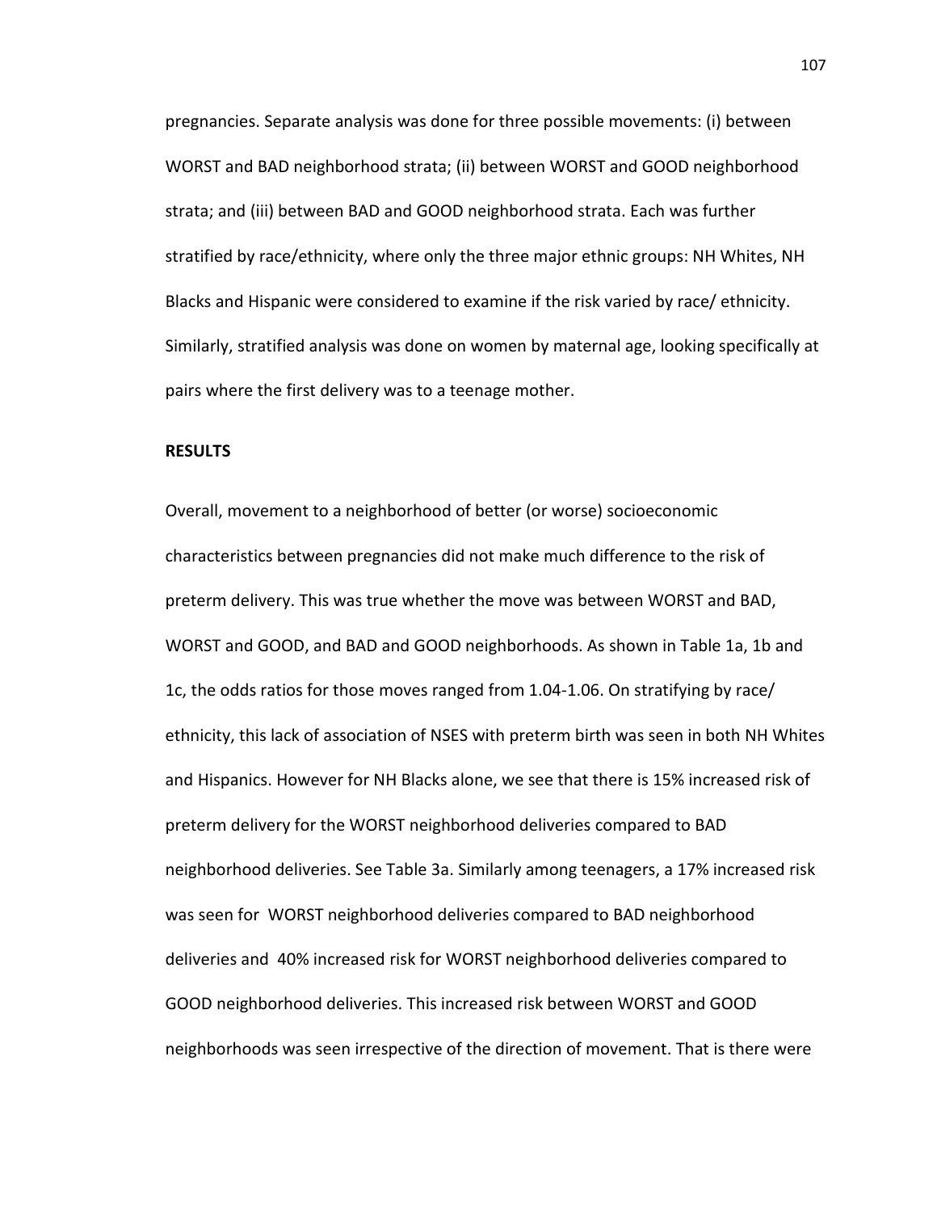pregnancies. Separate analysis was done for three possible movements: (i) between WORST and BAD neighborhood strata; (ii) between WORST and GOOD neighborhood strata; and (iii) between BAD and GOOD neighborhood strata. Each was further stratified by race/ethnicity, where only the three major ethnic groups: NH Whites, NH Blacks and Hispanic were considered to examine if the risk varied by race/ ethnicity. Similarly, stratified analysis was done on women by maternal age, looking specifically at pairs where the first delivery was to a teenage mother.

**RESULTS**

Overall, movement to a neighborhood of better (or worse) socioeconomic characteristics between pregnancies did not make much difference to the risk of preterm delivery. This was true whether the move was between WORST and BAD, WORST and GOOD, and BAD and GOOD neighborhoods. As shown in Table 1a, 1b and 1c, the odds ratios for those moves ranged from 1.04-1.06. On stratifying by race/ ethnicity, this lack of association of NSES with preterm birth was seen in both NH Whites and Hispanics. However for NH Blacks alone, we see that there is 15% increased risk of preterm delivery for the WORST neighborhood deliveries compared to BAD neighborhood deliveries. See Table 3a. Similarly among teenagers, a 17% increased risk was seen for WORST neighborhood deliveries compared to BAD neighborhood deliveries and 40% increased risk for WORST neighborhood deliveries compared to GOOD neighborhood deliveries. This increased risk between WORST and GOOD neighborhoods was seen irrespective of the direction of movement. That is there were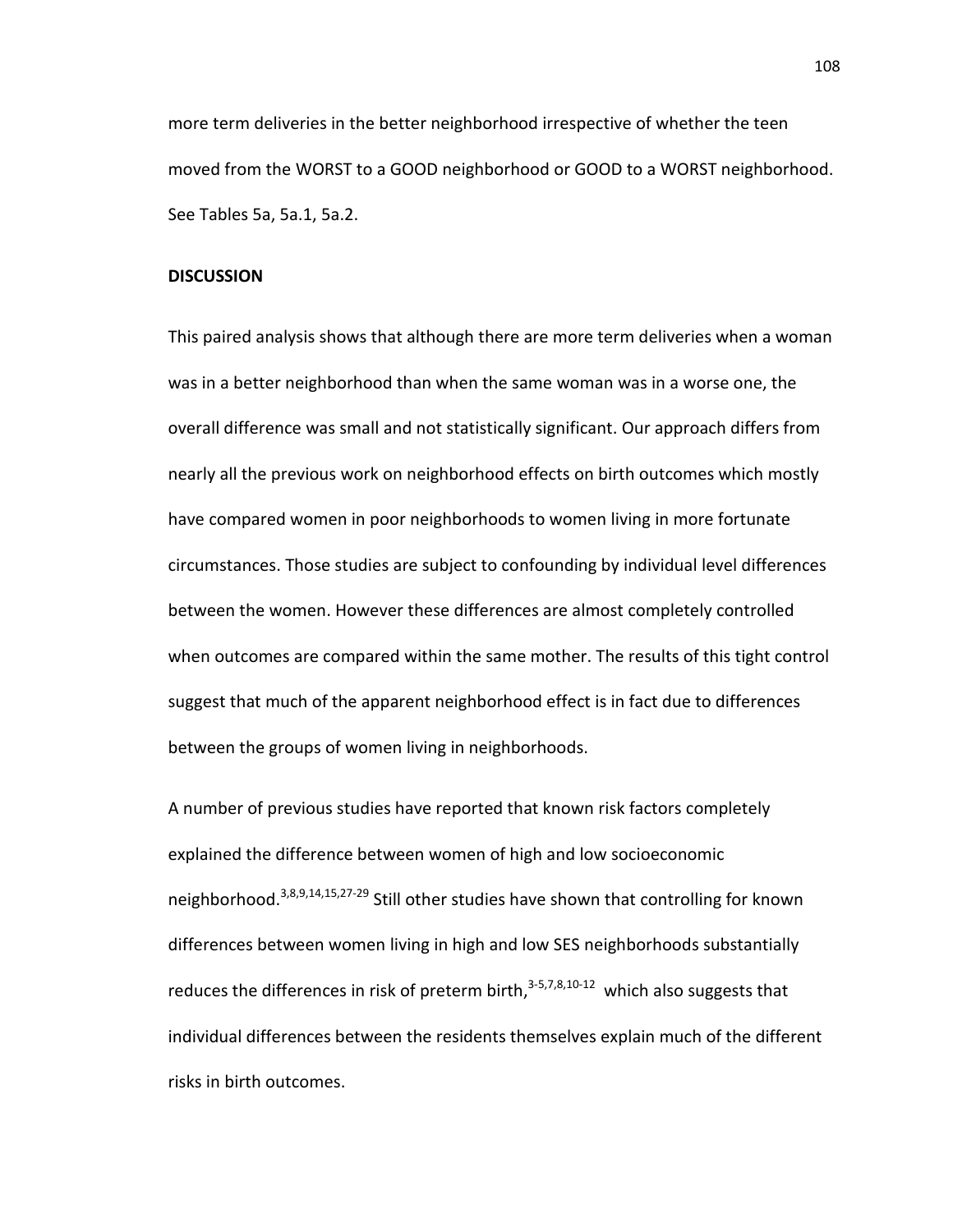more term deliveries in the better neighborhood irrespective of whether the teen moved from the WORST to a GOOD neighborhood or GOOD to a WORST neighborhood. See Tables 5a, 5a.1, 5a.2.

**DISCUSSION**

This paired analysis shows that although there are more term deliveries when a woman was in a better neighborhood than when the same woman was in a worse one, the overall difference was small and not statistically significant. Our approach differs from nearly all the previous work on neighborhood effects on birth outcomes which mostly have compared women in poor neighborhoods to women living in more fortunate circumstances. Those studies are subject to confounding by individual level differences between the women. However these differences are almost completely controlled when outcomes are compared within the same mother. The results of this tight control suggest that much of the apparent neighborhood effect is in fact due to differences between the groups of women living in neighborhoods.

A number of previous studies have reported that known risk factors completely explained the difference between women of high and low socioeconomic neighborhood.[3,8,9,14,15,27-29] Still other studies have shown that controlling for known differences between women living in high and low SES neighborhoods substantially reduces the differences in risk of preterm birth,[3-5,7,8,10-12] which also suggests that individual differences between the residents themselves explain much of the different risks in birth outcomes.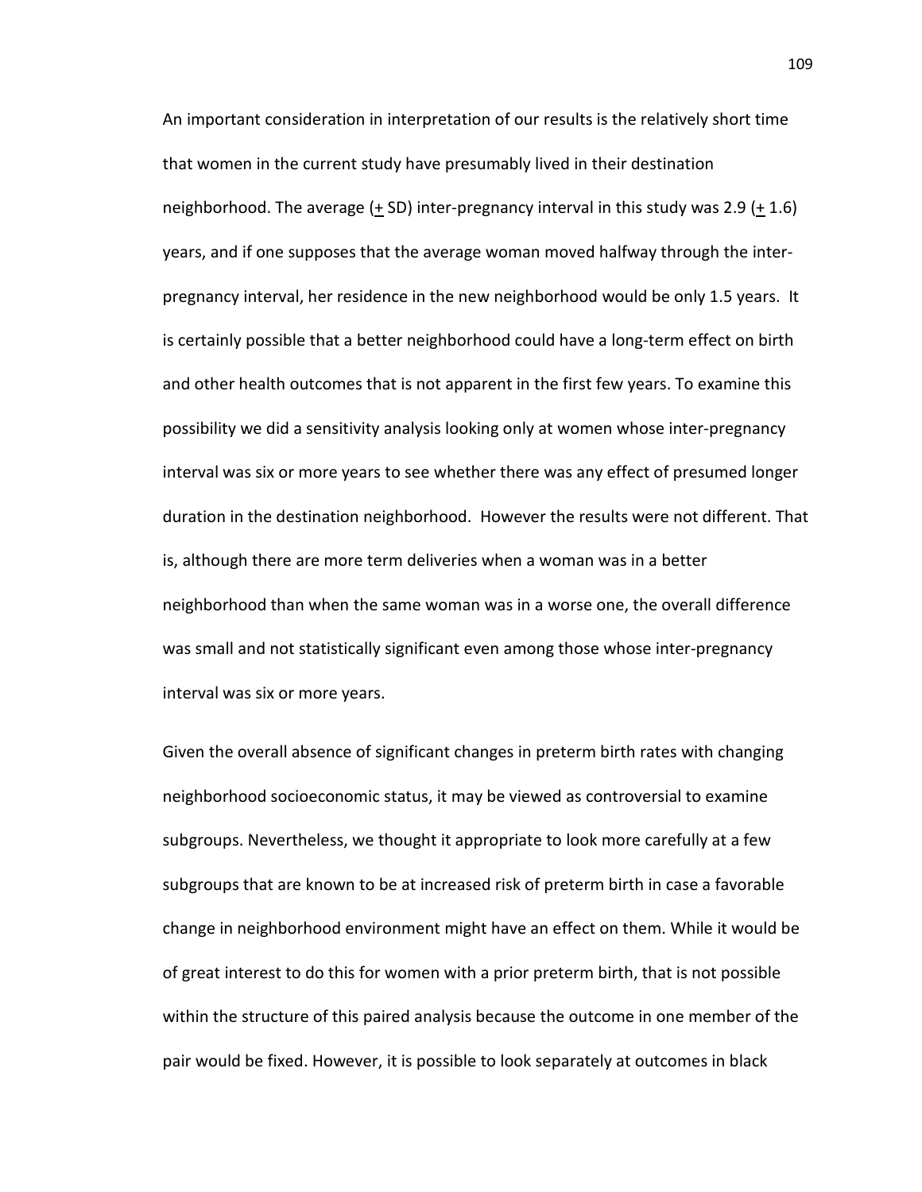An important consideration in interpretation of our results is the relatively short time that women in the current study have presumably lived in their destination neighborhood. The average (± SD) inter-pregnancy interval in this study was 2.9 (± 1.6) years, and if one supposes that the average woman moved halfway through the inter-pregnancy interval, her residence in the new neighborhood would be only 1.5 years. It is certainly possible that a better neighborhood could have a long-term effect on birth and other health outcomes that is not apparent in the first few years. To examine this possibility we did a sensitivity analysis looking only at women whose inter-pregnancy interval was six or more years to see whether there was any effect of presumed longer duration in the destination neighborhood. However the results were not different. That is, although there are more term deliveries when a woman was in a better neighborhood than when the same woman was in a worse one, the overall difference was small and not statistically significant even among those whose inter-pregnancy interval was six or more years.

Given the overall absence of significant changes in preterm birth rates with changing neighborhood socioeconomic status, it may be viewed as controversial to examine subgroups. Nevertheless, we thought it appropriate to look more carefully at a few subgroups that are known to be at increased risk of preterm birth in case a favorable change in neighborhood environment might have an effect on them. While it would be of great interest to do this for women with a prior preterm birth, that is not possible within the structure of this paired analysis because the outcome in one member of the pair would be fixed. However, it is possible to look separately at outcomes in black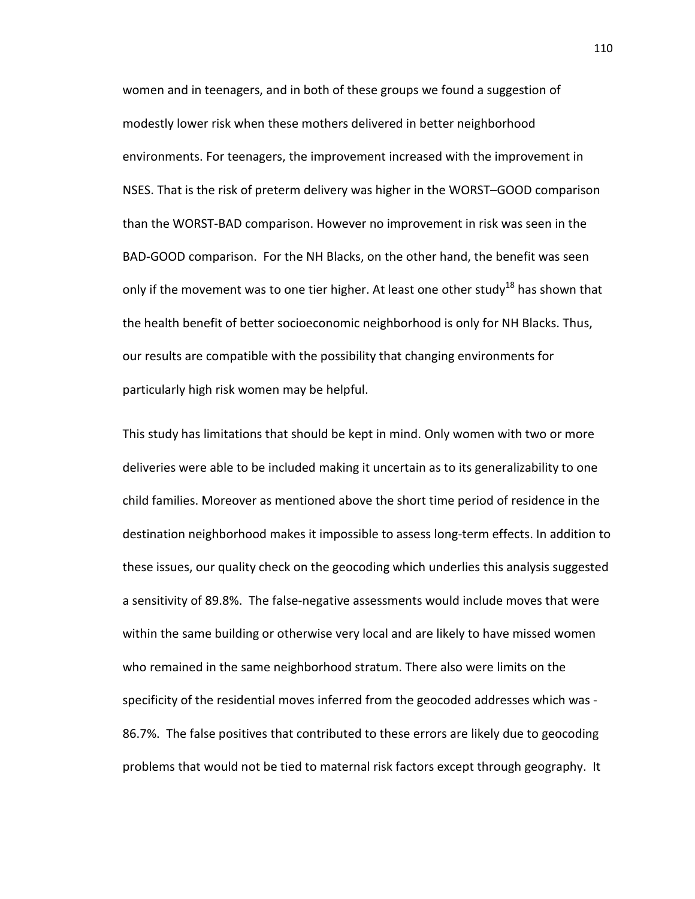women and in teenagers, and in both of these groups we found a suggestion of modestly lower risk when these mothers delivered in better neighborhood environments. For teenagers, the improvement increased with the improvement in NSES. That is the risk of preterm delivery was higher in the WORST–GOOD comparison than the WORST-BAD comparison. However no improvement in risk was seen in the BAD-GOOD comparison. For the NH Blacks, on the other hand, the benefit was seen only if the movement was to one tier higher. At least one other study[18] has shown that the health benefit of better socioeconomic neighborhood is only for NH Blacks. Thus, our results are compatible with the possibility that changing environments for particularly high risk women may be helpful.

This study has limitations that should be kept in mind. Only women with two or more deliveries were able to be included making it uncertain as to its generalizability to one child families. Moreover as mentioned above the short time period of residence in the destination neighborhood makes it impossible to assess long-term effects. In addition to these issues, our quality check on the geocoding which underlies this analysis suggested a sensitivity of 89.8%. The false-negative assessments would include moves that were within the same building or otherwise very local and are likely to have missed women who remained in the same neighborhood stratum. There also were limits on the specificity of the residential moves inferred from the geocoded addresses which was - 86.7%. The false positives that contributed to these errors are likely due to geocoding problems that would not be tied to maternal risk factors except through geography. It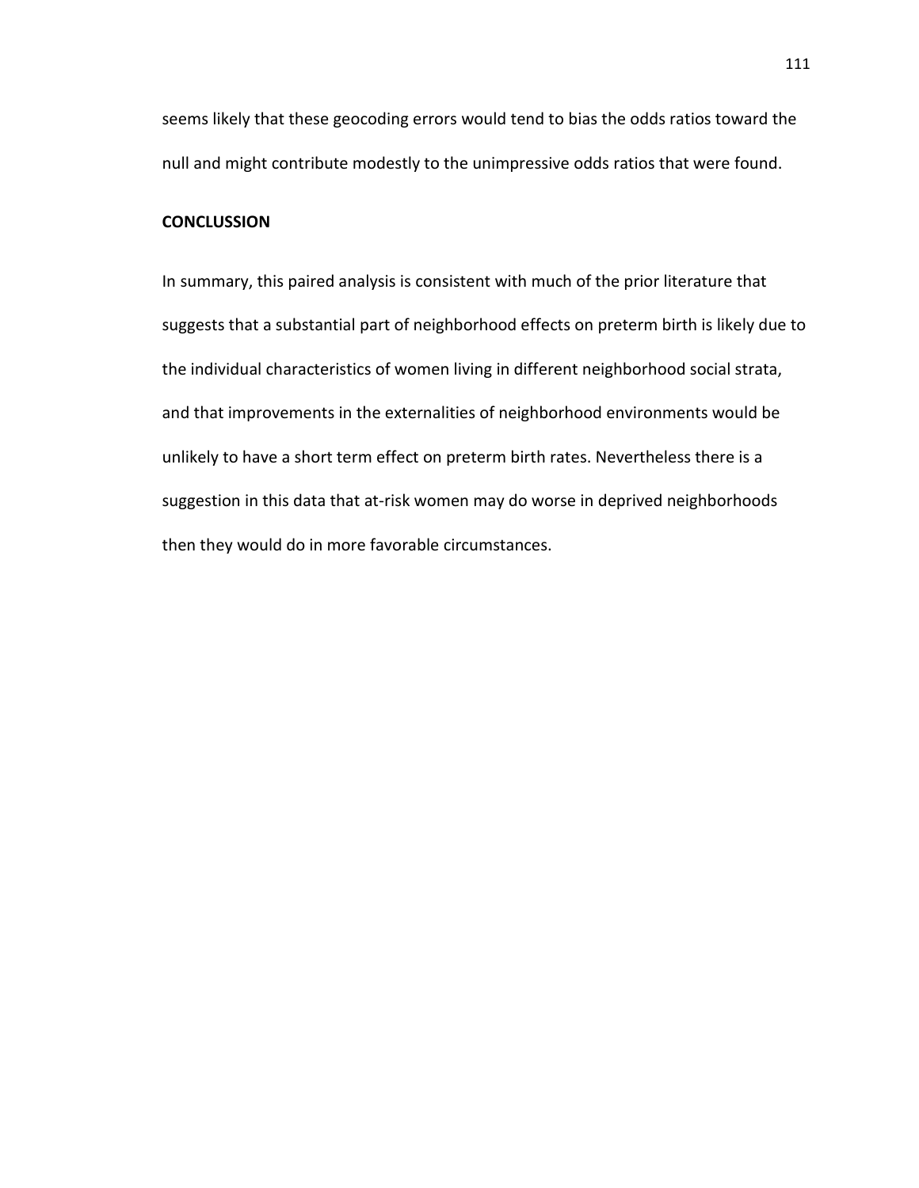seems likely that these geocoding errors would tend to bias the odds ratios toward the null and might contribute modestly to the unimpressive odds ratios that were found.

**CONCLUSSION**

In summary, this paired analysis is consistent with much of the prior literature that suggests that a substantial part of neighborhood effects on preterm birth is likely due to the individual characteristics of women living in different neighborhood social strata, and that improvements in the externalities of neighborhood environments would be unlikely to have a short term effect on preterm birth rates. Nevertheless there is a suggestion in this data that at-risk women may do worse in deprived neighborhoods then they would do in more favorable circumstances.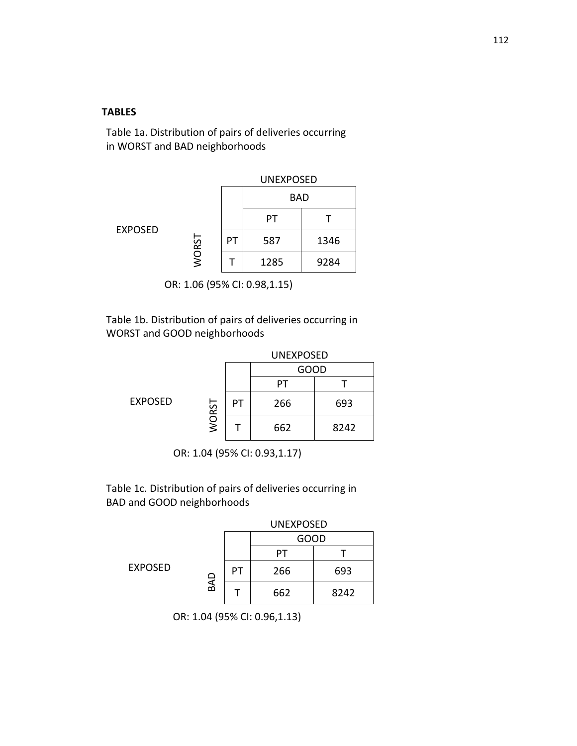**TABLES**

Table 1a. Distribution of pairs of deliveries occurring in WORST and BAD neighborhoods

| | | UNEXPOSED | |
|---|---|---|---|
| | | BAD | |
| | | PT | T |
| EXPOSED WORST | PT | 587 | 1346 |
| | T | 1285 | 9284 |

OR: 1.06 (95% CI: 0.98,1.15)

Table 1b. Distribution of pairs of deliveries occurring in WORST and GOOD neighborhoods

| | | UNEXPOSED | |
|---|---|---|---|
| | | GOOD | |
| | | PT | T |
| EXPOSED WORST | PT | 266 | 693 |
| | T | 662 | 8242 |

OR: 1.04 (95% CI: 0.93,1.17)

Table 1c. Distribution of pairs of deliveries occurring in BAD and GOOD neighborhoods

| | | UNEXPOSED | |
|---|---|---|---|
| | | GOOD | |
| | | PT | T |
| EXPOSED BAD | PT | 266 | 693 |
| | T | 662 | 8242 |

OR: 1.04 (95% CI: 0.96,1.13)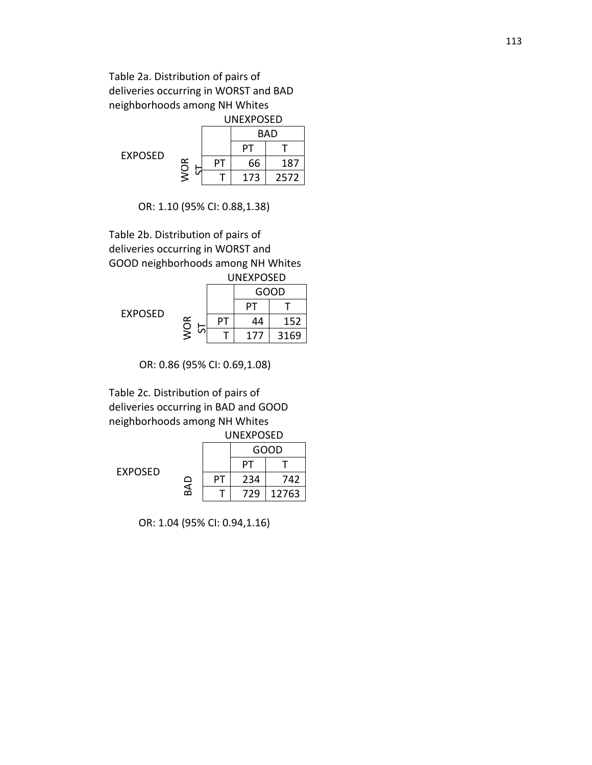Table 2a. Distribution of pairs of deliveries occurring in WORST and BAD neighborhoods among NH Whites

| | | | UNEXPOSED | |
|---|---|---|---|---|
| | | | BAD | |
| | | | PT | T |
| EXPOSED | WORST | PT | 66 | 187 |
| | | T | 173 | 2572 |

OR: 1.10 (95% CI: 0.88,1.38)

Table 2b. Distribution of pairs of deliveries occurring in WORST and GOOD neighborhoods among NH Whites

| | | | UNEXPOSED | |
|---|---|---|---|---|
| | | | GOOD | |
| | | | PT | T |
| EXPOSED | WORST | PT | 44 | 152 |
| | | T | 177 | 3169 |

OR: 0.86 (95% CI: 0.69,1.08)

Table 2c. Distribution of pairs of deliveries occurring in BAD and GOOD neighborhoods among NH Whites

| | | | UNEXPOSED | |
|---|---|---|---|---|
| | | | GOOD | |
| | | | PT | T |
| EXPOSED | BAD | PT | 234 | 742 |
| | | T | 729 | 12763 |

OR: 1.04 (95% CI: 0.94,1.16)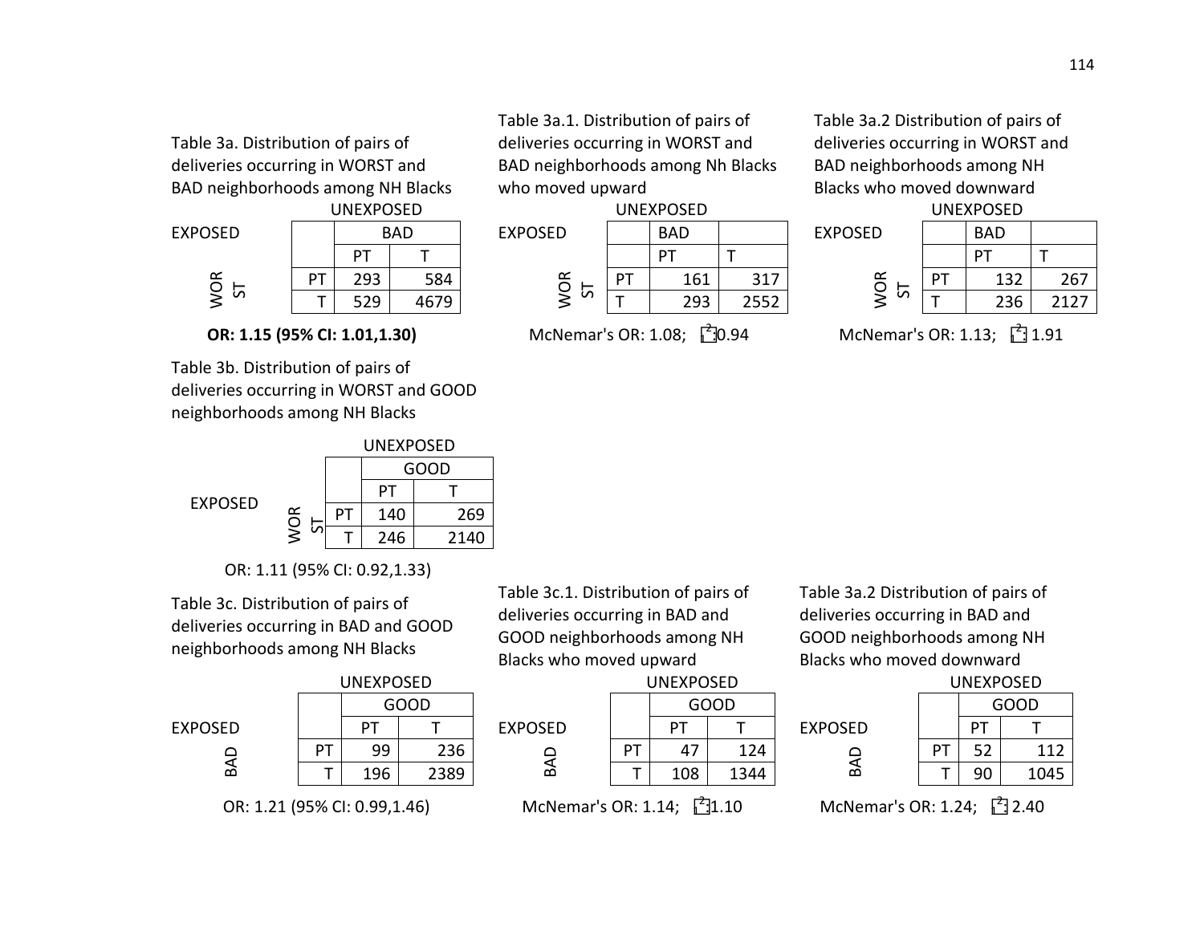Table 3a. Distribution of pairs of deliveries occurring in WORST and BAD neighborhoods among NH Blacks

| EXPOSED | | UNEXPOSED | |
|---|---|---|---|
| | | BAD | |
| | | PT | T |
| WORST | PT | 293 | 584 |
| | T | 529 | 4679 |

**OR: 1.15 (95% CI: 1.01,1.30)**

Table 3a.1. Distribution of pairs of deliveries occurring in WORST and BAD neighborhoods among Nh Blacks who moved upward

| EXPOSED | | UNEXPOSED | |
|---|---|---|---|
| | | BAD | |
| | | PT | T |
| WORST | PT | 161 | 317 |
| | T | 293 | 2552 |

McNemar's OR: 1.08; $\chi^2$ 0.94

Table 3a.2 Distribution of pairs of deliveries occurring in WORST and BAD neighborhoods among NH Blacks who moved downward

| EXPOSED | | UNEXPOSED | |
|---|---|---|---|
| | | BAD | |
| | | PT | T |
| WORST | PT | 132 | 267 |
| | T | 236 | 2127 |

McNemar's OR: 1.13; $\chi^2$ 1.91

Table 3b. Distribution of pairs of deliveries occurring in WORST and GOOD neighborhoods among NH Blacks

| EXPOSED | | UNEXPOSED | |
|---|---|---|---|
| | | GOOD | |
| | | PT | T |
| WORST | PT | 140 | 269 |
| | T | 246 | 2140 |

OR: 1.11 (95% CI: 0.92,1.33)

Table 3c. Distribution of pairs of deliveries occurring in BAD and GOOD neighborhoods among NH Blacks

| EXPOSED | | UNEXPOSED | |
|---|---|---|---|
| | | GOOD | |
| | | PT | T |
| BAD | PT | 99 | 236 |
| | T | 196 | 2389 |

OR: 1.21 (95% CI: 0.99,1.46)

Table 3c.1. Distribution of pairs of deliveries occurring in BAD and GOOD neighborhoods among NH Blacks who moved upward

| EXPOSED | | UNEXPOSED | |
|---|---|---|---|
| | | GOOD | |
| | | PT | T |
| BAD | PT | 47 | 124 |
| | T | 108 | 1344 |

McNemar's OR: 1.14; $\chi^2$ 1.10

Table 3a.2 Distribution of pairs of deliveries occurring in BAD and GOOD neighborhoods among NH Blacks who moved downward

| EXPOSED | | UNEXPOSED | |
|---|---|---|---|
| | | GOOD | |
| | | PT | T |
| BAD | PT | 52 | 112 |
| | T | 90 | 1045 |

McNemar's OR: 1.24; $\chi^2$ 2.40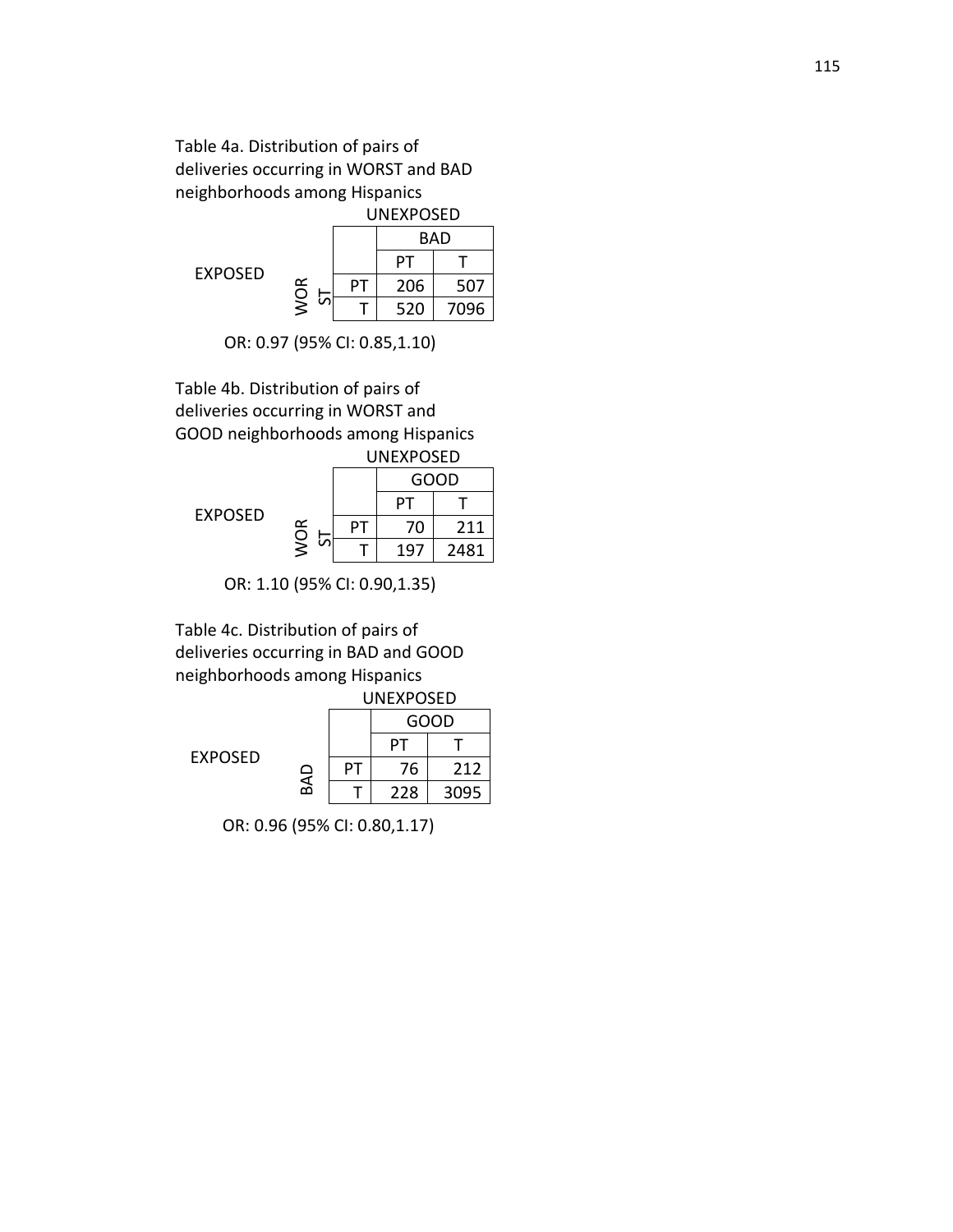Table 4a. Distribution of pairs of deliveries occurring in WORST and BAD neighborhoods among Hispanics

| | | | UNEXPOSED | |
|---|---|---|---|---|
| | | | BAD | |
| | | | PT | T |
| EXPOSED | WORST | PT | 206 | 507 |
| | | T | 520 | 7096 |

OR: 0.97 (95% CI: 0.85,1.10)

Table 4b. Distribution of pairs of deliveries occurring in WORST and GOOD neighborhoods among Hispanics

| | | | UNEXPOSED | |
|---|---|---|---|---|
| | | | GOOD | |
| | | | PT | T |
| EXPOSED | WORST | PT | 70 | 211 |
| | | T | 197 | 2481 |

OR: 1.10 (95% CI: 0.90,1.35)

Table 4c. Distribution of pairs of deliveries occurring in BAD and GOOD neighborhoods among Hispanics

| | | | UNEXPOSED | |
|---|---|---|---|---|
| | | | GOOD | |
| | | | PT | T |
| EXPOSED | BAD | PT | 76 | 212 |
| | | T | 228 | 3095 |

OR: 0.96 (95% CI: 0.80,1.17)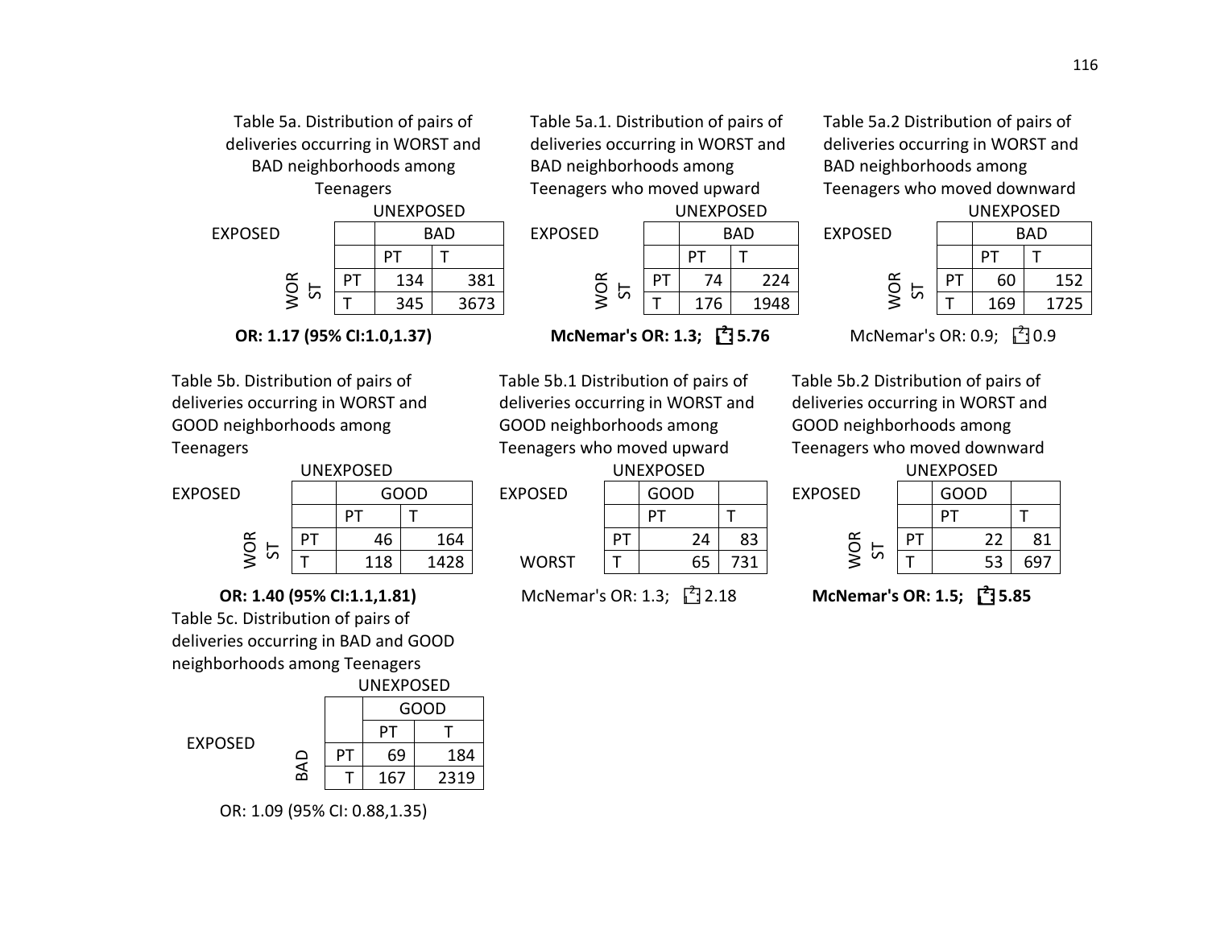Table 5a. Distribution of pairs of deliveries occurring in WORST and BAD neighborhoods among Teenagers

| EXPOSED | | UNEXPOSED: BAD | |
|---|---|---|---|
| | | PT | T |
| WORST | PT | 134 | 381 |
| | T | 345 | 3673 |

**OR: 1.17 (95% CI:1.0,1.37)**

Table 5a.1. Distribution of pairs of deliveries occurring in WORST and BAD neighborhoods among Teenagers who moved upward

| EXPOSED | | UNEXPOSED: BAD | |
|---|---|---|---|
| | | PT | T |
| WORST | PT | 74 | 224 |
| | T | 176 | 1948 |

**McNemar's OR: 1.3; $\chi^2$ 5.76**

Table 5a.2 Distribution of pairs of deliveries occurring in WORST and BAD neighborhoods among Teenagers who moved downward

| EXPOSED | | UNEXPOSED: BAD | |
|---|---|---|---|
| | | PT | T |
| WORST | PT | 60 | 152 |
| | T | 169 | 1725 |

McNemar's OR: 0.9; $\chi^2$ 0.9

Table 5b. Distribution of pairs of deliveries occurring in WORST and GOOD neighborhoods among Teenagers

| EXPOSED | | UNEXPOSED: GOOD | |
|---|---|---|---|
| | | PT | T |
| WORST | PT | 46 | 164 |
| | T | 118 | 1428 |

**OR: 1.40 (95% CI:1.1,1.81)**

Table 5b.1 Distribution of pairs of deliveries occurring in WORST and GOOD neighborhoods among Teenagers who moved upward

| EXPOSED | | UNEXPOSED: GOOD | |
|---|---|---|---|
| | | PT | T |
| WORST | PT | 24 | 83 |
| | T | 65 | 731 |

McNemar's OR: 1.3; $\chi^2$ 2.18

Table 5b.2 Distribution of pairs of deliveries occurring in WORST and GOOD neighborhoods among Teenagers who moved downward

| EXPOSED | | UNEXPOSED: GOOD | |
|---|---|---|---|
| | | PT | T |
| WORST | PT | 22 | 81 |
| | T | 53 | 697 |

**McNemar's OR: 1.5; $\chi^2$ 5.85**

Table 5c. Distribution of pairs of deliveries occurring in BAD and GOOD neighborhoods among Teenagers

| EXPOSED | | UNEXPOSED: GOOD | |
|---|---|---|---|
| | | PT | T |
| BAD | PT | 69 | 184 |
| | T | 167 | 2319 |

OR: 1.09 (95% CI: 0.88,1.35)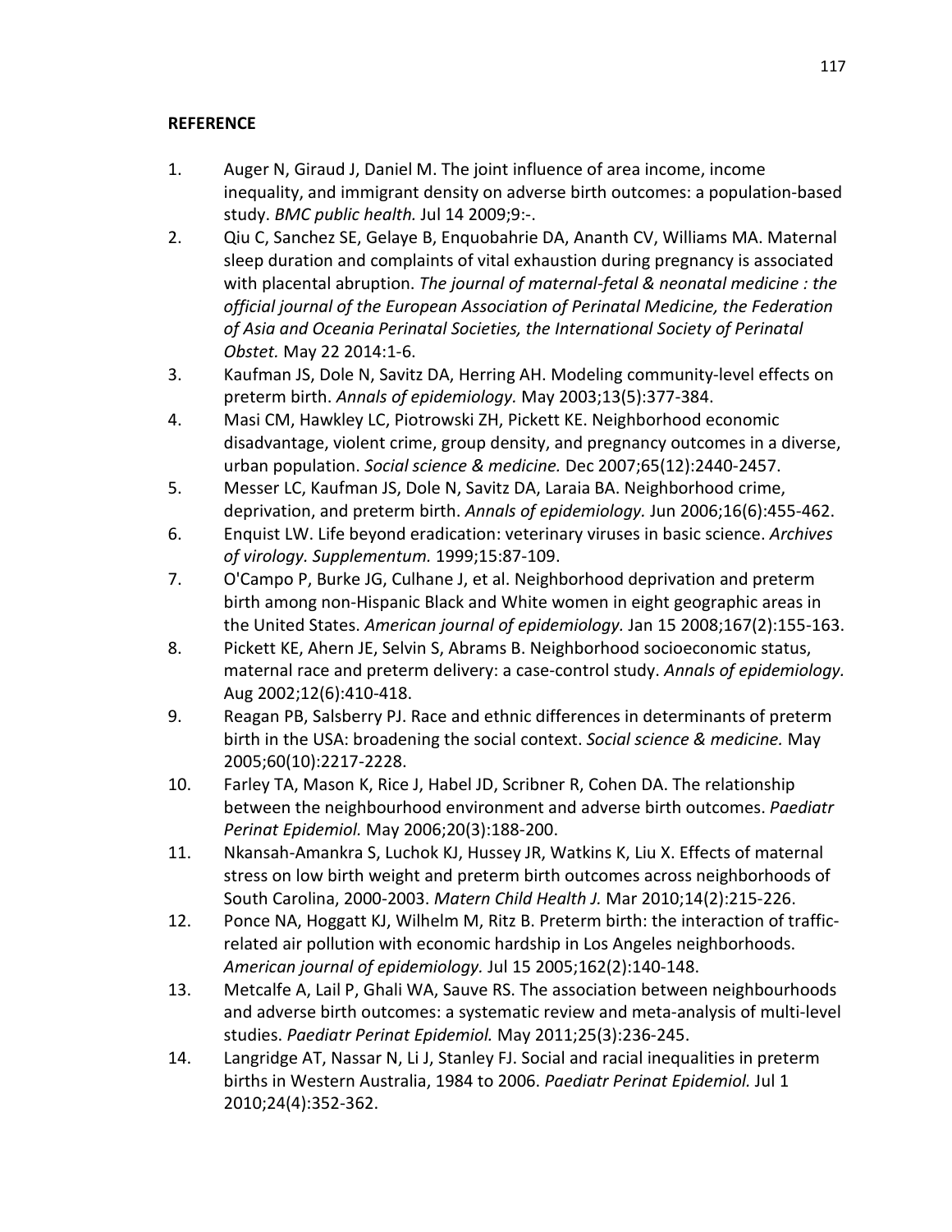**REFERENCE**

1. Auger N, Giraud J, Daniel M. The joint influence of area income, income inequality, and immigrant density on adverse birth outcomes: a population-based study. *BMC public health.* Jul 14 2009;9:-.
2. Qiu C, Sanchez SE, Gelaye B, Enquobahrie DA, Ananth CV, Williams MA. Maternal sleep duration and complaints of vital exhaustion during pregnancy is associated with placental abruption. *The journal of maternal-fetal & neonatal medicine : the official journal of the European Association of Perinatal Medicine, the Federation of Asia and Oceania Perinatal Societies, the International Society of Perinatal Obstet.* May 22 2014:1-6.
3. Kaufman JS, Dole N, Savitz DA, Herring AH. Modeling community-level effects on preterm birth. *Annals of epidemiology.* May 2003;13(5):377-384.
4. Masi CM, Hawkley LC, Piotrowski ZH, Pickett KE. Neighborhood economic disadvantage, violent crime, group density, and pregnancy outcomes in a diverse, urban population. *Social science & medicine.* Dec 2007;65(12):2440-2457.
5. Messer LC, Kaufman JS, Dole N, Savitz DA, Laraia BA. Neighborhood crime, deprivation, and preterm birth. *Annals of epidemiology.* Jun 2006;16(6):455-462.
6. Enquist LW. Life beyond eradication: veterinary viruses in basic science. *Archives of virology. Supplementum.* 1999;15:87-109.
7. O'Campo P, Burke JG, Culhane J, et al. Neighborhood deprivation and preterm birth among non-Hispanic Black and White women in eight geographic areas in the United States. *American journal of epidemiology.* Jan 15 2008;167(2):155-163.
8. Pickett KE, Ahern JE, Selvin S, Abrams B. Neighborhood socioeconomic status, maternal race and preterm delivery: a case-control study. *Annals of epidemiology.* Aug 2002;12(6):410-418.
9. Reagan PB, Salsberry PJ. Race and ethnic differences in determinants of preterm birth in the USA: broadening the social context. *Social science & medicine.* May 2005;60(10):2217-2228.
10. Farley TA, Mason K, Rice J, Habel JD, Scribner R, Cohen DA. The relationship between the neighbourhood environment and adverse birth outcomes. *Paediatr Perinat Epidemiol.* May 2006;20(3):188-200.
11. Nkansah-Amankra S, Luchok KJ, Hussey JR, Watkins K, Liu X. Effects of maternal stress on low birth weight and preterm birth outcomes across neighborhoods of South Carolina, 2000-2003. *Matern Child Health J.* Mar 2010;14(2):215-226.
12. Ponce NA, Hoggatt KJ, Wilhelm M, Ritz B. Preterm birth: the interaction of traffic-related air pollution with economic hardship in Los Angeles neighborhoods. *American journal of epidemiology.* Jul 15 2005;162(2):140-148.
13. Metcalfe A, Lail P, Ghali WA, Sauve RS. The association between neighbourhoods and adverse birth outcomes: a systematic review and meta-analysis of multi-level studies. *Paediatr Perinat Epidemiol.* May 2011;25(3):236-245.
14. Langridge AT, Nassar N, Li J, Stanley FJ. Social and racial inequalities in preterm births in Western Australia, 1984 to 2006. *Paediatr Perinat Epidemiol.* Jul 1 2010;24(4):352-362.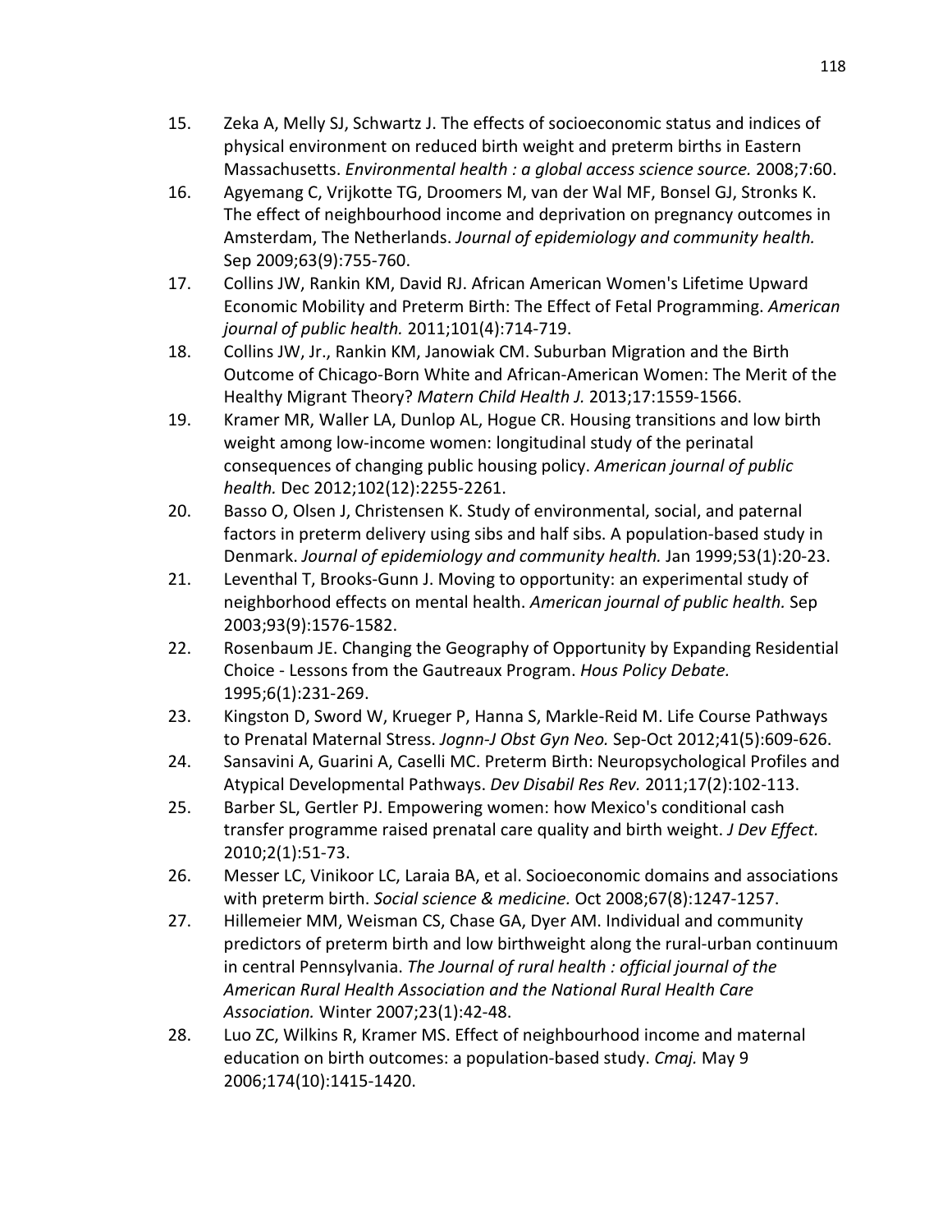15. Zeka A, Melly SJ, Schwartz J. The effects of socioeconomic status and indices of physical environment on reduced birth weight and preterm births in Eastern Massachusetts. *Environmental health : a global access science source.* 2008;7:60.
16. Agyemang C, Vrijkotte TG, Droomers M, van der Wal MF, Bonsel GJ, Stronks K. The effect of neighbourhood income and deprivation on pregnancy outcomes in Amsterdam, The Netherlands. *Journal of epidemiology and community health.* Sep 2009;63(9):755-760.
17. Collins JW, Rankin KM, David RJ. African American Women's Lifetime Upward Economic Mobility and Preterm Birth: The Effect of Fetal Programming. *American journal of public health.* 2011;101(4):714-719.
18. Collins JW, Jr., Rankin KM, Janowiak CM. Suburban Migration and the Birth Outcome of Chicago-Born White and African-American Women: The Merit of the Healthy Migrant Theory? *Matern Child Health J.* 2013;17:1559-1566.
19. Kramer MR, Waller LA, Dunlop AL, Hogue CR. Housing transitions and low birth weight among low-income women: longitudinal study of the perinatal consequences of changing public housing policy. *American journal of public health.* Dec 2012;102(12):2255-2261.
20. Basso O, Olsen J, Christensen K. Study of environmental, social, and paternal factors in preterm delivery using sibs and half sibs. A population-based study in Denmark. *Journal of epidemiology and community health.* Jan 1999;53(1):20-23.
21. Leventhal T, Brooks-Gunn J. Moving to opportunity: an experimental study of neighborhood effects on mental health. *American journal of public health.* Sep 2003;93(9):1576-1582.
22. Rosenbaum JE. Changing the Geography of Opportunity by Expanding Residential Choice - Lessons from the Gautreaux Program. *Hous Policy Debate.* 1995;6(1):231-269.
23. Kingston D, Sword W, Krueger P, Hanna S, Markle-Reid M. Life Course Pathways to Prenatal Maternal Stress. *Jognn-J Obst Gyn Neo.* Sep-Oct 2012;41(5):609-626.
24. Sansavini A, Guarini A, Caselli MC. Preterm Birth: Neuropsychological Profiles and Atypical Developmental Pathways. *Dev Disabil Res Rev.* 2011;17(2):102-113.
25. Barber SL, Gertler PJ. Empowering women: how Mexico's conditional cash transfer programme raised prenatal care quality and birth weight. *J Dev Effect.* 2010;2(1):51-73.
26. Messer LC, Vinikoor LC, Laraia BA, et al. Socioeconomic domains and associations with preterm birth. *Social science & medicine.* Oct 2008;67(8):1247-1257.
27. Hillemeier MM, Weisman CS, Chase GA, Dyer AM. Individual and community predictors of preterm birth and low birthweight along the rural-urban continuum in central Pennsylvania. *The Journal of rural health : official journal of the American Rural Health Association and the National Rural Health Care Association.* Winter 2007;23(1):42-48.
28. Luo ZC, Wilkins R, Kramer MS. Effect of neighbourhood income and maternal education on birth outcomes: a population-based study. *Cmaj.* May 9 2006;174(10):1415-1420.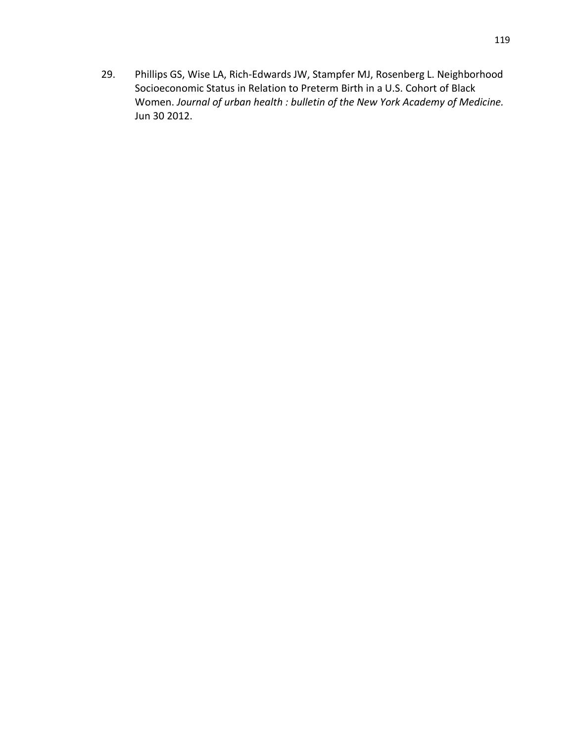29. Phillips GS, Wise LA, Rich-Edwards JW, Stampfer MJ, Rosenberg L. Neighborhood Socioeconomic Status in Relation to Preterm Birth in a U.S. Cohort of Black Women. *Journal of urban health : bulletin of the New York Academy of Medicine.* Jun 30 2012.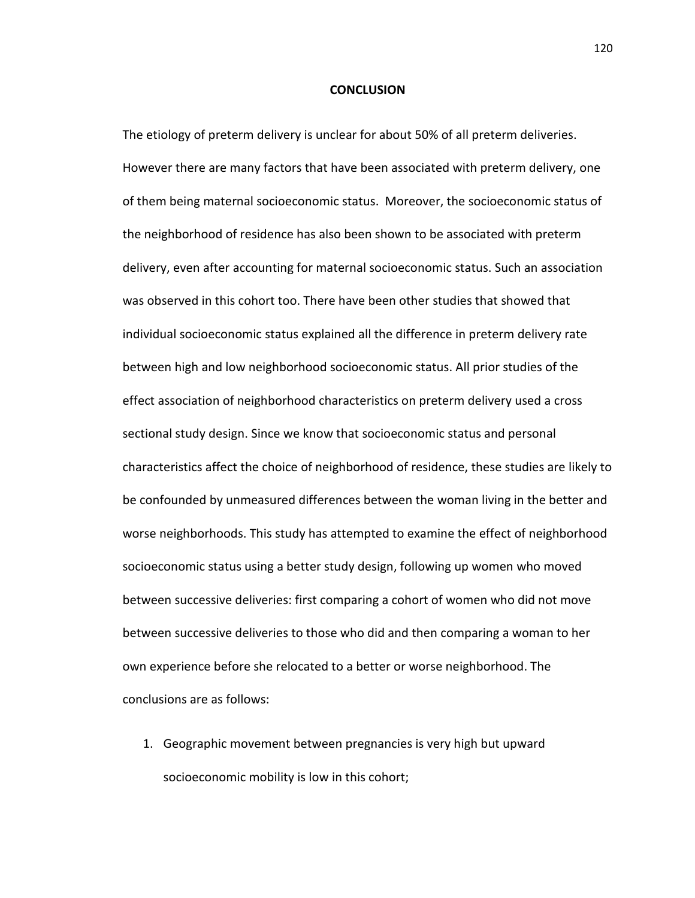# CONCLUSION

The etiology of preterm delivery is unclear for about 50% of all preterm deliveries. However there are many factors that have been associated with preterm delivery, one of them being maternal socioeconomic status. Moreover, the socioeconomic status of the neighborhood of residence has also been shown to be associated with preterm delivery, even after accounting for maternal socioeconomic status. Such an association was observed in this cohort too. There have been other studies that showed that individual socioeconomic status explained all the difference in preterm delivery rate between high and low neighborhood socioeconomic status. All prior studies of the effect association of neighborhood characteristics on preterm delivery used a cross sectional study design. Since we know that socioeconomic status and personal characteristics affect the choice of neighborhood of residence, these studies are likely to be confounded by unmeasured differences between the woman living in the better and worse neighborhoods. This study has attempted to examine the effect of neighborhood socioeconomic status using a better study design, following up women who moved between successive deliveries: first comparing a cohort of women who did not move between successive deliveries to those who did and then comparing a woman to her own experience before she relocated to a better or worse neighborhood. The conclusions are as follows:

1. Geographic movement between pregnancies is very high but upward socioeconomic mobility is low in this cohort;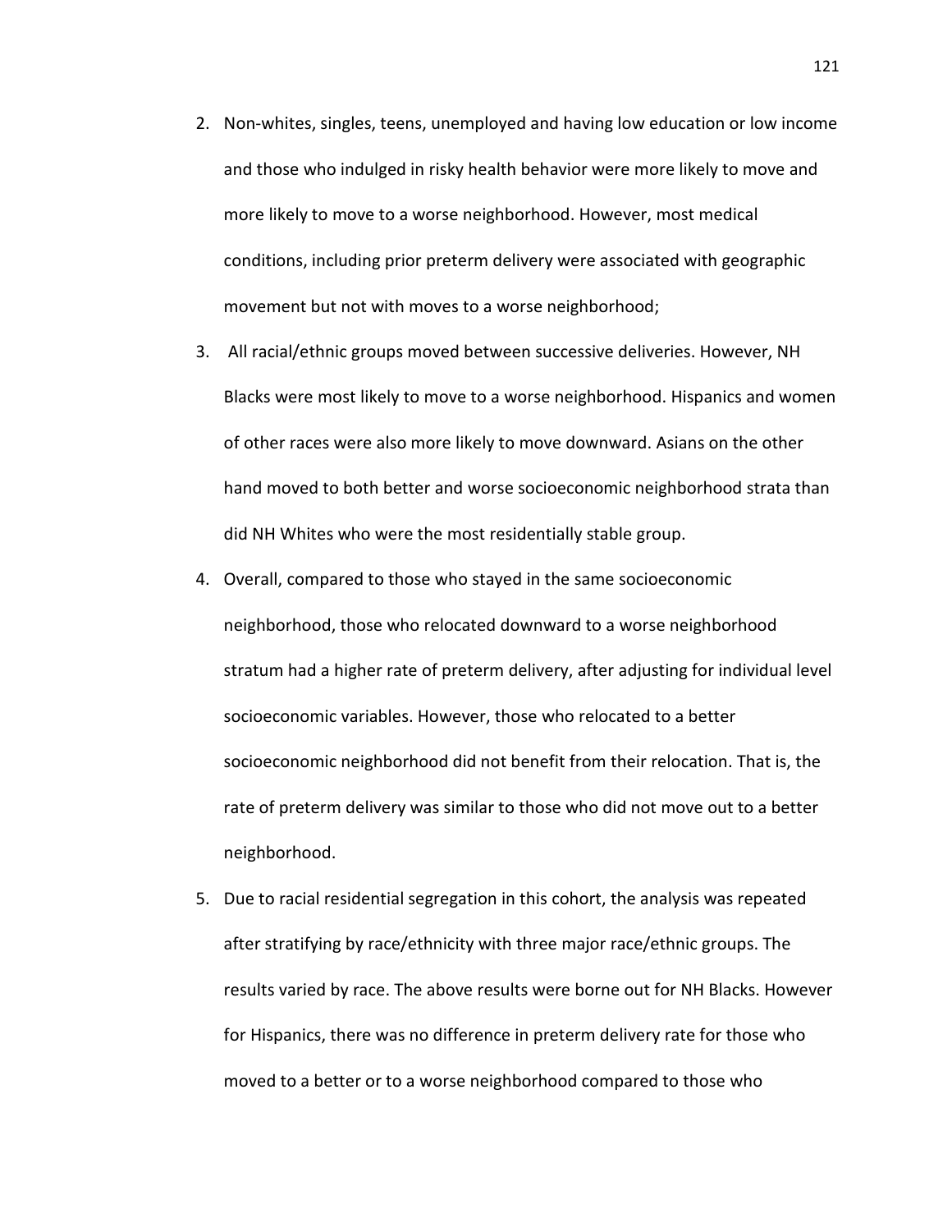2. Non-whites, singles, teens, unemployed and having low education or low income and those who indulged in risky health behavior were more likely to move and more likely to move to a worse neighborhood. However, most medical conditions, including prior preterm delivery were associated with geographic movement but not with moves to a worse neighborhood;
3. All racial/ethnic groups moved between successive deliveries. However, NH Blacks were most likely to move to a worse neighborhood. Hispanics and women of other races were also more likely to move downward. Asians on the other hand moved to both better and worse socioeconomic neighborhood strata than did NH Whites who were the most residentially stable group.
4. Overall, compared to those who stayed in the same socioeconomic neighborhood, those who relocated downward to a worse neighborhood stratum had a higher rate of preterm delivery, after adjusting for individual level socioeconomic variables. However, those who relocated to a better socioeconomic neighborhood did not benefit from their relocation. That is, the rate of preterm delivery was similar to those who did not move out to a better neighborhood.
5. Due to racial residential segregation in this cohort, the analysis was repeated after stratifying by race/ethnicity with three major race/ethnic groups. The results varied by race. The above results were borne out for NH Blacks. However for Hispanics, there was no difference in preterm delivery rate for those who moved to a better or to a worse neighborhood compared to those who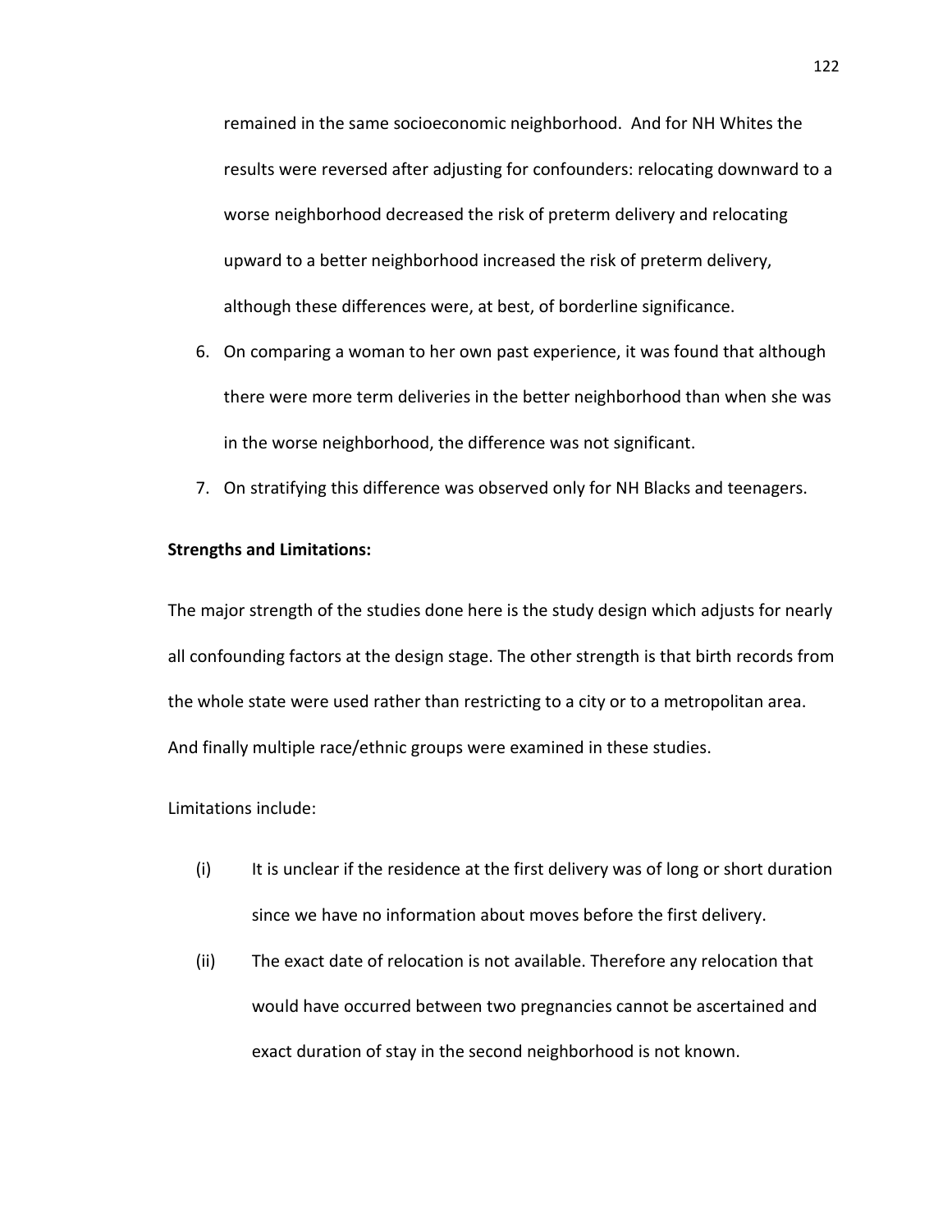remained in the same socioeconomic neighborhood. And for NH Whites the results were reversed after adjusting for confounders: relocating downward to a worse neighborhood decreased the risk of preterm delivery and relocating upward to a better neighborhood increased the risk of preterm delivery, although these differences were, at best, of borderline significance.

6. On comparing a woman to her own past experience, it was found that although there were more term deliveries in the better neighborhood than when she was in the worse neighborhood, the difference was not significant.
7. On stratifying this difference was observed only for NH Blacks and teenagers.

**Strengths and Limitations:**

The major strength of the studies done here is the study design which adjusts for nearly all confounding factors at the design stage. The other strength is that birth records from the whole state were used rather than restricting to a city or to a metropolitan area. And finally multiple race/ethnic groups were examined in these studies.

Limitations include:

(i) It is unclear if the residence at the first delivery was of long or short duration since we have no information about moves before the first delivery.

(ii) The exact date of relocation is not available. Therefore any relocation that would have occurred between two pregnancies cannot be ascertained and exact duration of stay in the second neighborhood is not known.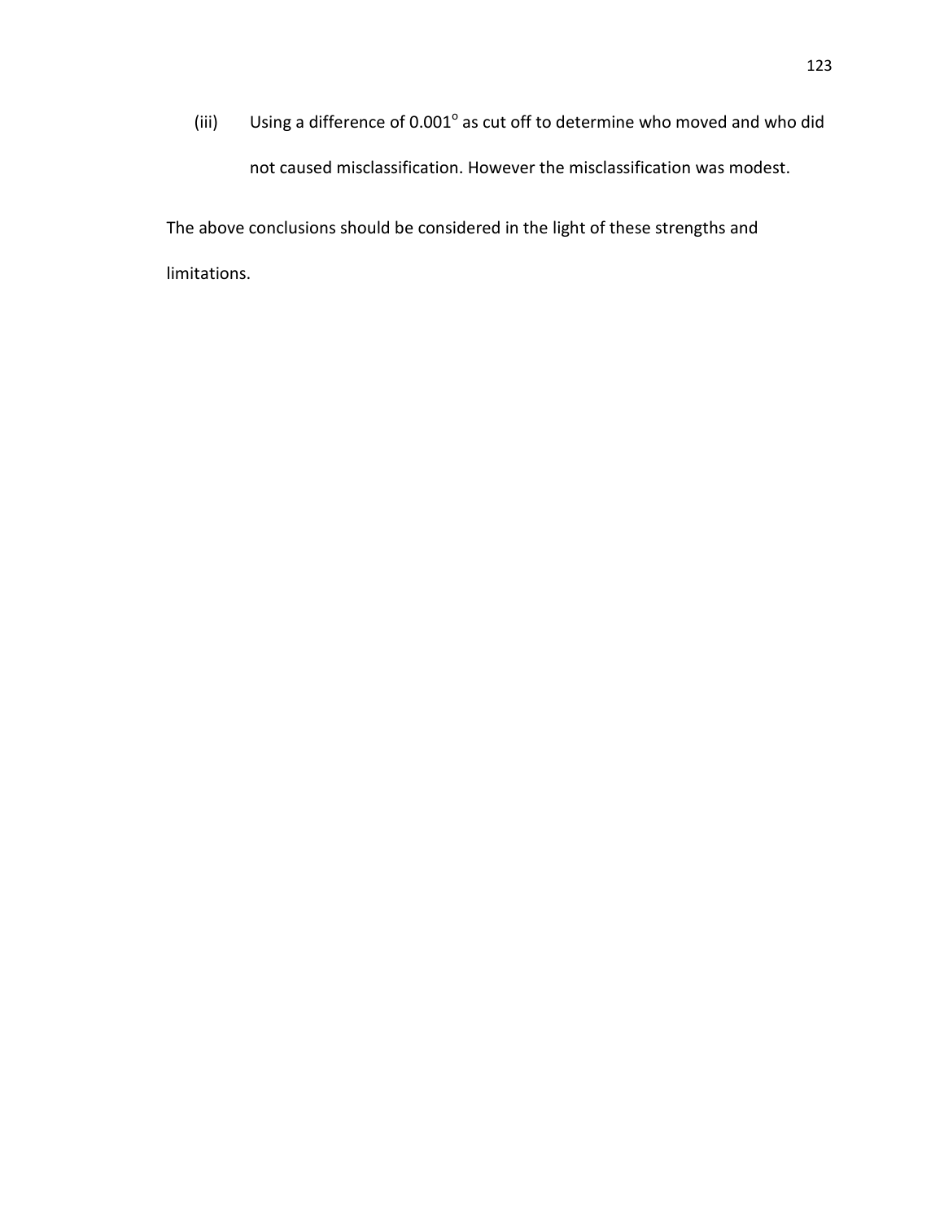(iii) Using a difference of $0.001^{o}$ as cut off to determine who moved and who did not caused misclassification. However the misclassification was modest.

The above conclusions should be considered in the light of these strengths and limitations.